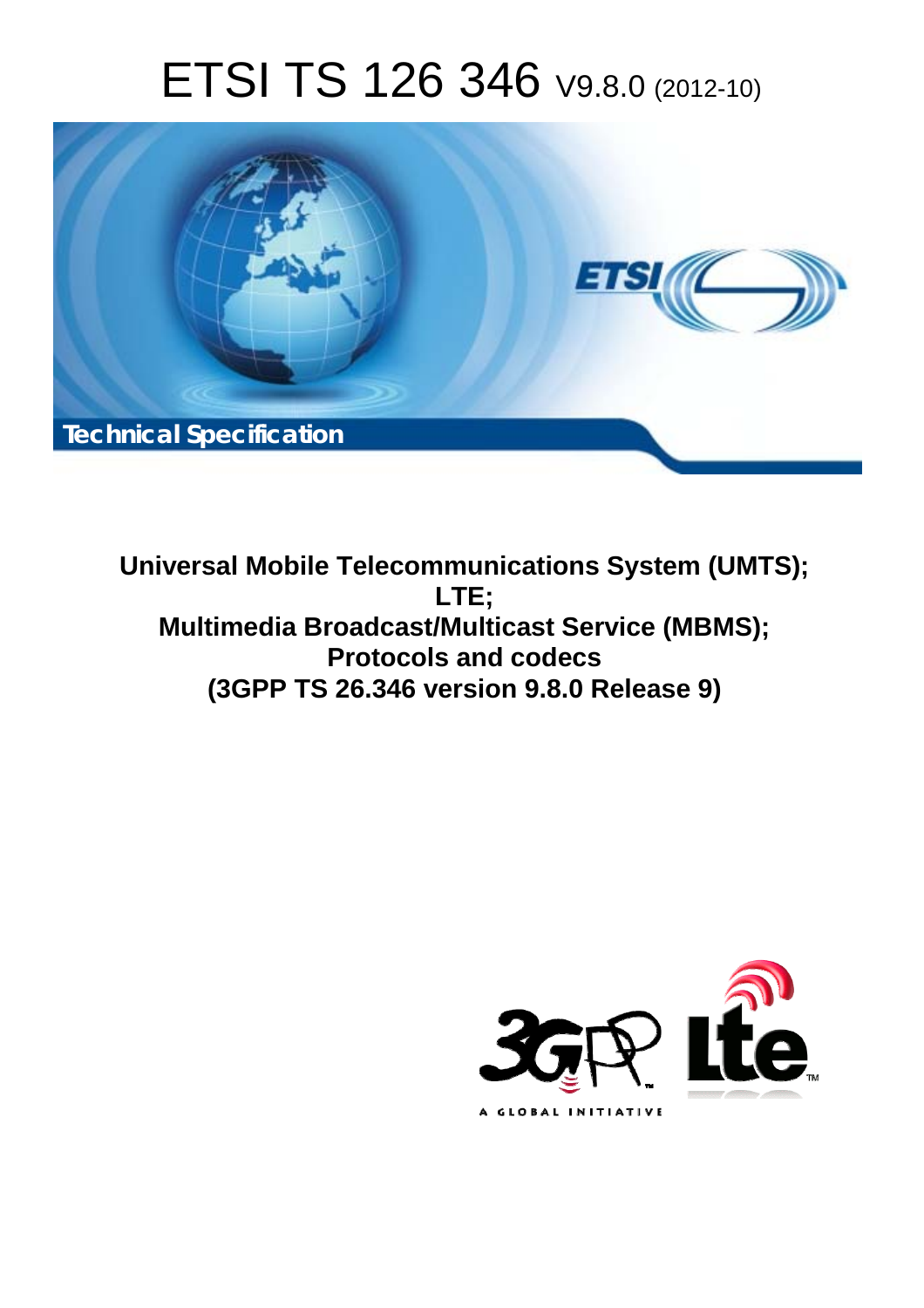# ETSI TS 126 346 V9.8.0 (2012-10)

Technical Specification

**Universal Mobile Telecommunications System (UMTS); LTE; Multimedia Broadcast/Multicast Service (MBMS); Protocols and codecs (3GPP TS 26.346 version 9.8.0 Release 9)**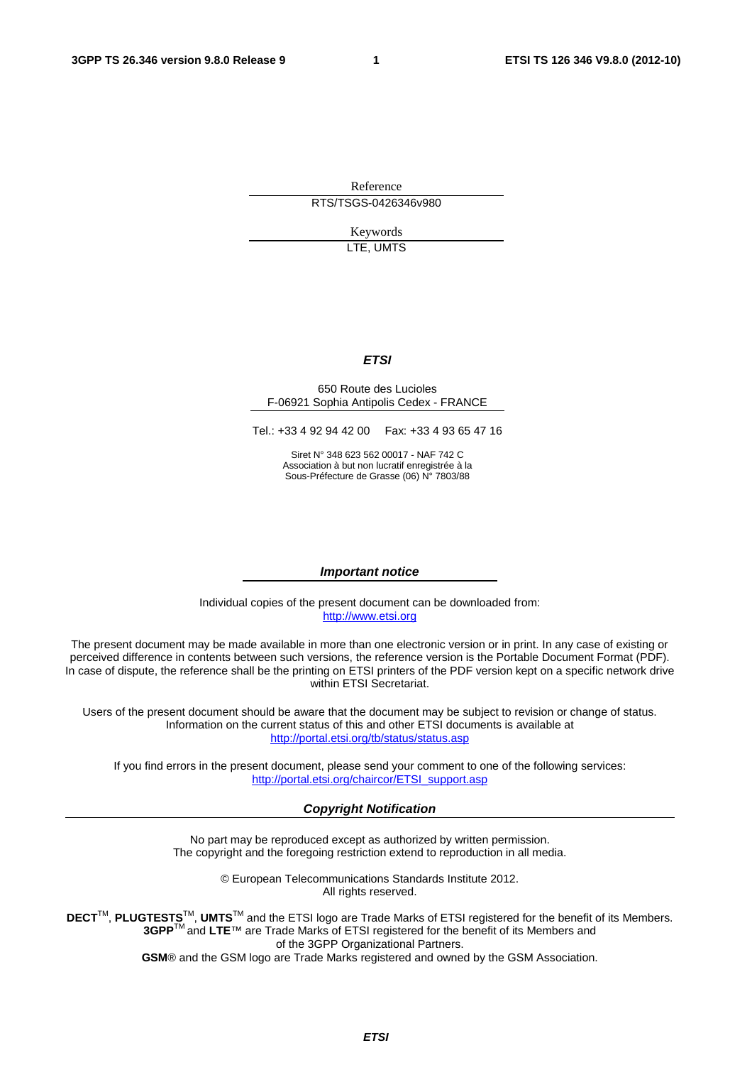Reference

RTS/TSGS-0426346v980

Keywords

LTE, UMTS

***ETSI***

650 Route des Lucioles
F-06921 Sophia Antipolis Cedex - FRANCE

Tel.: +33 4 92 94 42 00 Fax: +33 4 93 65 47 16

Siret N° 348 623 562 00017 - NAF 742 C
Association à but non lucratif enregistrée à la
Sous-Préfecture de Grasse (06) N° 7803/88

***Important notice***

Individual copies of the present document can be downloaded from:
http://www.etsi.org

The present document may be made available in more than one electronic version or in print. In any case of existing or perceived difference in contents between such versions, the reference version is the Portable Document Format (PDF). In case of dispute, the reference shall be the printing on ETSI printers of the PDF version kept on a specific network drive within ETSI Secretariat.

Users of the present document should be aware that the document may be subject to revision or change of status. Information on the current status of this and other ETSI documents is available at
http://portal.etsi.org/tb/status/status.asp

If you find errors in the present document, please send your comment to one of the following services:
http://portal.etsi.org/chaircor/ETSI_support.asp

***Copyright Notification***

No part may be reproduced except as authorized by written permission.
The copyright and the foregoing restriction extend to reproduction in all media.

© European Telecommunications Standards Institute 2012.
All rights reserved.

**DECT**™, **PLUGTESTS**™, **UMTS**™ and the ETSI logo are Trade Marks of ETSI registered for the benefit of its Members.
**3GPP**™ and **LTE**™ are Trade Marks of ETSI registered for the benefit of its Members and of the 3GPP Organizational Partners.
**GSM**® and the GSM logo are Trade Marks registered and owned by the GSM Association.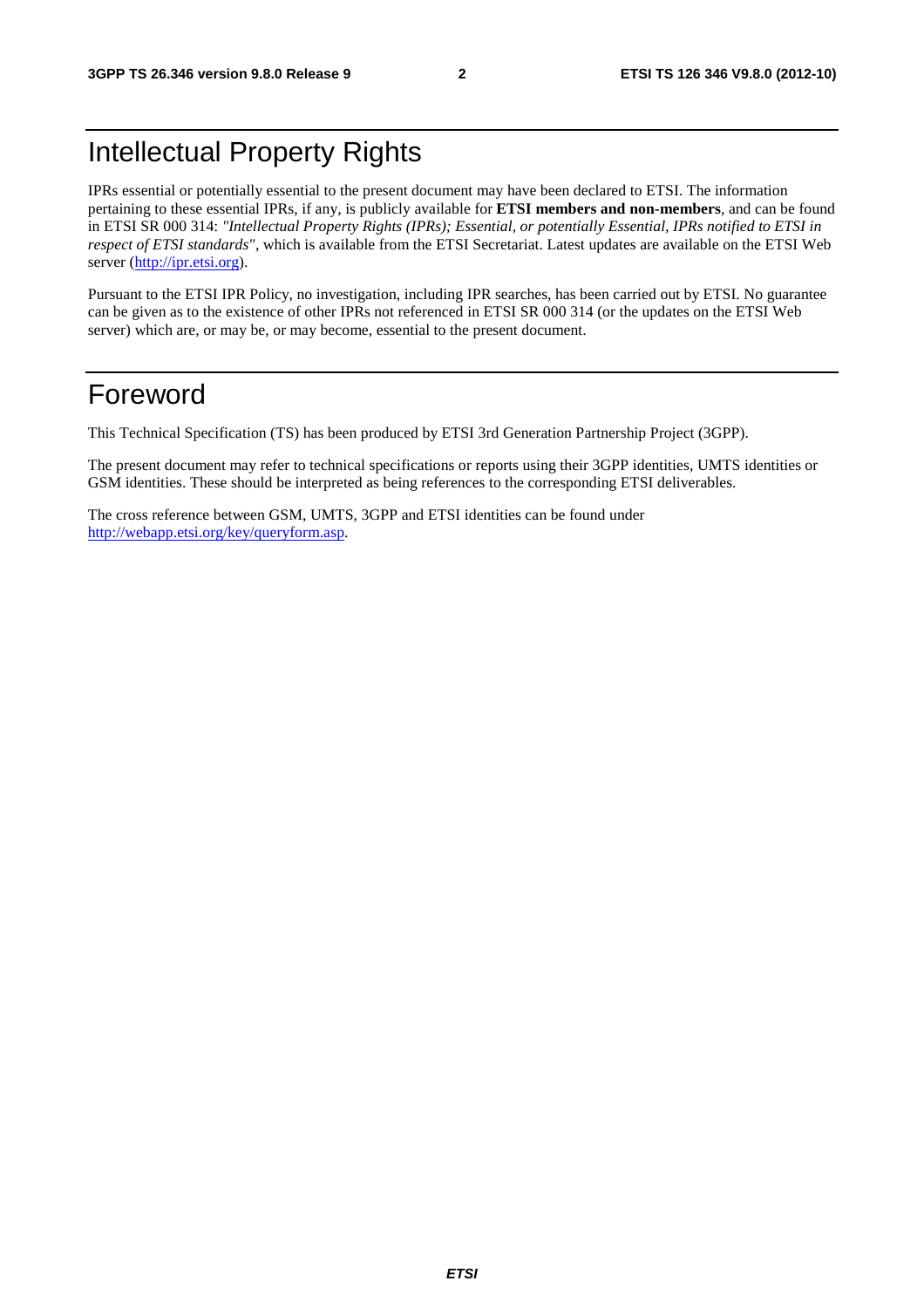# Intellectual Property Rights

IPRs essential or potentially essential to the present document may have been declared to ETSI. The information pertaining to these essential IPRs, if any, is publicly available for **ETSI members and non-members**, and can be found in ETSI SR 000 314: *"Intellectual Property Rights (IPRs); Essential, or potentially Essential, IPRs notified to ETSI in respect of ETSI standards"*, which is available from the ETSI Secretariat. Latest updates are available on the ETSI Web server (http://ipr.etsi.org).

Pursuant to the ETSI IPR Policy, no investigation, including IPR searches, has been carried out by ETSI. No guarantee can be given as to the existence of other IPRs not referenced in ETSI SR 000 314 (or the updates on the ETSI Web server) which are, or may be, or may become, essential to the present document.

# Foreword

This Technical Specification (TS) has been produced by ETSI 3rd Generation Partnership Project (3GPP).

The present document may refer to technical specifications or reports using their 3GPP identities, UMTS identities or GSM identities. These should be interpreted as being references to the corresponding ETSI deliverables.

The cross reference between GSM, UMTS, 3GPP and ETSI identities can be found under http://webapp.etsi.org/key/queryform.asp.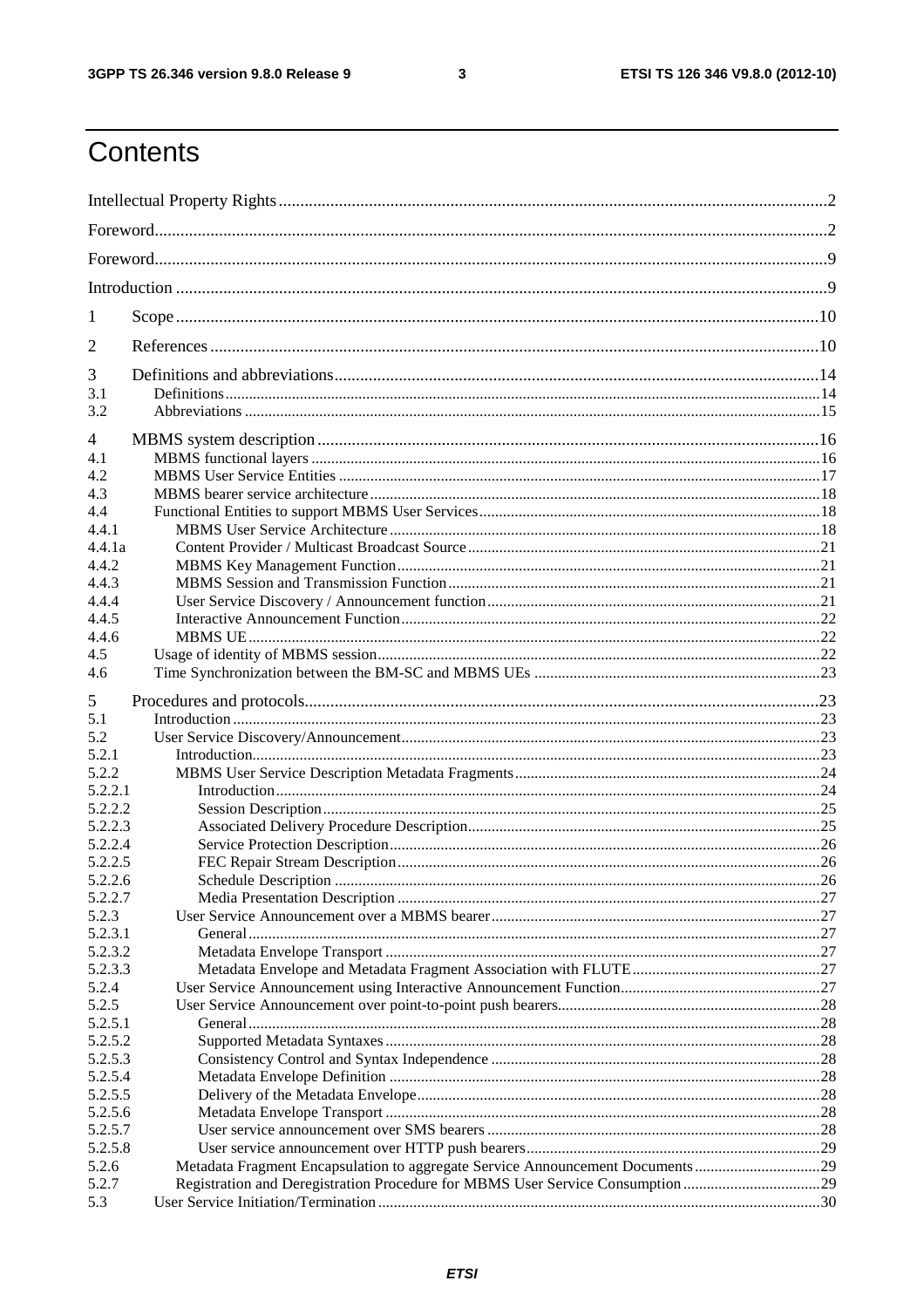# Contents

Intellectual Property Rights ... 2

Foreword ... 2

Foreword ... 9

Introduction ... 9

1 Scope ... 10

2 References ... 10

3 Definitions and abbreviations ... 14
3.1 Definitions ... 14
3.2 Abbreviations ... 15

4 MBMS system description ... 16
4.1 MBMS functional layers ... 16
4.2 MBMS User Service Entities ... 17
4.3 MBMS bearer service architecture ... 18
4.4 Functional Entities to support MBMS User Services ... 18
4.4.1 MBMS User Service Architecture ... 18
4.4.1a Content Provider / Multicast Broadcast Source ... 21
4.4.2 MBMS Key Management Function ... 21
4.4.3 MBMS Session and Transmission Function ... 21
4.4.4 User Service Discovery / Announcement function ... 21
4.4.5 Interactive Announcement Function ... 22
4.4.6 MBMS UE ... 22
4.5 Usage of identity of MBMS session ... 22
4.6 Time Synchronization between the BM-SC and MBMS UEs ... 23

5 Procedures and protocols ... 23
5.1 Introduction ... 23
5.2 User Service Discovery/Announcement ... 23
5.2.1 Introduction ... 23
5.2.2 MBMS User Service Description Metadata Fragments ... 24
5.2.2.1 Introduction ... 24
5.2.2.2 Session Description ... 25
5.2.2.3 Associated Delivery Procedure Description ... 25
5.2.2.4 Service Protection Description ... 26
5.2.2.5 FEC Repair Stream Description ... 26
5.2.2.6 Schedule Description ... 26
5.2.2.7 Media Presentation Description ... 27
5.2.3 User Service Announcement over a MBMS bearer ... 27
5.2.3.1 General ... 27
5.2.3.2 Metadata Envelope Transport ... 27
5.2.3.3 Metadata Envelope and Metadata Fragment Association with FLUTE ... 27
5.2.4 User Service Announcement using Interactive Announcement Function ... 27
5.2.5 User Service Announcement over point-to-point push bearers ... 28
5.2.5.1 General ... 28
5.2.5.2 Supported Metadata Syntaxes ... 28
5.2.5.3 Consistency Control and Syntax Independence ... 28
5.2.5.4 Metadata Envelope Definition ... 28
5.2.5.5 Delivery of the Metadata Envelope ... 28
5.2.5.6 Metadata Envelope Transport ... 28
5.2.5.7 User service announcement over SMS bearers ... 28
5.2.5.8 User service announcement over HTTP push bearers ... 29
5.2.6 Metadata Fragment Encapsulation to aggregate Service Announcement Documents ... 29
5.2.7 Registration and Deregistration Procedure for MBMS User Service Consumption ... 29
5.3 User Service Initiation/Termination ... 30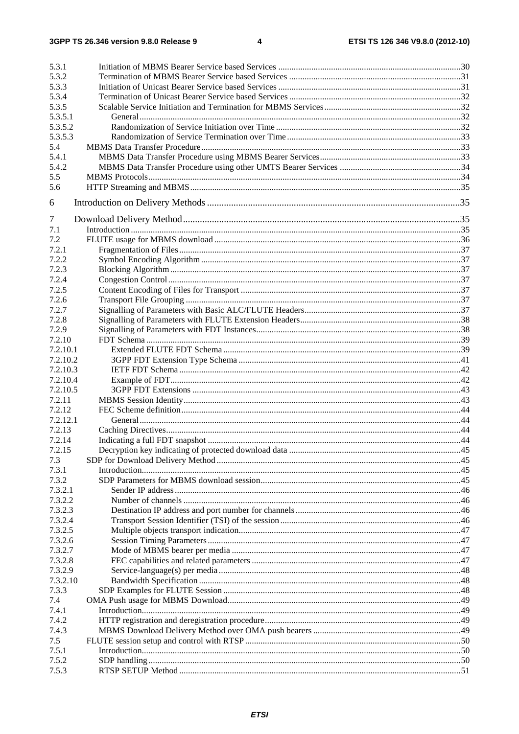5.3.1 Initiation of MBMS Bearer Service based Services ..... 30
5.3.2 Termination of MBMS Bearer Service based Services ..... 31
5.3.3 Initiation of Unicast Bearer Service based Services ..... 31
5.3.4 Termination of Unicast Bearer Service based Services ..... 32
5.3.5 Scalable Service Initiation and Termination for MBMS Services ..... 32
5.3.5.1 General ..... 32
5.3.5.2 Randomization of Service Initiation over Time ..... 32
5.3.5.3 Randomization of Service Termination over Time ..... 33
5.4 MBMS Data Transfer Procedure ..... 33
5.4.1 MBMS Data Transfer Procedure using MBMS Bearer Services ..... 33
5.4.2 MBMS Data Transfer Procedure using other UMTS Bearer Services ..... 34
5.5 MBMS Protocols ..... 34
5.6 HTTP Streaming and MBMS ..... 35

6 Introduction on Delivery Methods ..... 35

7 Download Delivery Method ..... 35
7.1 Introduction ..... 35
7.2 FLUTE usage for MBMS download ..... 36
7.2.1 Fragmentation of Files ..... 37
7.2.2 Symbol Encoding Algorithm ..... 37
7.2.3 Blocking Algorithm ..... 37
7.2.4 Congestion Control ..... 37
7.2.5 Content Encoding of Files for Transport ..... 37
7.2.6 Transport File Grouping ..... 37
7.2.7 Signalling of Parameters with Basic ALC/FLUTE Headers ..... 37
7.2.8 Signalling of Parameters with FLUTE Extension Headers ..... 38
7.2.9 Signalling of Parameters with FDT Instances ..... 38
7.2.10 FDT Schema ..... 39
7.2.10.1 Extended FLUTE FDT Schema ..... 39
7.2.10.2 3GPP FDT Extension Type Schema ..... 41
7.2.10.3 IETF FDT Schema ..... 42
7.2.10.4 Example of FDT ..... 42
7.2.10.5 3GPP FDT Extensions ..... 43
7.2.11 MBMS Session Identity ..... 43
7.2.12 FEC Scheme definition ..... 44
7.2.12.1 General ..... 44
7.2.13 Caching Directives ..... 44
7.2.14 Indicating a full FDT snapshot ..... 44
7.2.15 Decryption key indicating of protected download data ..... 45
7.3 SDP for Download Delivery Method ..... 45
7.3.1 Introduction ..... 45
7.3.2 SDP Parameters for MBMS download session ..... 45
7.3.2.1 Sender IP address ..... 46
7.3.2.2 Number of channels ..... 46
7.3.2.3 Destination IP address and port number for channels ..... 46
7.3.2.4 Transport Session Identifier (TSI) of the session ..... 46
7.3.2.5 Multiple objects transport indication ..... 47
7.3.2.6 Session Timing Parameters ..... 47
7.3.2.7 Mode of MBMS bearer per media ..... 47
7.3.2.8 FEC capabilities and related parameters ..... 47
7.3.2.9 Service-language(s) per media ..... 48
7.3.2.10 Bandwidth Specification ..... 48
7.3.3 SDP Examples for FLUTE Session ..... 48
7.4 OMA Push usage for MBMS Download ..... 49
7.4.1 Introduction ..... 49
7.4.2 HTTP registration and deregistration procedure ..... 49
7.4.3 MBMS Download Delivery Method over OMA push bearers ..... 49
7.5 FLUTE session setup and control with RTSP ..... 50
7.5.1 Introduction ..... 50
7.5.2 SDP handling ..... 50
7.5.3 RTSP SETUP Method ..... 51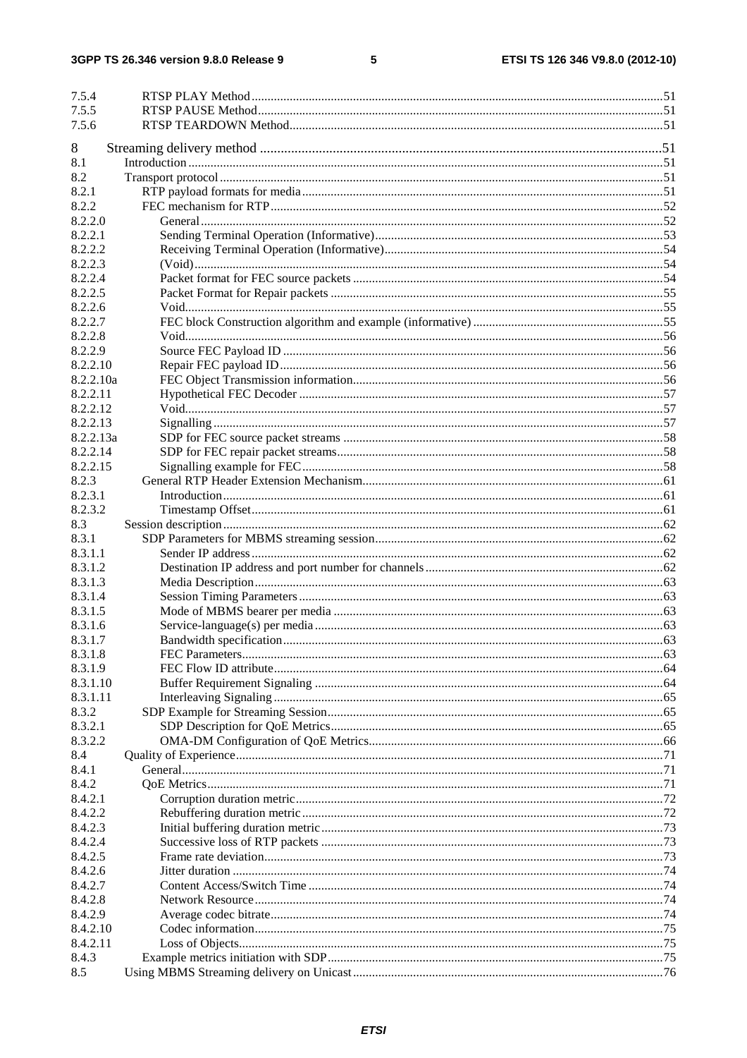7.5.4 RTSP PLAY Method ..... 51
7.5.5 RTSP PAUSE Method ..... 51
7.5.6 RTSP TEARDOWN Method ..... 51

8 Streaming delivery method ..... 51
8.1 Introduction ..... 51
8.2 Transport protocol ..... 51
8.2.1 RTP payload formats for media ..... 51
8.2.2 FEC mechanism for RTP ..... 52
8.2.2.0 General ..... 52
8.2.2.1 Sending Terminal Operation (Informative) ..... 53
8.2.2.2 Receiving Terminal Operation (Informative) ..... 54
8.2.2.3 (Void) ..... 54
8.2.2.4 Packet format for FEC source packets ..... 54
8.2.2.5 Packet Format for Repair packets ..... 55
8.2.2.6 Void ..... 55
8.2.2.7 FEC block Construction algorithm and example (informative) ..... 55
8.2.2.8 Void ..... 56
8.2.2.9 Source FEC Payload ID ..... 56
8.2.2.10 Repair FEC payload ID ..... 56
8.2.2.10a FEC Object Transmission information ..... 56
8.2.2.11 Hypothetical FEC Decoder ..... 57
8.2.2.12 Void ..... 57
8.2.2.13 Signalling ..... 57
8.2.2.13a SDP for FEC source packet streams ..... 58
8.2.2.14 SDP for FEC repair packet streams ..... 58
8.2.2.15 Signalling example for FEC ..... 58
8.2.3 General RTP Header Extension Mechanism ..... 61
8.2.3.1 Introduction ..... 61
8.2.3.2 Timestamp Offset ..... 61
8.3 Session description ..... 62
8.3.1 SDP Parameters for MBMS streaming session ..... 62
8.3.1.1 Sender IP address ..... 62
8.3.1.2 Destination IP address and port number for channels ..... 62
8.3.1.3 Media Description ..... 63
8.3.1.4 Session Timing Parameters ..... 63
8.3.1.5 Mode of MBMS bearer per media ..... 63
8.3.1.6 Service-language(s) per media ..... 63
8.3.1.7 Bandwidth specification ..... 63
8.3.1.8 FEC Parameters ..... 63
8.3.1.9 FEC Flow ID attribute ..... 64
8.3.1.10 Buffer Requirement Signaling ..... 64
8.3.1.11 Interleaving Signaling ..... 65
8.3.2 SDP Example for Streaming Session ..... 65
8.3.2.1 SDP Description for QoE Metrics ..... 65
8.3.2.2 OMA-DM Configuration of QoE Metrics ..... 66
8.4 Quality of Experience ..... 71
8.4.1 General ..... 71
8.4.2 QoE Metrics ..... 71
8.4.2.1 Corruption duration metric ..... 72
8.4.2.2 Rebuffering duration metric ..... 72
8.4.2.3 Initial buffering duration metric ..... 73
8.4.2.4 Successive loss of RTP packets ..... 73
8.4.2.5 Frame rate deviation ..... 73
8.4.2.6 Jitter duration ..... 74
8.4.2.7 Content Access/Switch Time ..... 74
8.4.2.8 Network Resource ..... 74
8.4.2.9 Average codec bitrate ..... 74
8.4.2.10 Codec information ..... 75
8.4.2.11 Loss of Objects ..... 75
8.4.3 Example metrics initiation with SDP ..... 75
8.5 Using MBMS Streaming delivery on Unicast ..... 76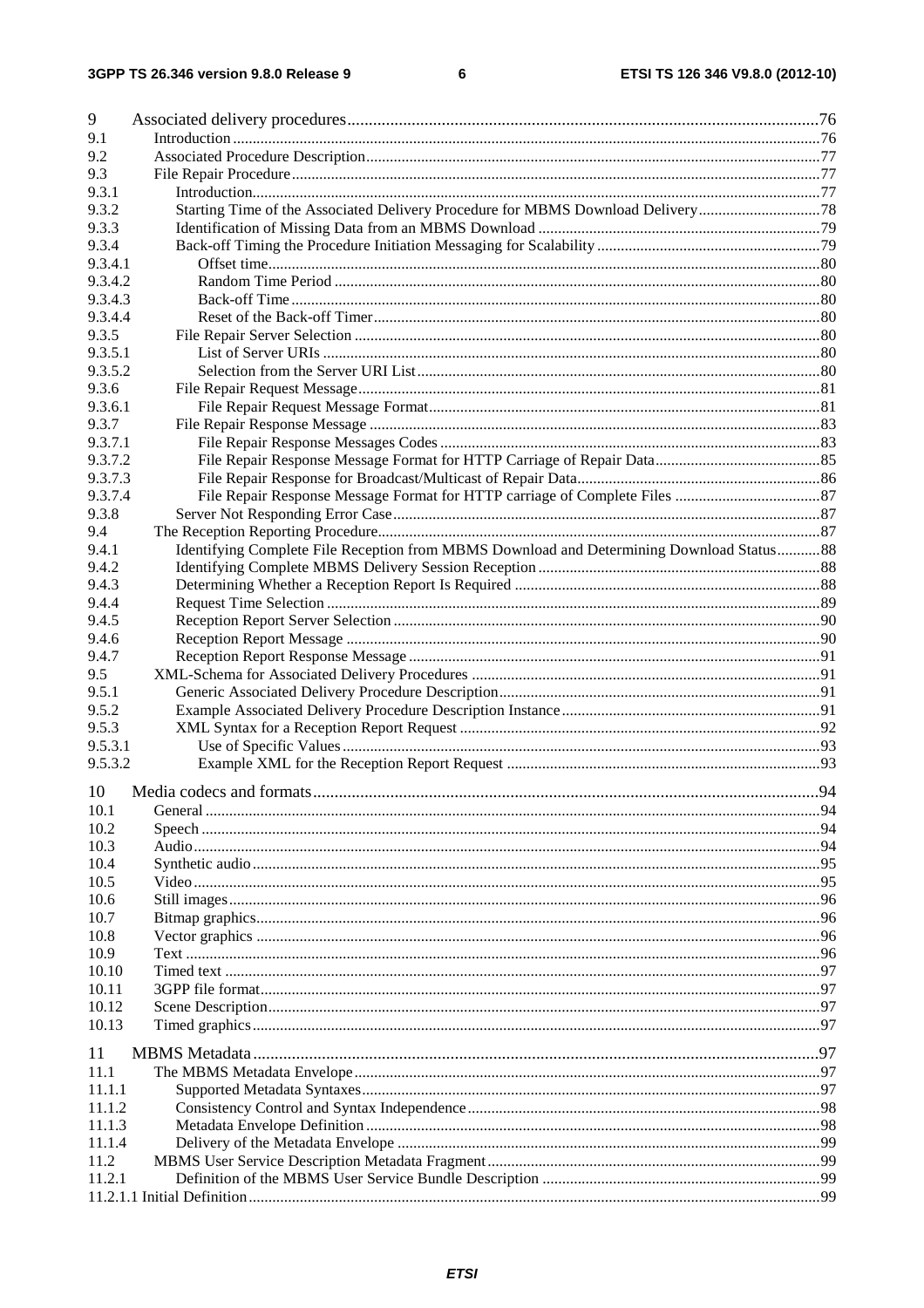9 Associated delivery procedures....76
9.1 Introduction....76
9.2 Associated Procedure Description....77
9.3 File Repair Procedure....77
9.3.1 Introduction....77
9.3.2 Starting Time of the Associated Delivery Procedure for MBMS Download Delivery....78
9.3.3 Identification of Missing Data from an MBMS Download....79
9.3.4 Back-off Timing the Procedure Initiation Messaging for Scalability....79
9.3.4.1 Offset time....80
9.3.4.2 Random Time Period....80
9.3.4.3 Back-off Time....80
9.3.4.4 Reset of the Back-off Timer....80
9.3.5 File Repair Server Selection....80
9.3.5.1 List of Server URIs....80
9.3.5.2 Selection from the Server URI List....80
9.3.6 File Repair Request Message....81
9.3.6.1 File Repair Request Message Format....81
9.3.7 File Repair Response Message....83
9.3.7.1 File Repair Response Messages Codes....83
9.3.7.2 File Repair Response Message Format for HTTP Carriage of Repair Data....85
9.3.7.3 File Repair Response for Broadcast/Multicast of Repair Data....86
9.3.7.4 File Repair Response Message Format for HTTP carriage of Complete Files....87
9.3.8 Server Not Responding Error Case....87
9.4 The Reception Reporting Procedure....87
9.4.1 Identifying Complete File Reception from MBMS Download and Determining Download Status....88
9.4.2 Identifying Complete MBMS Delivery Session Reception....88
9.4.3 Determining Whether a Reception Report Is Required....88
9.4.4 Request Time Selection....89
9.4.5 Reception Report Server Selection....90
9.4.6 Reception Report Message....90
9.4.7 Reception Report Response Message....91
9.5 XML-Schema for Associated Delivery Procedures....91
9.5.1 Generic Associated Delivery Procedure Description....91
9.5.2 Example Associated Delivery Procedure Description Instance....91
9.5.3 XML Syntax for a Reception Report Request....92
9.5.3.1 Use of Specific Values....93
9.5.3.2 Example XML for the Reception Report Request....93

10 Media codecs and formats....94
10.1 General....94
10.2 Speech....94
10.3 Audio....94
10.4 Synthetic audio....95
10.5 Video....95
10.6 Still images....96
10.7 Bitmap graphics....96
10.8 Vector graphics....96
10.9 Text....96
10.10 Timed text....97
10.11 3GPP file format....97
10.12 Scene Description....97
10.13 Timed graphics....97

11 MBMS Metadata....97
11.1 The MBMS Metadata Envelope....97
11.1.1 Supported Metadata Syntaxes....97
11.1.2 Consistency Control and Syntax Independence....98
11.1.3 Metadata Envelope Definition....98
11.1.4 Delivery of the Metadata Envelope....99
11.2 MBMS User Service Description Metadata Fragment....99
11.2.1 Definition of the MBMS User Service Bundle Description....99
11.2.1.1 Initial Definition....99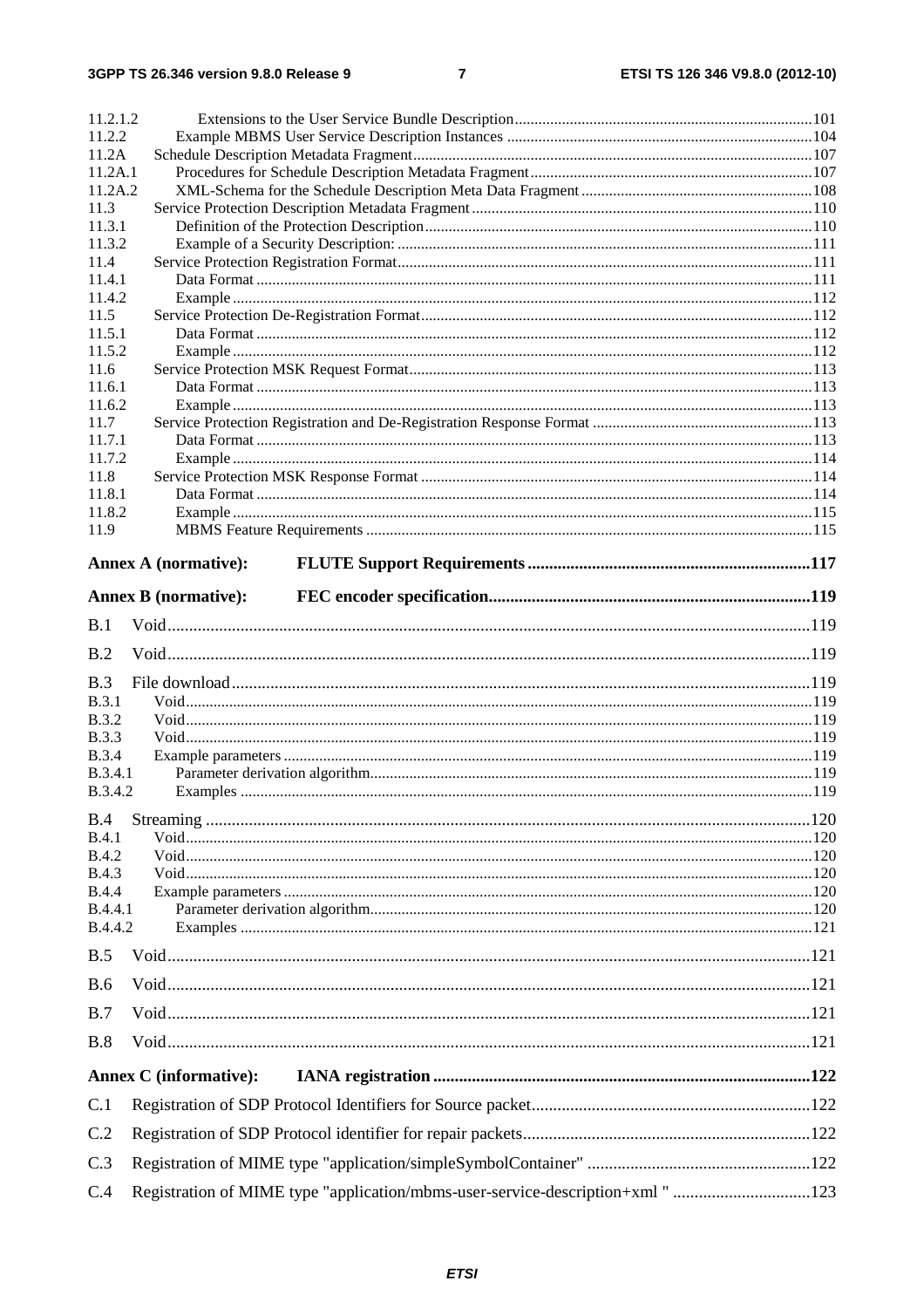11.2.1.2 Extensions to the User Service Bundle Description ..... 101
11.2.2 Example MBMS User Service Description Instances ..... 104
11.2A Schedule Description Metadata Fragment ..... 107
11.2A.1 Procedures for Schedule Description Metadata Fragment ..... 107
11.2A.2 XML-Schema for the Schedule Description Meta Data Fragment ..... 108
11.3 Service Protection Description Metadata Fragment ..... 110
11.3.1 Definition of the Protection Description ..... 110
11.3.2 Example of a Security Description: ..... 111
11.4 Service Protection Registration Format ..... 111
11.4.1 Data Format ..... 111
11.4.2 Example ..... 112
11.5 Service Protection De-Registration Format ..... 112
11.5.1 Data Format ..... 112
11.5.2 Example ..... 112
11.6 Service Protection MSK Request Format ..... 113
11.6.1 Data Format ..... 113
11.6.2 Example ..... 113
11.7 Service Protection Registration and De-Registration Response Format ..... 113
11.7.1 Data Format ..... 113
11.7.2 Example ..... 114
11.8 Service Protection MSK Response Format ..... 114
11.8.1 Data Format ..... 114
11.8.2 Example ..... 115
11.9 MBMS Feature Requirements ..... 115

**Annex A (normative): FLUTE Support Requirements ..... 117**

**Annex B (normative): FEC encoder specification ..... 119**

B.1 Void ..... 119

B.2 Void ..... 119

B.3 File download ..... 119
B.3.1 Void ..... 119
B.3.2 Void ..... 119
B.3.3 Void ..... 119
B.3.4 Example parameters ..... 119
B.3.4.1 Parameter derivation algorithm ..... 119
B.3.4.2 Examples ..... 119

B.4 Streaming ..... 120
B.4.1 Void ..... 120
B.4.2 Void ..... 120
B.4.3 Void ..... 120
B.4.4 Example parameters ..... 120
B.4.4.1 Parameter derivation algorithm ..... 120
B.4.4.2 Examples ..... 121

B.5 Void ..... 121

B.6 Void ..... 121

B.7 Void ..... 121

B.8 Void ..... 121

**Annex C (informative): IANA registration ..... 122**

C.1 Registration of SDP Protocol Identifiers for Source packet ..... 122

C.2 Registration of SDP Protocol identifier for repair packets ..... 122

C.3 Registration of MIME type "application/simpleSymbolContainer" ..... 122

C.4 Registration of MIME type "application/mbms-user-service-description+xml " ..... 123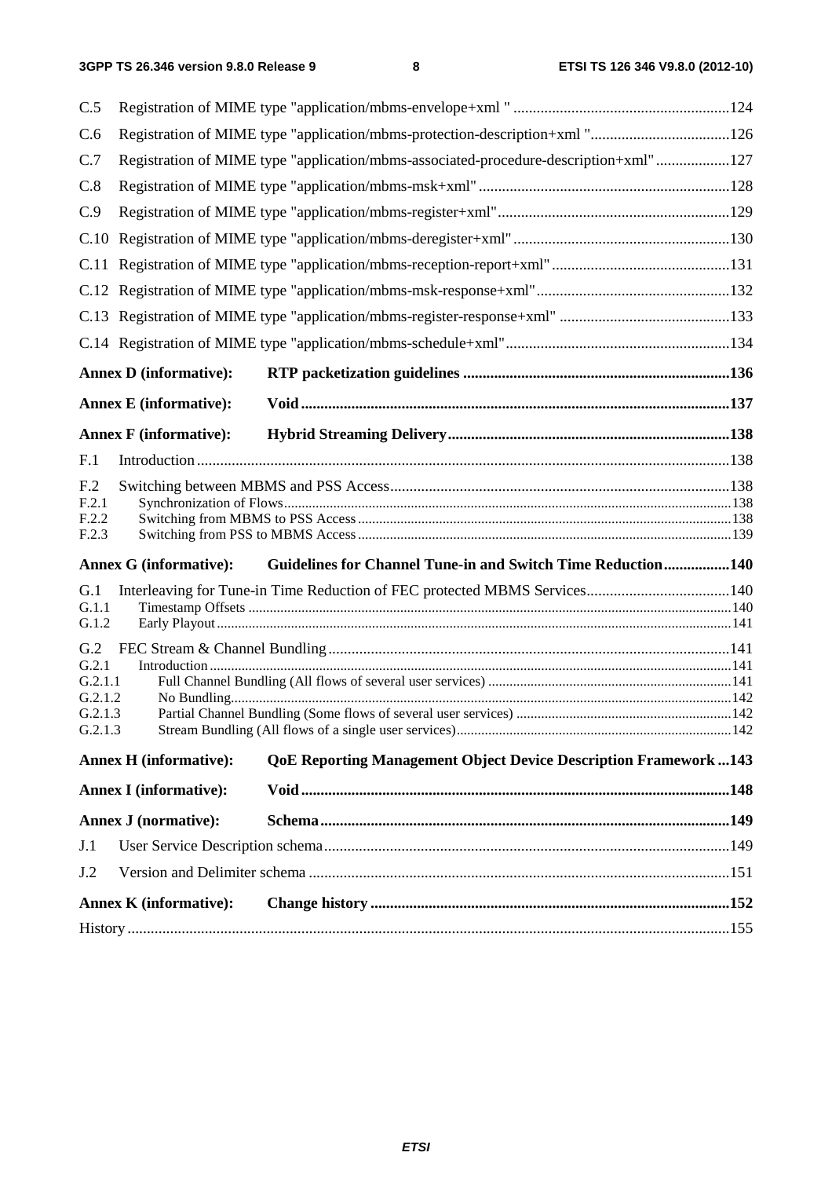C.5 Registration of MIME type "application/mbms-envelope+xml " ....................................................... 124

C.6 Registration of MIME type "application/mbms-protection-description+xml " .................................... 126

C.7 Registration of MIME type "application/mbms-associated-procedure-description+xml" .................. 127

C.8 Registration of MIME type "application/mbms-msk+xml" ................................................................ 128

C.9 Registration of MIME type "application/mbms-register+xml" ........................................................... 129

C.10 Registration of MIME type "application/mbms-deregister+xml" ....................................................... 130

C.11 Registration of MIME type "application/mbms-reception-report+xml" ............................................. 131

C.12 Registration of MIME type "application/mbms-msk-response+xml" ................................................. 132

C.13 Registration of MIME type "application/mbms-register-response+xml" ........................................... 133

C.14 Registration of MIME type "application/mbms-schedule+xml" ......................................................... 134

**Annex D (informative): RTP packetization guidelines .................................................................... 136**

**Annex E (informative): Void ............................................................................................................ 137**

**Annex F (informative): Hybrid Streaming Delivery ........................................................................ 138**

F.1 Introduction ........................................................................................................................................ 138

F.2 Switching between MBMS and PSS Access ....................................................................................... 138

F.2.1 Synchronization of Flows ............................................................................................................... 138

F.2.2 Switching from MBMS to PSS Access ........................................................................................... 138

F.2.3 Switching from PSS to MBMS Access ........................................................................................... 139

**Annex G (informative): Guidelines for Channel Tune-in and Switch Time Reduction ................. 140**

G.1 Interleaving for Tune-in Time Reduction of FEC protected MBMS Services ..................................... 140

G.1.1 Timestamp Offsets ......................................................................................................................... 140

G.1.2 Early Playout .................................................................................................................................. 141

G.2 FEC Stream & Channel Bundling ....................................................................................................... 141

G.2.1 Introduction .................................................................................................................................... 141

G.2.1.1 Full Channel Bundling (All flows of several user services) .................................................... 141

G.2.1.2 No Bundling ............................................................................................................................. 142

G.2.1.3 Partial Channel Bundling (Some flows of several user services) ............................................ 142

G.2.1.3 Stream Bundling (All flows of a single user services) ............................................................. 142

**Annex H (informative): QoE Reporting Management Object Device Description Framework ... 143**

**Annex I (informative): Void ............................................................................................................ 148**

**Annex J (normative): Schema ........................................................................................................ 149**

J.1 User Service Description schema ........................................................................................................ 149

J.2 Version and Delimiter schema ............................................................................................................ 151

**Annex K (informative): Change history ........................................................................................... 152**

History .......................................................................................................................................................... 155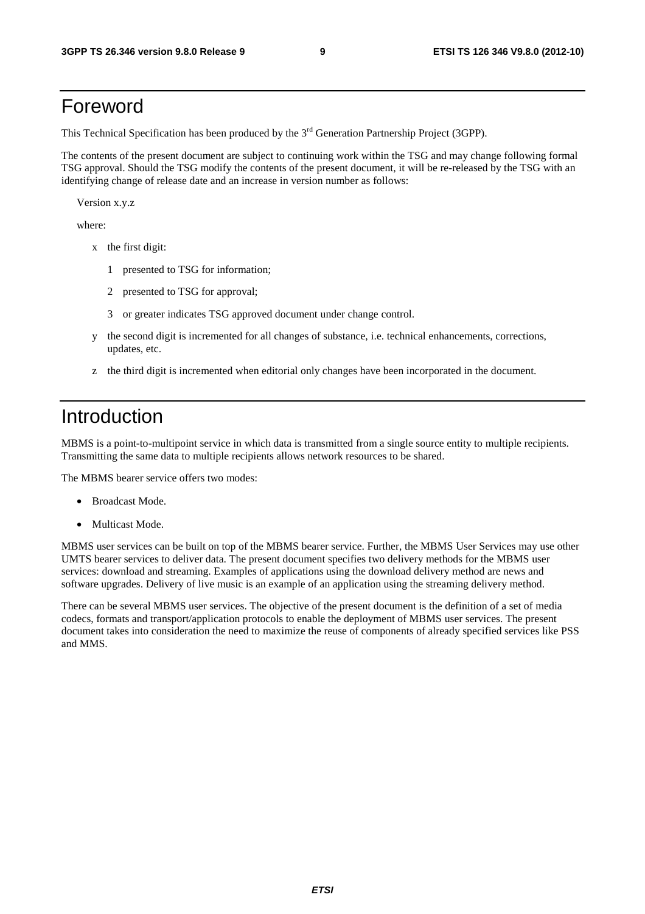# Foreword

This Technical Specification has been produced by the 3rd Generation Partnership Project (3GPP).

The contents of the present document are subject to continuing work within the TSG and may change following formal TSG approval. Should the TSG modify the contents of the present document, it will be re-released by the TSG with an identifying change of release date and an increase in version number as follows:

Version x.y.z

where:

x the first digit:

1 presented to TSG for information;

2 presented to TSG for approval;

3 or greater indicates TSG approved document under change control.

y the second digit is incremented for all changes of substance, i.e. technical enhancements, corrections, updates, etc.

z the third digit is incremented when editorial only changes have been incorporated in the document.

# Introduction

MBMS is a point-to-multipoint service in which data is transmitted from a single source entity to multiple recipients. Transmitting the same data to multiple recipients allows network resources to be shared.

The MBMS bearer service offers two modes:

- Broadcast Mode.
- Multicast Mode.

MBMS user services can be built on top of the MBMS bearer service. Further, the MBMS User Services may use other UMTS bearer services to deliver data. The present document specifies two delivery methods for the MBMS user services: download and streaming. Examples of applications using the download delivery method are news and software upgrades. Delivery of live music is an example of an application using the streaming delivery method.

There can be several MBMS user services. The objective of the present document is the definition of a set of media codecs, formats and transport/application protocols to enable the deployment of MBMS user services. The present document takes into consideration the need to maximize the reuse of components of already specified services like PSS and MMS.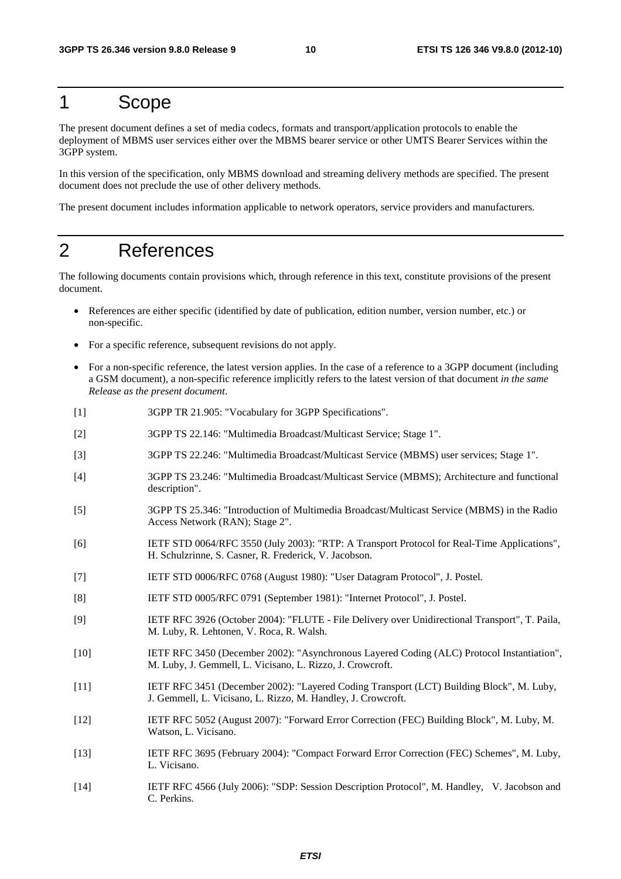# 1 Scope

The present document defines a set of media codecs, formats and transport/application protocols to enable the deployment of MBMS user services either over the MBMS bearer service or other UMTS Bearer Services within the 3GPP system.

In this version of the specification, only MBMS download and streaming delivery methods are specified. The present document does not preclude the use of other delivery methods.

The present document includes information applicable to network operators, service providers and manufacturers.

# 2 References

The following documents contain provisions which, through reference in this text, constitute provisions of the present document.

- References are either specific (identified by date of publication, edition number, version number, etc.) or non-specific.
- For a specific reference, subsequent revisions do not apply.
- For a non-specific reference, the latest version applies. In the case of a reference to a 3GPP document (including a GSM document), a non-specific reference implicitly refers to the latest version of that document *in the same Release as the present document*.

[1] 3GPP TR 21.905: "Vocabulary for 3GPP Specifications".

[2] 3GPP TS 22.146: "Multimedia Broadcast/Multicast Service; Stage 1".

[3] 3GPP TS 22.246: "Multimedia Broadcast/Multicast Service (MBMS) user services; Stage 1".

[4] 3GPP TS 23.246: "Multimedia Broadcast/Multicast Service (MBMS); Architecture and functional description".

[5] 3GPP TS 25.346: "Introduction of Multimedia Broadcast/Multicast Service (MBMS) in the Radio Access Network (RAN); Stage 2".

[6] IETF STD 0064/RFC 3550 (July 2003): "RTP: A Transport Protocol for Real-Time Applications", H. Schulzrinne, S. Casner, R. Frederick, V. Jacobson.

[7] IETF STD 0006/RFC 0768 (August 1980): "User Datagram Protocol", J. Postel.

[8] IETF STD 0005/RFC 0791 (September 1981): "Internet Protocol", J. Postel.

[9] IETF RFC 3926 (October 2004): "FLUTE - File Delivery over Unidirectional Transport", T. Paila, M. Luby, R. Lehtonen, V. Roca, R. Walsh.

[10] IETF RFC 3450 (December 2002): "Asynchronous Layered Coding (ALC) Protocol Instantiation", M. Luby, J. Gemmell, L. Vicisano, L. Rizzo, J. Crowcroft.

[11] IETF RFC 3451 (December 2002): "Layered Coding Transport (LCT) Building Block", M. Luby, J. Gemmell, L. Vicisano, L. Rizzo, M. Handley, J. Crowcroft.

[12] IETF RFC 5052 (August 2007): "Forward Error Correction (FEC) Building Block", M. Luby, M. Watson, L. Vicisano.

[13] IETF RFC 3695 (February 2004): "Compact Forward Error Correction (FEC) Schemes", M. Luby, L. Vicisano.

[14] IETF RFC 4566 (July 2006): "SDP: Session Description Protocol", M. Handley, V. Jacobson and C. Perkins.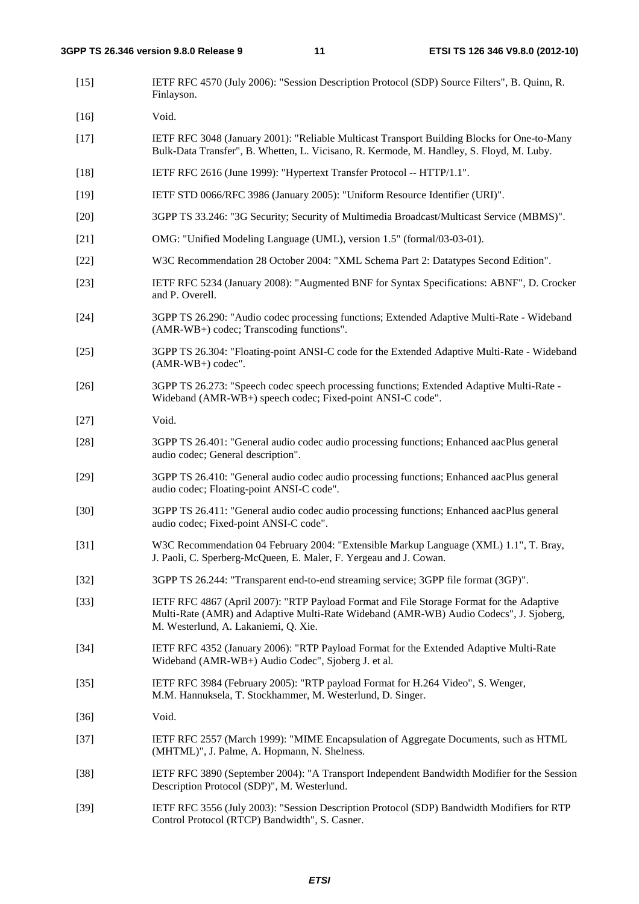[15] IETF RFC 4570 (July 2006): "Session Description Protocol (SDP) Source Filters", B. Quinn, R. Finlayson.

[16] Void.

[17] IETF RFC 3048 (January 2001): "Reliable Multicast Transport Building Blocks for One-to-Many Bulk-Data Transfer", B. Whetten, L. Vicisano, R. Kermode, M. Handley, S. Floyd, M. Luby.

[18] IETF RFC 2616 (June 1999): "Hypertext Transfer Protocol -- HTTP/1.1".

[19] IETF STD 0066/RFC 3986 (January 2005): "Uniform Resource Identifier (URI)".

[20] 3GPP TS 33.246: "3G Security; Security of Multimedia Broadcast/Multicast Service (MBMS)".

[21] OMG: "Unified Modeling Language (UML), version 1.5" (formal/03-03-01).

[22] W3C Recommendation 28 October 2004: "XML Schema Part 2: Datatypes Second Edition".

[23] IETF RFC 5234 (January 2008): "Augmented BNF for Syntax Specifications: ABNF", D. Crocker and P. Overell.

[24] 3GPP TS 26.290: "Audio codec processing functions; Extended Adaptive Multi-Rate - Wideband (AMR-WB+) codec; Transcoding functions".

[25] 3GPP TS 26.304: "Floating-point ANSI-C code for the Extended Adaptive Multi-Rate - Wideband (AMR-WB+) codec".

[26] 3GPP TS 26.273: "Speech codec speech processing functions; Extended Adaptive Multi-Rate - Wideband (AMR-WB+) speech codec; Fixed-point ANSI-C code".

[27] Void.

[28] 3GPP TS 26.401: "General audio codec audio processing functions; Enhanced aacPlus general audio codec; General description".

[29] 3GPP TS 26.410: "General audio codec audio processing functions; Enhanced aacPlus general audio codec; Floating-point ANSI-C code".

[30] 3GPP TS 26.411: "General audio codec audio processing functions; Enhanced aacPlus general audio codec; Fixed-point ANSI-C code".

[31] W3C Recommendation 04 February 2004: "Extensible Markup Language (XML) 1.1", T. Bray, J. Paoli, C. Sperberg-McQueen, E. Maler, F. Yergeau and J. Cowan.

[32] 3GPP TS 26.244: "Transparent end-to-end streaming service; 3GPP file format (3GP)".

[33] IETF RFC 4867 (April 2007): "RTP Payload Format and File Storage Format for the Adaptive Multi-Rate (AMR) and Adaptive Multi-Rate Wideband (AMR-WB) Audio Codecs", J. Sjoberg, M. Westerlund, A. Lakaniemi, Q. Xie.

[34] IETF RFC 4352 (January 2006): "RTP Payload Format for the Extended Adaptive Multi-Rate Wideband (AMR-WB+) Audio Codec", Sjoberg J. et al.

[35] IETF RFC 3984 (February 2005): "RTP payload Format for H.264 Video", S. Wenger, M.M. Hannuksela, T. Stockhammer, M. Westerlund, D. Singer.

[36] Void.

[37] IETF RFC 2557 (March 1999): "MIME Encapsulation of Aggregate Documents, such as HTML (MHTML)", J. Palme, A. Hopmann, N. Shelness.

[38] IETF RFC 3890 (September 2004): "A Transport Independent Bandwidth Modifier for the Session Description Protocol (SDP)", M. Westerlund.

[39] IETF RFC 3556 (July 2003): "Session Description Protocol (SDP) Bandwidth Modifiers for RTP Control Protocol (RTCP) Bandwidth", S. Casner.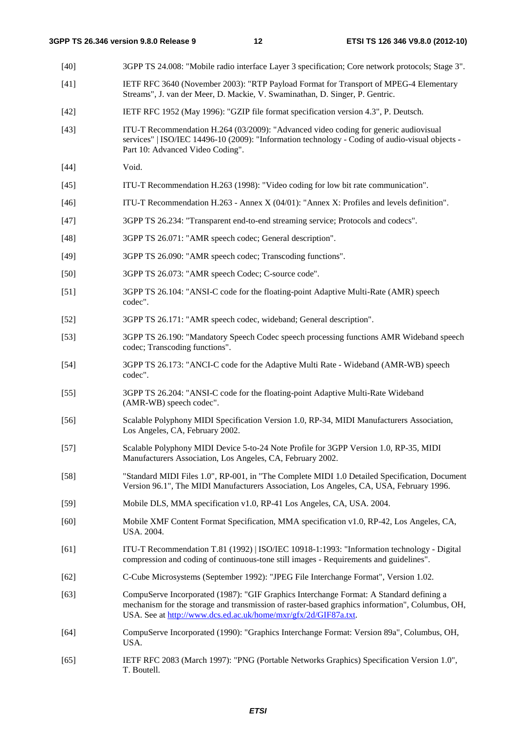[40] 3GPP TS 24.008: "Mobile radio interface Layer 3 specification; Core network protocols; Stage 3".

[41] IETF RFC 3640 (November 2003): "RTP Payload Format for Transport of MPEG-4 Elementary Streams", J. van der Meer, D. Mackie, V. Swaminathan, D. Singer, P. Gentric.

[42] IETF RFC 1952 (May 1996): "GZIP file format specification version 4.3", P. Deutsch.

[43] ITU-T Recommendation H.264 (03/2009): "Advanced video coding for generic audiovisual services" | ISO/IEC 14496-10 (2009): "Information technology - Coding of audio-visual objects - Part 10: Advanced Video Coding".

[44] Void.

[45] ITU-T Recommendation H.263 (1998): "Video coding for low bit rate communication".

[46] ITU-T Recommendation H.263 - Annex X (04/01): "Annex X: Profiles and levels definition".

[47] 3GPP TS 26.234: "Transparent end-to-end streaming service; Protocols and codecs".

[48] 3GPP TS 26.071: "AMR speech codec; General description".

[49] 3GPP TS 26.090: "AMR speech codec; Transcoding functions".

[50] 3GPP TS 26.073: "AMR speech Codec; C-source code".

[51] 3GPP TS 26.104: "ANSI-C code for the floating-point Adaptive Multi-Rate (AMR) speech codec".

[52] 3GPP TS 26.171: "AMR speech codec, wideband; General description".

[53] 3GPP TS 26.190: "Mandatory Speech Codec speech processing functions AMR Wideband speech codec; Transcoding functions".

[54] 3GPP TS 26.173: "ANCI-C code for the Adaptive Multi Rate - Wideband (AMR-WB) speech codec".

[55] 3GPP TS 26.204: "ANSI-C code for the floating-point Adaptive Multi-Rate Wideband (AMR-WB) speech codec".

[56] Scalable Polyphony MIDI Specification Version 1.0, RP-34, MIDI Manufacturers Association, Los Angeles, CA, February 2002.

[57] Scalable Polyphony MIDI Device 5-to-24 Note Profile for 3GPP Version 1.0, RP-35, MIDI Manufacturers Association, Los Angeles, CA, February 2002.

[58] "Standard MIDI Files 1.0", RP-001, in "The Complete MIDI 1.0 Detailed Specification, Document Version 96.1", The MIDI Manufacturers Association, Los Angeles, CA, USA, February 1996.

[59] Mobile DLS, MMA specification v1.0, RP-41 Los Angeles, CA, USA. 2004.

[60] Mobile XMF Content Format Specification, MMA specification v1.0, RP-42, Los Angeles, CA, USA. 2004.

[61] ITU-T Recommendation T.81 (1992) | ISO/IEC 10918-1:1993: "Information technology - Digital compression and coding of continuous-tone still images - Requirements and guidelines".

[62] C-Cube Microsystems (September 1992): "JPEG File Interchange Format", Version 1.02.

[63] CompuServe Incorporated (1987): "GIF Graphics Interchange Format: A Standard defining a mechanism for the storage and transmission of raster-based graphics information", Columbus, OH, USA. See at http://www.dcs.ed.ac.uk/home/mxr/gfx/2d/GIF87a.txt.

[64] CompuServe Incorporated (1990): "Graphics Interchange Format: Version 89a", Columbus, OH, USA.

[65] IETF RFC 2083 (March 1997): "PNG (Portable Networks Graphics) Specification Version 1.0", T. Boutell.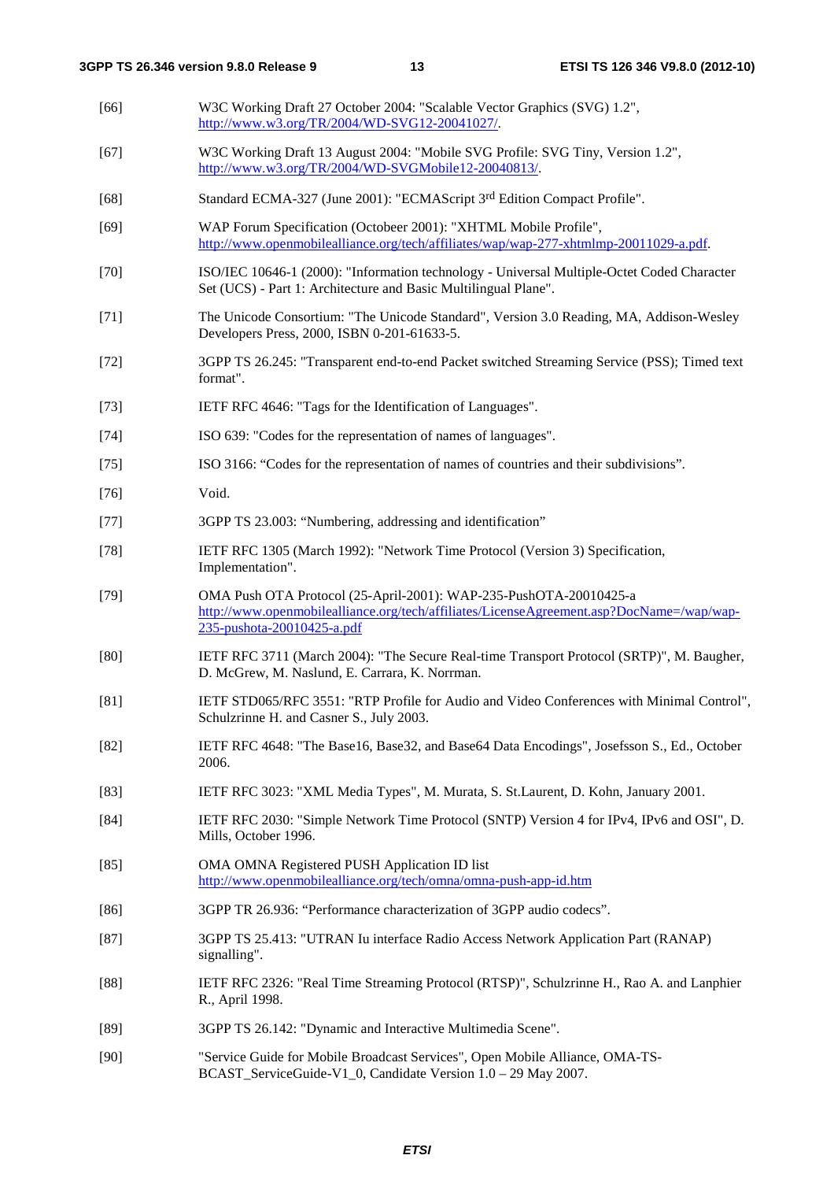[66] W3C Working Draft 27 October 2004: "Scalable Vector Graphics (SVG) 1.2", http://www.w3.org/TR/2004/WD-SVG12-20041027/.

[67] W3C Working Draft 13 August 2004: "Mobile SVG Profile: SVG Tiny, Version 1.2", http://www.w3.org/TR/2004/WD-SVGMobile12-20040813/.

[68] Standard ECMA-327 (June 2001): "ECMAScript 3rd Edition Compact Profile".

[69] WAP Forum Specification (Octobeer 2001): "XHTML Mobile Profile", http://www.openmobilealliance.org/tech/affiliates/wap/wap-277-xhtmlmp-20011029-a.pdf.

[70] ISO/IEC 10646-1 (2000): "Information technology - Universal Multiple-Octet Coded Character Set (UCS) - Part 1: Architecture and Basic Multilingual Plane".

[71] The Unicode Consortium: "The Unicode Standard", Version 3.0 Reading, MA, Addison-Wesley Developers Press, 2000, ISBN 0-201-61633-5.

[72] 3GPP TS 26.245: "Transparent end-to-end Packet switched Streaming Service (PSS); Timed text format".

[73] IETF RFC 4646: "Tags for the Identification of Languages".

[74] ISO 639: "Codes for the representation of names of languages".

[75] ISO 3166: “Codes for the representation of names of countries and their subdivisions”.

[76] Void.

[77] 3GPP TS 23.003: “Numbering, addressing and identification”

[78] IETF RFC 1305 (March 1992): "Network Time Protocol (Version 3) Specification, Implementation".

[79] OMA Push OTA Protocol (25-April-2001): WAP-235-PushOTA-20010425-a http://www.openmobilealliance.org/tech/affiliates/LicenseAgreement.asp?DocName=/wap/wap-235-pushota-20010425-a.pdf

[80] IETF RFC 3711 (March 2004): "The Secure Real-time Transport Protocol (SRTP)", M. Baugher, D. McGrew, M. Naslund, E. Carrara, K. Norrman.

[81] IETF STD065/RFC 3551: "RTP Profile for Audio and Video Conferences with Minimal Control", Schulzrinne H. and Casner S., July 2003.

[82] IETF RFC 4648: "The Base16, Base32, and Base64 Data Encodings", Josefsson S., Ed., October 2006.

[83] IETF RFC 3023: "XML Media Types", M. Murata, S. St.Laurent, D. Kohn, January 2001.

[84] IETF RFC 2030: "Simple Network Time Protocol (SNTP) Version 4 for IPv4, IPv6 and OSI", D. Mills, October 1996.

[85] OMA OMNA Registered PUSH Application ID list http://www.openmobilealliance.org/tech/omna/omna-push-app-id.htm

[86] 3GPP TR 26.936: “Performance characterization of 3GPP audio codecs”.

[87] 3GPP TS 25.413: "UTRAN Iu interface Radio Access Network Application Part (RANAP) signalling".

[88] IETF RFC 2326: "Real Time Streaming Protocol (RTSP)", Schulzrinne H., Rao A. and Lanphier R., April 1998.

[89] 3GPP TS 26.142: "Dynamic and Interactive Multimedia Scene".

[90] "Service Guide for Mobile Broadcast Services", Open Mobile Alliance, OMA-TS-BCAST_ServiceGuide-V1_0, Candidate Version 1.0 – 29 May 2007.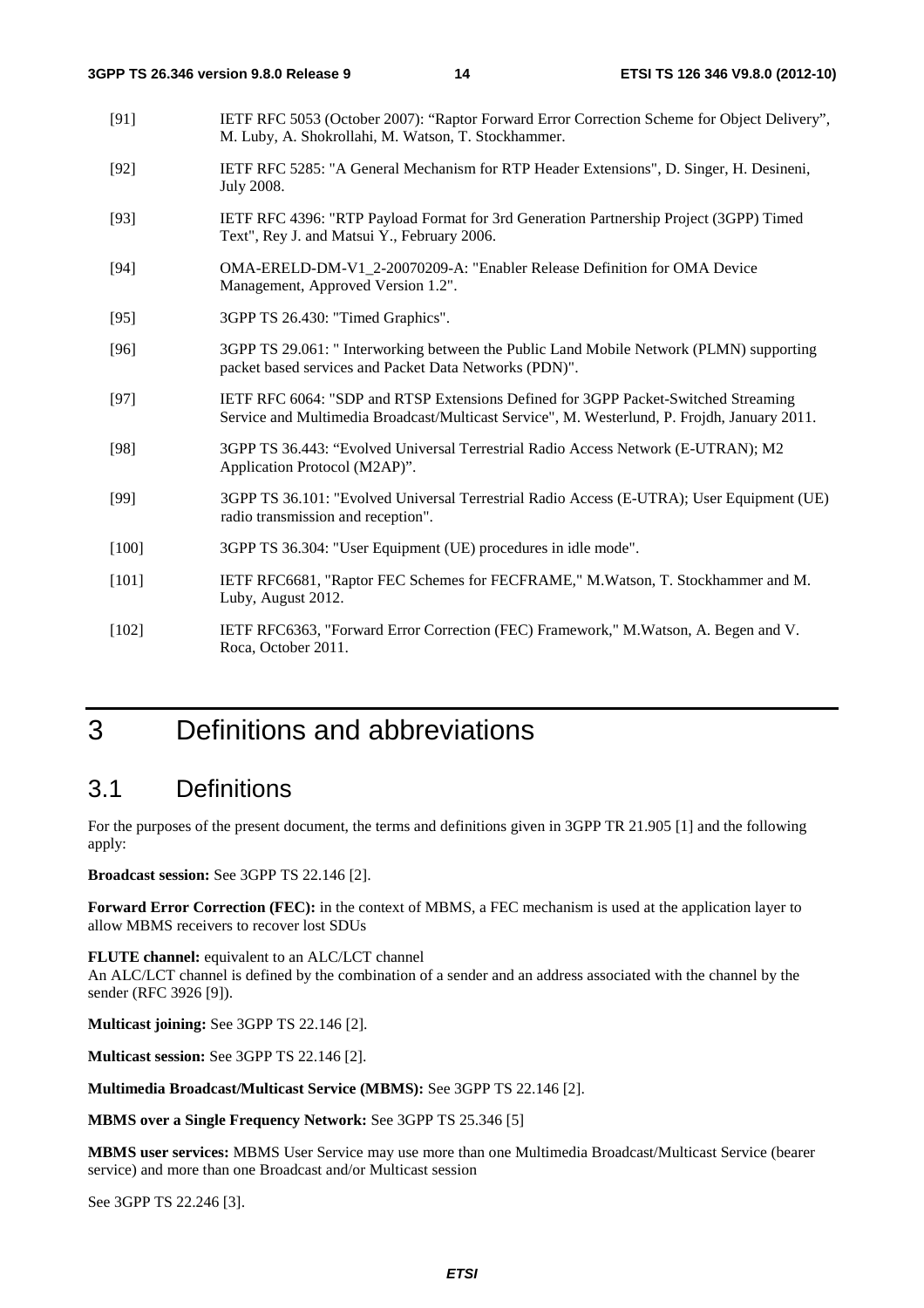[91] IETF RFC 5053 (October 2007): "Raptor Forward Error Correction Scheme for Object Delivery", M. Luby, A. Shokrollahi, M. Watson, T. Stockhammer.

[92] IETF RFC 5285: "A General Mechanism for RTP Header Extensions", D. Singer, H. Desineni, July 2008.

[93] IETF RFC 4396: "RTP Payload Format for 3rd Generation Partnership Project (3GPP) Timed Text", Rey J. and Matsui Y., February 2006.

[94] OMA-ERELD-DM-V1_2-20070209-A: "Enabler Release Definition for OMA Device Management, Approved Version 1.2".

[95] 3GPP TS 26.430: "Timed Graphics".

[96] 3GPP TS 29.061: " Interworking between the Public Land Mobile Network (PLMN) supporting packet based services and Packet Data Networks (PDN)".

[97] IETF RFC 6064: "SDP and RTSP Extensions Defined for 3GPP Packet-Switched Streaming Service and Multimedia Broadcast/Multicast Service", M. Westerlund, P. Frojdh, January 2011.

[98] 3GPP TS 36.443: "Evolved Universal Terrestrial Radio Access Network (E-UTRAN); M2 Application Protocol (M2AP)".

[99] 3GPP TS 36.101: "Evolved Universal Terrestrial Radio Access (E-UTRA); User Equipment (UE) radio transmission and reception".

[100] 3GPP TS 36.304: "User Equipment (UE) procedures in idle mode".

[101] IETF RFC6681, "Raptor FEC Schemes for FECFRAME," M.Watson, T. Stockhammer and M. Luby, August 2012.

[102] IETF RFC6363, "Forward Error Correction (FEC) Framework," M.Watson, A. Begen and V. Roca, October 2011.

# 3 Definitions and abbreviations

## 3.1 Definitions

For the purposes of the present document, the terms and definitions given in 3GPP TR 21.905 [1] and the following apply:

**Broadcast session:** See 3GPP TS 22.146 [2].

**Forward Error Correction (FEC):** in the context of MBMS, a FEC mechanism is used at the application layer to allow MBMS receivers to recover lost SDUs

**FLUTE channel:** equivalent to an ALC/LCT channel
An ALC/LCT channel is defined by the combination of a sender and an address associated with the channel by the sender (RFC 3926 [9]).

**Multicast joining:** See 3GPP TS 22.146 [2].

**Multicast session:** See 3GPP TS 22.146 [2].

**Multimedia Broadcast/Multicast Service (MBMS):** See 3GPP TS 22.146 [2].

**MBMS over a Single Frequency Network:** See 3GPP TS 25.346 [5]

**MBMS user services:** MBMS User Service may use more than one Multimedia Broadcast/Multicast Service (bearer service) and more than one Broadcast and/or Multicast session

See 3GPP TS 22.246 [3].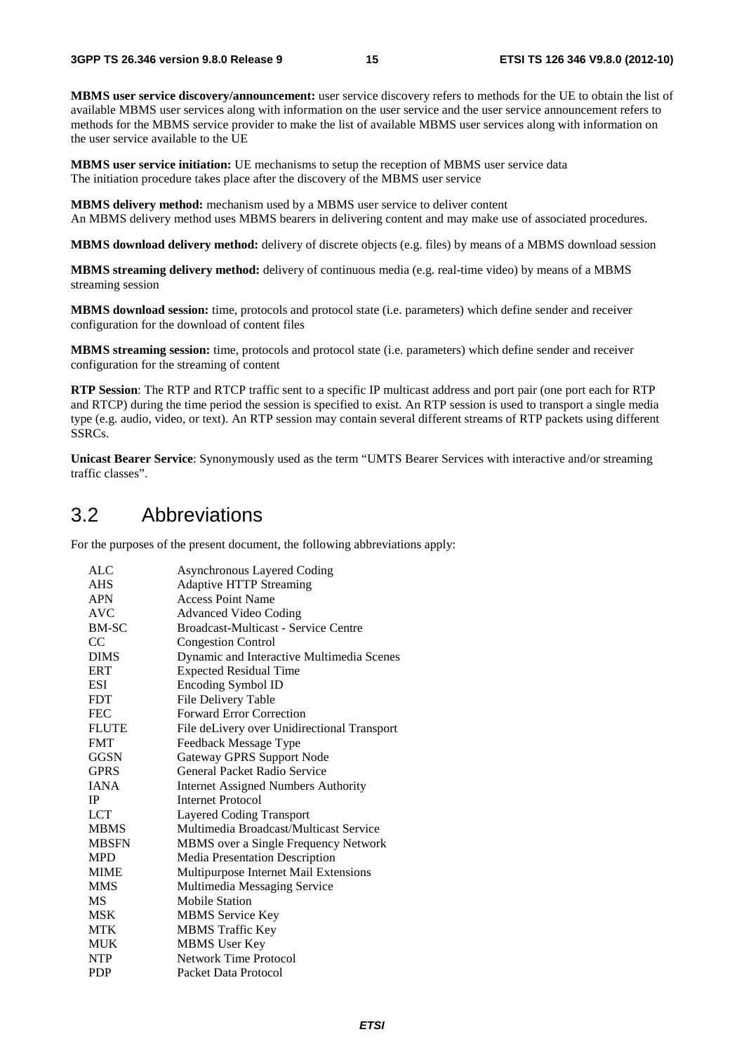**MBMS user service discovery/announcement:** user service discovery refers to methods for the UE to obtain the list of available MBMS user services along with information on the user service and the user service announcement refers to methods for the MBMS service provider to make the list of available MBMS user services along with information on the user service available to the UE

**MBMS user service initiation:** UE mechanisms to setup the reception of MBMS user service data
The initiation procedure takes place after the discovery of the MBMS user service

**MBMS delivery method:** mechanism used by a MBMS user service to deliver content
An MBMS delivery method uses MBMS bearers in delivering content and may make use of associated procedures.

**MBMS download delivery method:** delivery of discrete objects (e.g. files) by means of a MBMS download session

**MBMS streaming delivery method:** delivery of continuous media (e.g. real-time video) by means of a MBMS streaming session

**MBMS download session:** time, protocols and protocol state (i.e. parameters) which define sender and receiver configuration for the download of content files

**MBMS streaming session:** time, protocols and protocol state (i.e. parameters) which define sender and receiver configuration for the streaming of content

**RTP Session**: The RTP and RTCP traffic sent to a specific IP multicast address and port pair (one port each for RTP and RTCP) during the time period the session is specified to exist. An RTP session is used to transport a single media type (e.g. audio, video, or text). An RTP session may contain several different streams of RTP packets using different SSRCs.

**Unicast Bearer Service**: Synonymously used as the term "UMTS Bearer Services with interactive and/or streaming traffic classes".

## 3.2 Abbreviations

For the purposes of the present document, the following abbreviations apply:

| | |
|---|---|
| ALC | Asynchronous Layered Coding |
| AHS | Adaptive HTTP Streaming |
| APN | Access Point Name |
| AVC | Advanced Video Coding |
| BM-SC | Broadcast-Multicast - Service Centre |
| CC | Congestion Control |
| DIMS | Dynamic and Interactive Multimedia Scenes |
| ERT | Expected Residual Time |
| ESI | Encoding Symbol ID |
| FDT | File Delivery Table |
| FEC | Forward Error Correction |
| FLUTE | File deLivery over Unidirectional Transport |
| FMT | Feedback Message Type |
| GGSN | Gateway GPRS Support Node |
| GPRS | General Packet Radio Service |
| IANA | Internet Assigned Numbers Authority |
| IP | Internet Protocol |
| LCT | Layered Coding Transport |
| MBMS | Multimedia Broadcast/Multicast Service |
| MBSFN | MBMS over a Single Frequency Network |
| MPD | Media Presentation Description |
| MIME | Multipurpose Internet Mail Extensions |
| MMS | Multimedia Messaging Service |
| MS | Mobile Station |
| MSK | MBMS Service Key |
| MTK | MBMS Traffic Key |
| MUK | MBMS User Key |
| NTP | Network Time Protocol |
| PDP | Packet Data Protocol |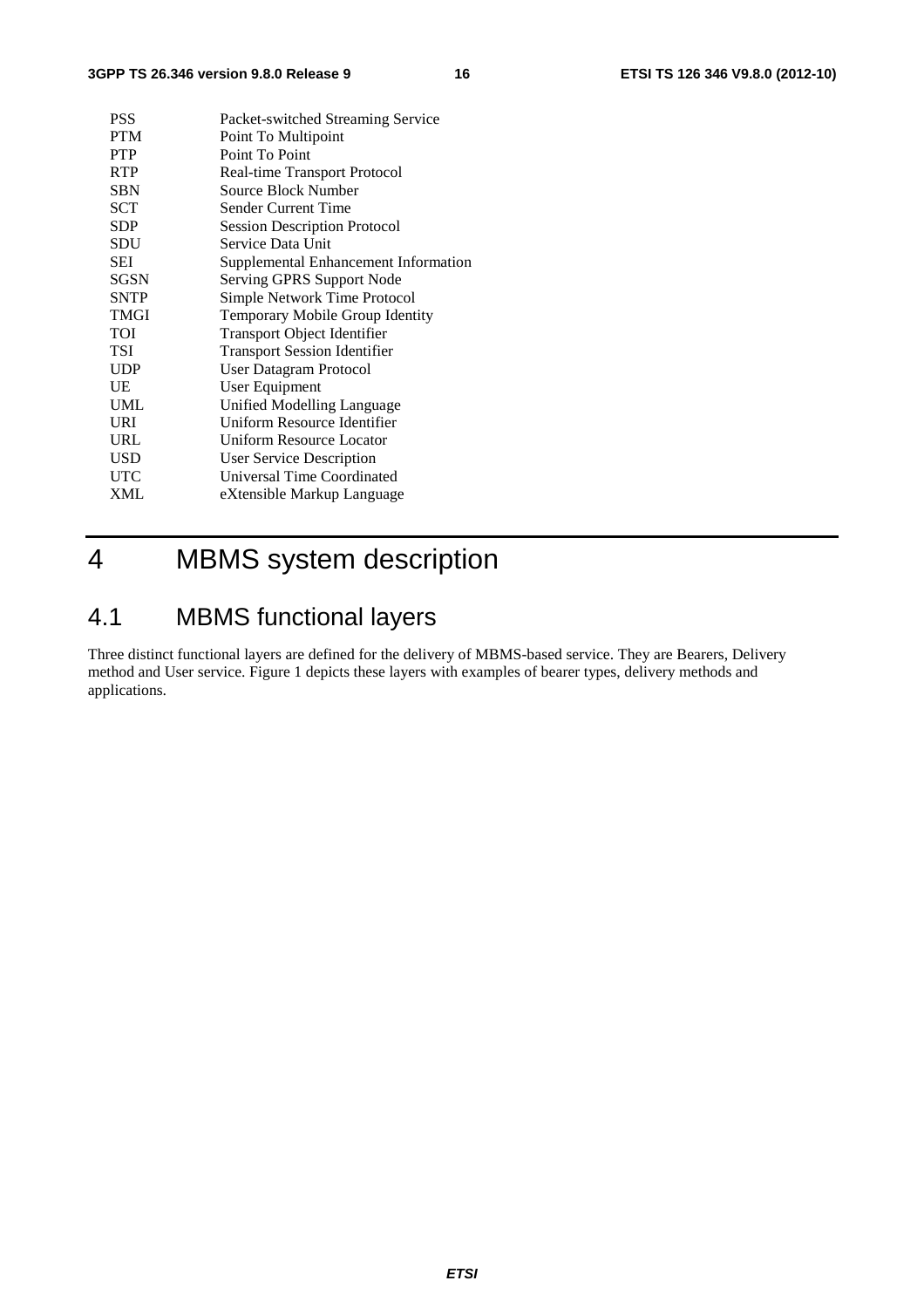| | |
|---|---|
| PSS | Packet-switched Streaming Service |
| PTM | Point To Multipoint |
| PTP | Point To Point |
| RTP | Real-time Transport Protocol |
| SBN | Source Block Number |
| SCT | Sender Current Time |
| SDP | Session Description Protocol |
| SDU | Service Data Unit |
| SEI | Supplemental Enhancement Information |
| SGSN | Serving GPRS Support Node |
| SNTP | Simple Network Time Protocol |
| TMGI | Temporary Mobile Group Identity |
| TOI | Transport Object Identifier |
| TSI | Transport Session Identifier |
| UDP | User Datagram Protocol |
| UE | User Equipment |
| UML | Unified Modelling Language |
| URI | Uniform Resource Identifier |
| URL | Uniform Resource Locator |
| USD | User Service Description |
| UTC | Universal Time Coordinated |
| XML | eXtensible Markup Language |

# 4 MBMS system description

## 4.1 MBMS functional layers

Three distinct functional layers are defined for the delivery of MBMS-based service. They are Bearers, Delivery method and User service. Figure 1 depicts these layers with examples of bearer types, delivery methods and applications.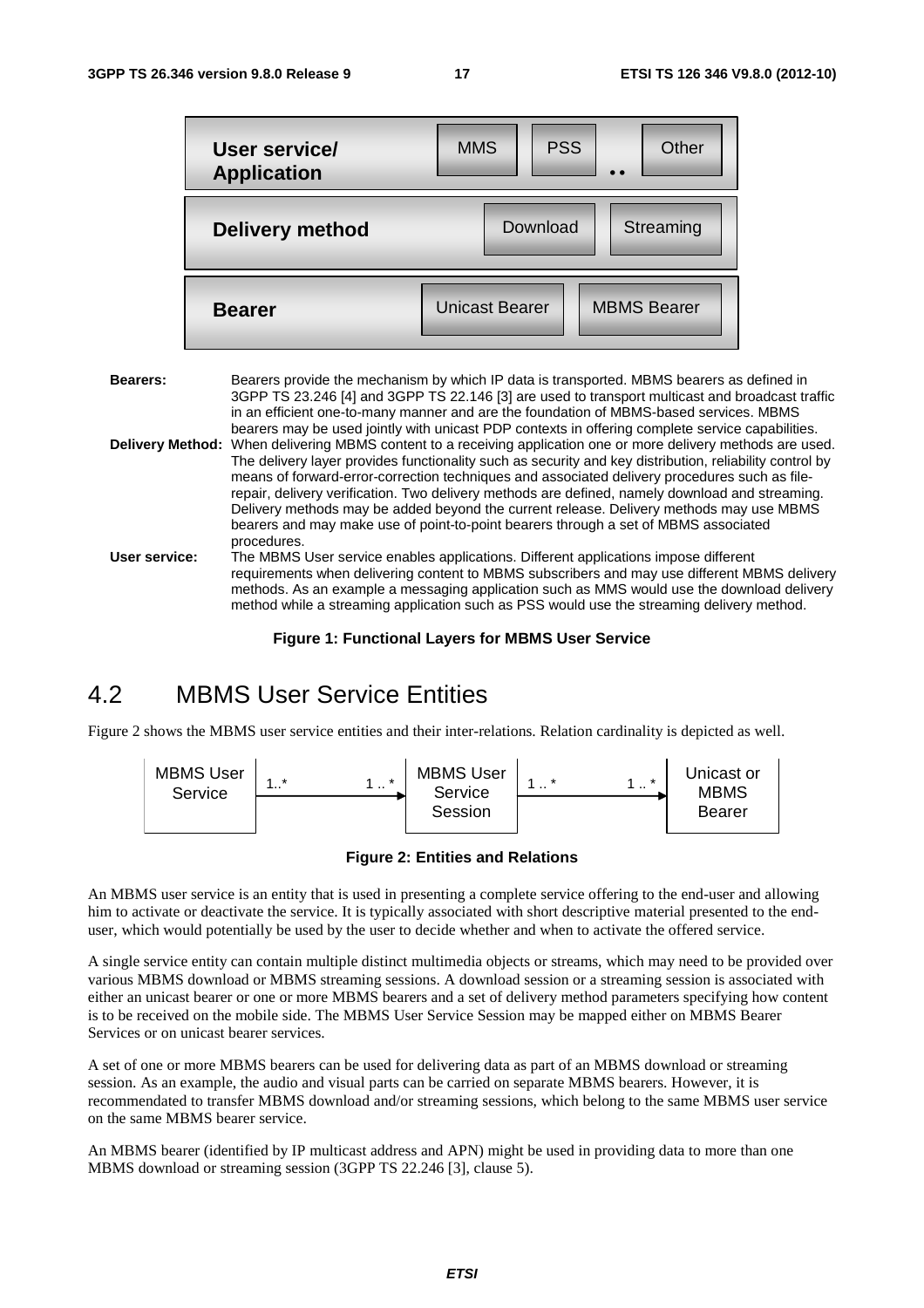| User service/ Application | MMS | PSS | .. | Other |
| --- | --- | --- | --- | --- |
| Delivery method | Download | Streaming | | |
| Bearer | Unicast Bearer | MBMS Bearer | | |

**Bearers:** Bearers provide the mechanism by which IP data is transported. MBMS bearers as defined in 3GPP TS 23.246 [4] and 3GPP TS 22.146 [3] are used to transport multicast and broadcast traffic in an efficient one-to-many manner and are the foundation of MBMS-based services. MBMS bearers may be used jointly with unicast PDP contexts in offering complete service capabilities.

**Delivery Method:** When delivering MBMS content to a receiving application one or more delivery methods are used. The delivery layer provides functionality such as security and key distribution, reliability control by means of forward-error-correction techniques and associated delivery procedures such as file-repair, delivery verification. Two delivery methods are defined, namely download and streaming. Delivery methods may be added beyond the current release. Delivery methods may use MBMS bearers and may make use of point-to-point bearers through a set of MBMS associated procedures.

**User service:** The MBMS User service enables applications. Different applications impose different requirements when delivering content to MBMS subscribers and may use different MBMS delivery methods. As an example a messaging application such as MMS would use the download delivery method while a streaming application such as PSS would use the streaming delivery method.

**Figure 1: Functional Layers for MBMS User Service**

## 4.2 MBMS User Service Entities

Figure 2 shows the MBMS user service entities and their inter-relations. Relation cardinality is depicted as well.

MBMS User Service —1..* ——— 1 .. *→ MBMS User Service Session —1 .. * ——— 1 .. *→ Unicast or MBMS Bearer

**Figure 2: Entities and Relations**

An MBMS user service is an entity that is used in presenting a complete service offering to the end-user and allowing him to activate or deactivate the service. It is typically associated with short descriptive material presented to the end-user, which would potentially be used by the user to decide whether and when to activate the offered service.

A single service entity can contain multiple distinct multimedia objects or streams, which may need to be provided over various MBMS download or MBMS streaming sessions. A download session or a streaming session is associated with either an unicast bearer or one or more MBMS bearers and a set of delivery method parameters specifying how content is to be received on the mobile side. The MBMS User Service Session may be mapped either on MBMS Bearer Services or on unicast bearer services.

A set of one or more MBMS bearers can be used for delivering data as part of an MBMS download or streaming session. As an example, the audio and visual parts can be carried on separate MBMS bearers. However, it is recommendated to transfer MBMS download and/or streaming sessions, which belong to the same MBMS user service on the same MBMS bearer service.

An MBMS bearer (identified by IP multicast address and APN) might be used in providing data to more than one MBMS download or streaming session (3GPP TS 22.246 [3], clause 5).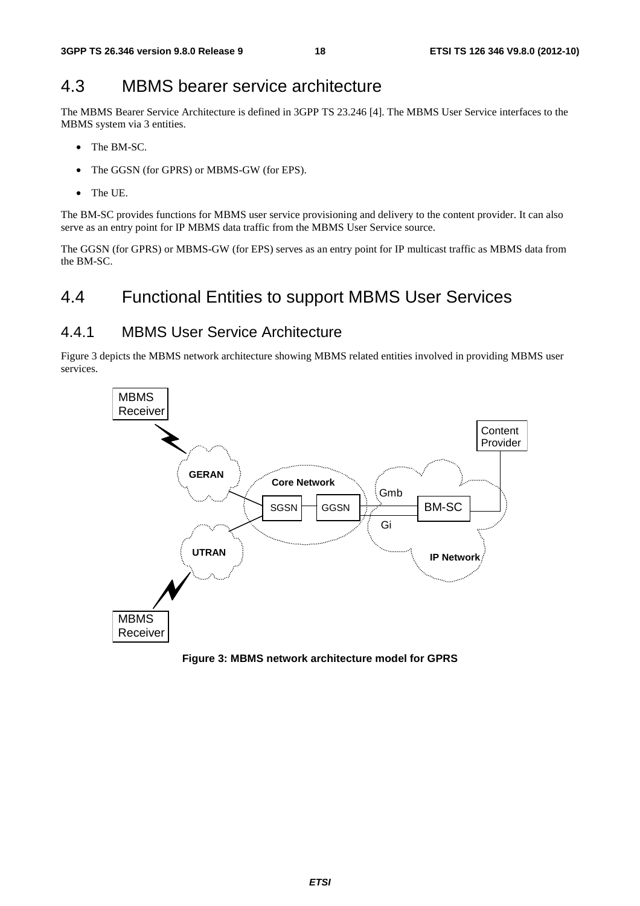## 4.3 MBMS bearer service architecture

The MBMS Bearer Service Architecture is defined in 3GPP TS 23.246 [4]. The MBMS User Service interfaces to the MBMS system via 3 entities.

- The BM-SC.
- The GGSN (for GPRS) or MBMS-GW (for EPS).
- The UE.

The BM-SC provides functions for MBMS user service provisioning and delivery to the content provider. It can also serve as an entry point for IP MBMS data traffic from the MBMS User Service source.

The GGSN (for GPRS) or MBMS-GW (for EPS) serves as an entry point for IP multicast traffic as MBMS data from the BM-SC.

## 4.4 Functional Entities to support MBMS User Services

### 4.4.1 MBMS User Service Architecture

Figure 3 depicts the MBMS network architecture showing MBMS related entities involved in providing MBMS user services.

**Figure 3: MBMS network architecture model for GPRS**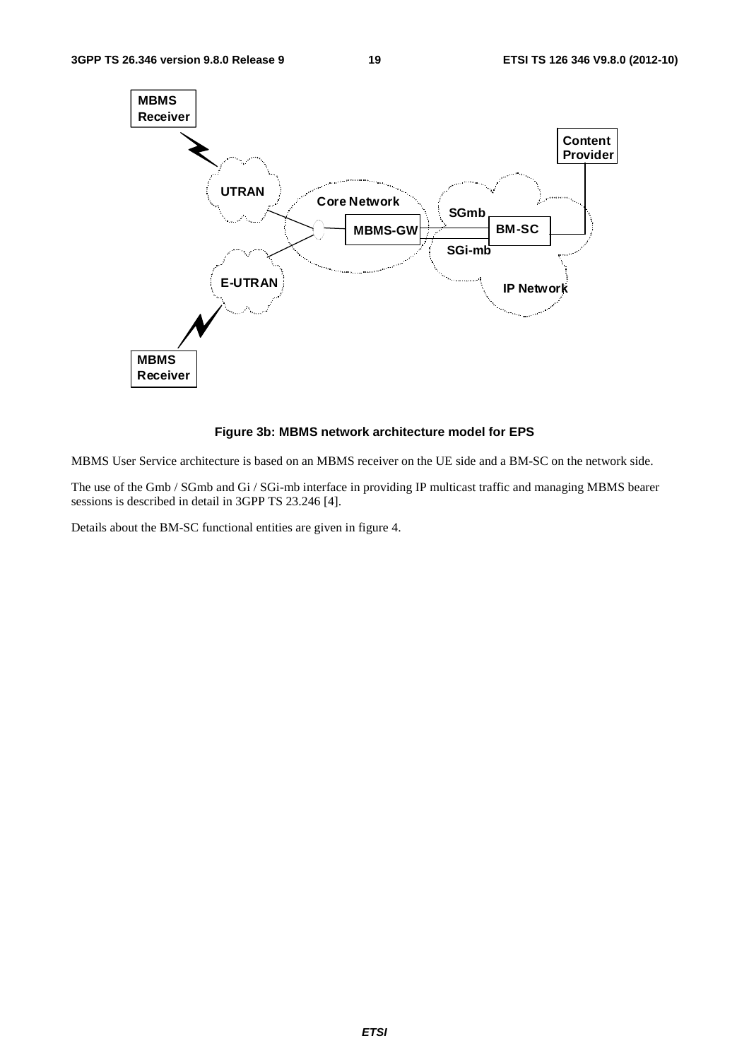**Figure 3b: MBMS network architecture model for EPS**

MBMS User Service architecture is based on an MBMS receiver on the UE side and a BM-SC on the network side.

The use of the Gmb / SGmb and Gi / SGi-mb interface in providing IP multicast traffic and managing MBMS bearer sessions is described in detail in 3GPP TS 23.246 [4].

Details about the BM-SC functional entities are given in figure 4.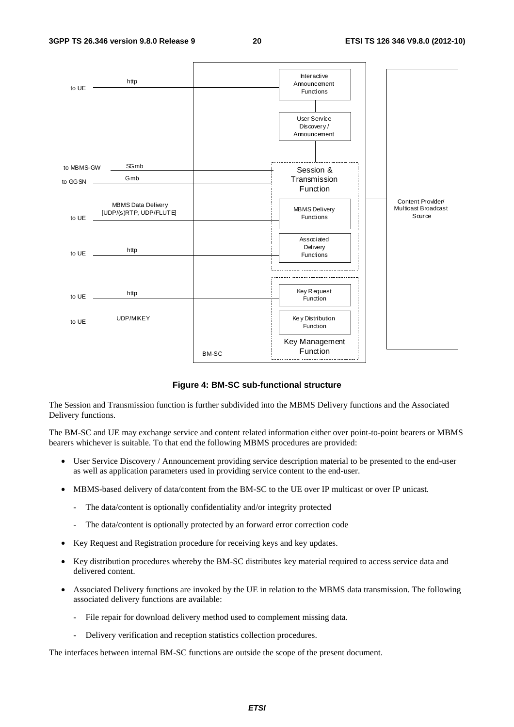**Figure 4: BM-SC sub-functional structure**

The Session and Transmission function is further subdivided into the MBMS Delivery functions and the Associated Delivery functions.

The BM-SC and UE may exchange service and content related information either over point-to-point bearers or MBMS bearers whichever is suitable. To that end the following MBMS procedures are provided:

- User Service Discovery / Announcement providing service description material to be presented to the end-user as well as application parameters used in providing service content to the end-user.
- MBMS-based delivery of data/content from the BM-SC to the UE over IP multicast or over IP unicast.
  - The data/content is optionally confidentiality and/or integrity protected
  - The data/content is optionally protected by an forward error correction code
- Key Request and Registration procedure for receiving keys and key updates.
- Key distribution procedures whereby the BM-SC distributes key material required to access service data and delivered content.
- Associated Delivery functions are invoked by the UE in relation to the MBMS data transmission. The following associated delivery functions are available:
  - File repair for download delivery method used to complement missing data.
  - Delivery verification and reception statistics collection procedures.

The interfaces between internal BM-SC functions are outside the scope of the present document.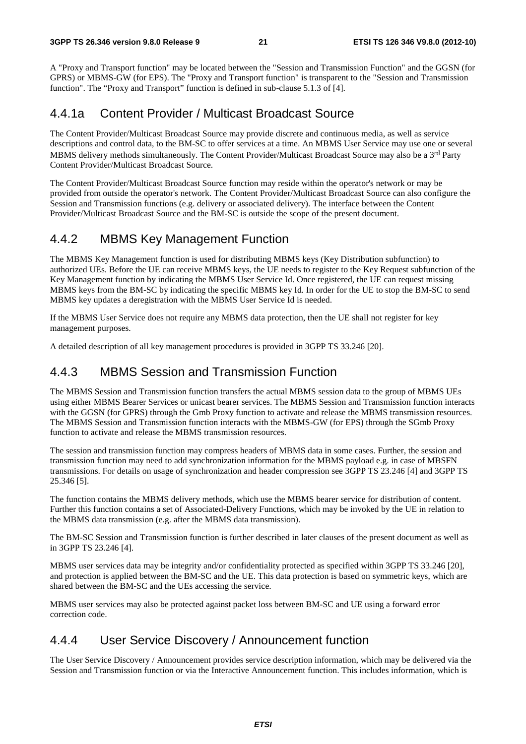A "Proxy and Transport function" may be located between the "Session and Transmission Function" and the GGSN (for GPRS) or MBMS-GW (for EPS). The "Proxy and Transport function" is transparent to the "Session and Transmission function". The "Proxy and Transport" function is defined in sub-clause 5.1.3 of [4].

## 4.4.1a Content Provider / Multicast Broadcast Source

The Content Provider/Multicast Broadcast Source may provide discrete and continuous media, as well as service descriptions and control data, to the BM-SC to offer services at a time. An MBMS User Service may use one or several MBMS delivery methods simultaneously. The Content Provider/Multicast Broadcast Source may also be a 3rd Party Content Provider/Multicast Broadcast Source.

The Content Provider/Multicast Broadcast Source function may reside within the operator's network or may be provided from outside the operator's network. The Content Provider/Multicast Broadcast Source can also configure the Session and Transmission functions (e.g. delivery or associated delivery). The interface between the Content Provider/Multicast Broadcast Source and the BM-SC is outside the scope of the present document.

## 4.4.2 MBMS Key Management Function

The MBMS Key Management function is used for distributing MBMS keys (Key Distribution subfunction) to authorized UEs. Before the UE can receive MBMS keys, the UE needs to register to the Key Request subfunction of the Key Management function by indicating the MBMS User Service Id. Once registered, the UE can request missing MBMS keys from the BM-SC by indicating the specific MBMS key Id. In order for the UE to stop the BM-SC to send MBMS key updates a deregistration with the MBMS User Service Id is needed.

If the MBMS User Service does not require any MBMS data protection, then the UE shall not register for key management purposes.

A detailed description of all key management procedures is provided in 3GPP TS 33.246 [20].

## 4.4.3 MBMS Session and Transmission Function

The MBMS Session and Transmission function transfers the actual MBMS session data to the group of MBMS UEs using either MBMS Bearer Services or unicast bearer services. The MBMS Session and Transmission function interacts with the GGSN (for GPRS) through the Gmb Proxy function to activate and release the MBMS transmission resources. The MBMS Session and Transmission function interacts with the MBMS-GW (for EPS) through the SGmb Proxy function to activate and release the MBMS transmission resources.

The session and transmission function may compress headers of MBMS data in some cases. Further, the session and transmission function may need to add synchronization information for the MBMS payload e.g. in case of MBSFN transmissions. For details on usage of synchronization and header compression see 3GPP TS 23.246 [4] and 3GPP TS 25.346 [5].

The function contains the MBMS delivery methods, which use the MBMS bearer service for distribution of content. Further this function contains a set of Associated-Delivery Functions, which may be invoked by the UE in relation to the MBMS data transmission (e.g. after the MBMS data transmission).

The BM-SC Session and Transmission function is further described in later clauses of the present document as well as in 3GPP TS 23.246 [4].

MBMS user services data may be integrity and/or confidentiality protected as specified within 3GPP TS 33.246 [20], and protection is applied between the BM-SC and the UE. This data protection is based on symmetric keys, which are shared between the BM-SC and the UEs accessing the service.

MBMS user services may also be protected against packet loss between BM-SC and UE using a forward error correction code.

## 4.4.4 User Service Discovery / Announcement function

The User Service Discovery / Announcement provides service description information, which may be delivered via the Session and Transmission function or via the Interactive Announcement function. This includes information, which is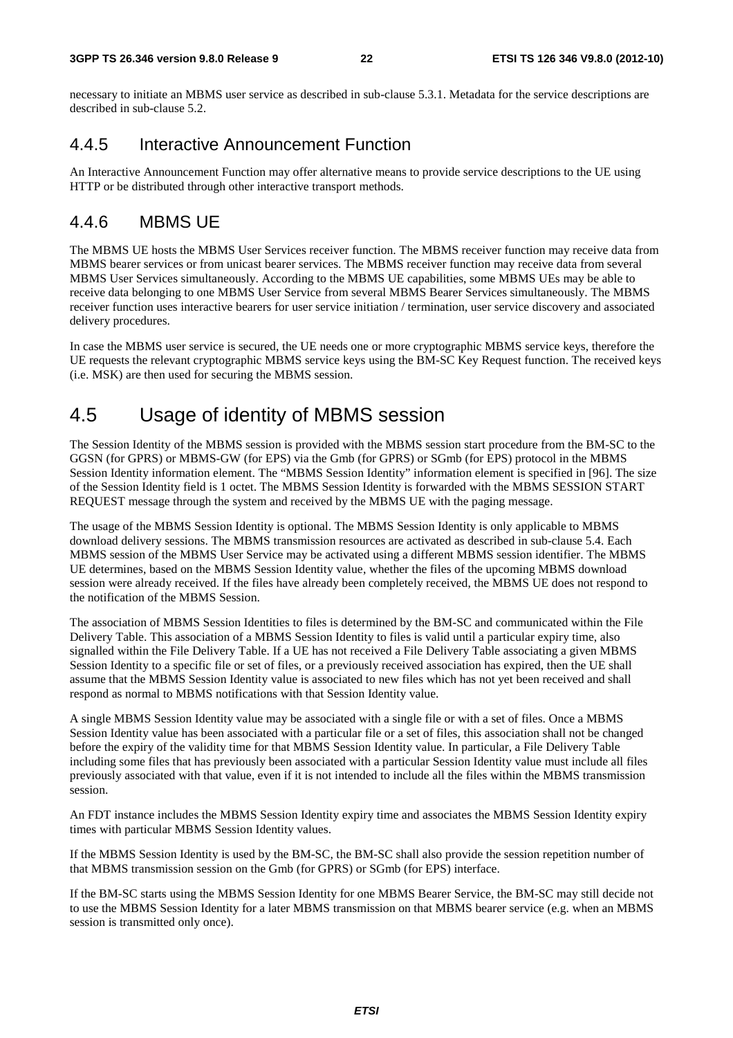necessary to initiate an MBMS user service as described in sub-clause 5.3.1. Metadata for the service descriptions are described in sub-clause 5.2.

### 4.4.5 Interactive Announcement Function

An Interactive Announcement Function may offer alternative means to provide service descriptions to the UE using HTTP or be distributed through other interactive transport methods.

### 4.4.6 MBMS UE

The MBMS UE hosts the MBMS User Services receiver function. The MBMS receiver function may receive data from MBMS bearer services or from unicast bearer services. The MBMS receiver function may receive data from several MBMS User Services simultaneously. According to the MBMS UE capabilities, some MBMS UEs may be able to receive data belonging to one MBMS User Service from several MBMS Bearer Services simultaneously. The MBMS receiver function uses interactive bearers for user service initiation / termination, user service discovery and associated delivery procedures.

In case the MBMS user service is secured, the UE needs one or more cryptographic MBMS service keys, therefore the UE requests the relevant cryptographic MBMS service keys using the BM-SC Key Request function. The received keys (i.e. MSK) are then used for securing the MBMS session.

## 4.5 Usage of identity of MBMS session

The Session Identity of the MBMS session is provided with the MBMS session start procedure from the BM-SC to the GGSN (for GPRS) or MBMS-GW (for EPS) via the Gmb (for GPRS) or SGmb (for EPS) protocol in the MBMS Session Identity information element. The "MBMS Session Identity" information element is specified in [96]. The size of the Session Identity field is 1 octet. The MBMS Session Identity is forwarded with the MBMS SESSION START REQUEST message through the system and received by the MBMS UE with the paging message.

The usage of the MBMS Session Identity is optional. The MBMS Session Identity is only applicable to MBMS download delivery sessions. The MBMS transmission resources are activated as described in sub-clause 5.4. Each MBMS session of the MBMS User Service may be activated using a different MBMS session identifier. The MBMS UE determines, based on the MBMS Session Identity value, whether the files of the upcoming MBMS download session were already received. If the files have already been completely received, the MBMS UE does not respond to the notification of the MBMS Session.

The association of MBMS Session Identities to files is determined by the BM-SC and communicated within the File Delivery Table. This association of a MBMS Session Identity to files is valid until a particular expiry time, also signalled within the File Delivery Table. If a UE has not received a File Delivery Table associating a given MBMS Session Identity to a specific file or set of files, or a previously received association has expired, then the UE shall assume that the MBMS Session Identity value is associated to new files which has not yet been received and shall respond as normal to MBMS notifications with that Session Identity value.

A single MBMS Session Identity value may be associated with a single file or with a set of files. Once a MBMS Session Identity value has been associated with a particular file or a set of files, this association shall not be changed before the expiry of the validity time for that MBMS Session Identity value. In particular, a File Delivery Table including some files that has previously been associated with a particular Session Identity value must include all files previously associated with that value, even if it is not intended to include all the files within the MBMS transmission session.

An FDT instance includes the MBMS Session Identity expiry time and associates the MBMS Session Identity expiry times with particular MBMS Session Identity values.

If the MBMS Session Identity is used by the BM-SC, the BM-SC shall also provide the session repetition number of that MBMS transmission session on the Gmb (for GPRS) or SGmb (for EPS) interface.

If the BM-SC starts using the MBMS Session Identity for one MBMS Bearer Service, the BM-SC may still decide not to use the MBMS Session Identity for a later MBMS transmission on that MBMS bearer service (e.g. when an MBMS session is transmitted only once).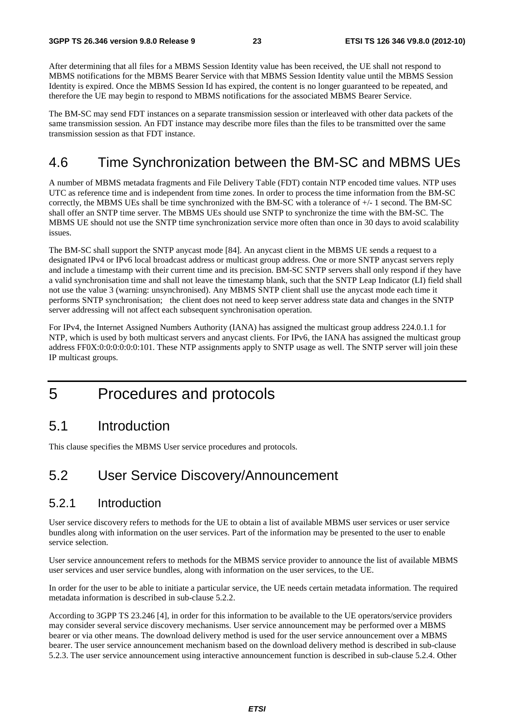After determining that all files for a MBMS Session Identity value has been received, the UE shall not respond to MBMS notifications for the MBMS Bearer Service with that MBMS Session Identity value until the MBMS Session Identity is expired. Once the MBMS Session Id has expired, the content is no longer guaranteed to be repeated, and therefore the UE may begin to respond to MBMS notifications for the associated MBMS Bearer Service.

The BM-SC may send FDT instances on a separate transmission session or interleaved with other data packets of the same transmission session. An FDT instance may describe more files than the files to be transmitted over the same transmission session as that FDT instance.

## 4.6 Time Synchronization between the BM-SC and MBMS UEs

A number of MBMS metadata fragments and File Delivery Table (FDT) contain NTP encoded time values. NTP uses UTC as reference time and is independent from time zones. In order to process the time information from the BM-SC correctly, the MBMS UEs shall be time synchronized with the BM-SC with a tolerance of +/- 1 second. The BM-SC shall offer an SNTP time server. The MBMS UEs should use SNTP to synchronize the time with the BM-SC. The MBMS UE should not use the SNTP time synchronization service more often than once in 30 days to avoid scalability issues.

The BM-SC shall support the SNTP anycast mode [84]. An anycast client in the MBMS UE sends a request to a designated IPv4 or IPv6 local broadcast address or multicast group address. One or more SNTP anycast servers reply and include a timestamp with their current time and its precision. BM-SC SNTP servers shall only respond if they have a valid synchronisation time and shall not leave the timestamp blank, such that the SNTP Leap Indicator (LI) field shall not use the value 3 (warning: unsynchronised). Any MBMS SNTP client shall use the anycast mode each time it performs SNTP synchronisation; the client does not need to keep server address state data and changes in the SNTP server addressing will not affect each subsequent synchronisation operation.

For IPv4, the Internet Assigned Numbers Authority (IANA) has assigned the multicast group address 224.0.1.1 for NTP, which is used by both multicast servers and anycast clients. For IPv6, the IANA has assigned the multicast group address FF0X:0:0:0:0:0:0:101. These NTP assignments apply to SNTP usage as well. The SNTP server will join these IP multicast groups.

# 5 Procedures and protocols

## 5.1 Introduction

This clause specifies the MBMS User service procedures and protocols.

## 5.2 User Service Discovery/Announcement

### 5.2.1 Introduction

User service discovery refers to methods for the UE to obtain a list of available MBMS user services or user service bundles along with information on the user services. Part of the information may be presented to the user to enable service selection.

User service announcement refers to methods for the MBMS service provider to announce the list of available MBMS user services and user service bundles, along with information on the user services, to the UE.

In order for the user to be able to initiate a particular service, the UE needs certain metadata information. The required metadata information is described in sub-clause 5.2.2.

According to 3GPP TS 23.246 [4], in order for this information to be available to the UE operators/service providers may consider several service discovery mechanisms. User service announcement may be performed over a MBMS bearer or via other means. The download delivery method is used for the user service announcement over a MBMS bearer. The user service announcement mechanism based on the download delivery method is described in sub-clause 5.2.3. The user service announcement using interactive announcement function is described in sub-clause 5.2.4. Other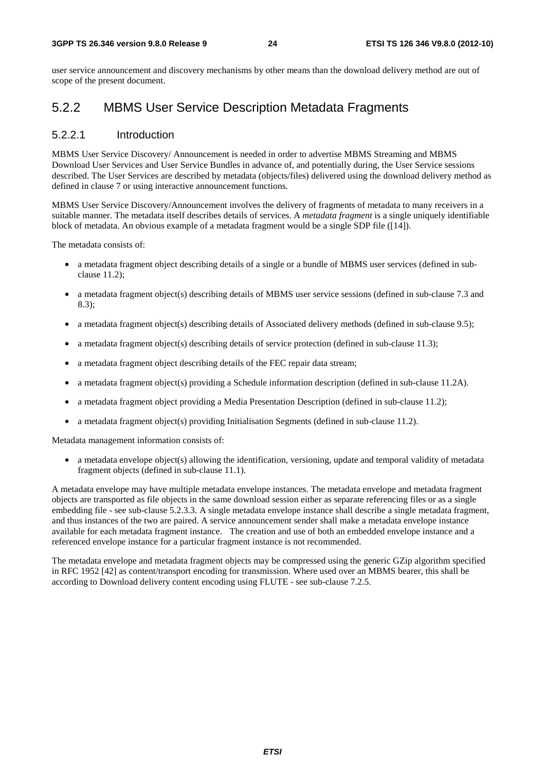user service announcement and discovery mechanisms by other means than the download delivery method are out of scope of the present document.

## 5.2.2 MBMS User Service Description Metadata Fragments

### 5.2.2.1 Introduction

MBMS User Service Discovery/ Announcement is needed in order to advertise MBMS Streaming and MBMS Download User Services and User Service Bundles in advance of, and potentially during, the User Service sessions described. The User Services are described by metadata (objects/files) delivered using the download delivery method as defined in clause 7 or using interactive announcement functions.

MBMS User Service Discovery/Announcement involves the delivery of fragments of metadata to many receivers in a suitable manner. The metadata itself describes details of services. A *metadata fragment* is a single uniquely identifiable block of metadata. An obvious example of a metadata fragment would be a single SDP file ([14]).

The metadata consists of:

- a metadata fragment object describing details of a single or a bundle of MBMS user services (defined in sub-clause 11.2);
- a metadata fragment object(s) describing details of MBMS user service sessions (defined in sub-clause 7.3 and 8.3);
- a metadata fragment object(s) describing details of Associated delivery methods (defined in sub-clause 9.5);
- a metadata fragment object(s) describing details of service protection (defined in sub-clause 11.3);
- a metadata fragment object describing details of the FEC repair data stream;
- a metadata fragment object(s) providing a Schedule information description (defined in sub-clause 11.2A).
- a metadata fragment object providing a Media Presentation Description (defined in sub-clause 11.2);
- a metadata fragment object(s) providing Initialisation Segments (defined in sub-clause 11.2).

Metadata management information consists of:

- a metadata envelope object(s) allowing the identification, versioning, update and temporal validity of metadata fragment objects (defined in sub-clause 11.1).

A metadata envelope may have multiple metadata envelope instances. The metadata envelope and metadata fragment objects are transported as file objects in the same download session either as separate referencing files or as a single embedding file - see sub-clause 5.2.3.3. A single metadata envelope instance shall describe a single metadata fragment, and thus instances of the two are paired. A service announcement sender shall make a metadata envelope instance available for each metadata fragment instance. The creation and use of both an embedded envelope instance and a referenced envelope instance for a particular fragment instance is not recommended.

The metadata envelope and metadata fragment objects may be compressed using the generic GZip algorithm specified in RFC 1952 [42] as content/transport encoding for transmission. Where used over an MBMS bearer, this shall be according to Download delivery content encoding using FLUTE - see sub-clause 7.2.5.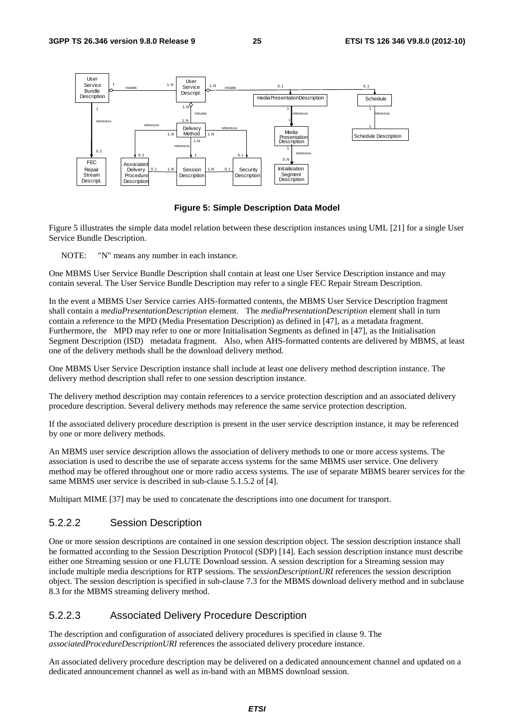**Figure 5: Simple Description Data Model**

Figure 5 illustrates the simple data model relation between these description instances using UML [21] for a single User Service Bundle Description.

NOTE: "N" means any number in each instance.

One MBMS User Service Bundle Description shall contain at least one User Service Description instance and may contain several. The User Service Bundle Description may refer to a single FEC Repair Stream Description.

In the event a MBMS User Service carries AHS-formatted contents, the MBMS User Service Description fragment shall contain a *mediaPresentationDescription* element. The *mediaPresentationDescription* element shall in turn contain a reference to the MPD (Media Presentation Description) as defined in [47], as a metadata fragment. Furthermore, the MPD may refer to one or more Initialisation Segments as defined in [47], as the Initialisation Segment Description (ISD) metadata fragment. Also, when AHS-formatted contents are delivered by MBMS, at least one of the delivery methods shall be the download delivery method.

One MBMS User Service Description instance shall include at least one delivery method description instance. The delivery method description shall refer to one session description instance.

The delivery method description may contain references to a service protection description and an associated delivery procedure description. Several delivery methods may reference the same service protection description.

If the associated delivery procedure description is present in the user service description instance, it may be referenced by one or more delivery methods.

An MBMS user service description allows the association of delivery methods to one or more access systems. The association is used to describe the use of separate access systems for the same MBMS user service. One delivery method may be offered throughout one or more radio access systems. The use of separate MBMS bearer services for the same MBMS user service is described in sub-clause 5.1.5.2 of [4].

Multipart MIME [37] may be used to concatenate the descriptions into one document for transport.

### 5.2.2.2 Session Description

One or more session descriptions are contained in one session description object. The session description instance shall be formatted according to the Session Description Protocol (SDP) [14]. Each session description instance must describe either one Streaming session or one FLUTE Download session. A session description for a Streaming session may include multiple media descriptions for RTP sessions. The *sessionDescriptionURI* references the session description object. The session description is specified in sub-clause 7.3 for the MBMS download delivery method and in subclause 8.3 for the MBMS streaming delivery method.

### 5.2.2.3 Associated Delivery Procedure Description

The description and configuration of associated delivery procedures is specified in clause 9. The *associatedProcedureDescriptionURI* references the associated delivery procedure instance.

An associated delivery procedure description may be delivered on a dedicated announcement channel and updated on a dedicated announcement channel as well as in-band with an MBMS download session.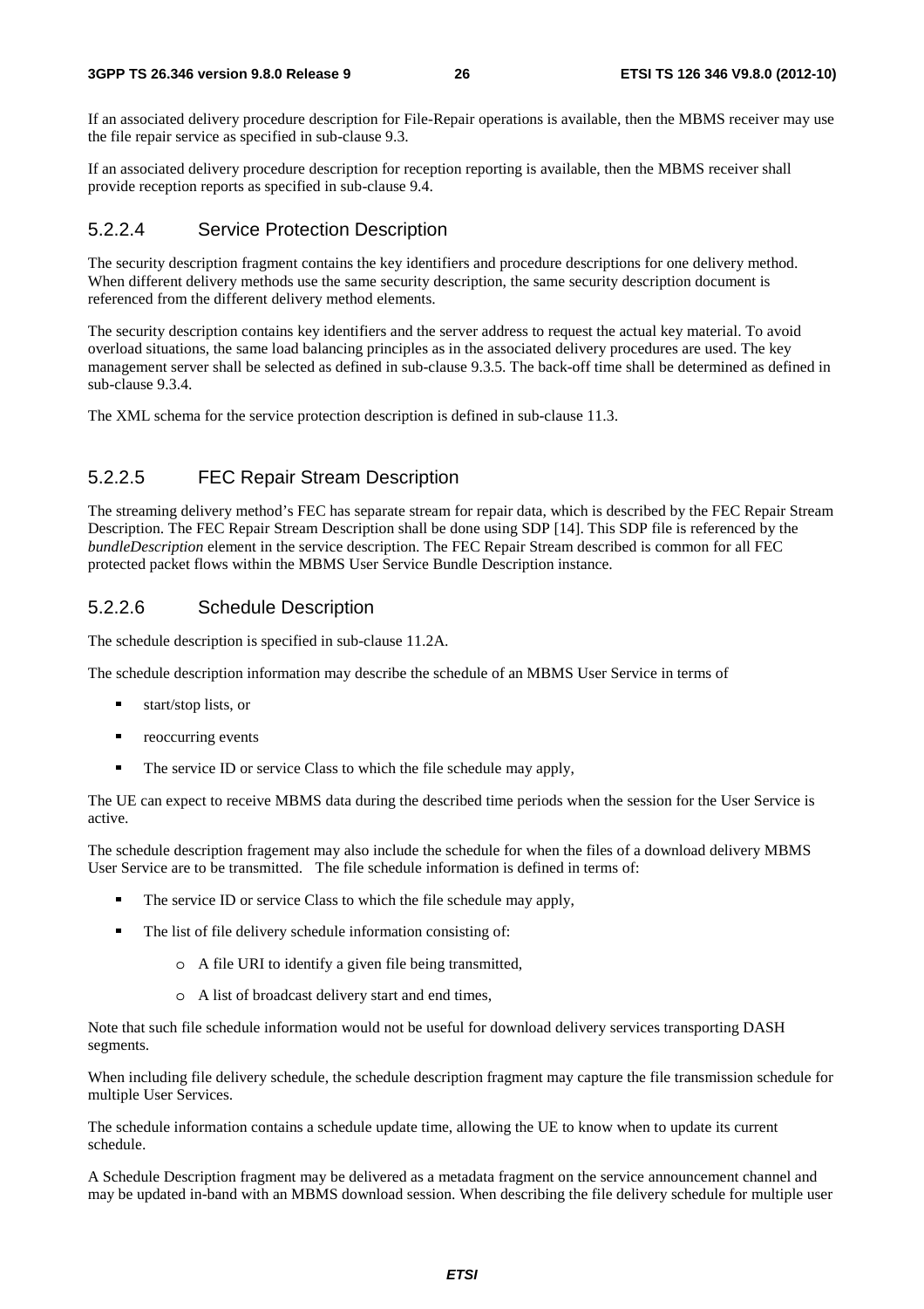If an associated delivery procedure description for File-Repair operations is available, then the MBMS receiver may use the file repair service as specified in sub-clause 9.3.

If an associated delivery procedure description for reception reporting is available, then the MBMS receiver shall provide reception reports as specified in sub-clause 9.4.

#### 5.2.2.4 Service Protection Description

The security description fragment contains the key identifiers and procedure descriptions for one delivery method. When different delivery methods use the same security description, the same security description document is referenced from the different delivery method elements.

The security description contains key identifiers and the server address to request the actual key material. To avoid overload situations, the same load balancing principles as in the associated delivery procedures are used. The key management server shall be selected as defined in sub-clause 9.3.5. The back-off time shall be determined as defined in sub-clause 9.3.4.

The XML schema for the service protection description is defined in sub-clause 11.3.

#### 5.2.2.5 FEC Repair Stream Description

The streaming delivery method's FEC has separate stream for repair data, which is described by the FEC Repair Stream Description. The FEC Repair Stream Description shall be done using SDP [14]. This SDP file is referenced by the *bundleDescription* element in the service description. The FEC Repair Stream described is common for all FEC protected packet flows within the MBMS User Service Bundle Description instance.

#### 5.2.2.6 Schedule Description

The schedule description is specified in sub-clause 11.2A.

The schedule description information may describe the schedule of an MBMS User Service in terms of

- start/stop lists, or
- reoccurring events
- The service ID or service Class to which the file schedule may apply,

The UE can expect to receive MBMS data during the described time periods when the session for the User Service is active.

The schedule description fragement may also include the schedule for when the files of a download delivery MBMS User Service are to be transmitted. The file schedule information is defined in terms of:

- The service ID or service Class to which the file schedule may apply,
- The list of file delivery schedule information consisting of:
  - A file URI to identify a given file being transmitted,
  - A list of broadcast delivery start and end times,

Note that such file schedule information would not be useful for download delivery services transporting DASH segments.

When including file delivery schedule, the schedule description fragment may capture the file transmission schedule for multiple User Services.

The schedule information contains a schedule update time, allowing the UE to know when to update its current schedule.

A Schedule Description fragment may be delivered as a metadata fragment on the service announcement channel and may be updated in-band with an MBMS download session. When describing the file delivery schedule for multiple user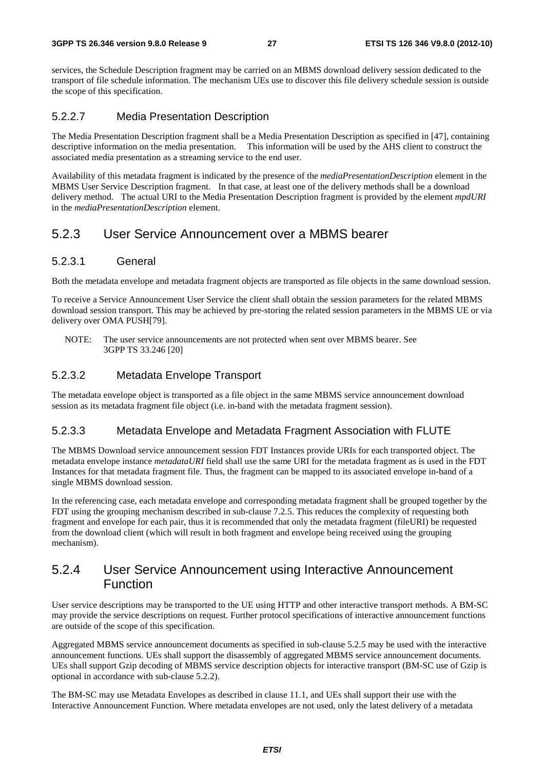services, the Schedule Description fragment may be carried on an MBMS download delivery session dedicated to the transport of file schedule information. The mechanism UEs use to discover this file delivery schedule session is outside the scope of this specification.

#### 5.2.2.7 Media Presentation Description

The Media Presentation Description fragment shall be a Media Presentation Description as specified in [47], containing descriptive information on the media presentation. This information will be used by the AHS client to construct the associated media presentation as a streaming service to the end user.

Availability of this metadata fragment is indicated by the presence of the *mediaPresentationDescription* element in the MBMS User Service Description fragment. In that case, at least one of the delivery methods shall be a download delivery method. The actual URI to the Media Presentation Description fragment is provided by the element *mpdURI* in the *mediaPresentationDescription* element.

### 5.2.3 User Service Announcement over a MBMS bearer

#### 5.2.3.1 General

Both the metadata envelope and metadata fragment objects are transported as file objects in the same download session.

To receive a Service Announcement User Service the client shall obtain the session parameters for the related MBMS download session transport. This may be achieved by pre-storing the related session parameters in the MBMS UE or via delivery over OMA PUSH[79].

NOTE: The user service announcements are not protected when sent over MBMS bearer. See 3GPP TS 33.246 [20]

#### 5.2.3.2 Metadata Envelope Transport

The metadata envelope object is transported as a file object in the same MBMS service announcement download session as its metadata fragment file object (i.e. in-band with the metadata fragment session).

#### 5.2.3.3 Metadata Envelope and Metadata Fragment Association with FLUTE

The MBMS Download service announcement session FDT Instances provide URIs for each transported object. The metadata envelope instance *metadataURI* field shall use the same URI for the metadata fragment as is used in the FDT Instances for that metadata fragment file. Thus, the fragment can be mapped to its associated envelope in-band of a single MBMS download session.

In the referencing case, each metadata envelope and corresponding metadata fragment shall be grouped together by the FDT using the grouping mechanism described in sub-clause 7.2.5. This reduces the complexity of requesting both fragment and envelope for each pair, thus it is recommended that only the metadata fragment (fileURI) be requested from the download client (which will result in both fragment and envelope being received using the grouping mechanism).

### 5.2.4 User Service Announcement using Interactive Announcement Function

User service descriptions may be transported to the UE using HTTP and other interactive transport methods. A BM-SC may provide the service descriptions on request. Further protocol specifications of interactive announcement functions are outside of the scope of this specification.

Aggregated MBMS service announcement documents as specified in sub-clause 5.2.5 may be used with the interactive announcement functions. UEs shall support the disassembly of aggregated MBMS service announcement documents. UEs shall support Gzip decoding of MBMS service description objects for interactive transport (BM-SC use of Gzip is optional in accordance with sub-clause 5.2.2).

The BM-SC may use Metadata Envelopes as described in clause 11.1, and UEs shall support their use with the Interactive Announcement Function. Where metadata envelopes are not used, only the latest delivery of a metadata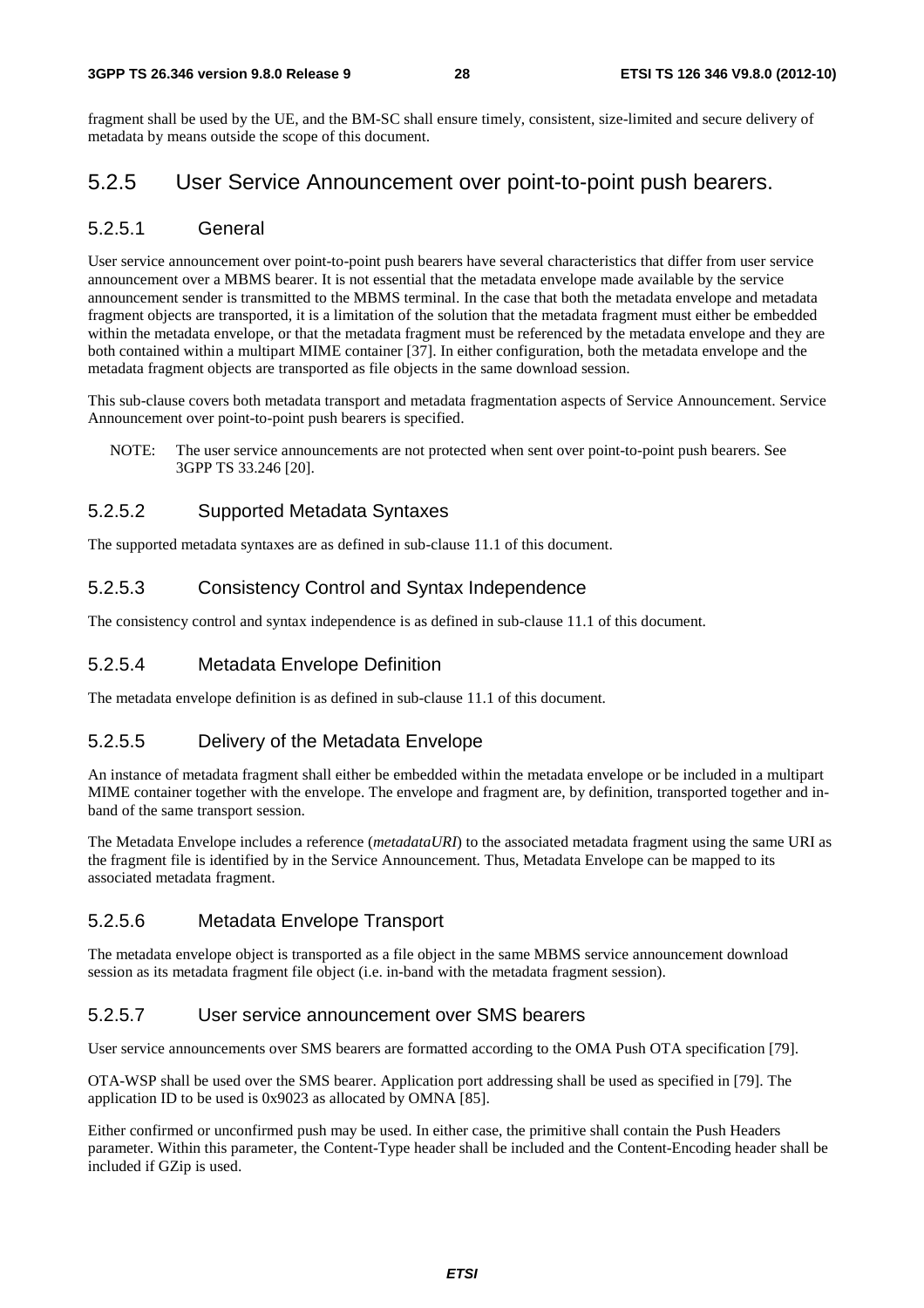fragment shall be used by the UE, and the BM-SC shall ensure timely, consistent, size-limited and secure delivery of metadata by means outside the scope of this document.

## 5.2.5 User Service Announcement over point-to-point push bearers.

### 5.2.5.1 General

User service announcement over point-to-point push bearers have several characteristics that differ from user service announcement over a MBMS bearer. It is not essential that the metadata envelope made available by the service announcement sender is transmitted to the MBMS terminal. In the case that both the metadata envelope and metadata fragment objects are transported, it is a limitation of the solution that the metadata fragment must either be embedded within the metadata envelope, or that the metadata fragment must be referenced by the metadata envelope and they are both contained within a multipart MIME container [37]. In either configuration, both the metadata envelope and the metadata fragment objects are transported as file objects in the same download session.

This sub-clause covers both metadata transport and metadata fragmentation aspects of Service Announcement. Service Announcement over point-to-point push bearers is specified.

NOTE: The user service announcements are not protected when sent over point-to-point push bearers. See 3GPP TS 33.246 [20].

### 5.2.5.2 Supported Metadata Syntaxes

The supported metadata syntaxes are as defined in sub-clause 11.1 of this document.

### 5.2.5.3 Consistency Control and Syntax Independence

The consistency control and syntax independence is as defined in sub-clause 11.1 of this document.

### 5.2.5.4 Metadata Envelope Definition

The metadata envelope definition is as defined in sub-clause 11.1 of this document.

### 5.2.5.5 Delivery of the Metadata Envelope

An instance of metadata fragment shall either be embedded within the metadata envelope or be included in a multipart MIME container together with the envelope. The envelope and fragment are, by definition, transported together and in-band of the same transport session.

The Metadata Envelope includes a reference (*metadataURI*) to the associated metadata fragment using the same URI as the fragment file is identified by in the Service Announcement. Thus, Metadata Envelope can be mapped to its associated metadata fragment.

### 5.2.5.6 Metadata Envelope Transport

The metadata envelope object is transported as a file object in the same MBMS service announcement download session as its metadata fragment file object (i.e. in-band with the metadata fragment session).

### 5.2.5.7 User service announcement over SMS bearers

User service announcements over SMS bearers are formatted according to the OMA Push OTA specification [79].

OTA-WSP shall be used over the SMS bearer. Application port addressing shall be used as specified in [79]. The application ID to be used is 0x9023 as allocated by OMNA [85].

Either confirmed or unconfirmed push may be used. In either case, the primitive shall contain the Push Headers parameter. Within this parameter, the Content-Type header shall be included and the Content-Encoding header shall be included if GZip is used.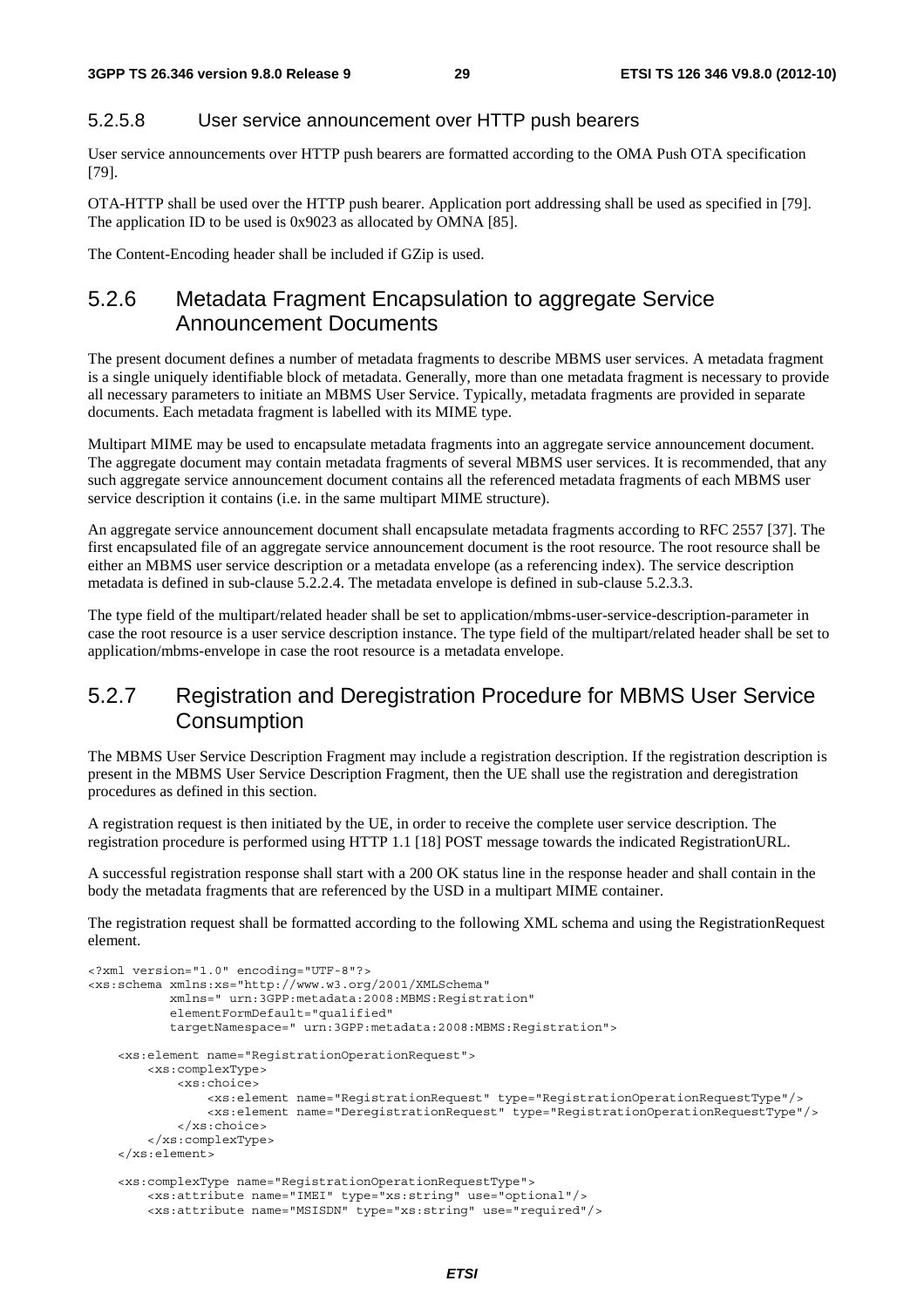### 5.2.5.8 User service announcement over HTTP push bearers

User service announcements over HTTP push bearers are formatted according to the OMA Push OTA specification [79].

OTA-HTTP shall be used over the HTTP push bearer. Application port addressing shall be used as specified in [79]. The application ID to be used is 0x9023 as allocated by OMNA [85].

The Content-Encoding header shall be included if GZip is used.

## 5.2.6 Metadata Fragment Encapsulation to aggregate Service Announcement Documents

The present document defines a number of metadata fragments to describe MBMS user services. A metadata fragment is a single uniquely identifiable block of metadata. Generally, more than one metadata fragment is necessary to provide all necessary parameters to initiate an MBMS User Service. Typically, metadata fragments are provided in separate documents. Each metadata fragment is labelled with its MIME type.

Multipart MIME may be used to encapsulate metadata fragments into an aggregate service announcement document. The aggregate document may contain metadata fragments of several MBMS user services. It is recommended, that any such aggregate service announcement document contains all the referenced metadata fragments of each MBMS user service description it contains (i.e. in the same multipart MIME structure).

An aggregate service announcement document shall encapsulate metadata fragments according to RFC 2557 [37]. The first encapsulated file of an aggregate service announcement document is the root resource. The root resource shall be either an MBMS user service description or a metadata envelope (as a referencing index). The service description metadata is defined in sub-clause 5.2.2.4. The metadata envelope is defined in sub-clause 5.2.3.3.

The type field of the multipart/related header shall be set to application/mbms-user-service-description-parameter in case the root resource is a user service description instance. The type field of the multipart/related header shall be set to application/mbms-envelope in case the root resource is a metadata envelope.

## 5.2.7 Registration and Deregistration Procedure for MBMS User Service Consumption

The MBMS User Service Description Fragment may include a registration description. If the registration description is present in the MBMS User Service Description Fragment, then the UE shall use the registration and deregistration procedures as defined in this section.

A registration request is then initiated by the UE, in order to receive the complete user service description. The registration procedure is performed using HTTP 1.1 [18] POST message towards the indicated RegistrationURL.

A successful registration response shall start with a 200 OK status line in the response header and shall contain in the body the metadata fragments that are referenced by the USD in a multipart MIME container.

The registration request shall be formatted according to the following XML schema and using the RegistrationRequest element.

```
<?xml version="1.0" encoding="UTF-8"?>
<xs:schema xmlns:xs="http://www.w3.org/2001/XMLSchema"
           xmlns=" urn:3GPP:metadata:2008:MBMS:Registration"
           elementFormDefault="qualified"
           targetNamespace=" urn:3GPP:metadata:2008:MBMS:Registration">

    <xs:element name="RegistrationOperationRequest">
        <xs:complexType>
            <xs:choice>
                <xs:element name="RegistrationRequest" type="RegistrationOperationRequestType"/>
                <xs:element name="DeregistrationRequest" type="RegistrationOperationRequestType"/>
            </xs:choice>
        </xs:complexType>
    </xs:element>

    <xs:complexType name="RegistrationOperationRequestType">
        <xs:attribute name="IMEI" type="xs:string" use="optional"/>
        <xs:attribute name="MSISDN" type="xs:string" use="required"/>
```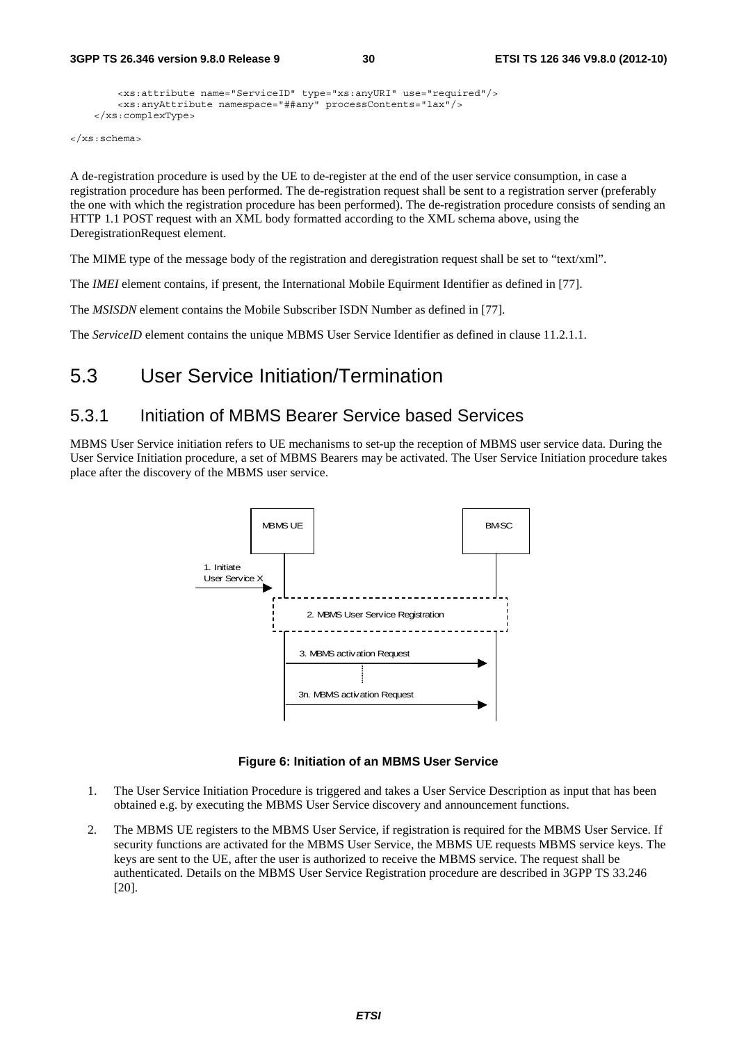```
        <xs:attribute name="ServiceID" type="xs:anyURI" use="required"/>
        <xs:anyAttribute namespace="##any" processContents="lax"/>
    </xs:complexType>

</xs:schema>
```

A de-registration procedure is used by the UE to de-register at the end of the user service consumption, in case a registration procedure has been performed. The de-registration request shall be sent to a registration server (preferably the one with which the registration procedure has been performed). The de-registration procedure consists of sending an HTTP 1.1 POST request with an XML body formatted according to the XML schema above, using the DeregistrationRequest element.

The MIME type of the message body of the registration and deregistration request shall be set to "text/xml".

The *IMEI* element contains, if present, the International Mobile Equirment Identifier as defined in [77].

The *MSISDN* element contains the Mobile Subscriber ISDN Number as defined in [77].

The *ServiceID* element contains the unique MBMS User Service Identifier as defined in clause 11.2.1.1.

## 5.3 User Service Initiation/Termination

### 5.3.1 Initiation of MBMS Bearer Service based Services

MBMS User Service initiation refers to UE mechanisms to set-up the reception of MBMS user service data. During the User Service Initiation procedure, a set of MBMS Bearers may be activated. The User Service Initiation procedure takes place after the discovery of the MBMS user service.

MBMS UE | BM-SC

1. Initiate User Service X

2. MBMS User Service Registration

3. MBMS activation Request

3n. MBMS activation Request

**Figure 6: Initiation of an MBMS User Service**

1. The User Service Initiation Procedure is triggered and takes a User Service Description as input that has been obtained e.g. by executing the MBMS User Service discovery and announcement functions.

2. The MBMS UE registers to the MBMS User Service, if registration is required for the MBMS User Service. If security functions are activated for the MBMS User Service, the MBMS UE requests MBMS service keys. The keys are sent to the UE, after the user is authorized to receive the MBMS service. The request shall be authenticated. Details on the MBMS User Service Registration procedure are described in 3GPP TS 33.246 [20].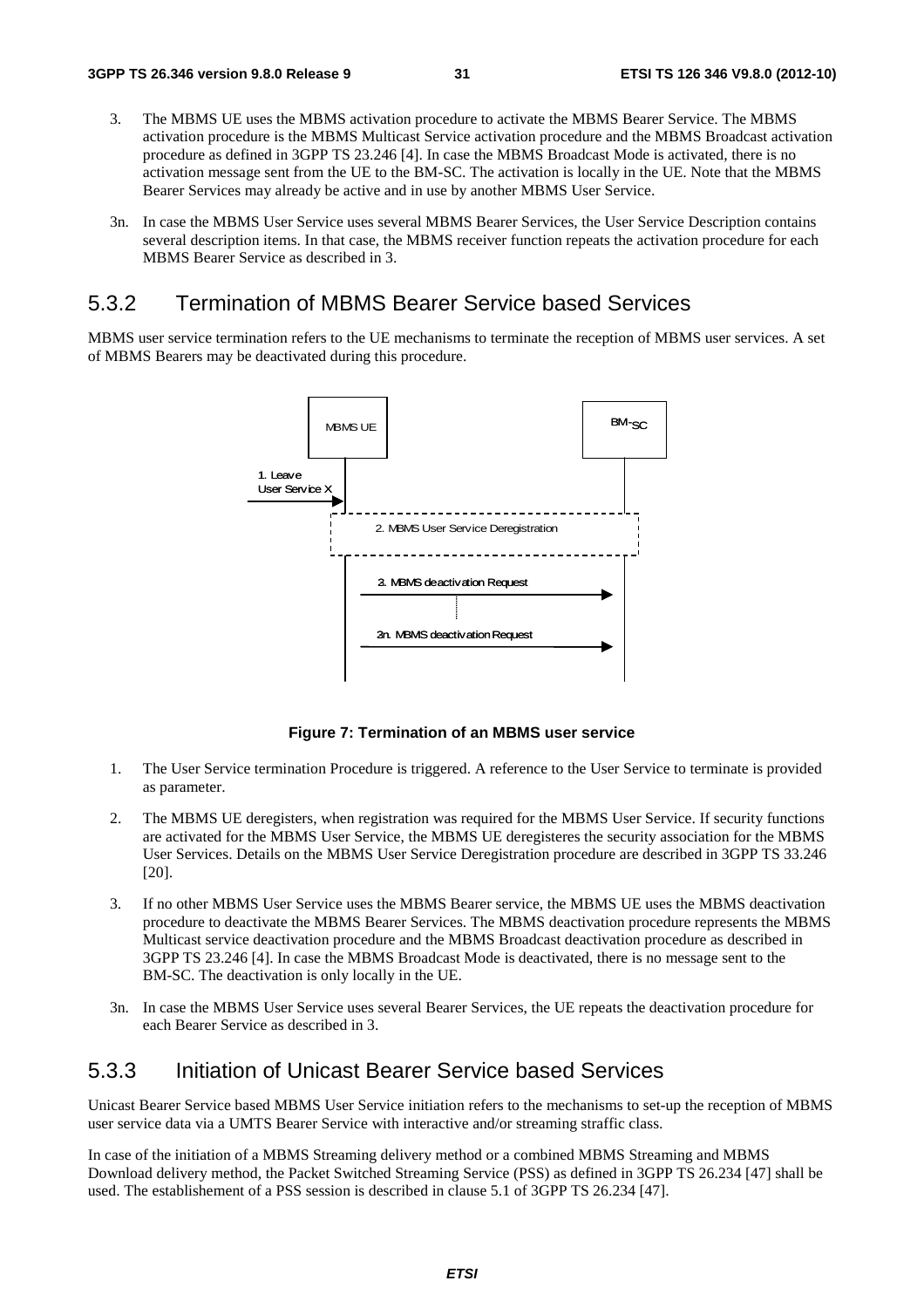3. The MBMS UE uses the MBMS activation procedure to activate the MBMS Bearer Service. The MBMS activation procedure is the MBMS Multicast Service activation procedure and the MBMS Broadcast activation procedure as defined in 3GPP TS 23.246 [4]. In case the MBMS Broadcast Mode is activated, there is no activation message sent from the UE to the BM-SC. The activation is locally in the UE. Note that the MBMS Bearer Services may already be active and in use by another MBMS User Service.

3n. In case the MBMS User Service uses several MBMS Bearer Services, the User Service Description contains several description items. In that case, the MBMS receiver function repeats the activation procedure for each MBMS Bearer Service as described in 3.

## 5.3.2 Termination of MBMS Bearer Service based Services

MBMS user service termination refers to the UE mechanisms to terminate the reception of MBMS user services. A set of MBMS Bearers may be deactivated during this procedure.

**Figure 7: Termination of an MBMS user service**

1. The User Service termination Procedure is triggered. A reference to the User Service to terminate is provided as parameter.

2. The MBMS UE deregisters, when registration was required for the MBMS User Service. If security functions are activated for the MBMS User Service, the MBMS UE deregisteres the security association for the MBMS User Services. Details on the MBMS User Service Deregistration procedure are described in 3GPP TS 33.246 [20].

3. If no other MBMS User Service uses the MBMS Bearer service, the MBMS UE uses the MBMS deactivation procedure to deactivate the MBMS Bearer Services. The MBMS deactivation procedure represents the MBMS Multicast service deactivation procedure and the MBMS Broadcast deactivation procedure as described in 3GPP TS 23.246 [4]. In case the MBMS Broadcast Mode is deactivated, there is no message sent to the BM-SC. The deactivation is only locally in the UE.

3n. In case the MBMS User Service uses several Bearer Services, the UE repeats the deactivation procedure for each Bearer Service as described in 3.

## 5.3.3 Initiation of Unicast Bearer Service based Services

Unicast Bearer Service based MBMS User Service initiation refers to the mechanisms to set-up the reception of MBMS user service data via a UMTS Bearer Service with interactive and/or streaming straffic class.

In case of the initiation of a MBMS Streaming delivery method or a combined MBMS Streaming and MBMS Download delivery method, the Packet Switched Streaming Service (PSS) as defined in 3GPP TS 26.234 [47] shall be used. The establishement of a PSS session is described in clause 5.1 of 3GPP TS 26.234 [47].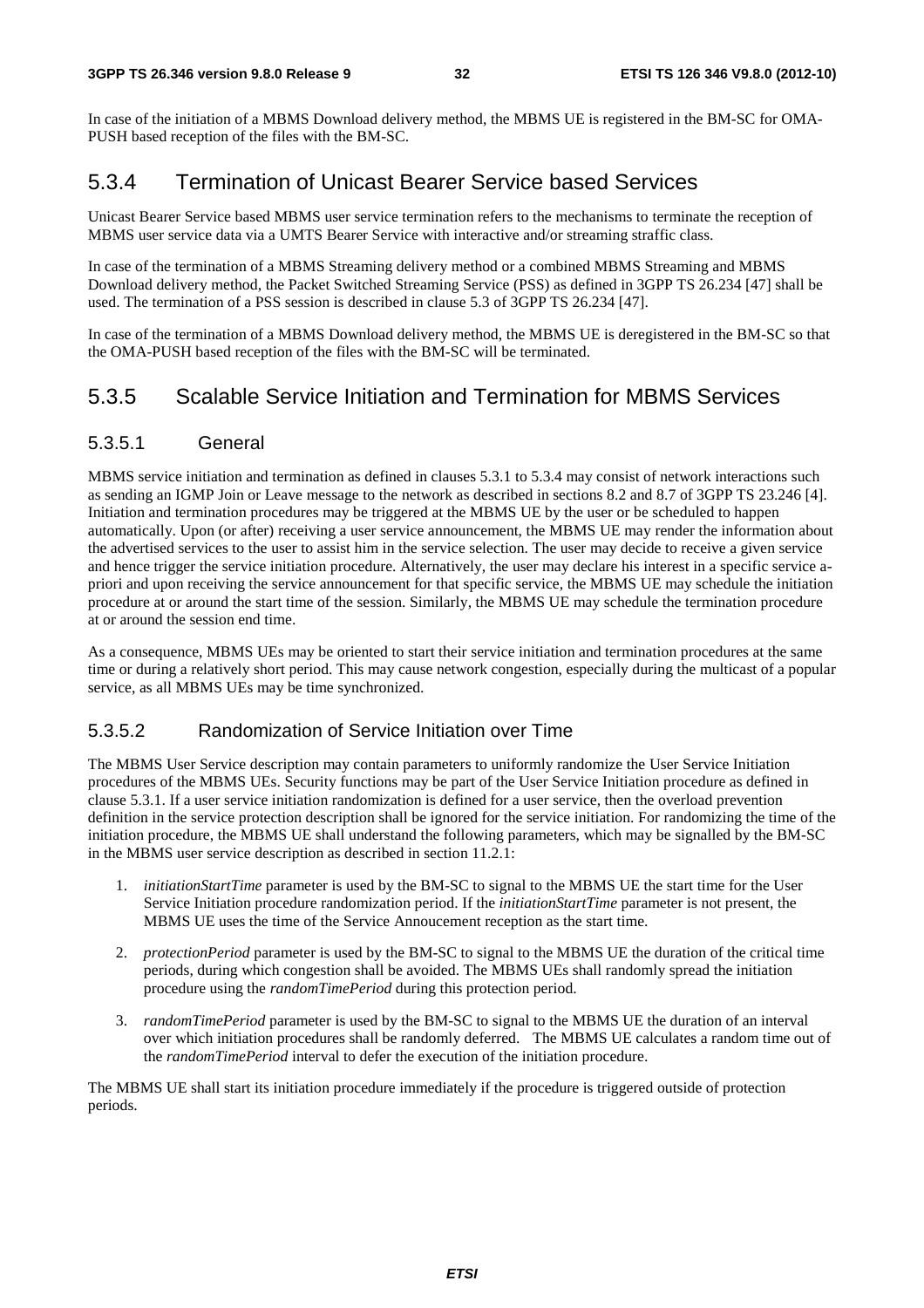In case of the initiation of a MBMS Download delivery method, the MBMS UE is registered in the BM-SC for OMA-PUSH based reception of the files with the BM-SC.

## 5.3.4 Termination of Unicast Bearer Service based Services

Unicast Bearer Service based MBMS user service termination refers to the mechanisms to terminate the reception of MBMS user service data via a UMTS Bearer Service with interactive and/or streaming straffic class.

In case of the termination of a MBMS Streaming delivery method or a combined MBMS Streaming and MBMS Download delivery method, the Packet Switched Streaming Service (PSS) as defined in 3GPP TS 26.234 [47] shall be used. The termination of a PSS session is described in clause 5.3 of 3GPP TS 26.234 [47].

In case of the termination of a MBMS Download delivery method, the MBMS UE is deregistered in the BM-SC so that the OMA-PUSH based reception of the files with the BM-SC will be terminated.

## 5.3.5 Scalable Service Initiation and Termination for MBMS Services

### 5.3.5.1 General

MBMS service initiation and termination as defined in clauses 5.3.1 to 5.3.4 may consist of network interactions such as sending an IGMP Join or Leave message to the network as described in sections 8.2 and 8.7 of 3GPP TS 23.246 [4]. Initiation and termination procedures may be triggered at the MBMS UE by the user or be scheduled to happen automatically. Upon (or after) receiving a user service announcement, the MBMS UE may render the information about the advertised services to the user to assist him in the service selection. The user may decide to receive a given service and hence trigger the service initiation procedure. Alternatively, the user may declare his interest in a specific service a-priori and upon receiving the service announcement for that specific service, the MBMS UE may schedule the initiation procedure at or around the start time of the session. Similarly, the MBMS UE may schedule the termination procedure at or around the session end time.

As a consequence, MBMS UEs may be oriented to start their service initiation and termination procedures at the same time or during a relatively short period. This may cause network congestion, especially during the multicast of a popular service, as all MBMS UEs may be time synchronized.

### 5.3.5.2 Randomization of Service Initiation over Time

The MBMS User Service description may contain parameters to uniformly randomize the User Service Initiation procedures of the MBMS UEs. Security functions may be part of the User Service Initiation procedure as defined in clause 5.3.1. If a user service initiation randomization is defined for a user service, then the overload prevention definition in the service protection description shall be ignored for the service initiation. For randomizing the time of the initiation procedure, the MBMS UE shall understand the following parameters, which may be signalled by the BM-SC in the MBMS user service description as described in section 11.2.1:

1. *initiationStartTime* parameter is used by the BM-SC to signal to the MBMS UE the start time for the User Service Initiation procedure randomization period. If the *initiationStartTime* parameter is not present, the MBMS UE uses the time of the Service Annoucement reception as the start time.

2. *protectionPeriod* parameter is used by the BM-SC to signal to the MBMS UE the duration of the critical time periods, during which congestion shall be avoided. The MBMS UEs shall randomly spread the initiation procedure using the *randomTimePeriod* during this protection period.

3. *randomTimePeriod* parameter is used by the BM-SC to signal to the MBMS UE the duration of an interval over which initiation procedures shall be randomly deferred. The MBMS UE calculates a random time out of the *randomTimePeriod* interval to defer the execution of the initiation procedure.

The MBMS UE shall start its initiation procedure immediately if the procedure is triggered outside of protection periods.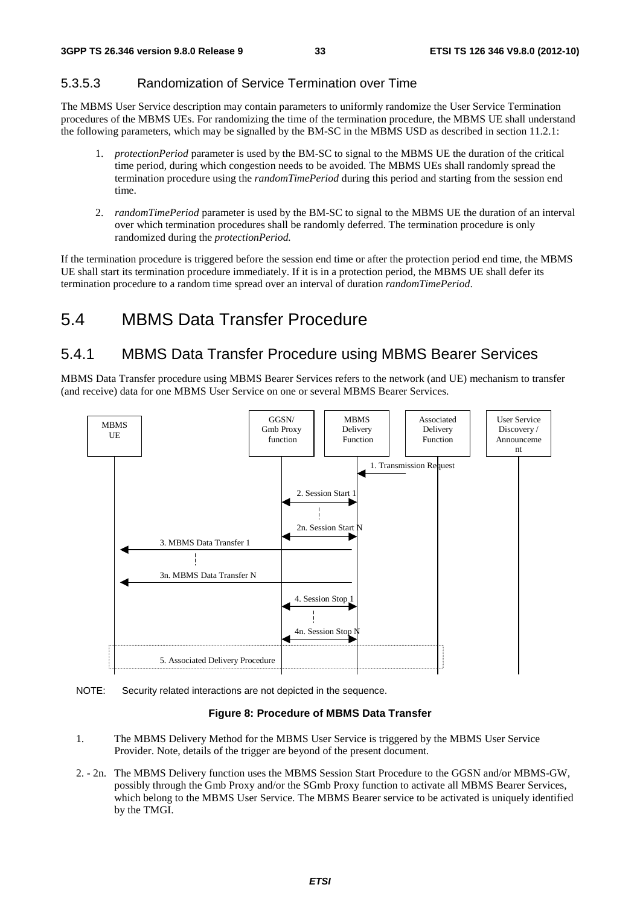### 5.3.5.3 Randomization of Service Termination over Time

The MBMS User Service description may contain parameters to uniformly randomize the User Service Termination procedures of the MBMS UEs. For randomizing the time of the termination procedure, the MBMS UE shall understand the following parameters, which may be signalled by the BM-SC in the MBMS USD as described in section 11.2.1:

1. *protectionPeriod* parameter is used by the BM-SC to signal to the MBMS UE the duration of the critical time period, during which congestion needs to be avoided. The MBMS UEs shall randomly spread the termination procedure using the *randomTimePeriod* during this period and starting from the session end time.

2. *randomTimePeriod* parameter is used by the BM-SC to signal to the MBMS UE the duration of an interval over which termination procedures shall be randomly deferred. The termination procedure is only randomized during the *protectionPeriod.*

If the termination procedure is triggered before the session end time or after the protection period end time, the MBMS UE shall start its termination procedure immediately. If it is in a protection period, the MBMS UE shall defer its termination procedure to a random time spread over an interval of duration *randomTimePeriod*.

# 5.4 MBMS Data Transfer Procedure

## 5.4.1 MBMS Data Transfer Procedure using MBMS Bearer Services

MBMS Data Transfer procedure using MBMS Bearer Services refers to the network (and UE) mechanism to transfer (and receive) data for one MBMS User Service on one or several MBMS Bearer Services.

NOTE: Security related interactions are not depicted in the sequence.

**Figure 8: Procedure of MBMS Data Transfer**

1. The MBMS Delivery Method for the MBMS User Service is triggered by the MBMS User Service Provider. Note, details of the trigger are beyond of the present document.

2. - 2n. The MBMS Delivery function uses the MBMS Session Start Procedure to the GGSN and/or MBMS-GW, possibly through the Gmb Proxy and/or the SGmb Proxy function to activate all MBMS Bearer Services, which belong to the MBMS User Service. The MBMS Bearer service to be activated is uniquely identified by the TMGI.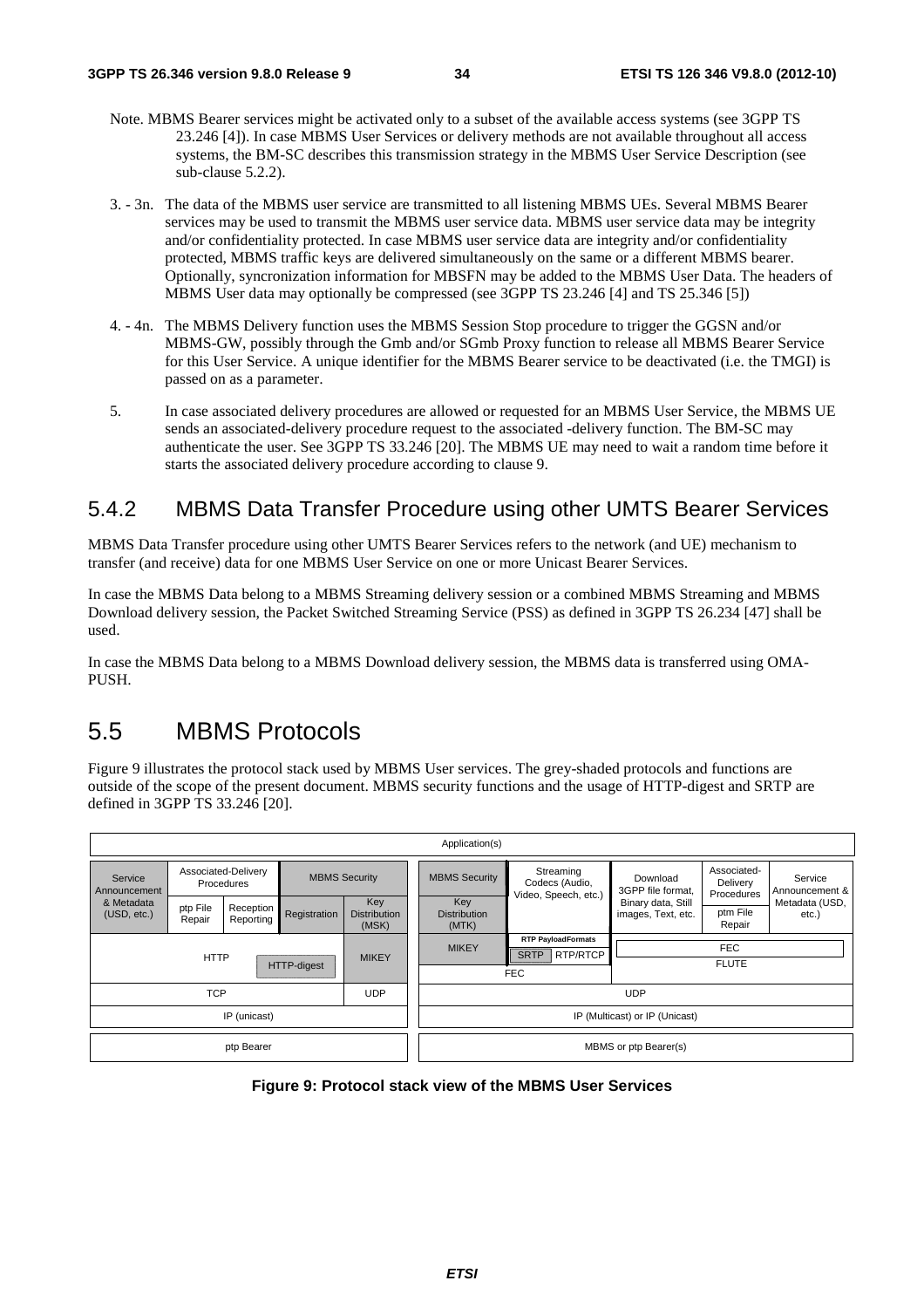Note. MBMS Bearer services might be activated only to a subset of the available access systems (see 3GPP TS 23.246 [4]). In case MBMS User Services or delivery methods are not available throughout all access systems, the BM-SC describes this transmission strategy in the MBMS User Service Description (see sub-clause 5.2.2).

3. - 3n. The data of the MBMS user service are transmitted to all listening MBMS UEs. Several MBMS Bearer services may be used to transmit the MBMS user service data. MBMS user service data may be integrity and/or confidentiality protected. In case MBMS user service data are integrity and/or confidentiality protected, MBMS traffic keys are delivered simultaneously on the same or a different MBMS bearer. Optionally, syncronization information for MBSFN may be added to the MBMS User Data. The headers of MBMS User data may optionally be compressed (see 3GPP TS 23.246 [4] and TS 25.346 [5])

4. - 4n. The MBMS Delivery function uses the MBMS Session Stop procedure to trigger the GGSN and/or MBMS-GW, possibly through the Gmb and/or SGmb Proxy function to release all MBMS Bearer Service for this User Service. A unique identifier for the MBMS Bearer service to be deactivated (i.e. the TMGI) is passed on as a parameter.

5. In case associated delivery procedures are allowed or requested for an MBMS User Service, the MBMS UE sends an associated-delivery procedure request to the associated -delivery function. The BM-SC may authenticate the user. See 3GPP TS 33.246 [20]. The MBMS UE may need to wait a random time before it starts the associated delivery procedure according to clause 9.

## 5.4.2 MBMS Data Transfer Procedure using other UMTS Bearer Services

MBMS Data Transfer procedure using other UMTS Bearer Services refers to the network (and UE) mechanism to transfer (and receive) data for one MBMS User Service on one or more Unicast Bearer Services.

In case the MBMS Data belong to a MBMS Streaming delivery session or a combined MBMS Streaming and MBMS Download delivery session, the Packet Switched Streaming Service (PSS) as defined in 3GPP TS 26.234 [47] shall be used.

In case the MBMS Data belong to a MBMS Download delivery session, the MBMS data is transferred using OMA-PUSH.

# 5.5 MBMS Protocols

Figure 9 illustrates the protocol stack used by MBMS User services. The grey-shaded protocols and functions are outside of the scope of the present document. MBMS security functions and the usage of HTTP-digest and SRTP are defined in 3GPP TS 33.246 [20].

| Application(s) | | | | | | | | | |
|---|---|---|---|---|---|---|---|---|---|
| Service Announcement & Metadata (USD, etc.) | Associated-Delivery Procedures: ptp File Repair | Associated-Delivery Procedures: Reception Reporting | MBMS Security: Registration | MBMS Security: Key Distribution (MSK) | MBMS Security: Key Distribution (MTK) | Streaming Codecs (Audio, Video, Speech, etc.) | Download 3GPP file format, Binary data, Still images, Text, etc. | Associated-Delivery Procedures: ptm File Repair | Service Announcement & Metadata (USD, etc.) |
| HTTP (HTTP-digest) | | | | MIKEY | MIKEY | RTP PayloadFormats, SRTP, RTP/RTCP, FEC | FEC, FLUTE | | |
| TCP | | | | UDP | UDP | | | | |
| IP (unicast) | | | | | IP (Multicast) or IP (Unicast) | | | | |
| ptp Bearer | | | | | MBMS or ptp Bearer(s) | | | | |

**Figure 9: Protocol stack view of the MBMS User Services**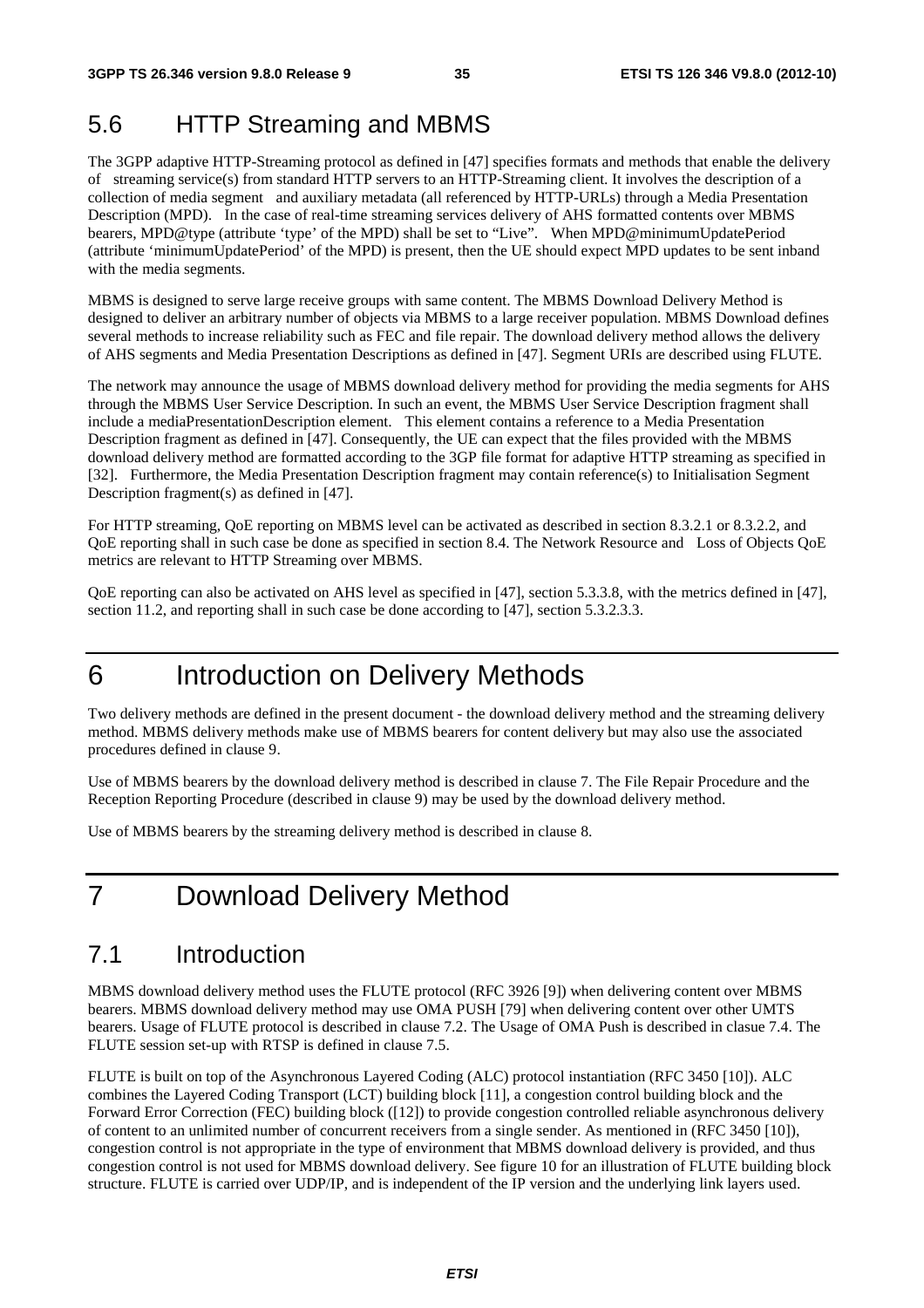## 5.6 HTTP Streaming and MBMS

The 3GPP adaptive HTTP-Streaming protocol as defined in [47] specifies formats and methods that enable the delivery of streaming service(s) from standard HTTP servers to an HTTP-Streaming client. It involves the description of a collection of media segment and auxiliary metadata (all referenced by HTTP-URLs) through a Media Presentation Description (MPD). In the case of real-time streaming services delivery of AHS formatted contents over MBMS bearers, MPD@type (attribute 'type' of the MPD) shall be set to "Live". When MPD@minimumUpdatePeriod (attribute 'minimumUpdatePeriod' of the MPD) is present, then the UE should expect MPD updates to be sent inband with the media segments.

MBMS is designed to serve large receive groups with same content. The MBMS Download Delivery Method is designed to deliver an arbitrary number of objects via MBMS to a large receiver population. MBMS Download defines several methods to increase reliability such as FEC and file repair. The download delivery method allows the delivery of AHS segments and Media Presentation Descriptions as defined in [47]. Segment URIs are described using FLUTE.

The network may announce the usage of MBMS download delivery method for providing the media segments for AHS through the MBMS User Service Description. In such an event, the MBMS User Service Description fragment shall include a mediaPresentationDescription element. This element contains a reference to a Media Presentation Description fragment as defined in [47]. Consequently, the UE can expect that the files provided with the MBMS download delivery method are formatted according to the 3GP file format for adaptive HTTP streaming as specified in [32]. Furthermore, the Media Presentation Description fragment may contain reference(s) to Initialisation Segment Description fragment(s) as defined in [47].

For HTTP streaming, QoE reporting on MBMS level can be activated as described in section 8.3.2.1 or 8.3.2.2, and QoE reporting shall in such case be done as specified in section 8.4. The Network Resource and Loss of Objects QoE metrics are relevant to HTTP Streaming over MBMS.

QoE reporting can also be activated on AHS level as specified in [47], section 5.3.3.8, with the metrics defined in [47], section 11.2, and reporting shall in such case be done according to [47], section 5.3.2.3.3.

# 6 Introduction on Delivery Methods

Two delivery methods are defined in the present document - the download delivery method and the streaming delivery method. MBMS delivery methods make use of MBMS bearers for content delivery but may also use the associated procedures defined in clause 9.

Use of MBMS bearers by the download delivery method is described in clause 7. The File Repair Procedure and the Reception Reporting Procedure (described in clause 9) may be used by the download delivery method.

Use of MBMS bearers by the streaming delivery method is described in clause 8.

# 7 Download Delivery Method

## 7.1 Introduction

MBMS download delivery method uses the FLUTE protocol (RFC 3926 [9]) when delivering content over MBMS bearers. MBMS download delivery method may use OMA PUSH [79] when delivering content over other UMTS bearers. Usage of FLUTE protocol is described in clause 7.2. The Usage of OMA Push is described in clasue 7.4. The FLUTE session set-up with RTSP is defined in clause 7.5.

FLUTE is built on top of the Asynchronous Layered Coding (ALC) protocol instantiation (RFC 3450 [10]). ALC combines the Layered Coding Transport (LCT) building block [11], a congestion control building block and the Forward Error Correction (FEC) building block ([12]) to provide congestion controlled reliable asynchronous delivery of content to an unlimited number of concurrent receivers from a single sender. As mentioned in (RFC 3450 [10]), congestion control is not appropriate in the type of environment that MBMS download delivery is provided, and thus congestion control is not used for MBMS download delivery. See figure 10 for an illustration of FLUTE building block structure. FLUTE is carried over UDP/IP, and is independent of the IP version and the underlying link layers used.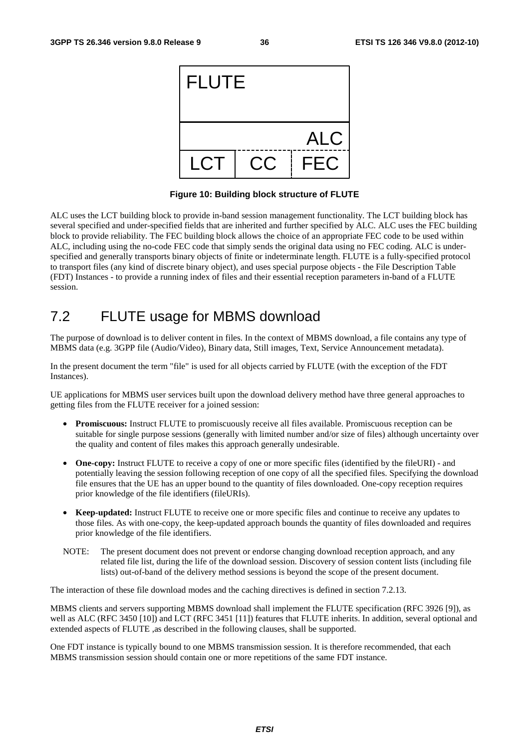FLUTE

| | | ALC |
|---|---|---|
| LCT | CC | FEC |

**Figure 10: Building block structure of FLUTE**

ALC uses the LCT building block to provide in-band session management functionality. The LCT building block has several specified and under-specified fields that are inherited and further specified by ALC. ALC uses the FEC building block to provide reliability. The FEC building block allows the choice of an appropriate FEC code to be used within ALC, including using the no-code FEC code that simply sends the original data using no FEC coding. ALC is under-specified and generally transports binary objects of finite or indeterminate length. FLUTE is a fully-specified protocol to transport files (any kind of discrete binary object), and uses special purpose objects - the File Description Table (FDT) Instances - to provide a running index of files and their essential reception parameters in-band of a FLUTE session.

## 7.2 FLUTE usage for MBMS download

The purpose of download is to deliver content in files. In the context of MBMS download, a file contains any type of MBMS data (e.g. 3GPP file (Audio/Video), Binary data, Still images, Text, Service Announcement metadata).

In the present document the term "file" is used for all objects carried by FLUTE (with the exception of the FDT Instances).

UE applications for MBMS user services built upon the download delivery method have three general approaches to getting files from the FLUTE receiver for a joined session:

- **Promiscuous:** Instruct FLUTE to promiscuously receive all files available. Promiscuous reception can be suitable for single purpose sessions (generally with limited number and/or size of files) although uncertainty over the quality and content of files makes this approach generally undesirable.
- **One-copy:** Instruct FLUTE to receive a copy of one or more specific files (identified by the fileURI) - and potentially leaving the session following reception of one copy of all the specified files. Specifying the download file ensures that the UE has an upper bound to the quantity of files downloaded. One-copy reception requires prior knowledge of the file identifiers (fileURIs).
- **Keep-updated:** Instruct FLUTE to receive one or more specific files and continue to receive any updates to those files. As with one-copy, the keep-updated approach bounds the quantity of files downloaded and requires prior knowledge of the file identifiers.

NOTE: The present document does not prevent or endorse changing download reception approach, and any related file list, during the life of the download session. Discovery of session content lists (including file lists) out-of-band of the delivery method sessions is beyond the scope of the present document.

The interaction of these file download modes and the caching directives is defined in section 7.2.13.

MBMS clients and servers supporting MBMS download shall implement the FLUTE specification (RFC 3926 [9]), as well as ALC (RFC 3450 [10]) and LCT (RFC 3451 [11]) features that FLUTE inherits. In addition, several optional and extended aspects of FLUTE ,as described in the following clauses, shall be supported.

One FDT instance is typically bound to one MBMS transmission session. It is therefore recommended, that each MBMS transmission session should contain one or more repetitions of the same FDT instance.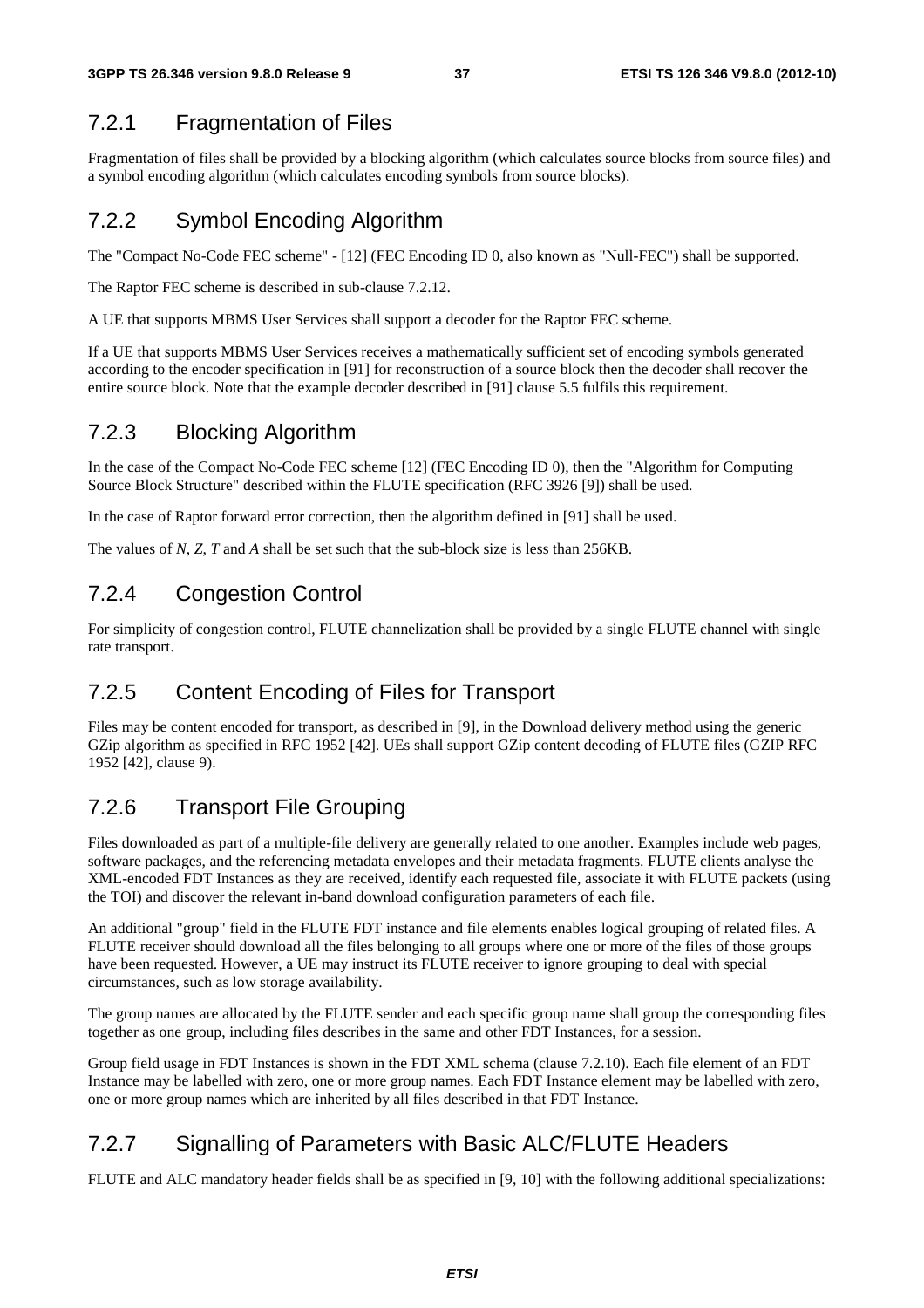### 7.2.1 Fragmentation of Files

Fragmentation of files shall be provided by a blocking algorithm (which calculates source blocks from source files) and a symbol encoding algorithm (which calculates encoding symbols from source blocks).

### 7.2.2 Symbol Encoding Algorithm

The "Compact No-Code FEC scheme" - [12] (FEC Encoding ID 0, also known as "Null-FEC") shall be supported.

The Raptor FEC scheme is described in sub-clause 7.2.12.

A UE that supports MBMS User Services shall support a decoder for the Raptor FEC scheme.

If a UE that supports MBMS User Services receives a mathematically sufficient set of encoding symbols generated according to the encoder specification in [91] for reconstruction of a source block then the decoder shall recover the entire source block. Note that the example decoder described in [91] clause 5.5 fulfils this requirement.

### 7.2.3 Blocking Algorithm

In the case of the Compact No-Code FEC scheme [12] (FEC Encoding ID 0), then the "Algorithm for Computing Source Block Structure" described within the FLUTE specification (RFC 3926 [9]) shall be used.

In the case of Raptor forward error correction, then the algorithm defined in [91] shall be used.

The values of *N*, *Z*, *T* and *A* shall be set such that the sub-block size is less than 256KB.

### 7.2.4 Congestion Control

For simplicity of congestion control, FLUTE channelization shall be provided by a single FLUTE channel with single rate transport.

### 7.2.5 Content Encoding of Files for Transport

Files may be content encoded for transport, as described in [9], in the Download delivery method using the generic GZip algorithm as specified in RFC 1952 [42]. UEs shall support GZip content decoding of FLUTE files (GZIP RFC 1952 [42], clause 9).

### 7.2.6 Transport File Grouping

Files downloaded as part of a multiple-file delivery are generally related to one another. Examples include web pages, software packages, and the referencing metadata envelopes and their metadata fragments. FLUTE clients analyse the XML-encoded FDT Instances as they are received, identify each requested file, associate it with FLUTE packets (using the TOI) and discover the relevant in-band download configuration parameters of each file.

An additional "group" field in the FLUTE FDT instance and file elements enables logical grouping of related files. A FLUTE receiver should download all the files belonging to all groups where one or more of the files of those groups have been requested. However, a UE may instruct its FLUTE receiver to ignore grouping to deal with special circumstances, such as low storage availability.

The group names are allocated by the FLUTE sender and each specific group name shall group the corresponding files together as one group, including files describes in the same and other FDT Instances, for a session.

Group field usage in FDT Instances is shown in the FDT XML schema (clause 7.2.10). Each file element of an FDT Instance may be labelled with zero, one or more group names. Each FDT Instance element may be labelled with zero, one or more group names which are inherited by all files described in that FDT Instance.

### 7.2.7 Signalling of Parameters with Basic ALC/FLUTE Headers

FLUTE and ALC mandatory header fields shall be as specified in [9, 10] with the following additional specializations: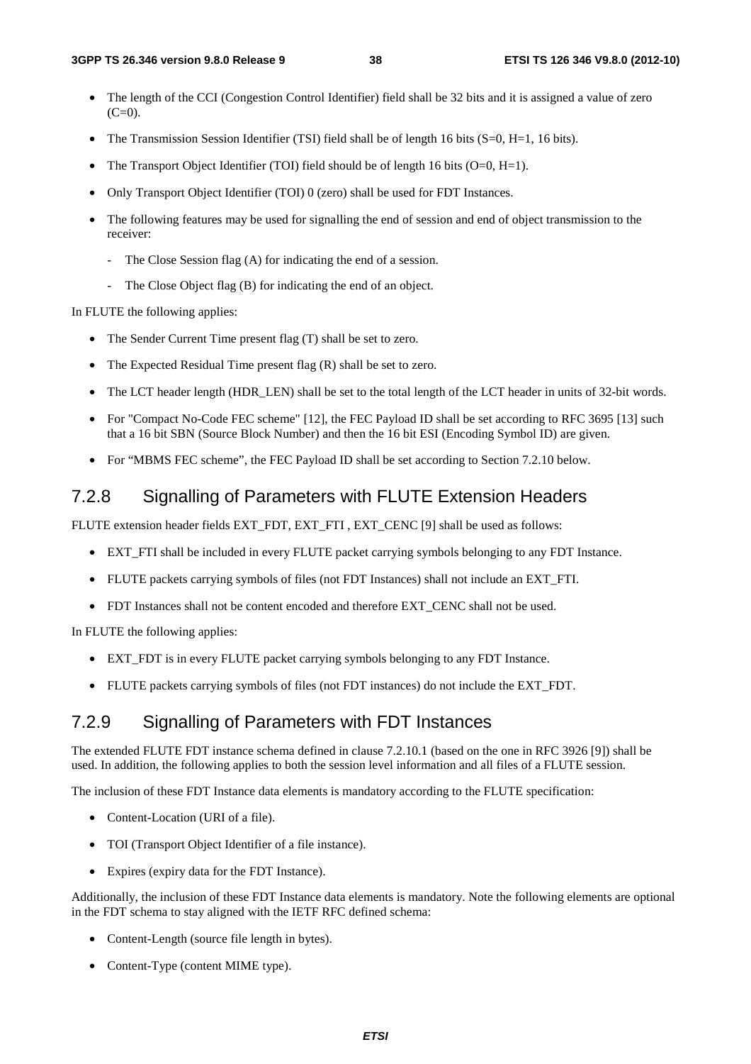- The length of the CCI (Congestion Control Identifier) field shall be 32 bits and it is assigned a value of zero (C=0).
- The Transmission Session Identifier (TSI) field shall be of length 16 bits (S=0, H=1, 16 bits).
- The Transport Object Identifier (TOI) field should be of length 16 bits (O=0, H=1).
- Only Transport Object Identifier (TOI) 0 (zero) shall be used for FDT Instances.
- The following features may be used for signalling the end of session and end of object transmission to the receiver:
  - The Close Session flag (A) for indicating the end of a session.
  - The Close Object flag (B) for indicating the end of an object.

In FLUTE the following applies:

- The Sender Current Time present flag (T) shall be set to zero.
- The Expected Residual Time present flag (R) shall be set to zero.
- The LCT header length (HDR_LEN) shall be set to the total length of the LCT header in units of 32-bit words.
- For "Compact No-Code FEC scheme" [12], the FEC Payload ID shall be set according to RFC 3695 [13] such that a 16 bit SBN (Source Block Number) and then the 16 bit ESI (Encoding Symbol ID) are given.
- For "MBMS FEC scheme", the FEC Payload ID shall be set according to Section 7.2.10 below.

## 7.2.8 Signalling of Parameters with FLUTE Extension Headers

FLUTE extension header fields EXT_FDT, EXT_FTI , EXT_CENC [9] shall be used as follows:

- EXT_FTI shall be included in every FLUTE packet carrying symbols belonging to any FDT Instance.
- FLUTE packets carrying symbols of files (not FDT Instances) shall not include an EXT_FTI.
- FDT Instances shall not be content encoded and therefore EXT_CENC shall not be used.

In FLUTE the following applies:

- EXT_FDT is in every FLUTE packet carrying symbols belonging to any FDT Instance.
- FLUTE packets carrying symbols of files (not FDT instances) do not include the EXT_FDT.

## 7.2.9 Signalling of Parameters with FDT Instances

The extended FLUTE FDT instance schema defined in clause 7.2.10.1 (based on the one in RFC 3926 [9]) shall be used. In addition, the following applies to both the session level information and all files of a FLUTE session.

The inclusion of these FDT Instance data elements is mandatory according to the FLUTE specification:

- Content-Location (URI of a file).
- TOI (Transport Object Identifier of a file instance).
- Expires (expiry data for the FDT Instance).

Additionally, the inclusion of these FDT Instance data elements is mandatory. Note the following elements are optional in the FDT schema to stay aligned with the IETF RFC defined schema:

- Content-Length (source file length in bytes).
- Content-Type (content MIME type).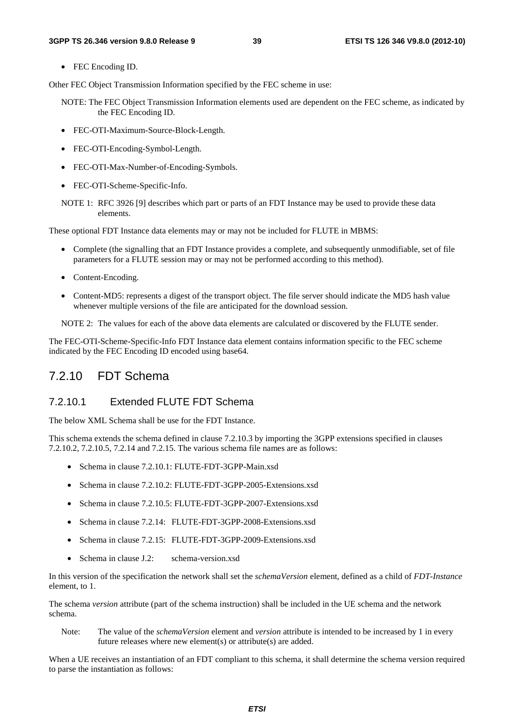- FEC Encoding ID.

Other FEC Object Transmission Information specified by the FEC scheme in use:

NOTE: The FEC Object Transmission Information elements used are dependent on the FEC scheme, as indicated by the FEC Encoding ID.

- FEC-OTI-Maximum-Source-Block-Length.
- FEC-OTI-Encoding-Symbol-Length.
- FEC-OTI-Max-Number-of-Encoding-Symbols.
- FEC-OTI-Scheme-Specific-Info.

NOTE 1: RFC 3926 [9] describes which part or parts of an FDT Instance may be used to provide these data elements.

These optional FDT Instance data elements may or may not be included for FLUTE in MBMS:

- Complete (the signalling that an FDT Instance provides a complete, and subsequently unmodifiable, set of file parameters for a FLUTE session may or may not be performed according to this method).
- Content-Encoding.
- Content-MD5: represents a digest of the transport object. The file server should indicate the MD5 hash value whenever multiple versions of the file are anticipated for the download session.

NOTE 2: The values for each of the above data elements are calculated or discovered by the FLUTE sender.

The FEC-OTI-Scheme-Specific-Info FDT Instance data element contains information specific to the FEC scheme indicated by the FEC Encoding ID encoded using base64.

## 7.2.10 FDT Schema

### 7.2.10.1 Extended FLUTE FDT Schema

The below XML Schema shall be use for the FDT Instance.

This schema extends the schema defined in clause 7.2.10.3 by importing the 3GPP extensions specified in clauses 7.2.10.2, 7.2.10.5, 7.2.14 and 7.2.15. The various schema file names are as follows:

- Schema in clause 7.2.10.1: FLUTE-FDT-3GPP-Main.xsd
- Schema in clause 7.2.10.2: FLUTE-FDT-3GPP-2005-Extensions.xsd
- Schema in clause 7.2.10.5: FLUTE-FDT-3GPP-2007-Extensions.xsd
- Schema in clause 7.2.14: FLUTE-FDT-3GPP-2008-Extensions.xsd
- Schema in clause 7.2.15: FLUTE-FDT-3GPP-2009-Extensions.xsd
- Schema in clause J.2: schema-version.xsd

In this version of the specification the network shall set the *schemaVersion* element, defined as a child of *FDT-Instance* element, to 1.

The schema *version* attribute (part of the schema instruction) shall be included in the UE schema and the network schema.

Note: The value of the *schemaVersion* element and *version* attribute is intended to be increased by 1 in every future releases where new element(s) or attribute(s) are added.

When a UE receives an instantiation of an FDT compliant to this schema, it shall determine the schema version required to parse the instantiation as follows: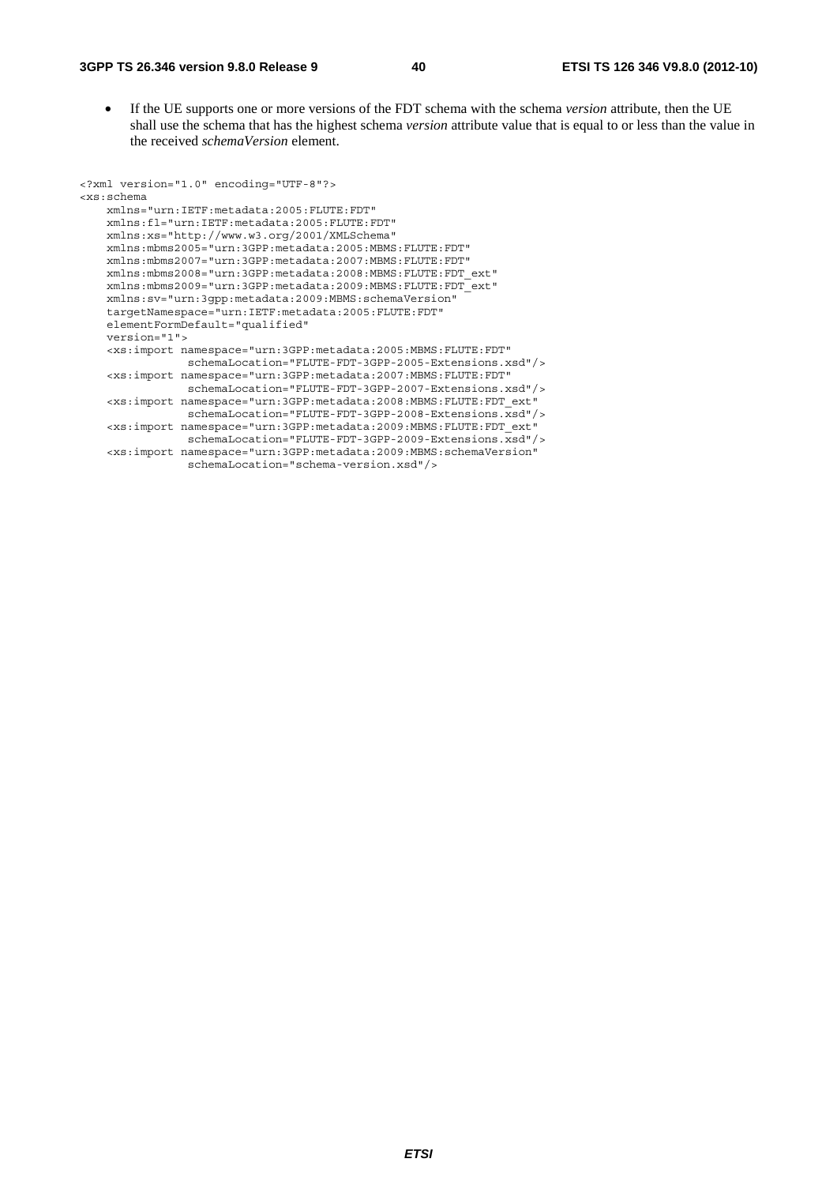- If the UE supports one or more versions of the FDT schema with the schema *version* attribute, then the UE shall use the schema that has the highest schema *version* attribute value that is equal to or less than the value in the received *schemaVersion* element.

```
<?xml version="1.0" encoding="UTF-8"?>
<xs:schema
    xmlns="urn:IETF:metadata:2005:FLUTE:FDT"
    xmlns:fl="urn:IETF:metadata:2005:FLUTE:FDT"
    xmlns:xs="http://www.w3.org/2001/XMLSchema"
    xmlns:mbms2005="urn:3GPP:metadata:2005:MBMS:FLUTE:FDT"
    xmlns:mbms2007="urn:3GPP:metadata:2007:MBMS:FLUTE:FDT"
    xmlns:mbms2008="urn:3GPP:metadata:2008:MBMS:FLUTE:FDT_ext"
    xmlns:mbms2009="urn:3GPP:metadata:2009:MBMS:FLUTE:FDT_ext"
    xmlns:sv="urn:3gpp:metadata:2009:MBMS:schemaVersion"
    targetNamespace="urn:IETF:metadata:2005:FLUTE:FDT"
    elementFormDefault="qualified"
    version="1">
    <xs:import namespace="urn:3GPP:metadata:2005:MBMS:FLUTE:FDT"
               schemaLocation="FLUTE-FDT-3GPP-2005-Extensions.xsd"/>
    <xs:import namespace="urn:3GPP:metadata:2007:MBMS:FLUTE:FDT"
               schemaLocation="FLUTE-FDT-3GPP-2007-Extensions.xsd"/>
    <xs:import namespace="urn:3GPP:metadata:2008:MBMS:FLUTE:FDT_ext"
               schemaLocation="FLUTE-FDT-3GPP-2008-Extensions.xsd"/>
    <xs:import namespace="urn:3GPP:metadata:2009:MBMS:FLUTE:FDT_ext"
               schemaLocation="FLUTE-FDT-3GPP-2009-Extensions.xsd"/>
    <xs:import namespace="urn:3GPP:metadata:2009:MBMS:schemaVersion"
               schemaLocation="schema-version.xsd"/>
```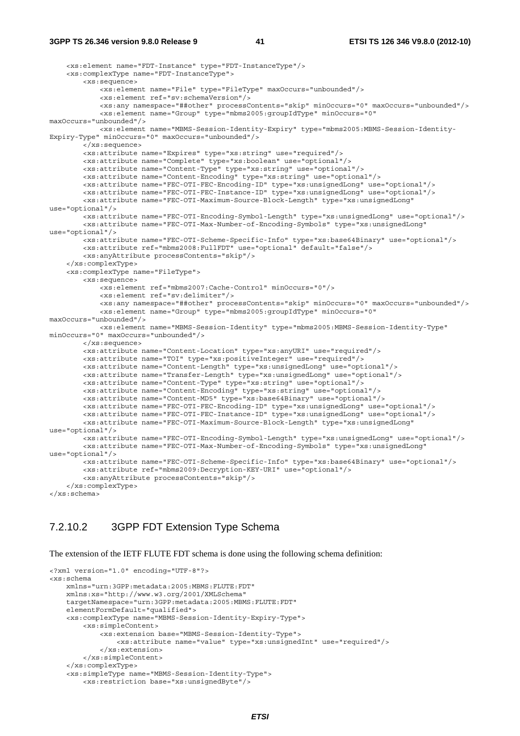```
    <xs:element name="FDT-Instance" type="FDT-InstanceType"/>
    <xs:complexType name="FDT-InstanceType">
        <xs:sequence>
            <xs:element name="File" type="FileType" maxOccurs="unbounded"/>
            <xs:element ref="sv:schemaVersion"/>
            <xs:any namespace="##other" processContents="skip" minOccurs="0" maxOccurs="unbounded"/>
            <xs:element name="Group" type="mbms2005:groupIdType" minOccurs="0"
maxOccurs="unbounded"/>
            <xs:element name="MBMS-Session-Identity-Expiry" type="mbms2005:MBMS-Session-Identity-
Expiry-Type" minOccurs="0" maxOccurs="unbounded"/>
        </xs:sequence>
        <xs:attribute name="Expires" type="xs:string" use="required"/>
        <xs:attribute name="Complete" type="xs:boolean" use="optional"/>
        <xs:attribute name="Content-Type" type="xs:string" use="optional"/>
        <xs:attribute name="Content-Encoding" type="xs:string" use="optional"/>
        <xs:attribute name="FEC-OTI-FEC-Encoding-ID" type="xs:unsignedLong" use="optional"/>
        <xs:attribute name="FEC-OTI-FEC-Instance-ID" type="xs:unsignedLong" use="optional"/>
        <xs:attribute name="FEC-OTI-Maximum-Source-Block-Length" type="xs:unsignedLong"
use="optional"/>
        <xs:attribute name="FEC-OTI-Encoding-Symbol-Length" type="xs:unsignedLong" use="optional"/>
        <xs:attribute name="FEC-OTI-Max-Number-of-Encoding-Symbols" type="xs:unsignedLong"
use="optional"/>
        <xs:attribute name="FEC-OTI-Scheme-Specific-Info" type="xs:base64Binary" use="optional"/>
        <xs:attribute ref="mbms2008:FullFDT" use="optional" default="false"/>
        <xs:anyAttribute processContents="skip"/>
    </xs:complexType>
    <xs:complexType name="FileType">
        <xs:sequence>
            <xs:element ref="mbms2007:Cache-Control" minOccurs="0"/>
            <xs:element ref="sv:delimiter"/>
            <xs:any namespace="##other" processContents="skip" minOccurs="0" maxOccurs="unbounded"/>
            <xs:element name="Group" type="mbms2005:groupIdType" minOccurs="0"
maxOccurs="unbounded"/>
            <xs:element name="MBMS-Session-Identity" type="mbms2005:MBMS-Session-Identity-Type"
minOccurs="0" maxOccurs="unbounded"/>
        </xs:sequence>
        <xs:attribute name="Content-Location" type="xs:anyURI" use="required"/>
        <xs:attribute name="TOI" type="xs:positiveInteger" use="required"/>
        <xs:attribute name="Content-Length" type="xs:unsignedLong" use="optional"/>
        <xs:attribute name="Transfer-Length" type="xs:unsignedLong" use="optional"/>
        <xs:attribute name="Content-Type" type="xs:string" use="optional"/>
        <xs:attribute name="Content-Encoding" type="xs:string" use="optional"/>
        <xs:attribute name="Content-MD5" type="xs:base64Binary" use="optional"/>
        <xs:attribute name="FEC-OTI-FEC-Encoding-ID" type="xs:unsignedLong" use="optional"/>
        <xs:attribute name="FEC-OTI-FEC-Instance-ID" type="xs:unsignedLong" use="optional"/>
        <xs:attribute name="FEC-OTI-Maximum-Source-Block-Length" type="xs:unsignedLong"
use="optional"/>
        <xs:attribute name="FEC-OTI-Encoding-Symbol-Length" type="xs:unsignedLong" use="optional"/>
        <xs:attribute name="FEC-OTI-Max-Number-of-Encoding-Symbols" type="xs:unsignedLong"
use="optional"/>
        <xs:attribute name="FEC-OTI-Scheme-Specific-Info" type="xs:base64Binary" use="optional"/>
        <xs:attribute ref="mbms2009:Decryption-KEY-URI" use="optional"/>
        <xs:anyAttribute processContents="skip"/>
    </xs:complexType>
</xs:schema>
```

### 7.2.10.2 3GPP FDT Extension Type Schema

The extension of the IETF FLUTE FDT schema is done using the following schema definition:

```
<?xml version="1.0" encoding="UTF-8"?>
<xs:schema
    xmlns="urn:3GPP:metadata:2005:MBMS:FLUTE:FDT"
    xmlns:xs="http://www.w3.org/2001/XMLSchema"
    targetNamespace="urn:3GPP:metadata:2005:MBMS:FLUTE:FDT"
    elementFormDefault="qualified">
    <xs:complexType name="MBMS-Session-Identity-Expiry-Type">
        <xs:simpleContent>
            <xs:extension base="MBMS-Session-Identity-Type">
                <xs:attribute name="value" type="xs:unsignedInt" use="required"/>
            </xs:extension>
        </xs:simpleContent>
    </xs:complexType>
    <xs:simpleType name="MBMS-Session-Identity-Type">
        <xs:restriction base="xs:unsignedByte"/>
```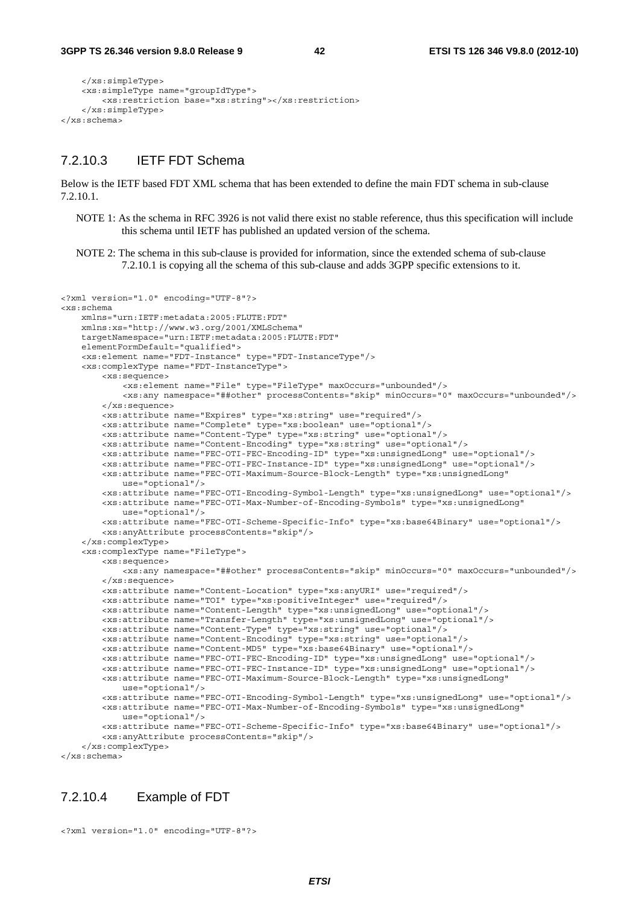```
    </xs:simpleType>
    <xs:simpleType name="groupIdType">
        <xs:restriction base="xs:string"></xs:restriction>
    </xs:simpleType>
</xs:schema>
```

### 7.2.10.3 IETF FDT Schema

Below is the IETF based FDT XML schema that has been extended to define the main FDT schema in sub-clause 7.2.10.1.

NOTE 1: As the schema in RFC 3926 is not valid there exist no stable reference, thus this specification will include this schema until IETF has published an updated version of the schema.

NOTE 2: The schema in this sub-clause is provided for information, since the extended schema of sub-clause 7.2.10.1 is copying all the schema of this sub-clause and adds 3GPP specific extensions to it.

```
<?xml version="1.0" encoding="UTF-8"?>
<xs:schema
    xmlns="urn:IETF:metadata:2005:FLUTE:FDT"
    xmlns:xs="http://www.w3.org/2001/XMLSchema"
    targetNamespace="urn:IETF:metadata:2005:FLUTE:FDT"
    elementFormDefault="qualified">
    <xs:element name="FDT-Instance" type="FDT-InstanceType"/>
    <xs:complexType name="FDT-InstanceType">
        <xs:sequence>
            <xs:element name="File" type="FileType" maxOccurs="unbounded"/>
            <xs:any namespace="##other" processContents="skip" minOccurs="0" maxOccurs="unbounded"/>
        </xs:sequence>
        <xs:attribute name="Expires" type="xs:string" use="required"/>
        <xs:attribute name="Complete" type="xs:boolean" use="optional"/>
        <xs:attribute name="Content-Type" type="xs:string" use="optional"/>
        <xs:attribute name="Content-Encoding" type="xs:string" use="optional"/>
        <xs:attribute name="FEC-OTI-FEC-Encoding-ID" type="xs:unsignedLong" use="optional"/>
        <xs:attribute name="FEC-OTI-FEC-Instance-ID" type="xs:unsignedLong" use="optional"/>
        <xs:attribute name="FEC-OTI-Maximum-Source-Block-Length" type="xs:unsignedLong"
            use="optional"/>
        <xs:attribute name="FEC-OTI-Encoding-Symbol-Length" type="xs:unsignedLong" use="optional"/>
        <xs:attribute name="FEC-OTI-Max-Number-of-Encoding-Symbols" type="xs:unsignedLong"
            use="optional"/>
        <xs:attribute name="FEC-OTI-Scheme-Specific-Info" type="xs:base64Binary" use="optional"/>
        <xs:anyAttribute processContents="skip"/>
    </xs:complexType>
    <xs:complexType name="FileType">
        <xs:sequence>
            <xs:any namespace="##other" processContents="skip" minOccurs="0" maxOccurs="unbounded"/>
        </xs:sequence>
        <xs:attribute name="Content-Location" type="xs:anyURI" use="required"/>
        <xs:attribute name="TOI" type="xs:positiveInteger" use="required"/>
        <xs:attribute name="Content-Length" type="xs:unsignedLong" use="optional"/>
        <xs:attribute name="Transfer-Length" type="xs:unsignedLong" use="optional"/>
        <xs:attribute name="Content-Type" type="xs:string" use="optional"/>
        <xs:attribute name="Content-Encoding" type="xs:string" use="optional"/>
        <xs:attribute name="Content-MD5" type="xs:base64Binary" use="optional"/>
        <xs:attribute name="FEC-OTI-FEC-Encoding-ID" type="xs:unsignedLong" use="optional"/>
        <xs:attribute name="FEC-OTI-FEC-Instance-ID" type="xs:unsignedLong" use="optional"/>
        <xs:attribute name="FEC-OTI-Maximum-Source-Block-Length" type="xs:unsignedLong"
            use="optional"/>
        <xs:attribute name="FEC-OTI-Encoding-Symbol-Length" type="xs:unsignedLong" use="optional"/>
        <xs:attribute name="FEC-OTI-Max-Number-of-Encoding-Symbols" type="xs:unsignedLong"
            use="optional"/>
        <xs:attribute name="FEC-OTI-Scheme-Specific-Info" type="xs:base64Binary" use="optional"/>
        <xs:anyAttribute processContents="skip"/>
    </xs:complexType>
</xs:schema>
```

### 7.2.10.4 Example of FDT

```
<?xml version="1.0" encoding="UTF-8"?>
```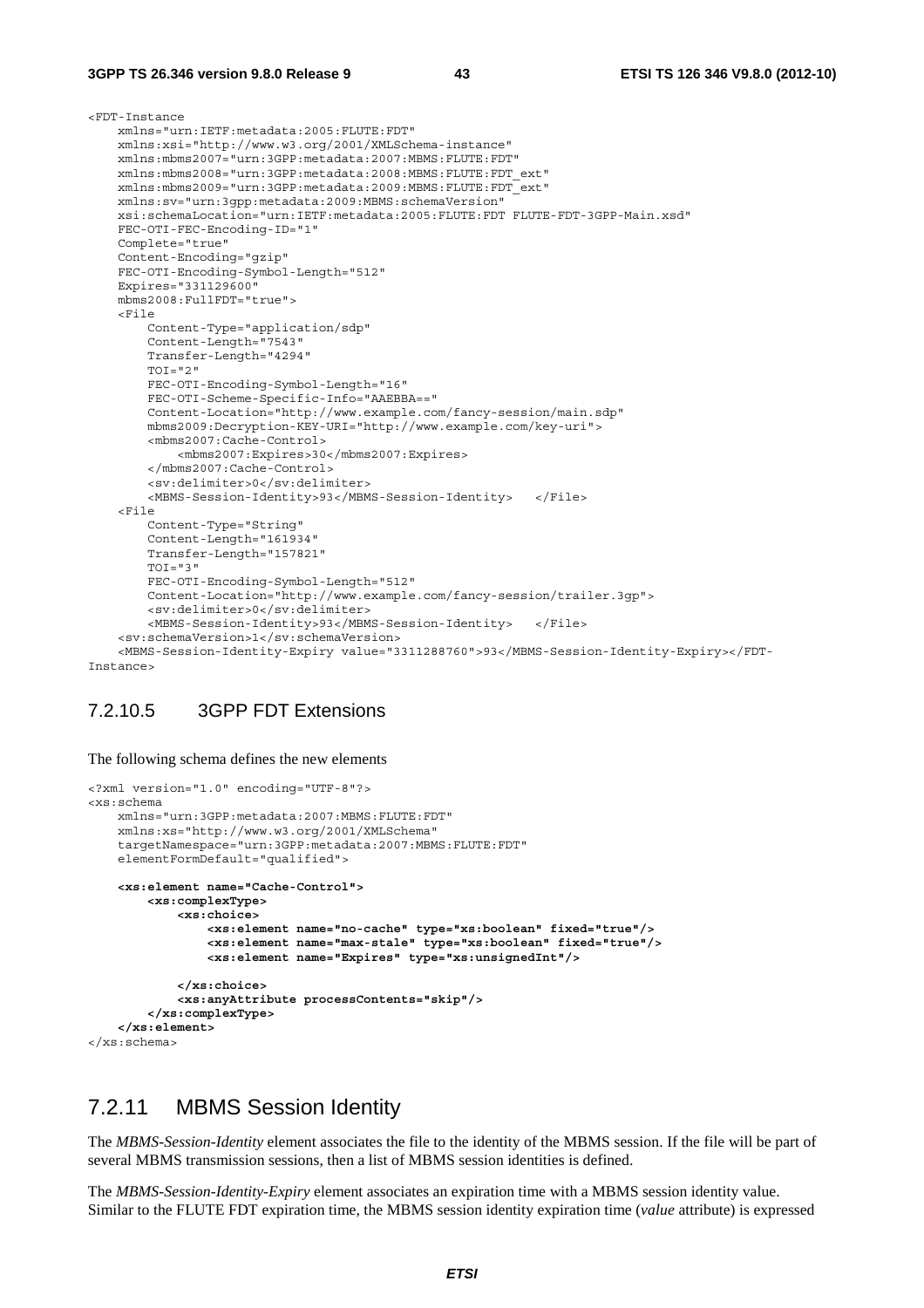```
<FDT-Instance
    xmlns="urn:IETF:metadata:2005:FLUTE:FDT"
    xmlns:xsi="http://www.w3.org/2001/XMLSchema-instance"
    xmlns:mbms2007="urn:3GPP:metadata:2007:MBMS:FLUTE:FDT"
    xmlns:mbms2008="urn:3GPP:metadata:2008:MBMS:FLUTE:FDT_ext"
    xmlns:mbms2009="urn:3GPP:metadata:2009:MBMS:FLUTE:FDT_ext"
    xmlns:sv="urn:3gpp:metadata:2009:MBMS:schemaVersion"
    xsi:schemaLocation="urn:IETF:metadata:2005:FLUTE:FDT FLUTE-FDT-3GPP-Main.xsd"
    FEC-OTI-FEC-Encoding-ID="1"
    Complete="true"
    Content-Encoding="gzip"
    FEC-OTI-Encoding-Symbol-Length="512"
    Expires="331129600"
    mbms2008:FullFDT="true">
    <File
        Content-Type="application/sdp"
        Content-Length="7543"
        Transfer-Length="4294"
        TOI="2"
        FEC-OTI-Encoding-Symbol-Length="16"
        FEC-OTI-Scheme-Specific-Info="AAEBBA=="
        Content-Location="http://www.example.com/fancy-session/main.sdp"
        mbms2009:Decryption-KEY-URI="http://www.example.com/key-uri">
        <mbms2007:Cache-Control>
            <mbms2007:Expires>30</mbms2007:Expires>
        </mbms2007:Cache-Control>
        <sv:delimiter>0</sv:delimiter>
        <MBMS-Session-Identity>93</MBMS-Session-Identity>   </File>
    <File
        Content-Type="String"
        Content-Length="161934"
        Transfer-Length="157821"
        TOI="3"
        FEC-OTI-Encoding-Symbol-Length="512"
        Content-Location="http://www.example.com/fancy-session/trailer.3gp">
        <sv:delimiter>0</sv:delimiter>
        <MBMS-Session-Identity>93</MBMS-Session-Identity>   </File>
    <sv:schemaVersion>1</sv:schemaVersion>
    <MBMS-Session-Identity-Expiry value="3311288760">93</MBMS-Session-Identity-Expiry></FDT-
Instance>
```

### 7.2.10.5 3GPP FDT Extensions

The following schema defines the new elements

```
<?xml version="1.0" encoding="UTF-8"?>
<xs:schema
    xmlns="urn:3GPP:metadata:2007:MBMS:FLUTE:FDT"
    xmlns:xs="http://www.w3.org/2001/XMLSchema"
    targetNamespace="urn:3GPP:metadata:2007:MBMS:FLUTE:FDT"
    elementFormDefault="qualified">

    <xs:element name="Cache-Control">
        <xs:complexType>
            <xs:choice>
                <xs:element name="no-cache" type="xs:boolean" fixed="true"/>
                <xs:element name="max-stale" type="xs:boolean" fixed="true"/>
                <xs:element name="Expires" type="xs:unsignedInt"/>

            </xs:choice>
            <xs:anyAttribute processContents="skip"/>
        </xs:complexType>
    </xs:element>
</xs:schema>
```

## 7.2.11 MBMS Session Identity

The *MBMS-Session-Identity* element associates the file to the identity of the MBMS session. If the file will be part of several MBMS transmission sessions, then a list of MBMS session identities is defined.

The *MBMS-Session-Identity-Expiry* element associates an expiration time with a MBMS session identity value. Similar to the FLUTE FDT expiration time, the MBMS session identity expiration time (*value* attribute) is expressed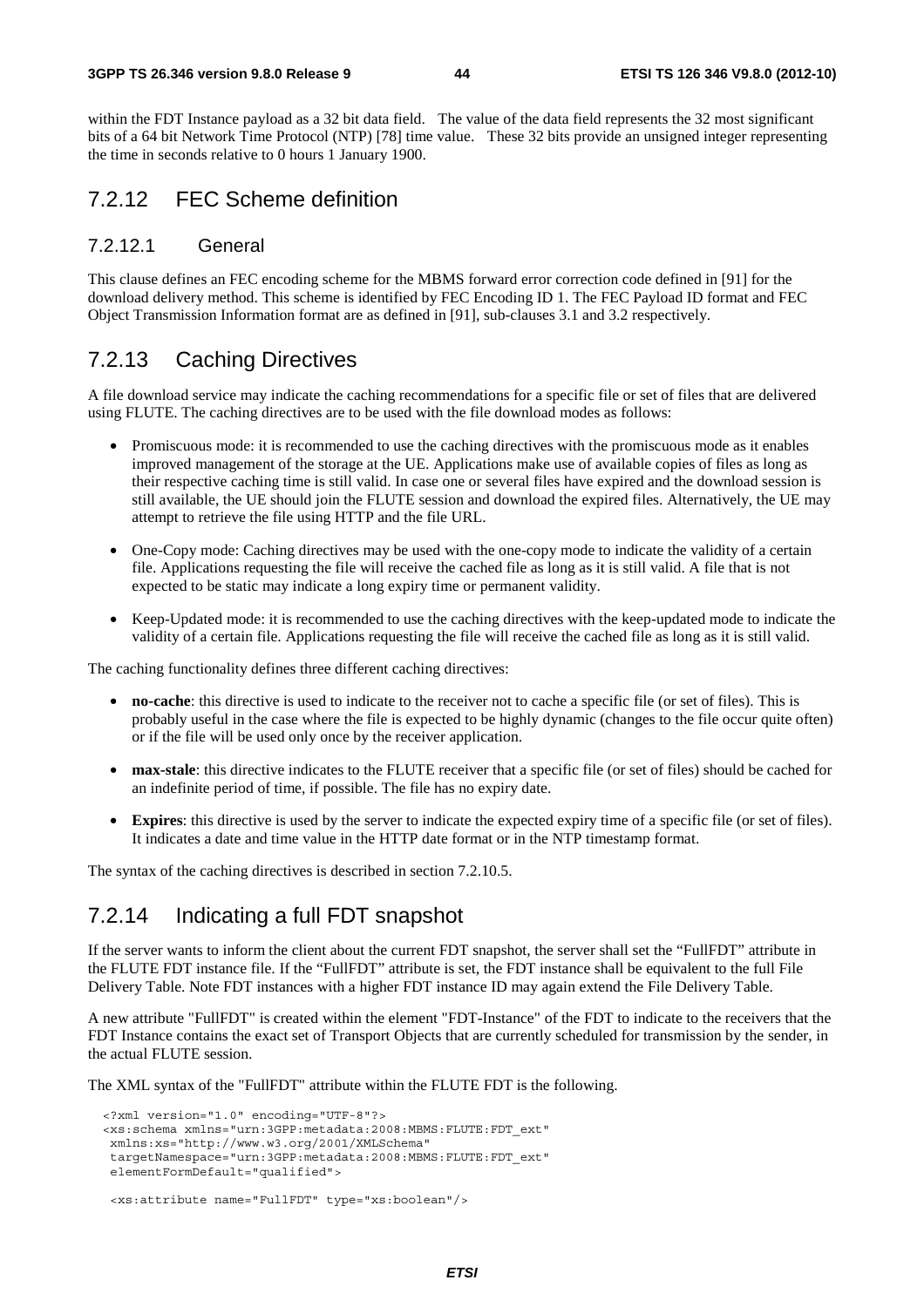within the FDT Instance payload as a 32 bit data field. The value of the data field represents the 32 most significant bits of a 64 bit Network Time Protocol (NTP) [78] time value. These 32 bits provide an unsigned integer representing the time in seconds relative to 0 hours 1 January 1900.

## 7.2.12 FEC Scheme definition

### 7.2.12.1 General

This clause defines an FEC encoding scheme for the MBMS forward error correction code defined in [91] for the download delivery method. This scheme is identified by FEC Encoding ID 1. The FEC Payload ID format and FEC Object Transmission Information format are as defined in [91], sub-clauses 3.1 and 3.2 respectively.

## 7.2.13 Caching Directives

A file download service may indicate the caching recommendations for a specific file or set of files that are delivered using FLUTE. The caching directives are to be used with the file download modes as follows:

- Promiscuous mode: it is recommended to use the caching directives with the promiscuous mode as it enables improved management of the storage at the UE. Applications make use of available copies of files as long as their respective caching time is still valid. In case one or several files have expired and the download session is still available, the UE should join the FLUTE session and download the expired files. Alternatively, the UE may attempt to retrieve the file using HTTP and the file URL.
- One-Copy mode: Caching directives may be used with the one-copy mode to indicate the validity of a certain file. Applications requesting the file will receive the cached file as long as it is still valid. A file that is not expected to be static may indicate a long expiry time or permanent validity.
- Keep-Updated mode: it is recommended to use the caching directives with the keep-updated mode to indicate the validity of a certain file. Applications requesting the file will receive the cached file as long as it is still valid.

The caching functionality defines three different caching directives:

- **no-cache**: this directive is used to indicate to the receiver not to cache a specific file (or set of files). This is probably useful in the case where the file is expected to be highly dynamic (changes to the file occur quite often) or if the file will be used only once by the receiver application.
- **max-stale**: this directive indicates to the FLUTE receiver that a specific file (or set of files) should be cached for an indefinite period of time, if possible. The file has no expiry date.
- **Expires**: this directive is used by the server to indicate the expected expiry time of a specific file (or set of files). It indicates a date and time value in the HTTP date format or in the NTP timestamp format.

The syntax of the caching directives is described in section 7.2.10.5.

## 7.2.14 Indicating a full FDT snapshot

If the server wants to inform the client about the current FDT snapshot, the server shall set the "FullFDT" attribute in the FLUTE FDT instance file. If the "FullFDT" attribute is set, the FDT instance shall be equivalent to the full File Delivery Table. Note FDT instances with a higher FDT instance ID may again extend the File Delivery Table.

A new attribute "FullFDT" is created within the element "FDT-Instance" of the FDT to indicate to the receivers that the FDT Instance contains the exact set of Transport Objects that are currently scheduled for transmission by the sender, in the actual FLUTE session.

The XML syntax of the "FullFDT" attribute within the FLUTE FDT is the following.

```
<?xml version="1.0" encoding="UTF-8"?>
<xs:schema xmlns="urn:3GPP:metadata:2008:MBMS:FLUTE:FDT_ext"
 xmlns:xs="http://www.w3.org/2001/XMLSchema"
 targetNamespace="urn:3GPP:metadata:2008:MBMS:FLUTE:FDT_ext"
 elementFormDefault="qualified">

 <xs:attribute name="FullFDT" type="xs:boolean"/>
```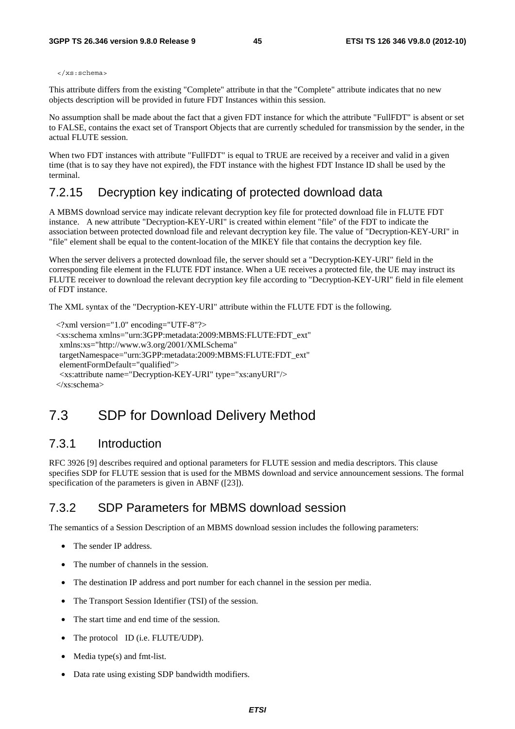```
</xs:schema>
```

This attribute differs from the existing "Complete" attribute in that the "Complete" attribute indicates that no new objects description will be provided in future FDT Instances within this session.

No assumption shall be made about the fact that a given FDT instance for which the attribute "FullFDT" is absent or set to FALSE, contains the exact set of Transport Objects that are currently scheduled for transmission by the sender, in the actual FLUTE session.

When two FDT instances with attribute "FullFDT" is equal to TRUE are received by a receiver and valid in a given time (that is to say they have not expired), the FDT instance with the highest FDT Instance ID shall be used by the terminal.

### 7.2.15 Decryption key indicating of protected download data

A MBMS download service may indicate relevant decryption key file for protected download file in FLUTE FDT instance. A new attribute "Decryption-KEY-URI" is created within element "file" of the FDT to indicate the association between protected download file and relevant decryption key file. The value of "Decryption-KEY-URI" in "file" element shall be equal to the content-location of the MIKEY file that contains the decryption key file.

When the server delivers a protected download file, the server should set a "Decryption-KEY-URI" field in the corresponding file element in the FLUTE FDT instance. When a UE receives a protected file, the UE may instruct its FLUTE receiver to download the relevant decryption key file according to "Decryption-KEY-URI" field in file element of FDT instance.

The XML syntax of the "Decryption-KEY-URI" attribute within the FLUTE FDT is the following.

```
<?xml version="1.0" encoding="UTF-8"?>
<xs:schema xmlns="urn:3GPP:metadata:2009:MBMS:FLUTE:FDT_ext"
 xmlns:xs="http://www.w3.org/2001/XMLSchema"
 targetNamespace="urn:3GPP:metadata:2009:MBMS:FLUTE:FDT_ext"
 elementFormDefault="qualified">
 <xs:attribute name="Decryption-KEY-URI" type="xs:anyURI"/>
</xs:schema>
```

## 7.3 SDP for Download Delivery Method

### 7.3.1 Introduction

RFC 3926 [9] describes required and optional parameters for FLUTE session and media descriptors. This clause specifies SDP for FLUTE session that is used for the MBMS download and service announcement sessions. The formal specification of the parameters is given in ABNF ([23]).

### 7.3.2 SDP Parameters for MBMS download session

The semantics of a Session Description of an MBMS download session includes the following parameters:

- The sender IP address.
- The number of channels in the session.
- The destination IP address and port number for each channel in the session per media.
- The Transport Session Identifier (TSI) of the session.
- The start time and end time of the session.
- The protocol ID (i.e. FLUTE/UDP).
- Media type(s) and fmt-list.
- Data rate using existing SDP bandwidth modifiers.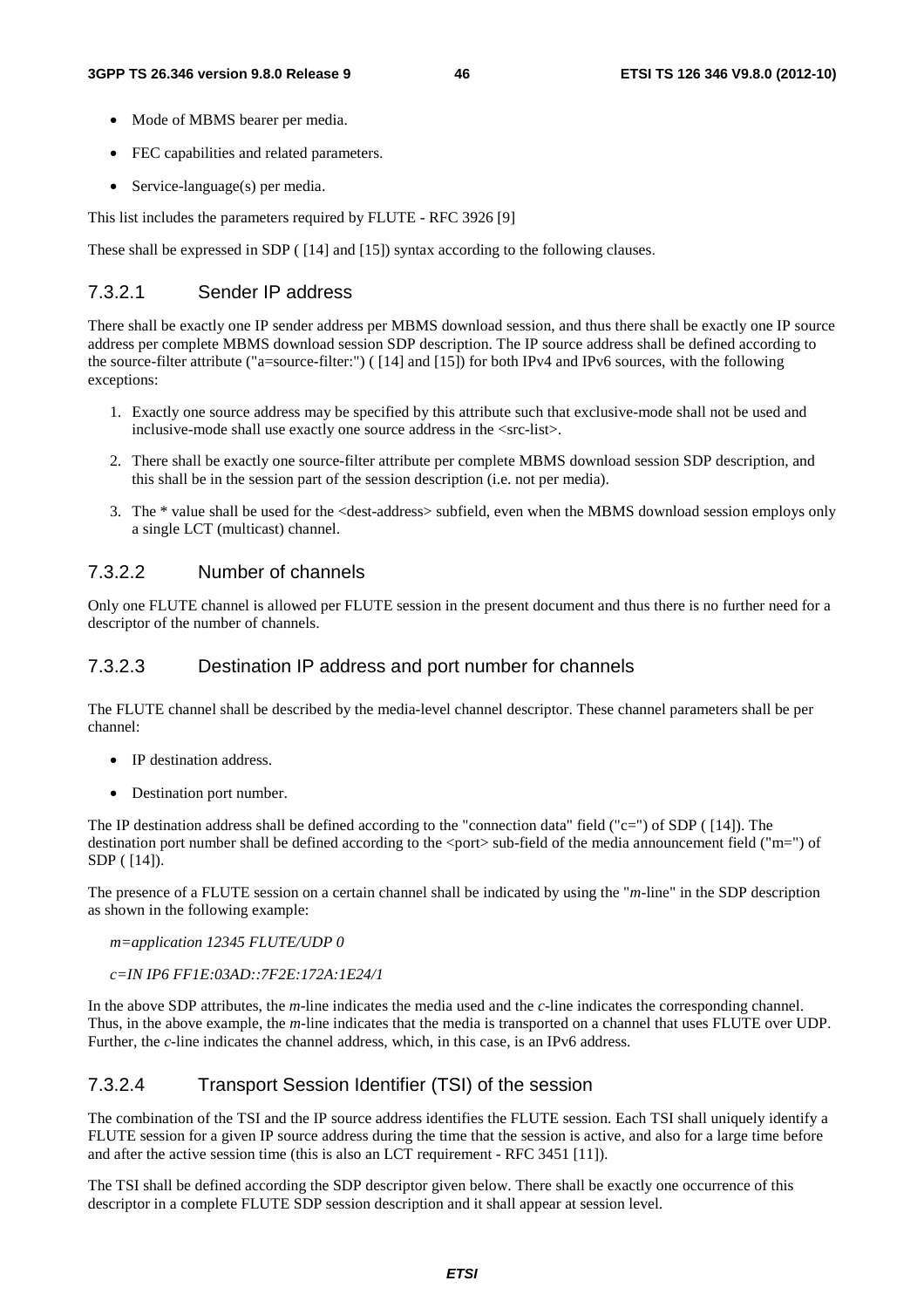- Mode of MBMS bearer per media.
- FEC capabilities and related parameters.
- Service-language(s) per media.

This list includes the parameters required by FLUTE - RFC 3926 [9]

These shall be expressed in SDP ( [14] and [15]) syntax according to the following clauses.

#### 7.3.2.1 Sender IP address

There shall be exactly one IP sender address per MBMS download session, and thus there shall be exactly one IP source address per complete MBMS download session SDP description. The IP source address shall be defined according to the source-filter attribute ("a=source-filter:") ( [14] and [15]) for both IPv4 and IPv6 sources, with the following exceptions:

1. Exactly one source address may be specified by this attribute such that exclusive-mode shall not be used and inclusive-mode shall use exactly one source address in the <src-list>.
2. There shall be exactly one source-filter attribute per complete MBMS download session SDP description, and this shall be in the session part of the session description (i.e. not per media).
3. The * value shall be used for the <dest-address> subfield, even when the MBMS download session employs only a single LCT (multicast) channel.

#### 7.3.2.2 Number of channels

Only one FLUTE channel is allowed per FLUTE session in the present document and thus there is no further need for a descriptor of the number of channels.

#### 7.3.2.3 Destination IP address and port number for channels

The FLUTE channel shall be described by the media-level channel descriptor. These channel parameters shall be per channel:

- IP destination address.
- Destination port number.

The IP destination address shall be defined according to the "connection data" field ("c=") of SDP ( [14]). The destination port number shall be defined according to the <port> sub-field of the media announcement field ("m=") of SDP ( [14]).

The presence of a FLUTE session on a certain channel shall be indicated by using the "*m*-line" in the SDP description as shown in the following example:

*m=application 12345 FLUTE/UDP 0*

*c=IN IP6 FF1E:03AD::7F2E:172A:1E24/1*

In the above SDP attributes, the *m*-line indicates the media used and the *c*-line indicates the corresponding channel. Thus, in the above example, the *m*-line indicates that the media is transported on a channel that uses FLUTE over UDP. Further, the *c*-line indicates the channel address, which, in this case, is an IPv6 address.

#### 7.3.2.4 Transport Session Identifier (TSI) of the session

The combination of the TSI and the IP source address identifies the FLUTE session. Each TSI shall uniquely identify a FLUTE session for a given IP source address during the time that the session is active, and also for a large time before and after the active session time (this is also an LCT requirement - RFC 3451 [11]).

The TSI shall be defined according the SDP descriptor given below. There shall be exactly one occurrence of this descriptor in a complete FLUTE SDP session description and it shall appear at session level.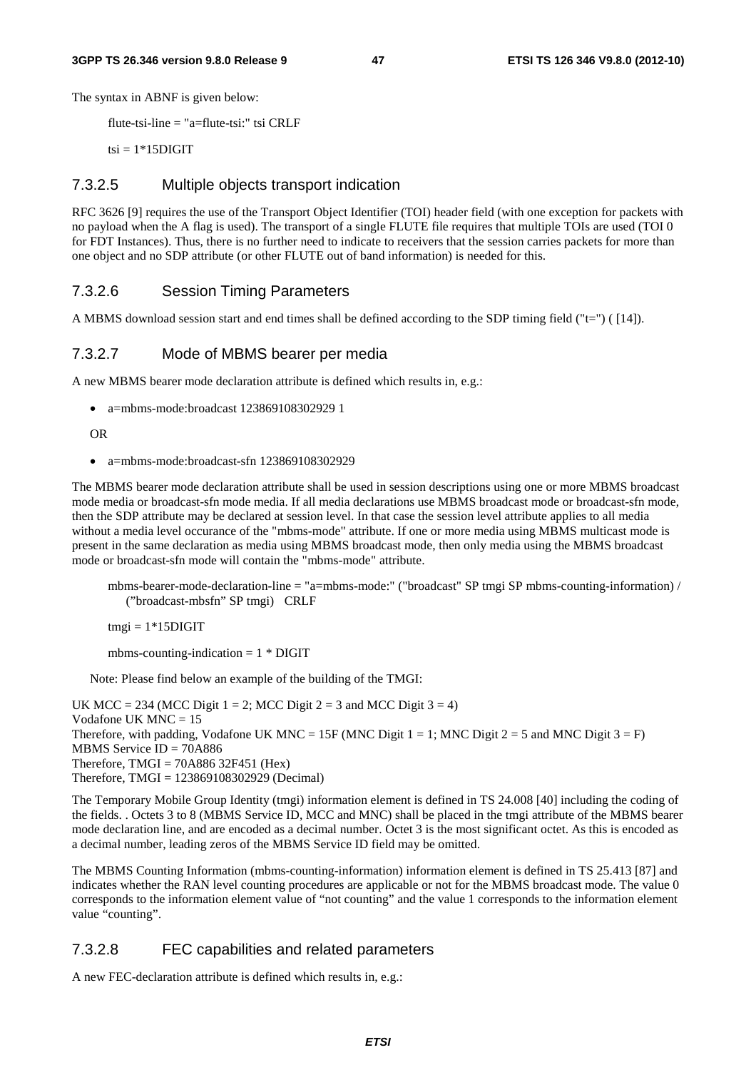The syntax in ABNF is given below:

```
flute-tsi-line = "a=flute-tsi:" tsi CRLF

tsi = 1*15DIGIT
```

### 7.3.2.5 Multiple objects transport indication

RFC 3626 [9] requires the use of the Transport Object Identifier (TOI) header field (with one exception for packets with no payload when the A flag is used). The transport of a single FLUTE file requires that multiple TOIs are used (TOI 0 for FDT Instances). Thus, there is no further need to indicate to receivers that the session carries packets for more than one object and no SDP attribute (or other FLUTE out of band information) is needed for this.

### 7.3.2.6 Session Timing Parameters

A MBMS download session start and end times shall be defined according to the SDP timing field ("t=") ( [14]).

### 7.3.2.7 Mode of MBMS bearer per media

A new MBMS bearer mode declaration attribute is defined which results in, e.g.:

- a=mbms-mode:broadcast 123869108302929 1

OR

- a=mbms-mode:broadcast-sfn 123869108302929

The MBMS bearer mode declaration attribute shall be used in session descriptions using one or more MBMS broadcast mode media or broadcast-sfn mode media. If all media declarations use MBMS broadcast mode or broadcast-sfn mode, then the SDP attribute may be declared at session level. In that case the session level attribute applies to all media without a media level occurance of the "mbms-mode" attribute. If one or more media using MBMS multicast mode is present in the same declaration as media using MBMS broadcast mode, then only media using the MBMS broadcast mode or broadcast-sfn mode will contain the "mbms-mode" attribute.

```
mbms-bearer-mode-declaration-line = "a=mbms-mode:" ("broadcast" SP tmgi SP mbms-counting-information) /
    ("broadcast-mbsfn" SP tmgi)   CRLF

tmgi = 1*15DIGIT

mbms-counting-indication = 1 * DIGIT
```

Note: Please find below an example of the building of the TMGI:

UK MCC = 234 (MCC Digit 1 = 2; MCC Digit 2 = 3 and MCC Digit 3 = 4)
Vodafone UK MNC = 15
Therefore, with padding, Vodafone UK MNC = 15F (MNC Digit 1 = 1; MNC Digit 2 = 5 and MNC Digit 3 = F)
MBMS Service ID = 70A886
Therefore, TMGI = 70A886 32F451 (Hex)
Therefore, TMGI = 123869108302929 (Decimal)

The Temporary Mobile Group Identity (tmgi) information element is defined in TS 24.008 [40] including the coding of the fields. . Octets 3 to 8 (MBMS Service ID, MCC and MNC) shall be placed in the tmgi attribute of the MBMS bearer mode declaration line, and are encoded as a decimal number. Octet 3 is the most significant octet. As this is encoded as a decimal number, leading zeros of the MBMS Service ID field may be omitted.

The MBMS Counting Information (mbms-counting-information) information element is defined in TS 25.413 [87] and indicates whether the RAN level counting procedures are applicable or not for the MBMS broadcast mode. The value 0 corresponds to the information element value of "not counting" and the value 1 corresponds to the information element value "counting".

### 7.3.2.8 FEC capabilities and related parameters

A new FEC-declaration attribute is defined which results in, e.g.: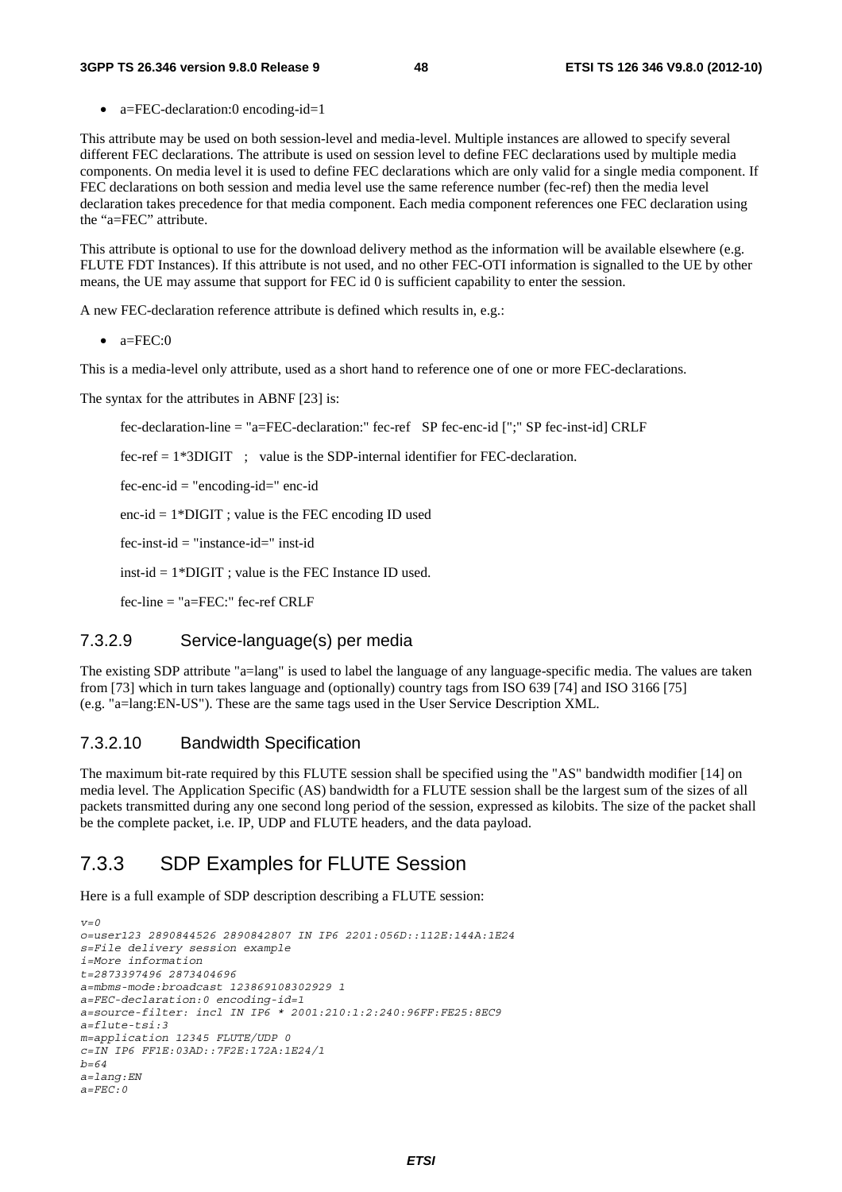- a=FEC-declaration:0 encoding-id=1

This attribute may be used on both session-level and media-level. Multiple instances are allowed to specify several different FEC declarations. The attribute is used on session level to define FEC declarations used by multiple media components. On media level it is used to define FEC declarations which are only valid for a single media component. If FEC declarations on both session and media level use the same reference number (fec-ref) then the media level declaration takes precedence for that media component. Each media component references one FEC declaration using the "a=FEC" attribute.

This attribute is optional to use for the download delivery method as the information will be available elsewhere (e.g. FLUTE FDT Instances). If this attribute is not used, and no other FEC-OTI information is signalled to the UE by other means, the UE may assume that support for FEC id 0 is sufficient capability to enter the session.

A new FEC-declaration reference attribute is defined which results in, e.g.:

- a=FEC:0

This is a media-level only attribute, used as a short hand to reference one of one or more FEC-declarations.

The syntax for the attributes in ABNF [23] is:

fec-declaration-line = "a=FEC-declaration:" fec-ref SP fec-enc-id [";" SP fec-inst-id] CRLF

fec-ref = 1*3DIGIT ; value is the SDP-internal identifier for FEC-declaration.

fec-enc-id = "encoding-id=" enc-id

enc-id = 1*DIGIT ; value is the FEC encoding ID used

fec-inst-id = "instance-id=" inst-id

inst-id = 1*DIGIT ; value is the FEC Instance ID used.

fec-line = "a=FEC:" fec-ref CRLF

### 7.3.2.9 Service-language(s) per media

The existing SDP attribute "a=lang" is used to label the language of any language-specific media. The values are taken from [73] which in turn takes language and (optionally) country tags from ISO 639 [74] and ISO 3166 [75] (e.g. "a=lang:EN-US"). These are the same tags used in the User Service Description XML.

### 7.3.2.10 Bandwidth Specification

The maximum bit-rate required by this FLUTE session shall be specified using the "AS" bandwidth modifier [14] on media level. The Application Specific (AS) bandwidth for a FLUTE session shall be the largest sum of the sizes of all packets transmitted during any one second long period of the session, expressed as kilobits. The size of the packet shall be the complete packet, i.e. IP, UDP and FLUTE headers, and the data payload.

## 7.3.3 SDP Examples for FLUTE Session

Here is a full example of SDP description describing a FLUTE session:

```
v=0
o=user123 2890844526 2890842807 IN IP6 2201:056D::112E:144A:1E24
s=File delivery session example
i=More information
t=2873397496 2873404696
a=mbms-mode:broadcast 123869108302929 1
a=FEC-declaration:0 encoding-id=1
a=source-filter: incl IN IP6 * 2001:210:1:2:240:96FF:FE25:8EC9
a=flute-tsi:3
m=application 12345 FLUTE/UDP 0
c=IN IP6 FF1E:03AD::7F2E:172A:1E24/1
b=64
a=lang:EN
a=FEC:0
```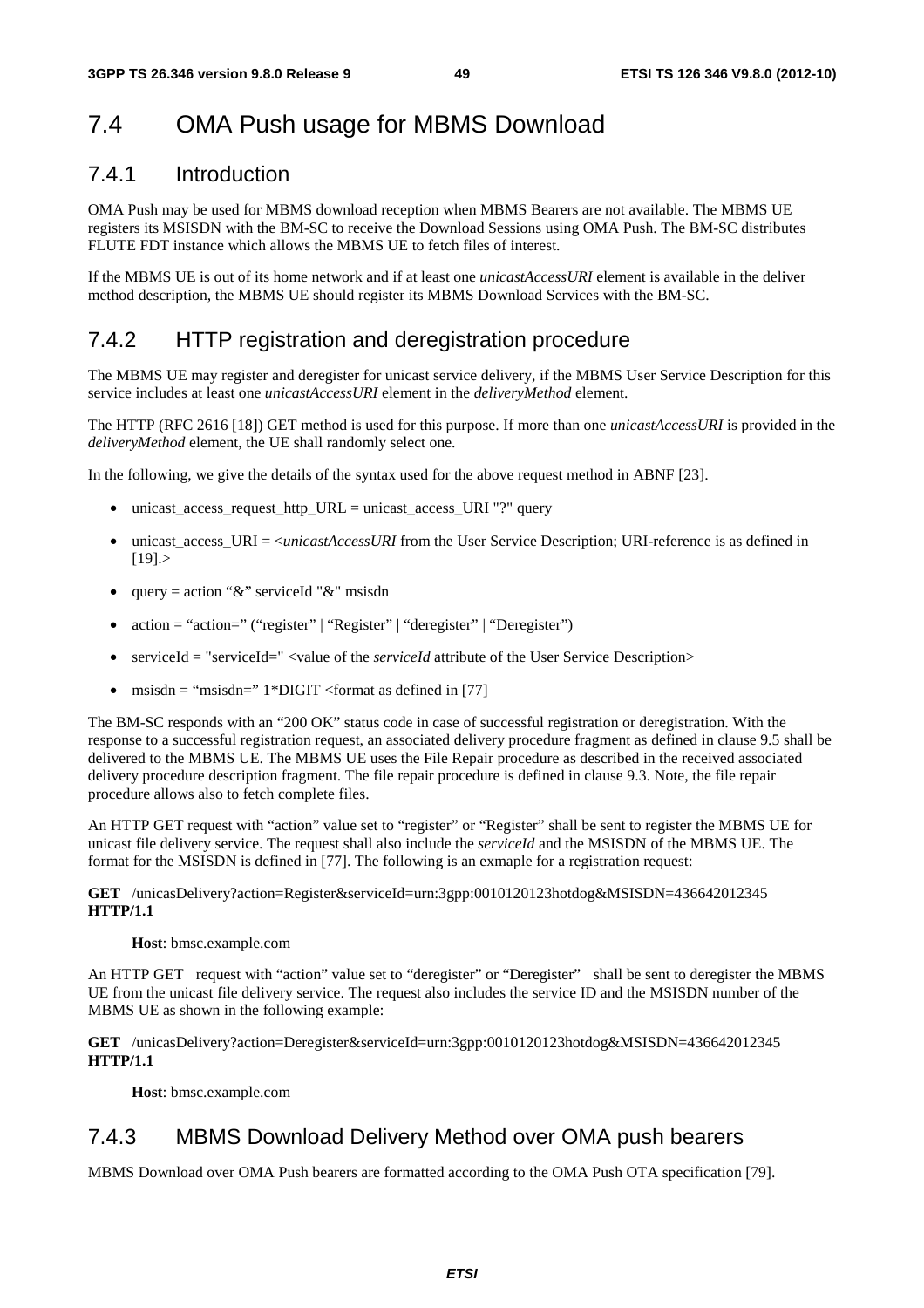## 7.4 OMA Push usage for MBMS Download

### 7.4.1 Introduction

OMA Push may be used for MBMS download reception when MBMS Bearers are not available. The MBMS UE registers its MSISDN with the BM-SC to receive the Download Sessions using OMA Push. The BM-SC distributes FLUTE FDT instance which allows the MBMS UE to fetch files of interest.

If the MBMS UE is out of its home network and if at least one *unicastAccessURI* element is available in the deliver method description, the MBMS UE should register its MBMS Download Services with the BM-SC.

### 7.4.2 HTTP registration and deregistration procedure

The MBMS UE may register and deregister for unicast service delivery, if the MBMS User Service Description for this service includes at least one *unicastAccessURI* element in the *deliveryMethod* element.

The HTTP (RFC 2616 [18]) GET method is used for this purpose. If more than one *unicastAccessURI* is provided in the *deliveryMethod* element, the UE shall randomly select one.

In the following, we give the details of the syntax used for the above request method in ABNF [23].

- unicast_access_request_http_URL = unicast_access_URI "?" query
- unicast_access_URI = <*unicastAccessURI* from the User Service Description; URI-reference is as defined in [19].>
- query = action "&" serviceId "&" msisdn
- action = "action=" ("register" | "Register" | "deregister" | "Deregister")
- serviceId = "serviceId=" <value of the *serviceId* attribute of the User Service Description>
- msisdn = "msisdn=" 1*DIGIT <format as defined in [77]

The BM-SC responds with an "200 OK" status code in case of successful registration or deregistration. With the response to a successful registration request, an associated delivery procedure fragment as defined in clause 9.5 shall be delivered to the MBMS UE. The MBMS UE uses the File Repair procedure as described in the received associated delivery procedure description fragment. The file repair procedure is defined in clause 9.3. Note, the file repair procedure allows also to fetch complete files.

An HTTP GET request with "action" value set to "register" or "Register" shall be sent to register the MBMS UE for unicast file delivery service. The request shall also include the *serviceId* and the MSISDN of the MBMS UE. The format for the MSISDN is defined in [77]. The following is an exmaple for a registration request:

**GET** /unicasDelivery?action=Register&serviceId=urn:3gpp:0010120123hotdog&MSISDN=436642012345 **HTTP/1.1**

**Host**: bmsc.example.com

An HTTP GET request with "action" value set to "deregister" or "Deregister" shall be sent to deregister the MBMS UE from the unicast file delivery service. The request also includes the service ID and the MSISDN number of the MBMS UE as shown in the following example:

**GET** /unicasDelivery?action=Deregister&serviceId=urn:3gpp:0010120123hotdog&MSISDN=436642012345 **HTTP/1.1**

**Host**: bmsc.example.com

### 7.4.3 MBMS Download Delivery Method over OMA push bearers

MBMS Download over OMA Push bearers are formatted according to the OMA Push OTA specification [79].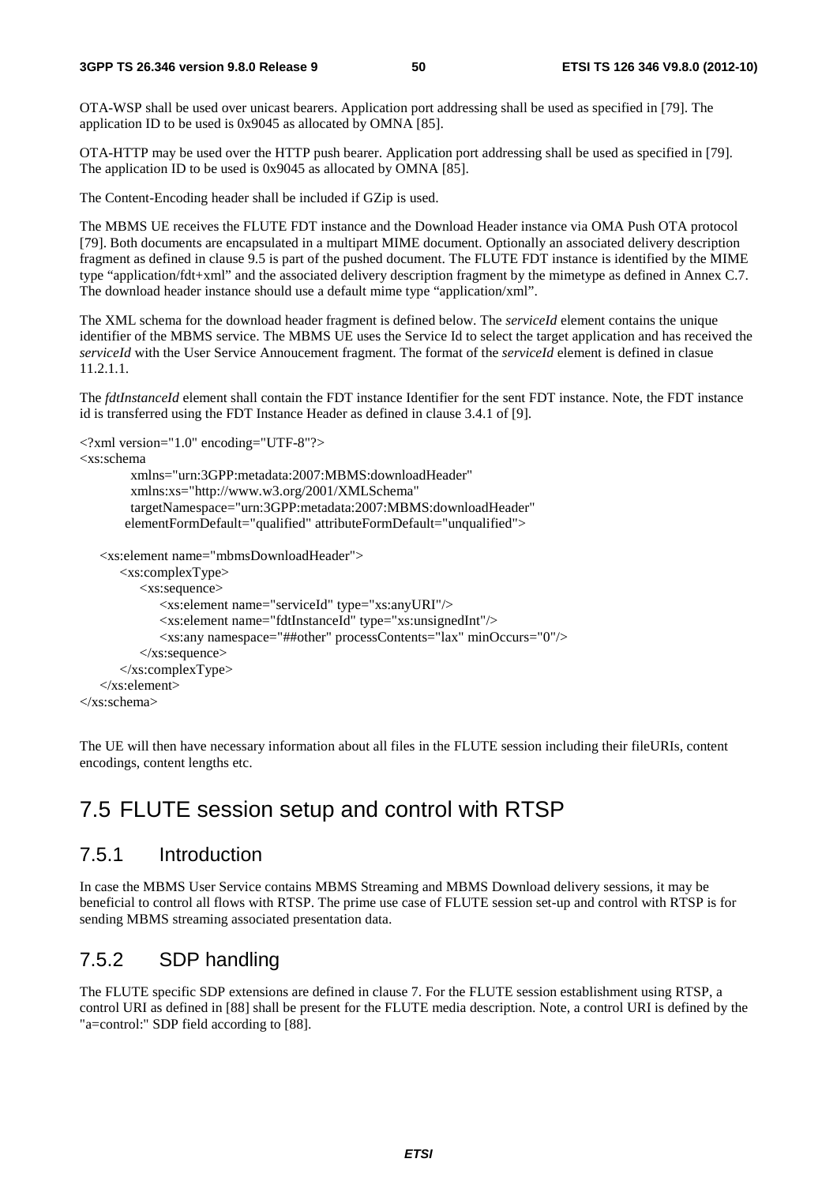OTA-WSP shall be used over unicast bearers. Application port addressing shall be used as specified in [79]. The application ID to be used is 0x9045 as allocated by OMNA [85].

OTA-HTTP may be used over the HTTP push bearer. Application port addressing shall be used as specified in [79]. The application ID to be used is 0x9045 as allocated by OMNA [85].

The Content-Encoding header shall be included if GZip is used.

The MBMS UE receives the FLUTE FDT instance and the Download Header instance via OMA Push OTA protocol [79]. Both documents are encapsulated in a multipart MIME document. Optionally an associated delivery description fragment as defined in clause 9.5 is part of the pushed document. The FLUTE FDT instance is identified by the MIME type "application/fdt+xml" and the associated delivery description fragment by the mimetype as defined in Annex C.7. The download header instance should use a default mime type "application/xml".

The XML schema for the download header fragment is defined below. The *serviceId* element contains the unique identifier of the MBMS service. The MBMS UE uses the Service Id to select the target application and has received the *serviceId* with the User Service Annoucement fragment. The format of the *serviceId* element is defined in clasue 11.2.1.1.

The *fdtInstanceId* element shall contain the FDT instance Identifier for the sent FDT instance. Note, the FDT instance id is transferred using the FDT Instance Header as defined in clause 3.4.1 of [9].

```
<?xml version="1.0" encoding="UTF-8"?>
<xs:schema
        xmlns="urn:3GPP:metadata:2007:MBMS:downloadHeader"
        xmlns:xs="http://www.w3.org/2001/XMLSchema"
        targetNamespace="urn:3GPP:metadata:2007:MBMS:downloadHeader"
       elementFormDefault="qualified" attributeFormDefault="unqualified">

    <xs:element name="mbmsDownloadHeader">
        <xs:complexType>
            <xs:sequence>
                <xs:element name="serviceId" type="xs:anyURI"/>
                <xs:element name="fdtInstanceId" type="xs:unsignedInt"/>
                <xs:any namespace="##other" processContents="lax" minOccurs="0"/>
            </xs:sequence>
        </xs:complexType>
    </xs:element>
</xs:schema>
```

The UE will then have necessary information about all files in the FLUTE session including their fileURIs, content encodings, content lengths etc.

## 7.5 FLUTE session setup and control with RTSP

### 7.5.1 Introduction

In case the MBMS User Service contains MBMS Streaming and MBMS Download delivery sessions, it may be beneficial to control all flows with RTSP. The prime use case of FLUTE session set-up and control with RTSP is for sending MBMS streaming associated presentation data.

### 7.5.2 SDP handling

The FLUTE specific SDP extensions are defined in clause 7. For the FLUTE session establishment using RTSP, a control URI as defined in [88] shall be present for the FLUTE media description. Note, a control URI is defined by the "a=control:" SDP field according to [88].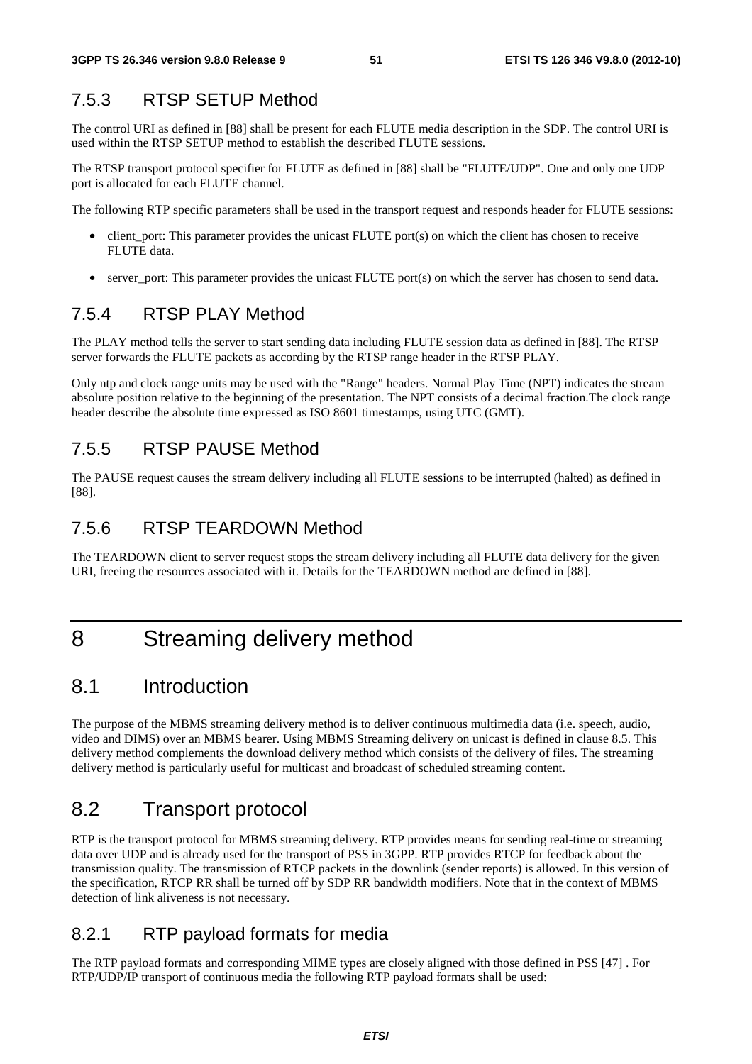### 7.5.3 RTSP SETUP Method

The control URI as defined in [88] shall be present for each FLUTE media description in the SDP. The control URI is used within the RTSP SETUP method to establish the described FLUTE sessions.

The RTSP transport protocol specifier for FLUTE as defined in [88] shall be "FLUTE/UDP". One and only one UDP port is allocated for each FLUTE channel.

The following RTP specific parameters shall be used in the transport request and responds header for FLUTE sessions:

- client_port: This parameter provides the unicast FLUTE port(s) on which the client has chosen to receive FLUTE data.
- server_port: This parameter provides the unicast FLUTE port(s) on which the server has chosen to send data.

### 7.5.4 RTSP PLAY Method

The PLAY method tells the server to start sending data including FLUTE session data as defined in [88]. The RTSP server forwards the FLUTE packets as according by the RTSP range header in the RTSP PLAY.

Only ntp and clock range units may be used with the "Range" headers. Normal Play Time (NPT) indicates the stream absolute position relative to the beginning of the presentation. The NPT consists of a decimal fraction.The clock range header describe the absolute time expressed as ISO 8601 timestamps, using UTC (GMT).

### 7.5.5 RTSP PAUSE Method

The PAUSE request causes the stream delivery including all FLUTE sessions to be interrupted (halted) as defined in [88].

### 7.5.6 RTSP TEARDOWN Method

The TEARDOWN client to server request stops the stream delivery including all FLUTE data delivery for the given URI, freeing the resources associated with it. Details for the TEARDOWN method are defined in [88].

# 8 Streaming delivery method

## 8.1 Introduction

The purpose of the MBMS streaming delivery method is to deliver continuous multimedia data (i.e. speech, audio, video and DIMS) over an MBMS bearer. Using MBMS Streaming delivery on unicast is defined in clause 8.5. This delivery method complements the download delivery method which consists of the delivery of files. The streaming delivery method is particularly useful for multicast and broadcast of scheduled streaming content.

## 8.2 Transport protocol

RTP is the transport protocol for MBMS streaming delivery. RTP provides means for sending real-time or streaming data over UDP and is already used for the transport of PSS in 3GPP. RTP provides RTCP for feedback about the transmission quality. The transmission of RTCP packets in the downlink (sender reports) is allowed. In this version of the specification, RTCP RR shall be turned off by SDP RR bandwidth modifiers. Note that in the context of MBMS detection of link aliveness is not necessary.

### 8.2.1 RTP payload formats for media

The RTP payload formats and corresponding MIME types are closely aligned with those defined in PSS [47] . For RTP/UDP/IP transport of continuous media the following RTP payload formats shall be used: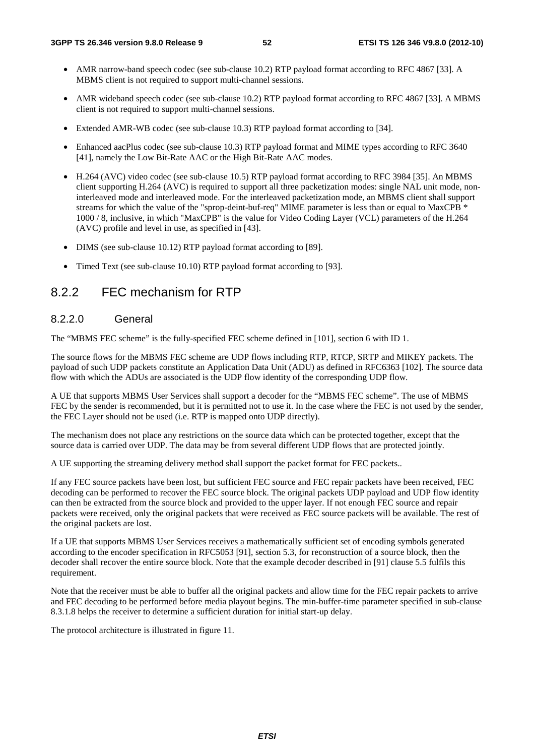- AMR narrow-band speech codec (see sub-clause 10.2) RTP payload format according to RFC 4867 [33]. A MBMS client is not required to support multi-channel sessions.
- AMR wideband speech codec (see sub-clause 10.2) RTP payload format according to RFC 4867 [33]. A MBMS client is not required to support multi-channel sessions.
- Extended AMR-WB codec (see sub-clause 10.3) RTP payload format according to [34].
- Enhanced aacPlus codec (see sub-clause 10.3) RTP payload format and MIME types according to RFC 3640 [41], namely the Low Bit-Rate AAC or the High Bit-Rate AAC modes.
- H.264 (AVC) video codec (see sub-clause 10.5) RTP payload format according to RFC 3984 [35]. An MBMS client supporting H.264 (AVC) is required to support all three packetization modes: single NAL unit mode, non-interleaved mode and interleaved mode. For the interleaved packetization mode, an MBMS client shall support streams for which the value of the "sprop-deint-buf-req" MIME parameter is less than or equal to MaxCPB * 1000 / 8, inclusive, in which "MaxCPB" is the value for Video Coding Layer (VCL) parameters of the H.264 (AVC) profile and level in use, as specified in [43].
- DIMS (see sub-clause 10.12) RTP payload format according to [89].
- Timed Text (see sub-clause 10.10) RTP payload format according to [93].

## 8.2.2 FEC mechanism for RTP

### 8.2.2.0 General

The "MBMS FEC scheme" is the fully-specified FEC scheme defined in [101], section 6 with ID 1.

The source flows for the MBMS FEC scheme are UDP flows including RTP, RTCP, SRTP and MIKEY packets. The payload of such UDP packets constitute an Application Data Unit (ADU) as defined in RFC6363 [102]. The source data flow with which the ADUs are associated is the UDP flow identity of the corresponding UDP flow.

A UE that supports MBMS User Services shall support a decoder for the "MBMS FEC scheme". The use of MBMS FEC by the sender is recommended, but it is permitted not to use it. In the case where the FEC is not used by the sender, the FEC Layer should not be used (i.e. RTP is mapped onto UDP directly).

The mechanism does not place any restrictions on the source data which can be protected together, except that the source data is carried over UDP. The data may be from several different UDP flows that are protected jointly.

A UE supporting the streaming delivery method shall support the packet format for FEC packets..

If any FEC source packets have been lost, but sufficient FEC source and FEC repair packets have been received, FEC decoding can be performed to recover the FEC source block. The original packets UDP payload and UDP flow identity can then be extracted from the source block and provided to the upper layer. If not enough FEC source and repair packets were received, only the original packets that were received as FEC source packets will be available. The rest of the original packets are lost.

If a UE that supports MBMS User Services receives a mathematically sufficient set of encoding symbols generated according to the encoder specification in RFC5053 [91], section 5.3, for reconstruction of a source block, then the decoder shall recover the entire source block. Note that the example decoder described in [91] clause 5.5 fulfils this requirement.

Note that the receiver must be able to buffer all the original packets and allow time for the FEC repair packets to arrive and FEC decoding to be performed before media playout begins. The min-buffer-time parameter specified in sub-clause 8.3.1.8 helps the receiver to determine a sufficient duration for initial start-up delay.

The protocol architecture is illustrated in figure 11.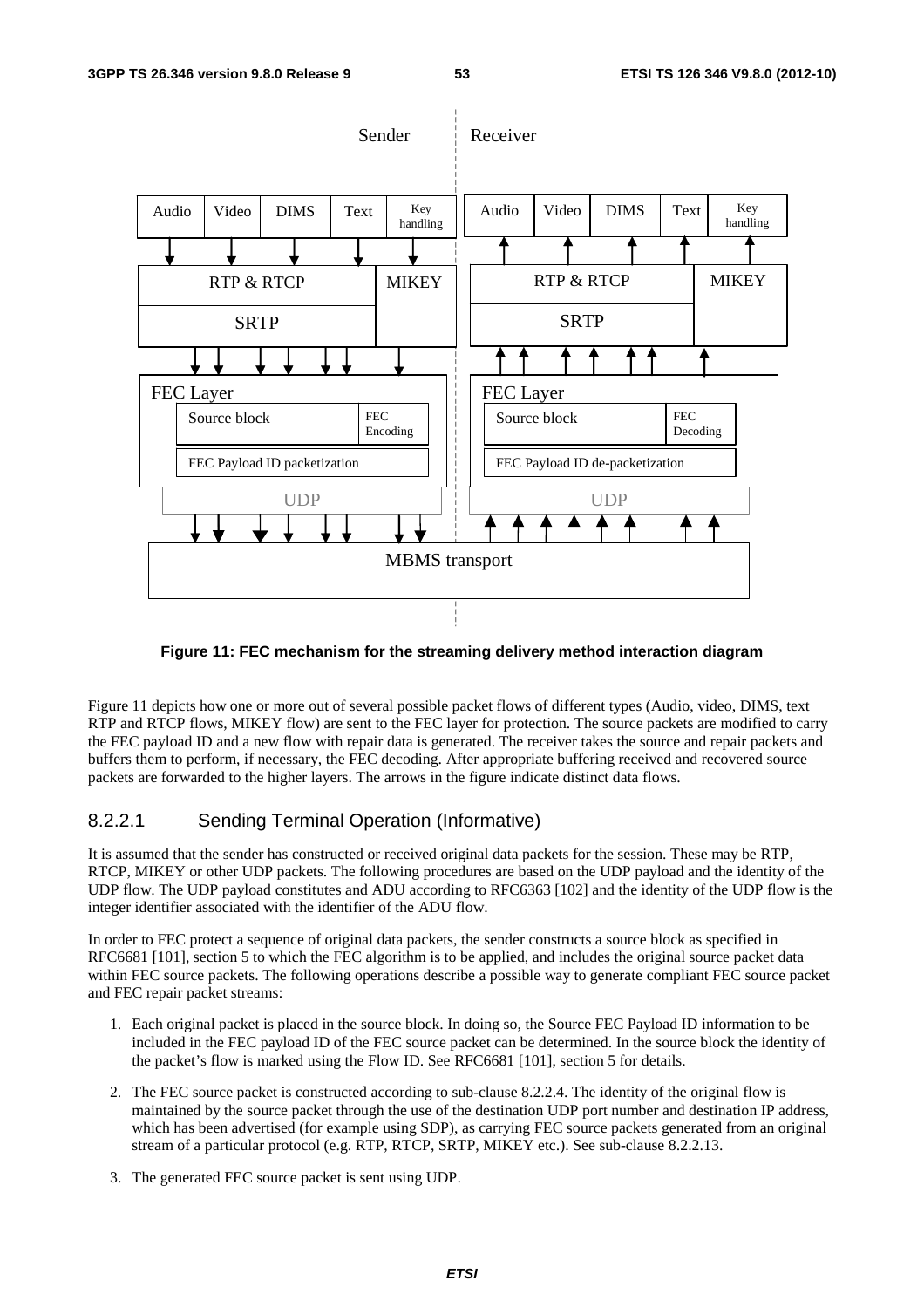**Figure 11: FEC mechanism for the streaming delivery method interaction diagram**

Figure 11 depicts how one or more out of several possible packet flows of different types (Audio, video, DIMS, text RTP and RTCP flows, MIKEY flow) are sent to the FEC layer for protection. The source packets are modified to carry the FEC payload ID and a new flow with repair data is generated. The receiver takes the source and repair packets and buffers them to perform, if necessary, the FEC decoding. After appropriate buffering received and recovered source packets are forwarded to the higher layers. The arrows in the figure indicate distinct data flows.

### 8.2.2.1 Sending Terminal Operation (Informative)

It is assumed that the sender has constructed or received original data packets for the session. These may be RTP, RTCP, MIKEY or other UDP packets. The following procedures are based on the UDP payload and the identity of the UDP flow. The UDP payload constitutes and ADU according to RFC6363 [102] and the identity of the UDP flow is the integer identifier associated with the identifier of the ADU flow.

In order to FEC protect a sequence of original data packets, the sender constructs a source block as specified in RFC6681 [101], section 5 to which the FEC algorithm is to be applied, and includes the original source packet data within FEC source packets. The following operations describe a possible way to generate compliant FEC source packet and FEC repair packet streams:

1. Each original packet is placed in the source block. In doing so, the Source FEC Payload ID information to be included in the FEC payload ID of the FEC source packet can be determined. In the source block the identity of the packet's flow is marked using the Flow ID. See RFC6681 [101], section 5 for details.
2. The FEC source packet is constructed according to sub-clause 8.2.2.4. The identity of the original flow is maintained by the source packet through the use of the destination UDP port number and destination IP address, which has been advertised (for example using SDP), as carrying FEC source packets generated from an original stream of a particular protocol (e.g. RTP, RTCP, SRTP, MIKEY etc.). See sub-clause 8.2.2.13.
3. The generated FEC source packet is sent using UDP.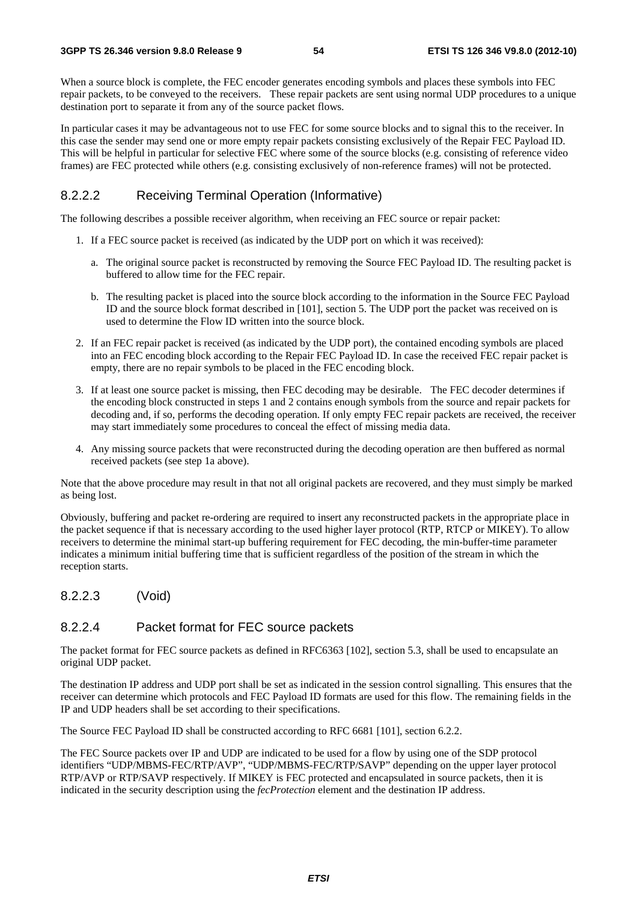When a source block is complete, the FEC encoder generates encoding symbols and places these symbols into FEC repair packets, to be conveyed to the receivers. These repair packets are sent using normal UDP procedures to a unique destination port to separate it from any of the source packet flows.

In particular cases it may be advantageous not to use FEC for some source blocks and to signal this to the receiver. In this case the sender may send one or more empty repair packets consisting exclusively of the Repair FEC Payload ID. This will be helpful in particular for selective FEC where some of the source blocks (e.g. consisting of reference video frames) are FEC protected while others (e.g. consisting exclusively of non-reference frames) will not be protected.

### 8.2.2.2 Receiving Terminal Operation (Informative)

The following describes a possible receiver algorithm, when receiving an FEC source or repair packet:

1. If a FEC source packet is received (as indicated by the UDP port on which it was received):
   a. The original source packet is reconstructed by removing the Source FEC Payload ID. The resulting packet is buffered to allow time for the FEC repair.
   b. The resulting packet is placed into the source block according to the information in the Source FEC Payload ID and the source block format described in [101], section 5. The UDP port the packet was received on is used to determine the Flow ID written into the source block.
2. If an FEC repair packet is received (as indicated by the UDP port), the contained encoding symbols are placed into an FEC encoding block according to the Repair FEC Payload ID. In case the received FEC repair packet is empty, there are no repair symbols to be placed in the FEC encoding block.
3. If at least one source packet is missing, then FEC decoding may be desirable. The FEC decoder determines if the encoding block constructed in steps 1 and 2 contains enough symbols from the source and repair packets for decoding and, if so, performs the decoding operation. If only empty FEC repair packets are received, the receiver may start immediately some procedures to conceal the effect of missing media data.
4. Any missing source packets that were reconstructed during the decoding operation are then buffered as normal received packets (see step 1a above).

Note that the above procedure may result in that not all original packets are recovered, and they must simply be marked as being lost.

Obviously, buffering and packet re-ordering are required to insert any reconstructed packets in the appropriate place in the packet sequence if that is necessary according to the used higher layer protocol (RTP, RTCP or MIKEY). To allow receivers to determine the minimal start-up buffering requirement for FEC decoding, the min-buffer-time parameter indicates a minimum initial buffering time that is sufficient regardless of the position of the stream in which the reception starts.

### 8.2.2.3 (Void)

### 8.2.2.4 Packet format for FEC source packets

The packet format for FEC source packets as defined in RFC6363 [102], section 5.3, shall be used to encapsulate an original UDP packet.

The destination IP address and UDP port shall be set as indicated in the session control signalling. This ensures that the receiver can determine which protocols and FEC Payload ID formats are used for this flow. The remaining fields in the IP and UDP headers shall be set according to their specifications.

The Source FEC Payload ID shall be constructed according to RFC 6681 [101], section 6.2.2.

The FEC Source packets over IP and UDP are indicated to be used for a flow by using one of the SDP protocol identifiers "UDP/MBMS-FEC/RTP/AVP", "UDP/MBMS-FEC/RTP/SAVP" depending on the upper layer protocol RTP/AVP or RTP/SAVP respectively. If MIKEY is FEC protected and encapsulated in source packets, then it is indicated in the security description using the *fecProtection* element and the destination IP address.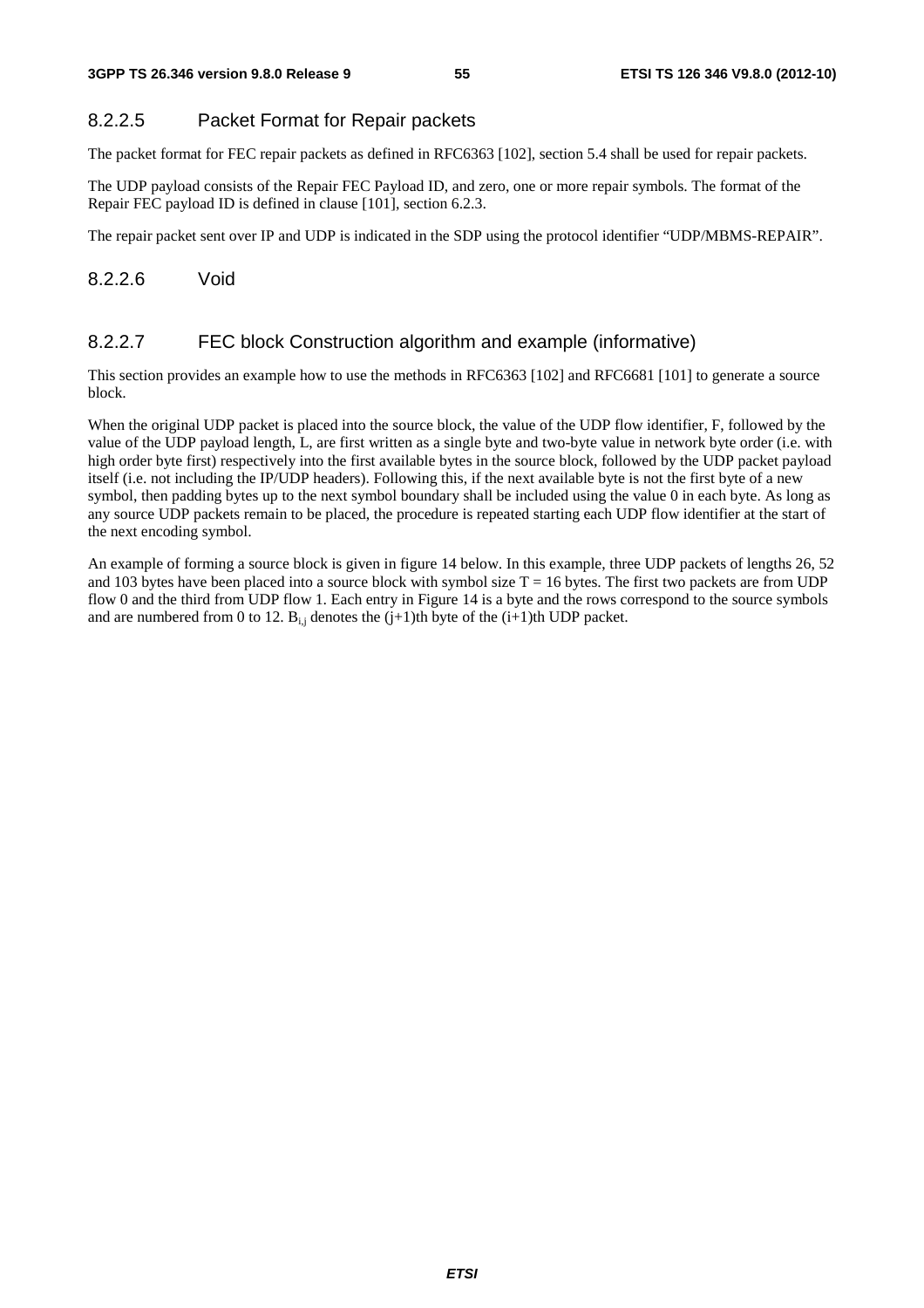#### 8.2.2.5 Packet Format for Repair packets

The packet format for FEC repair packets as defined in RFC6363 [102], section 5.4 shall be used for repair packets.

The UDP payload consists of the Repair FEC Payload ID, and zero, one or more repair symbols. The format of the Repair FEC payload ID is defined in clause [101], section 6.2.3.

The repair packet sent over IP and UDP is indicated in the SDP using the protocol identifier "UDP/MBMS-REPAIR".

#### 8.2.2.6 Void

#### 8.2.2.7 FEC block Construction algorithm and example (informative)

This section provides an example how to use the methods in RFC6363 [102] and RFC6681 [101] to generate a source block.

When the original UDP packet is placed into the source block, the value of the UDP flow identifier, F, followed by the value of the UDP payload length, L, are first written as a single byte and two-byte value in network byte order (i.e. with high order byte first) respectively into the first available bytes in the source block, followed by the UDP packet payload itself (i.e. not including the IP/UDP headers). Following this, if the next available byte is not the first byte of a new symbol, then padding bytes up to the next symbol boundary shall be included using the value 0 in each byte. As long as any source UDP packets remain to be placed, the procedure is repeated starting each UDP flow identifier at the start of the next encoding symbol.

An example of forming a source block is given in figure 14 below. In this example, three UDP packets of lengths 26, 52 and 103 bytes have been placed into a source block with symbol size T = 16 bytes. The first two packets are from UDP flow 0 and the third from UDP flow 1. Each entry in Figure 14 is a byte and the rows correspond to the source symbols and are numbered from 0 to 12. $B_{i,j}$ denotes the (j+1)th byte of the (i+1)th UDP packet.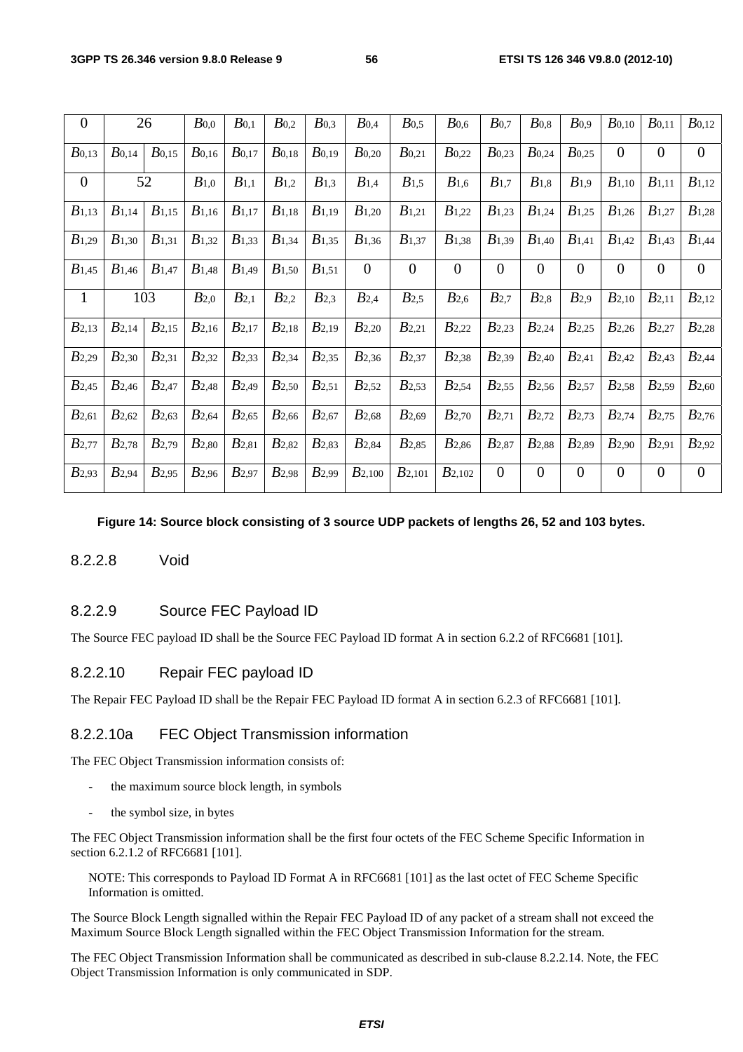| 0 | 26 | | $B_{0,0}$ | $B_{0,1}$ | $B_{0,2}$ | $B_{0,3}$ | $B_{0,4}$ | $B_{0,5}$ | $B_{0,6}$ | $B_{0,7}$ | $B_{0,8}$ | $B_{0,9}$ | $B_{0,10}$ | $B_{0,11}$ | $B_{0,12}$ |
|---|---|---|---|---|---|---|---|---|---|---|---|---|---|---|---|
| $B_{0,13}$ | $B_{0,14}$ | $B_{0,15}$ | $B_{0,16}$ | $B_{0,17}$ | $B_{0,18}$ | $B_{0,19}$ | $B_{0,20}$ | $B_{0,21}$ | $B_{0,22}$ | $B_{0,23}$ | $B_{0,24}$ | $B_{0,25}$ | 0 | 0 | 0 |
| 0 | 52 | | $B_{1,0}$ | $B_{1,1}$ | $B_{1,2}$ | $B_{1,3}$ | $B_{1,4}$ | $B_{1,5}$ | $B_{1,6}$ | $B_{1,7}$ | $B_{1,8}$ | $B_{1,9}$ | $B_{1,10}$ | $B_{1,11}$ | $B_{1,12}$ |
| $B_{1,13}$ | $B_{1,14}$ | $B_{1,15}$ | $B_{1,16}$ | $B_{1,17}$ | $B_{1,18}$ | $B_{1,19}$ | $B_{1,20}$ | $B_{1,21}$ | $B_{1,22}$ | $B_{1,23}$ | $B_{1,24}$ | $B_{1,25}$ | $B_{1,26}$ | $B_{1,27}$ | $B_{1,28}$ |
| $B_{1,29}$ | $B_{1,30}$ | $B_{1,31}$ | $B_{1,32}$ | $B_{1,33}$ | $B_{1,34}$ | $B_{1,35}$ | $B_{1,36}$ | $B_{1,37}$ | $B_{1,38}$ | $B_{1,39}$ | $B_{1,40}$ | $B_{1,41}$ | $B_{1,42}$ | $B_{1,43}$ | $B_{1,44}$ |
| $B_{1,45}$ | $B_{1,46}$ | $B_{1,47}$ | $B_{1,48}$ | $B_{1,49}$ | $B_{1,50}$ | $B_{1,51}$ | 0 | 0 | 0 | 0 | 0 | 0 | 0 | 0 | 0 |
| 1 | 103 | | $B_{2,0}$ | $B_{2,1}$ | $B_{2,2}$ | $B_{2,3}$ | $B_{2,4}$ | $B_{2,5}$ | $B_{2,6}$ | $B_{2,7}$ | $B_{2,8}$ | $B_{2,9}$ | $B_{2,10}$ | $B_{2,11}$ | $B_{2,12}$ |
| $B_{2,13}$ | $B_{2,14}$ | $B_{2,15}$ | $B_{2,16}$ | $B_{2,17}$ | $B_{2,18}$ | $B_{2,19}$ | $B_{2,20}$ | $B_{2,21}$ | $B_{2,22}$ | $B_{2,23}$ | $B_{2,24}$ | $B_{2,25}$ | $B_{2,26}$ | $B_{2,27}$ | $B_{2,28}$ |
| $B_{2,29}$ | $B_{2,30}$ | $B_{2,31}$ | $B_{2,32}$ | $B_{2,33}$ | $B_{2,34}$ | $B_{2,35}$ | $B_{2,36}$ | $B_{2,37}$ | $B_{2,38}$ | $B_{2,39}$ | $B_{2,40}$ | $B_{2,41}$ | $B_{2,42}$ | $B_{2,43}$ | $B_{2,44}$ |
| $B_{2,45}$ | $B_{2,46}$ | $B_{2,47}$ | $B_{2,48}$ | $B_{2,49}$ | $B_{2,50}$ | $B_{2,51}$ | $B_{2,52}$ | $B_{2,53}$ | $B_{2,54}$ | $B_{2,55}$ | $B_{2,56}$ | $B_{2,57}$ | $B_{2,58}$ | $B_{2,59}$ | $B_{2,60}$ |
| $B_{2,61}$ | $B_{2,62}$ | $B_{2,63}$ | $B_{2,64}$ | $B_{2,65}$ | $B_{2,66}$ | $B_{2,67}$ | $B_{2,68}$ | $B_{2,69}$ | $B_{2,70}$ | $B_{2,71}$ | $B_{2,72}$ | $B_{2,73}$ | $B_{2,74}$ | $B_{2,75}$ | $B_{2,76}$ |
| $B_{2,77}$ | $B_{2,78}$ | $B_{2,79}$ | $B_{2,80}$ | $B_{2,81}$ | $B_{2,82}$ | $B_{2,83}$ | $B_{2,84}$ | $B_{2,85}$ | $B_{2,86}$ | $B_{2,87}$ | $B_{2,88}$ | $B_{2,89}$ | $B_{2,90}$ | $B_{2,91}$ | $B_{2,92}$ |
| $B_{2,93}$ | $B_{2,94}$ | $B_{2,95}$ | $B_{2,96}$ | $B_{2,97}$ | $B_{2,98}$ | $B_{2,99}$ | $B_{2,100}$ | $B_{2,101}$ | $B_{2,102}$ | 0 | 0 | 0 | 0 | 0 | 0 |

**Figure 14: Source block consisting of 3 source UDP packets of lengths 26, 52 and 103 bytes.**

### 8.2.2.8 Void

### 8.2.2.9 Source FEC Payload ID

The Source FEC payload ID shall be the Source FEC Payload ID format A in section 6.2.2 of RFC6681 [101].

### 8.2.2.10 Repair FEC payload ID

The Repair FEC Payload ID shall be the Repair FEC Payload ID format A in section 6.2.3 of RFC6681 [101].

### 8.2.2.10a FEC Object Transmission information

The FEC Object Transmission information consists of:

- the maximum source block length, in symbols
- the symbol size, in bytes

The FEC Object Transmission information shall be the first four octets of the FEC Scheme Specific Information in section 6.2.1.2 of RFC6681 [101].

NOTE: This corresponds to Payload ID Format A in RFC6681 [101] as the last octet of FEC Scheme Specific Information is omitted.

The Source Block Length signalled within the Repair FEC Payload ID of any packet of a stream shall not exceed the Maximum Source Block Length signalled within the FEC Object Transmission Information for the stream.

The FEC Object Transmission Information shall be communicated as described in sub-clause 8.2.2.14. Note, the FEC Object Transmission Information is only communicated in SDP.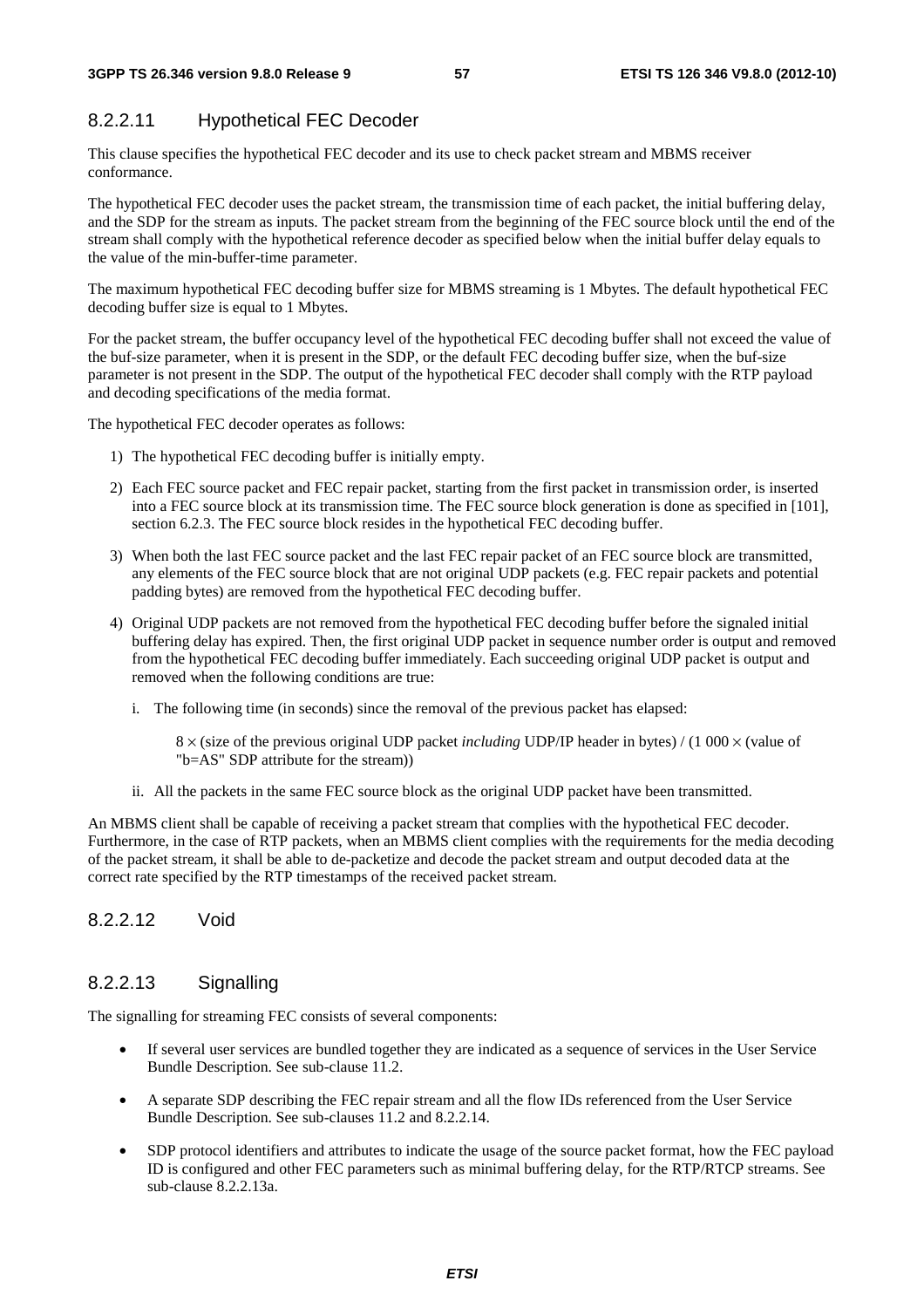### 8.2.2.11 Hypothetical FEC Decoder

This clause specifies the hypothetical FEC decoder and its use to check packet stream and MBMS receiver conformance.

The hypothetical FEC decoder uses the packet stream, the transmission time of each packet, the initial buffering delay, and the SDP for the stream as inputs. The packet stream from the beginning of the FEC source block until the end of the stream shall comply with the hypothetical reference decoder as specified below when the initial buffer delay equals to the value of the min-buffer-time parameter.

The maximum hypothetical FEC decoding buffer size for MBMS streaming is 1 Mbytes. The default hypothetical FEC decoding buffer size is equal to 1 Mbytes.

For the packet stream, the buffer occupancy level of the hypothetical FEC decoding buffer shall not exceed the value of the buf-size parameter, when it is present in the SDP, or the default FEC decoding buffer size, when the buf-size parameter is not present in the SDP. The output of the hypothetical FEC decoder shall comply with the RTP payload and decoding specifications of the media format.

The hypothetical FEC decoder operates as follows:

1) The hypothetical FEC decoding buffer is initially empty.

2) Each FEC source packet and FEC repair packet, starting from the first packet in transmission order, is inserted into a FEC source block at its transmission time. The FEC source block generation is done as specified in [101], section 6.2.3. The FEC source block resides in the hypothetical FEC decoding buffer.

3) When both the last FEC source packet and the last FEC repair packet of an FEC source block are transmitted, any elements of the FEC source block that are not original UDP packets (e.g. FEC repair packets and potential padding bytes) are removed from the hypothetical FEC decoding buffer.

4) Original UDP packets are not removed from the hypothetical FEC decoding buffer before the signaled initial buffering delay has expired. Then, the first original UDP packet in sequence number order is output and removed from the hypothetical FEC decoding buffer immediately. Each succeeding original UDP packet is output and removed when the following conditions are true:

   i. The following time (in seconds) since the removal of the previous packet has elapsed:

      $8 \times$ (size of the previous original UDP packet *including* UDP/IP header in bytes) / (1 000 $\times$ (value of "b=AS" SDP attribute for the stream))

   ii. All the packets in the same FEC source block as the original UDP packet have been transmitted.

An MBMS client shall be capable of receiving a packet stream that complies with the hypothetical FEC decoder. Furthermore, in the case of RTP packets, when an MBMS client complies with the requirements for the media decoding of the packet stream, it shall be able to de-packetize and decode the packet stream and output decoded data at the correct rate specified by the RTP timestamps of the received packet stream.

### 8.2.2.12 Void

### 8.2.2.13 Signalling

The signalling for streaming FEC consists of several components:

- If several user services are bundled together they are indicated as a sequence of services in the User Service Bundle Description. See sub-clause 11.2.
- A separate SDP describing the FEC repair stream and all the flow IDs referenced from the User Service Bundle Description. See sub-clauses 11.2 and 8.2.2.14.
- SDP protocol identifiers and attributes to indicate the usage of the source packet format, how the FEC payload ID is configured and other FEC parameters such as minimal buffering delay, for the RTP/RTCP streams. See sub-clause 8.2.2.13a.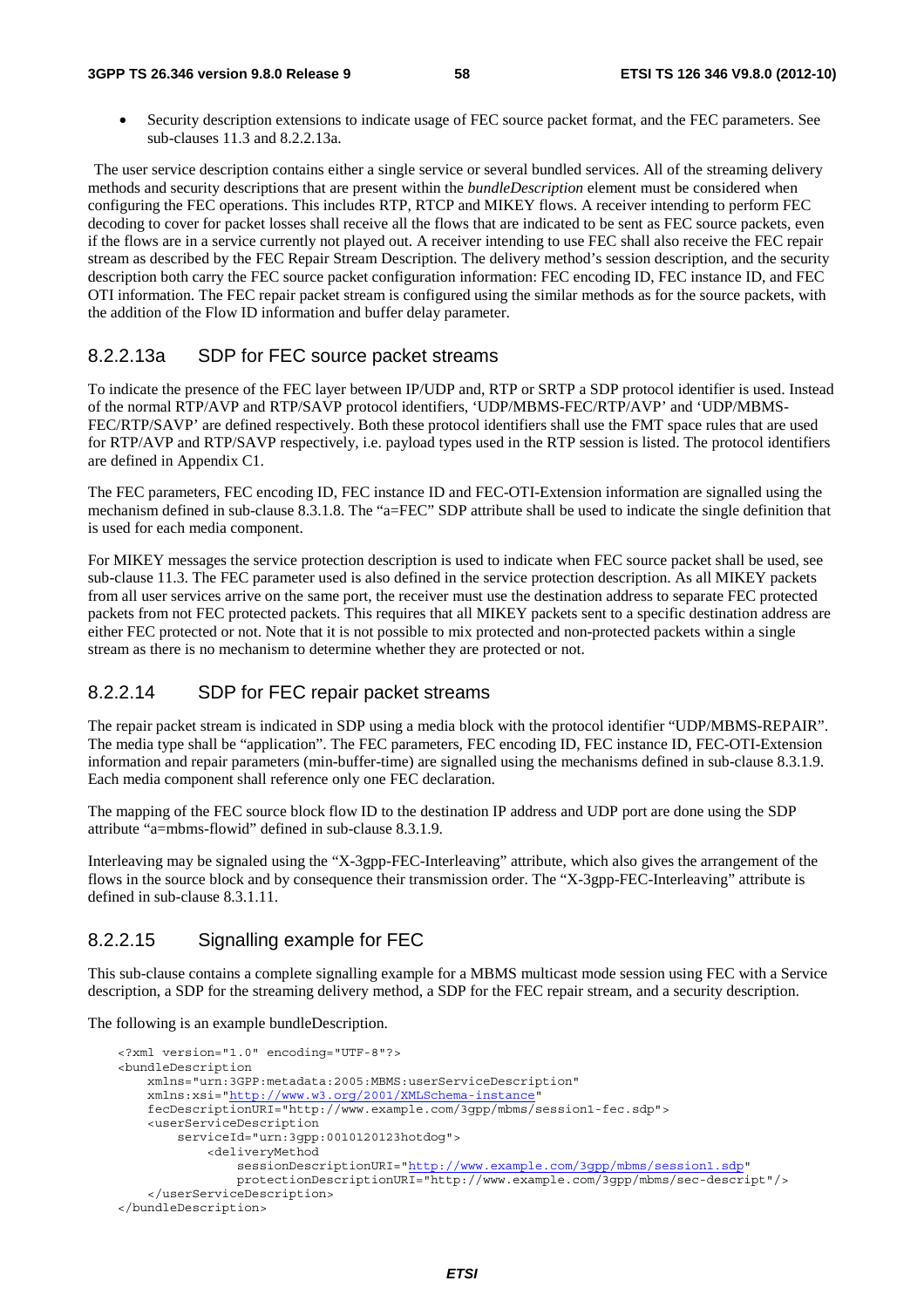- Security description extensions to indicate usage of FEC source packet format, and the FEC parameters. See sub-clauses 11.3 and 8.2.2.13a.

The user service description contains either a single service or several bundled services. All of the streaming delivery methods and security descriptions that are present within the *bundleDescription* element must be considered when configuring the FEC operations. This includes RTP, RTCP and MIKEY flows. A receiver intending to perform FEC decoding to cover for packet losses shall receive all the flows that are indicated to be sent as FEC source packets, even if the flows are in a service currently not played out. A receiver intending to use FEC shall also receive the FEC repair stream as described by the FEC Repair Stream Description. The delivery method's session description, and the security description both carry the FEC source packet configuration information: FEC encoding ID, FEC instance ID, and FEC OTI information. The FEC repair packet stream is configured using the similar methods as for the source packets, with the addition of the Flow ID information and buffer delay parameter.

### 8.2.2.13a SDP for FEC source packet streams

To indicate the presence of the FEC layer between IP/UDP and, RTP or SRTP a SDP protocol identifier is used. Instead of the normal RTP/AVP and RTP/SAVP protocol identifiers, 'UDP/MBMS-FEC/RTP/AVP' and 'UDP/MBMS-FEC/RTP/SAVP' are defined respectively. Both these protocol identifiers shall use the FMT space rules that are used for RTP/AVP and RTP/SAVP respectively, i.e. payload types used in the RTP session is listed. The protocol identifiers are defined in Appendix C1.

The FEC parameters, FEC encoding ID, FEC instance ID and FEC-OTI-Extension information are signalled using the mechanism defined in sub-clause 8.3.1.8. The "a=FEC" SDP attribute shall be used to indicate the single definition that is used for each media component.

For MIKEY messages the service protection description is used to indicate when FEC source packet shall be used, see sub-clause 11.3. The FEC parameter used is also defined in the service protection description. As all MIKEY packets from all user services arrive on the same port, the receiver must use the destination address to separate FEC protected packets from not FEC protected packets. This requires that all MIKEY packets sent to a specific destination address are either FEC protected or not. Note that it is not possible to mix protected and non-protected packets within a single stream as there is no mechanism to determine whether they are protected or not.

### 8.2.2.14 SDP for FEC repair packet streams

The repair packet stream is indicated in SDP using a media block with the protocol identifier "UDP/MBMS-REPAIR". The media type shall be "application". The FEC parameters, FEC encoding ID, FEC instance ID, FEC-OTI-Extension information and repair parameters (min-buffer-time) are signalled using the mechanisms defined in sub-clause 8.3.1.9. Each media component shall reference only one FEC declaration.

The mapping of the FEC source block flow ID to the destination IP address and UDP port are done using the SDP attribute "a=mbms-flowid" defined in sub-clause 8.3.1.9.

Interleaving may be signaled using the "X-3gpp-FEC-Interleaving" attribute, which also gives the arrangement of the flows in the source block and by consequence their transmission order. The "X-3gpp-FEC-Interleaving" attribute is defined in sub-clause 8.3.1.11.

### 8.2.2.15 Signalling example for FEC

This sub-clause contains a complete signalling example for a MBMS multicast mode session using FEC with a Service description, a SDP for the streaming delivery method, a SDP for the FEC repair stream, and a security description.

The following is an example bundleDescription.

```
<?xml version="1.0" encoding="UTF-8"?>
<bundleDescription
    xmlns="urn:3GPP:metadata:2005:MBMS:userServiceDescription"
    xmlns:xsi="http://www.w3.org/2001/XMLSchema-instance"
    fecDescriptionURI="http://www.example.com/3gpp/mbms/session1-fec.sdp">
    <userServiceDescription
        serviceId="urn:3gpp:0010120123hotdog">
            <deliveryMethod
                sessionDescriptionURI="http://www.example.com/3gpp/mbms/session1.sdp"
                protectionDescriptionURI="http://www.example.com/3gpp/mbms/sec-descript"/>
    </userServiceDescription>
</bundleDescription>
```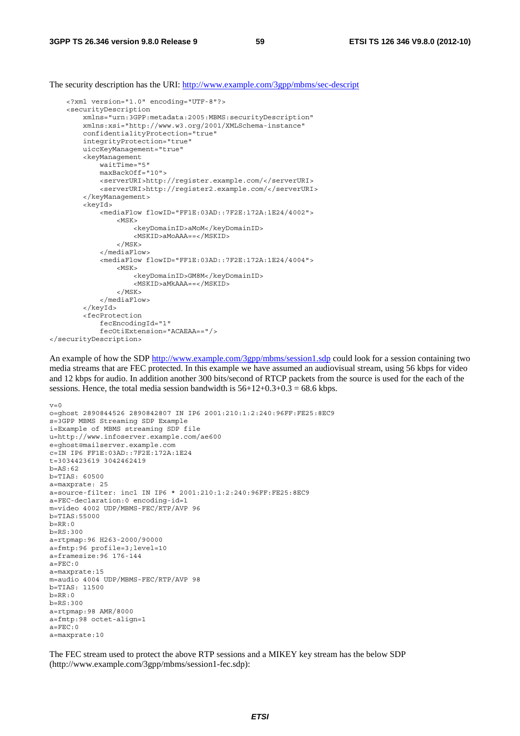The security description has the URI: http://www.example.com/3gpp/mbms/sec-descript

```
<?xml version="1.0" encoding="UTF-8"?>
<securityDescription
    xmlns="urn:3GPP:metadata:2005:MBMS:securityDescription"
    xmlns:xsi="http://www.w3.org/2001/XMLSchema-instance"
    confidentialityProtection="true"
    integrityProtection="true"
    uiccKeyManagement="true"
    <keyManagement
        waitTime="5"
        maxBackOff="10">
        <serverURI>http://register.example.com/</serverURI>
        <serverURI>http://register2.example.com/</serverURI>
    </keyManagement>
    <keyId>
        <mediaFlow flowID="FF1E:03AD::7F2E:172A:1E24/4002">
            <MSK>
                <keyDomainID>aMoM</keyDomainID>
                <MSKID>aMoAAA==</MSKID>
            </MSK>
        </mediaFlow>
        <mediaFlow flowID="FF1E:03AD::7F2E:172A:1E24/4004">
            <MSK>
                <keyDomainID>GM8M</keyDomainID>
                <MSKID>aMkAAA==</MSKID>
            </MSK>
        </mediaFlow>
    </keyId>
    <fecProtection
        fecEncodingId="1"
        fecOtiExtension="ACAEAA=="/>
</securityDescription>
```

An example of how the SDP http://www.example.com/3gpp/mbms/session1.sdp could look for a session containing two media streams that are FEC protected. In this example we have assumed an audiovisual stream, using 56 kbps for video and 12 kbps for audio. In addition another 300 bits/second of RTCP packets from the source is used for the each of the sessions. Hence, the total media session bandwidth is 56+12+0.3+0.3 = 68.6 kbps.

```
v=0
o=ghost 2890844526 2890842807 IN IP6 2001:210:1:2:240:96FF:FE25:8EC9
s=3GPP MBMS Streaming SDP Example
i=Example of MBMS streaming SDP file
u=http://www.infoserver.example.com/ae600
e=ghost@mailserver.example.com
c=IN IP6 FF1E:03AD::7F2E:172A:1E24
t=3034423619 3042462419
b=AS:62
b=TIAS: 60500
a=maxprate: 25
a=source-filter: incl IN IP6 * 2001:210:1:2:240:96FF:FE25:8EC9
a=FEC-declaration:0 encoding-id=1
m=video 4002 UDP/MBMS-FEC/RTP/AVP 96
b=TIAS:55000
b=RR:0
b=RS:300
a=rtpmap:96 H263-2000/90000
a=fmtp:96 profile=3;level=10
a=framesize:96 176-144
a=FEC:0
a=maxprate:15
m=audio 4004 UDP/MBMS-FEC/RTP/AVP 98
b=TIAS: 11500
b=RR:0
b=RS:300
a=rtpmap:98 AMR/8000
a=fmtp:98 octet-align=1
a=FEC:0
a=maxprate:10
```

The FEC stream used to protect the above RTP sessions and a MIKEY key stream has the below SDP (http://www.example.com/3gpp/mbms/session1-fec.sdp):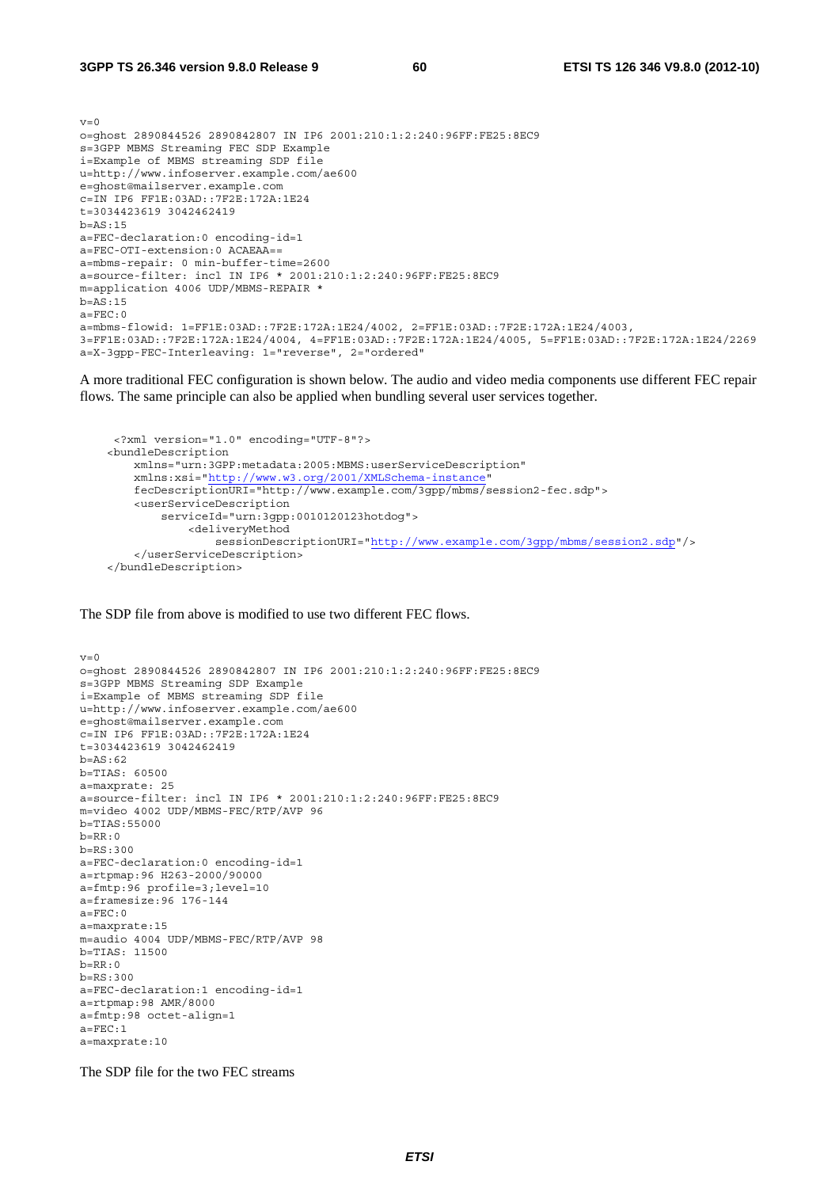```
v=0
o=ghost 2890844526 2890842807 IN IP6 2001:210:1:2:240:96FF:FE25:8EC9
s=3GPP MBMS Streaming FEC SDP Example
i=Example of MBMS streaming SDP file
u=http://www.infoserver.example.com/ae600
e=ghost@mailserver.example.com
c=IN IP6 FF1E:03AD::7F2E:172A:1E24
t=3034423619 3042462419
b=AS:15
a=FEC-declaration:0 encoding-id=1
a=FEC-OTI-extension:0 ACAEAA==
a=mbms-repair: 0 min-buffer-time=2600
a=source-filter: incl IN IP6 * 2001:210:1:2:240:96FF:FE25:8EC9
m=application 4006 UDP/MBMS-REPAIR *
b=AS:15
a=FEC:0
a=mbms-flowid: 1=FF1E:03AD::7F2E:172A:1E24/4002, 2=FF1E:03AD::7F2E:172A:1E24/4003,
3=FF1E:03AD::7F2E:172A:1E24/4004, 4=FF1E:03AD::7F2E:172A:1E24/4005, 5=FF1E:03AD::7F2E:172A:1E24/2269
a=X-3gpp-FEC-Interleaving: 1="reverse", 2="ordered"
```

A more traditional FEC configuration is shown below. The audio and video media components use different FEC repair flows. The same principle can also be applied when bundling several user services together.

```
 <?xml version="1.0" encoding="UTF-8"?>
<bundleDescription
    xmlns="urn:3GPP:metadata:2005:MBMS:userServiceDescription"
    xmlns:xsi="http://www.w3.org/2001/XMLSchema-instance"
    fecDescriptionURI="http://www.example.com/3gpp/mbms/session2-fec.sdp">
    <userServiceDescription
        serviceId="urn:3gpp:0010120123hotdog">
            <deliveryMethod
                sessionDescriptionURI="http://www.example.com/3gpp/mbms/session2.sdp"/>
    </userServiceDescription>
</bundleDescription>
```

The SDP file from above is modified to use two different FEC flows.

```
v=0
o=ghost 2890844526 2890842807 IN IP6 2001:210:1:2:240:96FF:FE25:8EC9
s=3GPP MBMS Streaming SDP Example
i=Example of MBMS streaming SDP file
u=http://www.infoserver.example.com/ae600
e=ghost@mailserver.example.com
c=IN IP6 FF1E:03AD::7F2E:172A:1E24
t=3034423619 3042462419
b=AS:62
b=TIAS: 60500
a=maxprate: 25
a=source-filter: incl IN IP6 * 2001:210:1:2:240:96FF:FE25:8EC9
m=video 4002 UDP/MBMS-FEC/RTP/AVP 96
b=TIAS:55000
b=RR:0
b=RS:300
a=FEC-declaration:0 encoding-id=1
a=rtpmap:96 H263-2000/90000
a=fmtp:96 profile=3;level=10
a=framesize:96 176-144
a=FEC:0
a=maxprate:15
m=audio 4004 UDP/MBMS-FEC/RTP/AVP 98
b=TIAS: 11500
b=RR:0
b=RS:300
a=FEC-declaration:1 encoding-id=1
a=rtpmap:98 AMR/8000
a=fmtp:98 octet-align=1
a=FEC:1
a=maxprate:10
```

The SDP file for the two FEC streams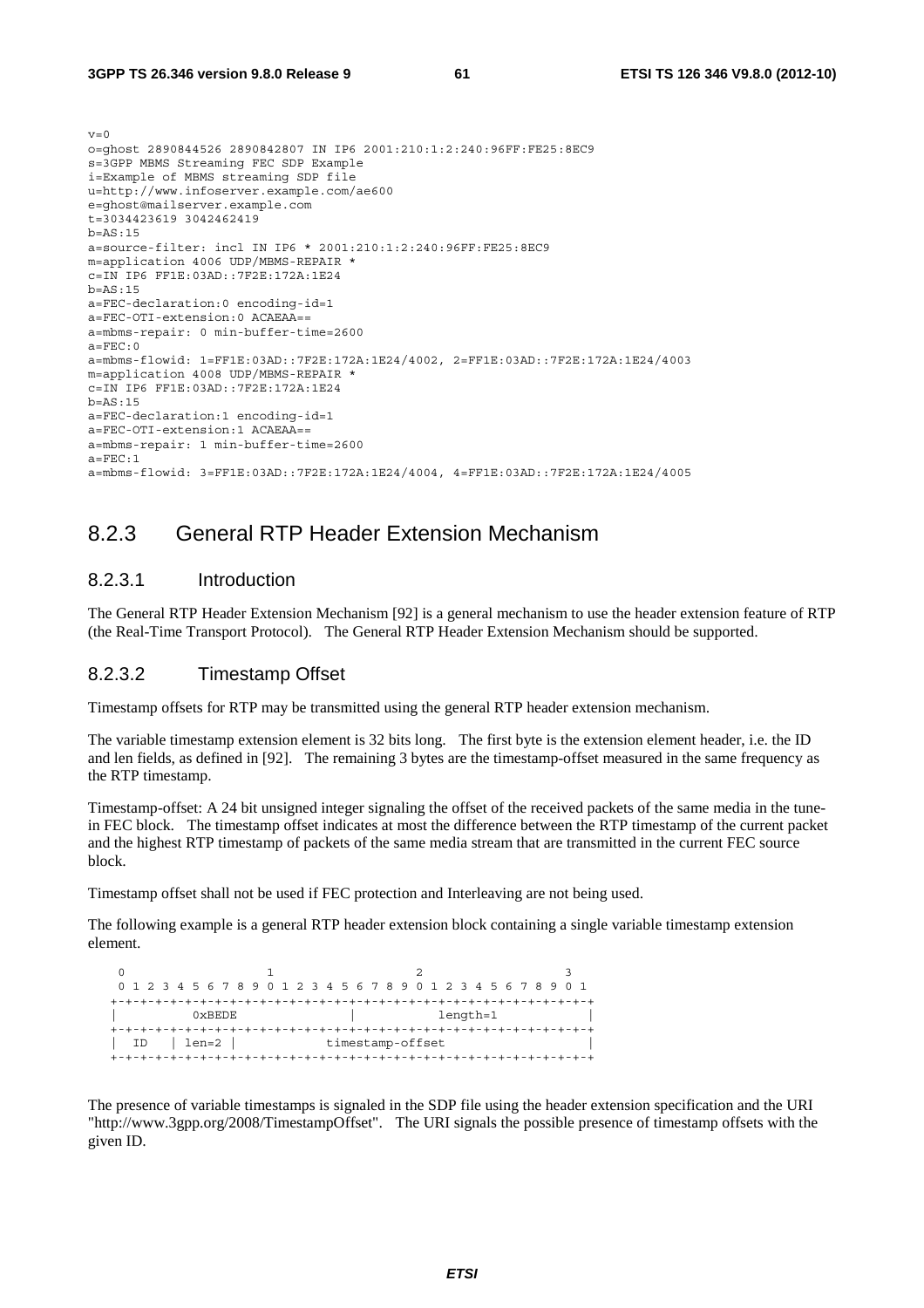```
v=0
o=ghost 2890844526 2890842807 IN IP6 2001:210:1:2:240:96FF:FE25:8EC9
s=3GPP MBMS Streaming FEC SDP Example
i=Example of MBMS streaming SDP file
u=http://www.infoserver.example.com/ae600
e=ghost@mailserver.example.com
t=3034423619 3042462419
b=AS:15
a=source-filter: incl IN IP6 * 2001:210:1:2:240:96FF:FE25:8EC9
m=application 4006 UDP/MBMS-REPAIR *
c=IN IP6 FF1E:03AD::7F2E:172A:1E24
b=AS:15
a=FEC-declaration:0 encoding-id=1
a=FEC-OTI-extension:0 ACAEAA==
a=mbms-repair: 0 min-buffer-time=2600
a=FEC:0
a=mbms-flowid: 1=FF1E:03AD::7F2E:172A:1E24/4002, 2=FF1E:03AD::7F2E:172A:1E24/4003
m=application 4008 UDP/MBMS-REPAIR *
c=IN IP6 FF1E:03AD::7F2E:172A:1E24
b=AS:15
a=FEC-declaration:1 encoding-id=1
a=FEC-OTI-extension:1 ACAEAA==
a=mbms-repair: 1 min-buffer-time=2600
a=FEC:1
a=mbms-flowid: 3=FF1E:03AD::7F2E:172A:1E24/4004, 4=FF1E:03AD::7F2E:172A:1E24/4005
```

## 8.2.3 General RTP Header Extension Mechanism

### 8.2.3.1 Introduction

The General RTP Header Extension Mechanism [92] is a general mechanism to use the header extension feature of RTP (the Real-Time Transport Protocol). The General RTP Header Extension Mechanism should be supported.

### 8.2.3.2 Timestamp Offset

Timestamp offsets for RTP may be transmitted using the general RTP header extension mechanism.

The variable timestamp extension element is 32 bits long. The first byte is the extension element header, i.e. the ID and len fields, as defined in [92]. The remaining 3 bytes are the timestamp-offset measured in the same frequency as the RTP timestamp.

Timestamp-offset: A 24 bit unsigned integer signaling the offset of the received packets of the same media in the tune-in FEC block. The timestamp offset indicates at most the difference between the RTP timestamp of the current packet and the highest RTP timestamp of packets of the same media stream that are transmitted in the current FEC source block.

Timestamp offset shall not be used if FEC protection and Interleaving are not being used.

The following example is a general RTP header extension block containing a single variable timestamp extension element.

```
 0                   1                   2                   3
 0 1 2 3 4 5 6 7 8 9 0 1 2 3 4 5 6 7 8 9 0 1 2 3 4 5 6 7 8 9 0 1
+-+-+-+-+-+-+-+-+-+-+-+-+-+-+-+-+-+-+-+-+-+-+-+-+-+-+-+-+-+-+-+-+
|          0xBEDE               |           length=1            |
+-+-+-+-+-+-+-+-+-+-+-+-+-+-+-+-+-+-+-+-+-+-+-+-+-+-+-+-+-+-+-+-+
|  ID   | len=2 |            timestamp-offset                   |
+-+-+-+-+-+-+-+-+-+-+-+-+-+-+-+-+-+-+-+-+-+-+-+-+-+-+-+-+-+-+-+-+
```

The presence of variable timestamps is signaled in the SDP file using the header extension specification and the URI "http://www.3gpp.org/2008/TimestampOffset". The URI signals the possible presence of timestamp offsets with the given ID.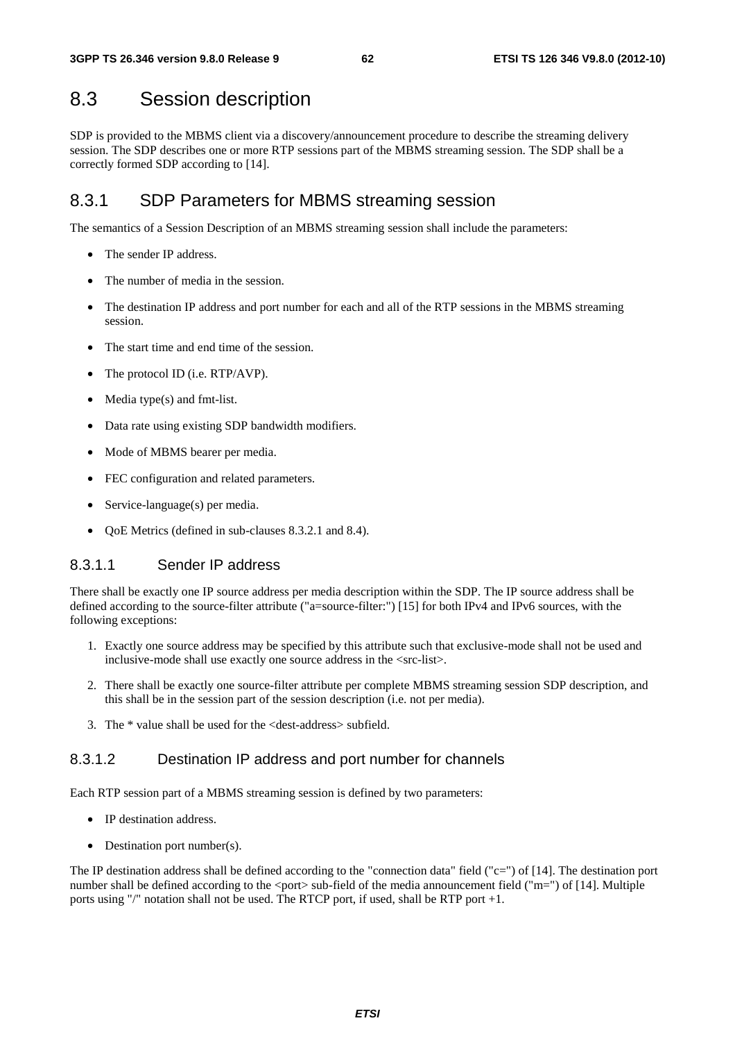# 8.3 Session description

SDP is provided to the MBMS client via a discovery/announcement procedure to describe the streaming delivery session. The SDP describes one or more RTP sessions part of the MBMS streaming session. The SDP shall be a correctly formed SDP according to [14].

## 8.3.1 SDP Parameters for MBMS streaming session

The semantics of a Session Description of an MBMS streaming session shall include the parameters:

- The sender IP address.
- The number of media in the session.
- The destination IP address and port number for each and all of the RTP sessions in the MBMS streaming session.
- The start time and end time of the session.
- The protocol ID (i.e. RTP/AVP).
- Media type(s) and fmt-list.
- Data rate using existing SDP bandwidth modifiers.
- Mode of MBMS bearer per media.
- FEC configuration and related parameters.
- Service-language(s) per media.
- QoE Metrics (defined in sub-clauses 8.3.2.1 and 8.4).

### 8.3.1.1 Sender IP address

There shall be exactly one IP source address per media description within the SDP. The IP source address shall be defined according to the source-filter attribute ("a=source-filter:") [15] for both IPv4 and IPv6 sources, with the following exceptions:

1. Exactly one source address may be specified by this attribute such that exclusive-mode shall not be used and inclusive-mode shall use exactly one source address in the <src-list>.
2. There shall be exactly one source-filter attribute per complete MBMS streaming session SDP description, and this shall be in the session part of the session description (i.e. not per media).
3. The * value shall be used for the <dest-address> subfield.

### 8.3.1.2 Destination IP address and port number for channels

Each RTP session part of a MBMS streaming session is defined by two parameters:

- IP destination address.
- Destination port number(s).

The IP destination address shall be defined according to the "connection data" field ("c=") of [14]. The destination port number shall be defined according to the <port> sub-field of the media announcement field ("m=") of [14]. Multiple ports using "/" notation shall not be used. The RTCP port, if used, shall be RTP port +1.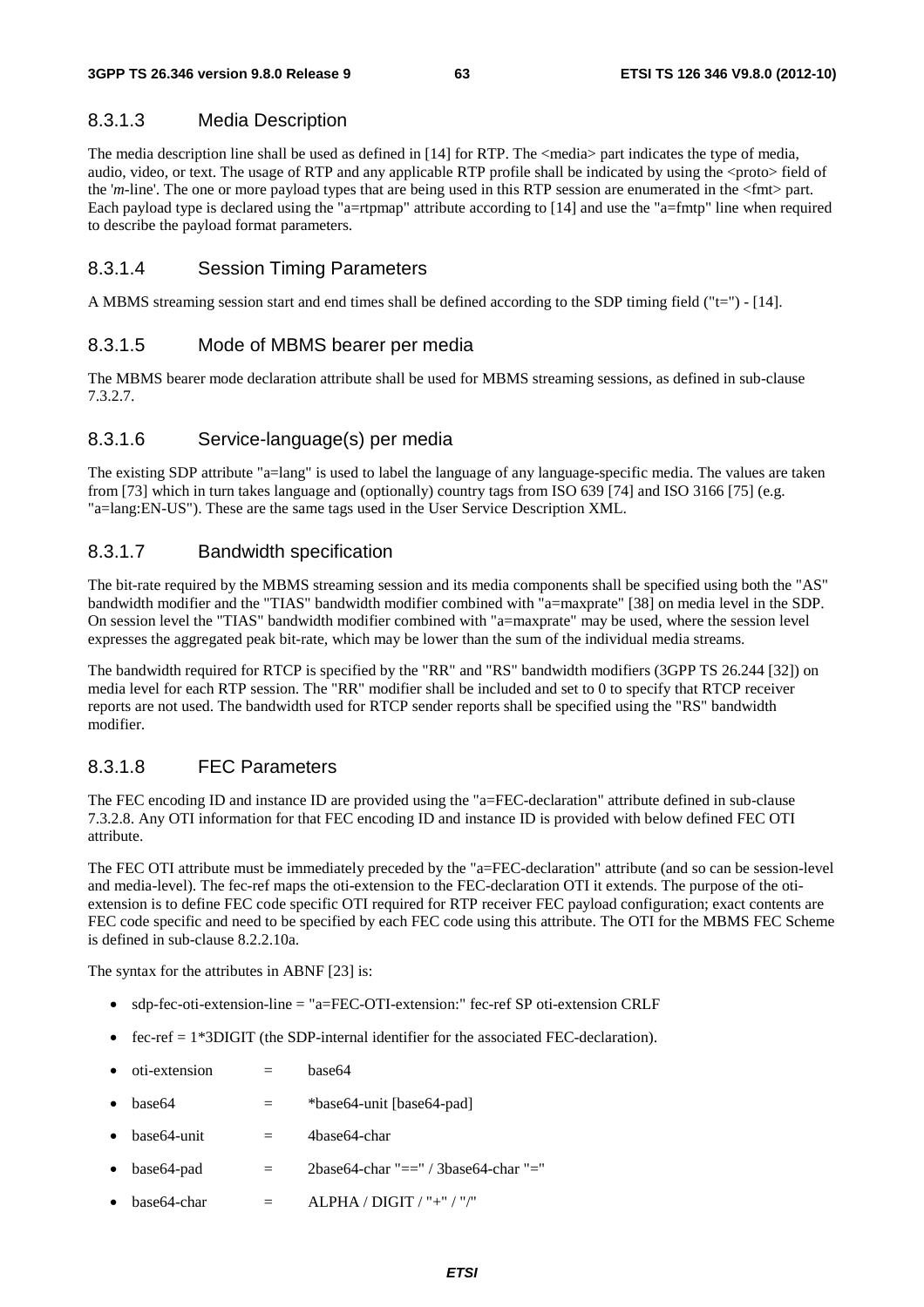### 8.3.1.3 Media Description

The media description line shall be used as defined in [14] for RTP. The <media> part indicates the type of media, audio, video, or text. The usage of RTP and any applicable RTP profile shall be indicated by using the <proto> field of the '*m*-line'. The one or more payload types that are being used in this RTP session are enumerated in the <fmt> part. Each payload type is declared using the "a=rtpmap" attribute according to [14] and use the "a=fmtp" line when required to describe the payload format parameters.

### 8.3.1.4 Session Timing Parameters

A MBMS streaming session start and end times shall be defined according to the SDP timing field ("t=") - [14].

### 8.3.1.5 Mode of MBMS bearer per media

The MBMS bearer mode declaration attribute shall be used for MBMS streaming sessions, as defined in sub-clause 7.3.2.7.

### 8.3.1.6 Service-language(s) per media

The existing SDP attribute "a=lang" is used to label the language of any language-specific media. The values are taken from [73] which in turn takes language and (optionally) country tags from ISO 639 [74] and ISO 3166 [75] (e.g. "a=lang:EN-US"). These are the same tags used in the User Service Description XML.

### 8.3.1.7 Bandwidth specification

The bit-rate required by the MBMS streaming session and its media components shall be specified using both the "AS" bandwidth modifier and the "TIAS" bandwidth modifier combined with "a=maxprate" [38] on media level in the SDP. On session level the "TIAS" bandwidth modifier combined with "a=maxprate" may be used, where the session level expresses the aggregated peak bit-rate, which may be lower than the sum of the individual media streams.

The bandwidth required for RTCP is specified by the "RR" and "RS" bandwidth modifiers (3GPP TS 26.244 [32]) on media level for each RTP session. The "RR" modifier shall be included and set to 0 to specify that RTCP receiver reports are not used. The bandwidth used for RTCP sender reports shall be specified using the "RS" bandwidth modifier.

### 8.3.1.8 FEC Parameters

The FEC encoding ID and instance ID are provided using the "a=FEC-declaration" attribute defined in sub-clause 7.3.2.8. Any OTI information for that FEC encoding ID and instance ID is provided with below defined FEC OTI attribute.

The FEC OTI attribute must be immediately preceded by the "a=FEC-declaration" attribute (and so can be session-level and media-level). The fec-ref maps the oti-extension to the FEC-declaration OTI it extends. The purpose of the oti-extension is to define FEC code specific OTI required for RTP receiver FEC payload configuration; exact contents are FEC code specific and need to be specified by each FEC code using this attribute. The OTI for the MBMS FEC Scheme is defined in sub-clause 8.2.2.10a.

The syntax for the attributes in ABNF [23] is:

- sdp-fec-oti-extension-line = "a=FEC-OTI-extension:" fec-ref SP oti-extension CRLF
- fec-ref = 1*3DIGIT (the SDP-internal identifier for the associated FEC-declaration).
- oti-extension = base64
- base64 = *base64-unit [base64-pad]
- base64-unit = 4base64-char
- base64-pad = 2base64-char "==" / 3base64-char "="
- base64-char = ALPHA / DIGIT / "+" / "/"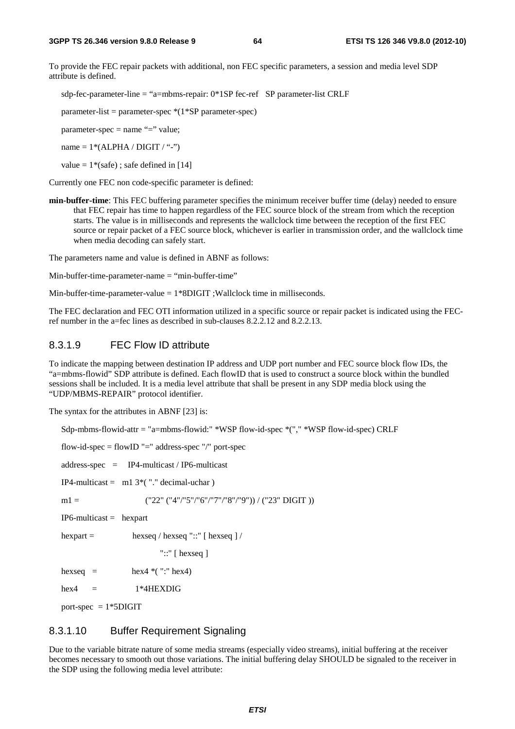To provide the FEC repair packets with additional, non FEC specific parameters, a session and media level SDP attribute is defined.

```
sdp-fec-parameter-line = "a=mbms-repair: 0*1SP fec-ref   SP parameter-list CRLF

parameter-list = parameter-spec *(1*SP parameter-spec)

parameter-spec = name "=" value;

name = 1*(ALPHA / DIGIT / "-")

value = 1*(safe) ; safe defined in [14]
```

Currently one FEC non code-specific parameter is defined:

**min-buffer-time**: This FEC buffering parameter specifies the minimum receiver buffer time (delay) needed to ensure that FEC repair has time to happen regardless of the FEC source block of the stream from which the reception starts. The value is in milliseconds and represents the wallclock time between the reception of the first FEC source or repair packet of a FEC source block, whichever is earlier in transmission order, and the wallclock time when media decoding can safely start.

The parameters name and value is defined in ABNF as follows:

```
Min-buffer-time-parameter-name = "min-buffer-time"

Min-buffer-time-parameter-value = 1*8DIGIT ;Wallclock time in milliseconds.
```

The FEC declaration and FEC OTI information utilized in a specific source or repair packet is indicated using the FEC-ref number in the a=fec lines as described in sub-clauses 8.2.2.12 and 8.2.2.13.

### 8.3.1.9 FEC Flow ID attribute

To indicate the mapping between destination IP address and UDP port number and FEC source block flow IDs, the "a=mbms-flowid" SDP attribute is defined. Each flowID that is used to construct a source block within the bundled sessions shall be included. It is a media level attribute that shall be present in any SDP media block using the "UDP/MBMS-REPAIR" protocol identifier.

The syntax for the attributes in ABNF [23] is:

```
Sdp-mbms-flowid-attr = "a=mbms-flowid:" *WSP flow-id-spec *("," *WSP flow-id-spec) CRLF

flow-id-spec = flowID "=" address-spec "/" port-spec

address-spec   =    IP4-multicast / IP6-multicast

IP4-multicast =   m1 3*( "." decimal-uchar )

m1 =                    ("22" ("4"/"5"/"6"/"7"/"8"/"9")) / ("23" DIGIT ))

IP6-multicast =   hexpart

hexpart =            hexseq / hexseq "::" [ hexseq ] /

                            "::" [ hexseq ]

hexseq   =           hex4 *( ":" hex4)

hex4     =            1*4HEXDIG

port-spec  = 1*5DIGIT
```

### 8.3.1.10 Buffer Requirement Signaling

Due to the variable bitrate nature of some media streams (especially video streams), initial buffering at the receiver becomes necessary to smooth out those variations. The initial buffering delay SHOULD be signaled to the receiver in the SDP using the following media level attribute: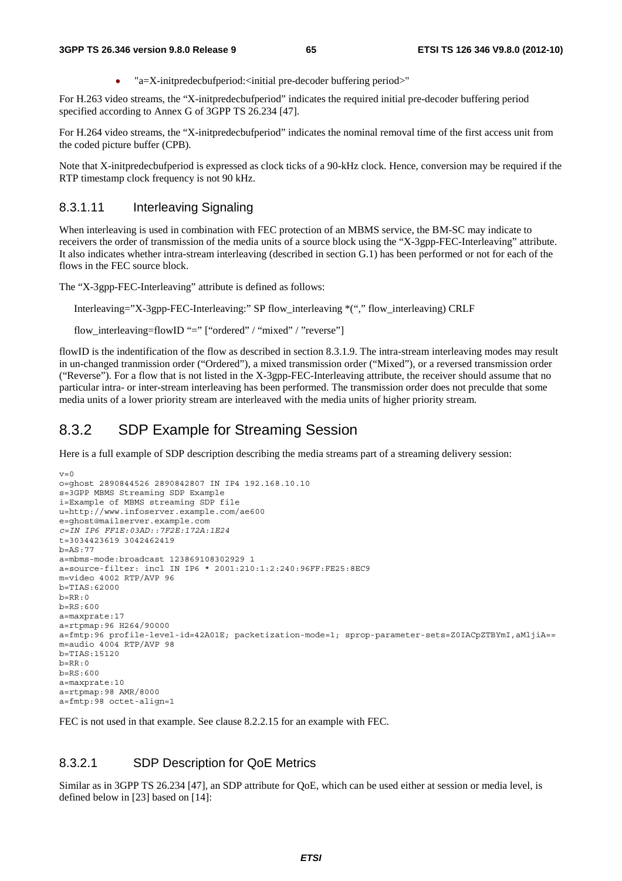- "a=X-initpredecbufperiod:<initial pre-decoder buffering period>"

For H.263 video streams, the "X-initpredecbufperiod" indicates the required initial pre-decoder buffering period specified according to Annex G of 3GPP TS 26.234 [47].

For H.264 video streams, the "X-initpredecbufperiod" indicates the nominal removal time of the first access unit from the coded picture buffer (CPB).

Note that X-initpredecbufperiod is expressed as clock ticks of a 90-kHz clock. Hence, conversion may be required if the RTP timestamp clock frequency is not 90 kHz.

#### 8.3.1.11 Interleaving Signaling

When interleaving is used in combination with FEC protection of an MBMS service, the BM-SC may indicate to receivers the order of transmission of the media units of a source block using the "X-3gpp-FEC-Interleaving" attribute. It also indicates whether intra-stream interleaving (described in section G.1) has been performed or not for each of the flows in the FEC source block.

The "X-3gpp-FEC-Interleaving" attribute is defined as follows:

Interleaving="X-3gpp-FEC-Interleaving:" SP flow_interleaving *("," flow_interleaving) CRLF

flow_interleaving=flowID "=" ["ordered" / "mixed" / "reverse"]

flowID is the indentification of the flow as described in section 8.3.1.9. The intra-stream interleaving modes may result in un-changed tranmission order ("Ordered"), a mixed transmission order ("Mixed"), or a reversed transmission order ("Reverse"). For a flow that is not listed in the X-3gpp-FEC-Interleaving attribute, the receiver should assume that no particular intra- or inter-stream interleaving has been performed. The transmission order does not preculde that some media units of a lower priority stream are interleaved with the media units of higher priority stream.

## 8.3.2 SDP Example for Streaming Session

Here is a full example of SDP description describing the media streams part of a streaming delivery session:

```
v=0
o=ghost 2890844526 2890842807 IN IP4 192.168.10.10
s=3GPP MBMS Streaming SDP Example
i=Example of MBMS streaming SDP file
u=http://www.infoserver.example.com/ae600
e=ghost@mailserver.example.com
c=IN IP6 FF1E:03AD::7F2E:172A:1E24
t=3034423619 3042462419
b=AS:77
a=mbms-mode:broadcast 123869108302929 1
a=source-filter: incl IN IP6 * 2001:210:1:2:240:96FF:FE25:8EC9
m=video 4002 RTP/AVP 96
b=TIAS:62000
b=RR:0
b=RS:600
a=maxprate:17
a=rtpmap:96 H264/90000
a=fmtp:96 profile-level-id=42A01E; packetization-mode=1; sprop-parameter-sets=Z0IACpZTBYmI,aMljiA==
m=audio 4004 RTP/AVP 98
b=TIAS:15120
b=RR:0
b=RS:600
a=maxprate:10
a=rtpmap:98 AMR/8000
a=fmtp:98 octet-align=1
```

FEC is not used in that example. See clause 8.2.2.15 for an example with FEC.

### 8.3.2.1 SDP Description for QoE Metrics

Similar as in 3GPP TS 26.234 [47], an SDP attribute for QoE, which can be used either at session or media level, is defined below in [23] based on [14]: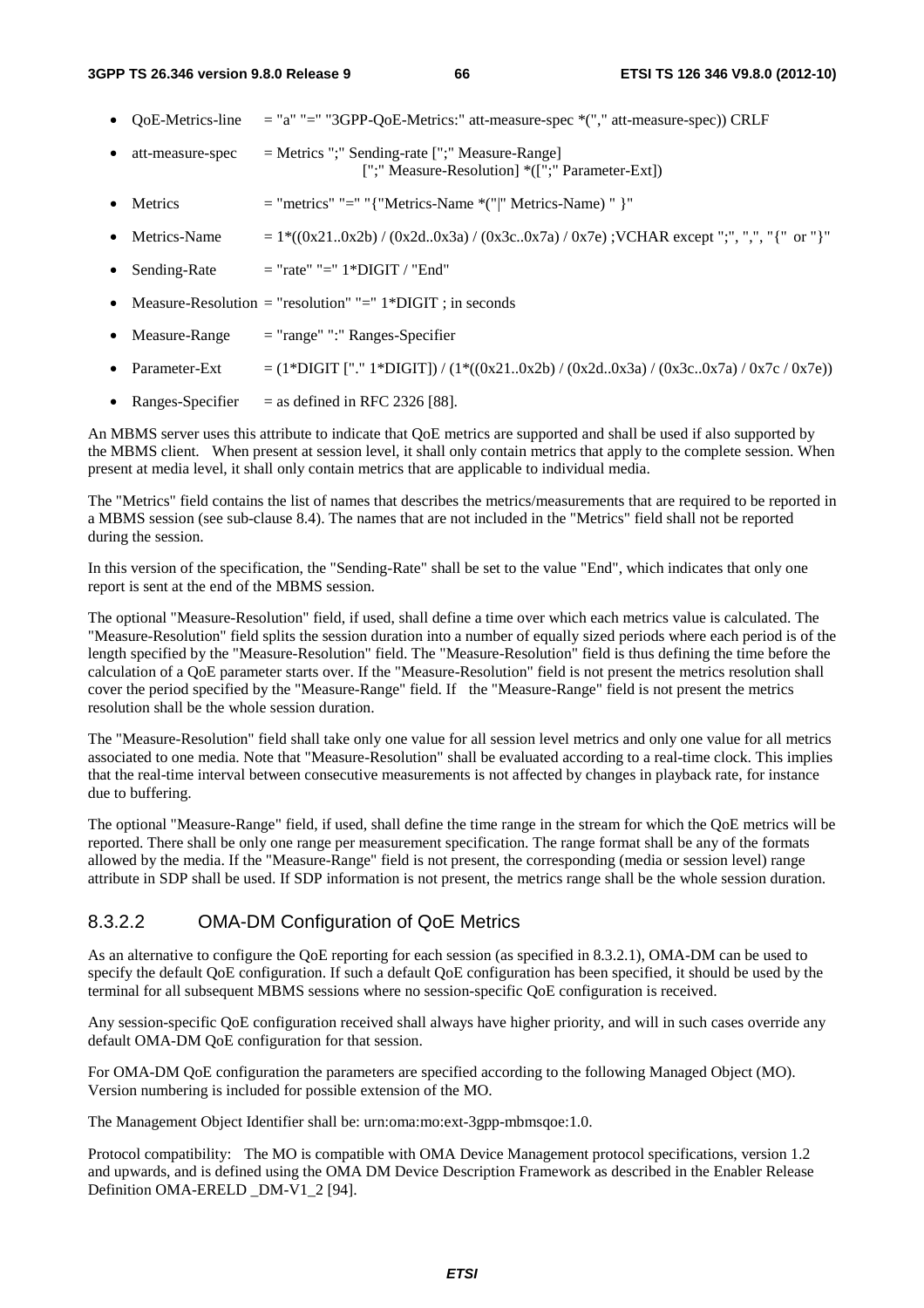- QoE-Metrics-line = "a" "=" "3GPP-QoE-Metrics:" att-measure-spec *("," att-measure-spec)) CRLF
- att-measure-spec = Metrics ";" Sending-rate [";" Measure-Range] [";" Measure-Resolution] *([";" Parameter-Ext])
- Metrics = "metrics" "=" "{"Metrics-Name *("|" Metrics-Name) " }"
- Metrics-Name = 1*((0x21..0x2b) / (0x2d..0x3a) / (0x3c..0x7a) / 0x7e) ;VCHAR except ";", ",", "{" or "}"
- Sending-Rate = "rate" "=" 1*DIGIT / "End"
- Measure-Resolution = "resolution" "=" 1*DIGIT ; in seconds
- Measure-Range = "range" ":" Ranges-Specifier
- Parameter-Ext = (1*DIGIT ["." 1*DIGIT]) / (1*((0x21..0x2b) / (0x2d..0x3a) / (0x3c..0x7a) / 0x7c / 0x7e))
- Ranges-Specifier = as defined in RFC 2326 [88].

An MBMS server uses this attribute to indicate that QoE metrics are supported and shall be used if also supported by the MBMS client. When present at session level, it shall only contain metrics that apply to the complete session. When present at media level, it shall only contain metrics that are applicable to individual media.

The "Metrics" field contains the list of names that describes the metrics/measurements that are required to be reported in a MBMS session (see sub-clause 8.4). The names that are not included in the "Metrics" field shall not be reported during the session.

In this version of the specification, the "Sending-Rate" shall be set to the value "End", which indicates that only one report is sent at the end of the MBMS session.

The optional "Measure-Resolution" field, if used, shall define a time over which each metrics value is calculated. The "Measure-Resolution" field splits the session duration into a number of equally sized periods where each period is of the length specified by the "Measure-Resolution" field. The "Measure-Resolution" field is thus defining the time before the calculation of a QoE parameter starts over. If the "Measure-Resolution" field is not present the metrics resolution shall cover the period specified by the "Measure-Range" field. If the "Measure-Range" field is not present the metrics resolution shall be the whole session duration.

The "Measure-Resolution" field shall take only one value for all session level metrics and only one value for all metrics associated to one media. Note that "Measure-Resolution" shall be evaluated according to a real-time clock. This implies that the real-time interval between consecutive measurements is not affected by changes in playback rate, for instance due to buffering.

The optional "Measure-Range" field, if used, shall define the time range in the stream for which the QoE metrics will be reported. There shall be only one range per measurement specification. The range format shall be any of the formats allowed by the media. If the "Measure-Range" field is not present, the corresponding (media or session level) range attribute in SDP shall be used. If SDP information is not present, the metrics range shall be the whole session duration.

### 8.3.2.2 OMA-DM Configuration of QoE Metrics

As an alternative to configure the QoE reporting for each session (as specified in 8.3.2.1), OMA-DM can be used to specify the default QoE configuration. If such a default QoE configuration has been specified, it should be used by the terminal for all subsequent MBMS sessions where no session-specific QoE configuration is received.

Any session-specific QoE configuration received shall always have higher priority, and will in such cases override any default OMA-DM QoE configuration for that session.

For OMA-DM QoE configuration the parameters are specified according to the following Managed Object (MO). Version numbering is included for possible extension of the MO.

The Management Object Identifier shall be: urn:oma:mo:ext-3gpp-mbmsqoe:1.0.

Protocol compatibility: The MO is compatible with OMA Device Management protocol specifications, version 1.2 and upwards, and is defined using the OMA DM Device Description Framework as described in the Enabler Release Definition OMA-ERELD _DM-V1_2 [94].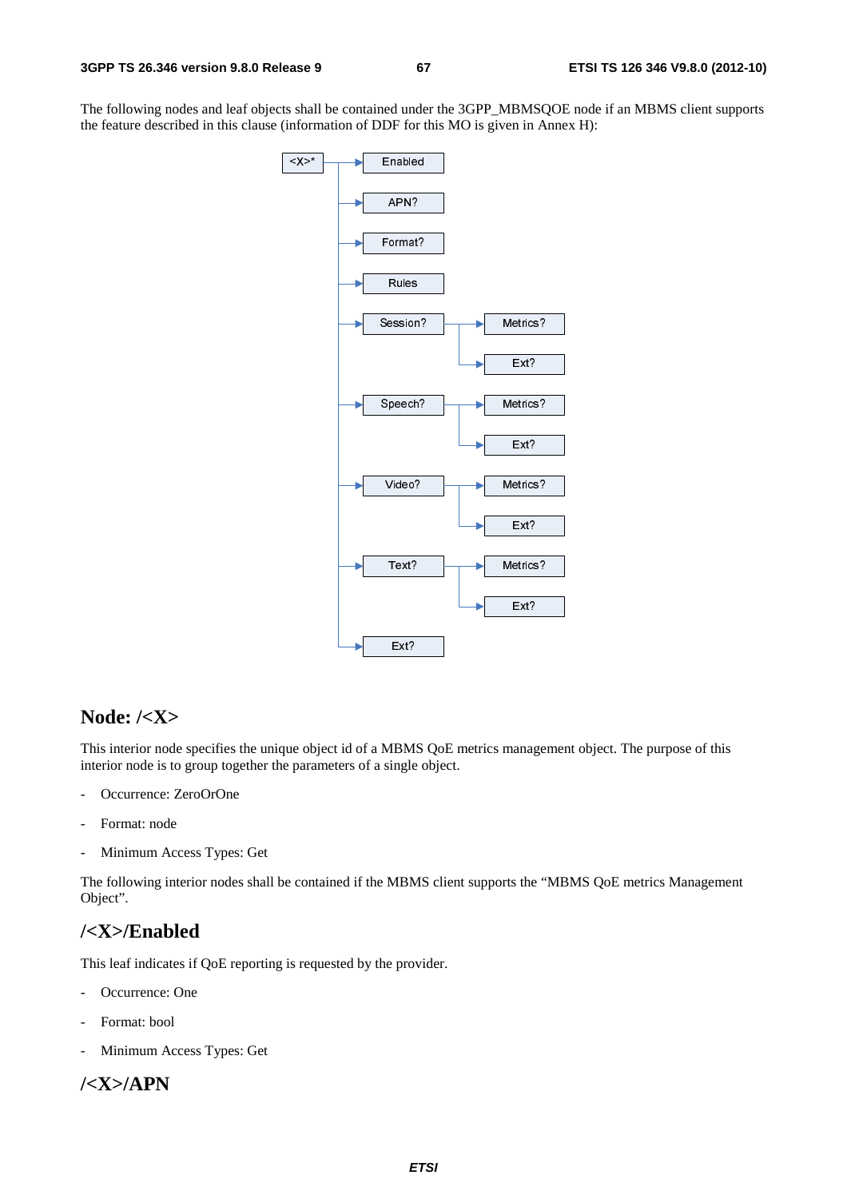The following nodes and leaf objects shall be contained under the 3GPP_MBMSQOE node if an MBMS client supports the feature described in this clause (information of DDF for this MO is given in Annex H):

```
<X>* ──┬──► Enabled
       ├──► APN?
       ├──► Format?
       ├──► Rules
       ├──► Session? ──┬──► Metrics?
       │               └──► Ext?
       ├──► Speech? ───┬──► Metrics?
       │               └──► Ext?
       ├──► Video? ────┬──► Metrics?
       │               └──► Ext?
       ├──► Text? ─────┬──► Metrics?
       │               └──► Ext?
       └──► Ext?
```

## Node: /<X>

This interior node specifies the unique object id of a MBMS QoE metrics management object. The purpose of this interior node is to group together the parameters of a single object.

- Occurrence: ZeroOrOne
- Format: node
- Minimum Access Types: Get

The following interior nodes shall be contained if the MBMS client supports the "MBMS QoE metrics Management Object".

## /<X>/Enabled

This leaf indicates if QoE reporting is requested by the provider.

- Occurrence: One
- Format: bool
- Minimum Access Types: Get

## /<X>/APN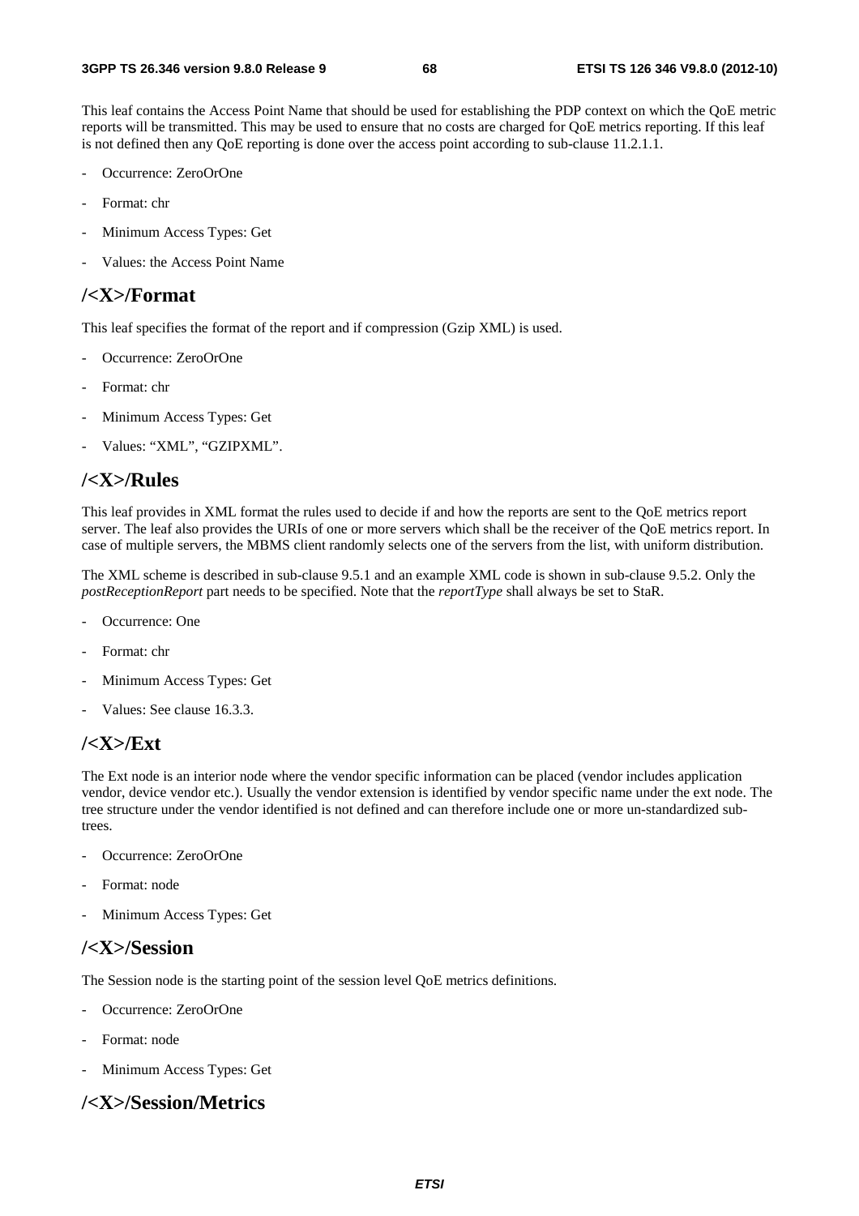This leaf contains the Access Point Name that should be used for establishing the PDP context on which the QoE metric reports will be transmitted. This may be used to ensure that no costs are charged for QoE metrics reporting. If this leaf is not defined then any QoE reporting is done over the access point according to sub-clause 11.2.1.1.

- Occurrence: ZeroOrOne
- Format: chr
- Minimum Access Types: Get
- Values: the Access Point Name

## /<X>/Format

This leaf specifies the format of the report and if compression (Gzip XML) is used.

- Occurrence: ZeroOrOne
- Format: chr
- Minimum Access Types: Get
- Values: "XML", "GZIPXML".

## /<X>/Rules

This leaf provides in XML format the rules used to decide if and how the reports are sent to the QoE metrics report server. The leaf also provides the URIs of one or more servers which shall be the receiver of the QoE metrics report. In case of multiple servers, the MBMS client randomly selects one of the servers from the list, with uniform distribution.

The XML scheme is described in sub-clause 9.5.1 and an example XML code is shown in sub-clause 9.5.2. Only the *postReceptionReport* part needs to be specified. Note that the *reportType* shall always be set to StaR.

- Occurrence: One
- Format: chr
- Minimum Access Types: Get
- Values: See clause 16.3.3.

## /<X>/Ext

The Ext node is an interior node where the vendor specific information can be placed (vendor includes application vendor, device vendor etc.). Usually the vendor extension is identified by vendor specific name under the ext node. The tree structure under the vendor identified is not defined and can therefore include one or more un-standardized sub-trees.

- Occurrence: ZeroOrOne
- Format: node
- Minimum Access Types: Get

## /<X>/Session

The Session node is the starting point of the session level QoE metrics definitions.

- Occurrence: ZeroOrOne
- Format: node
- Minimum Access Types: Get

## /<X>/Session/Metrics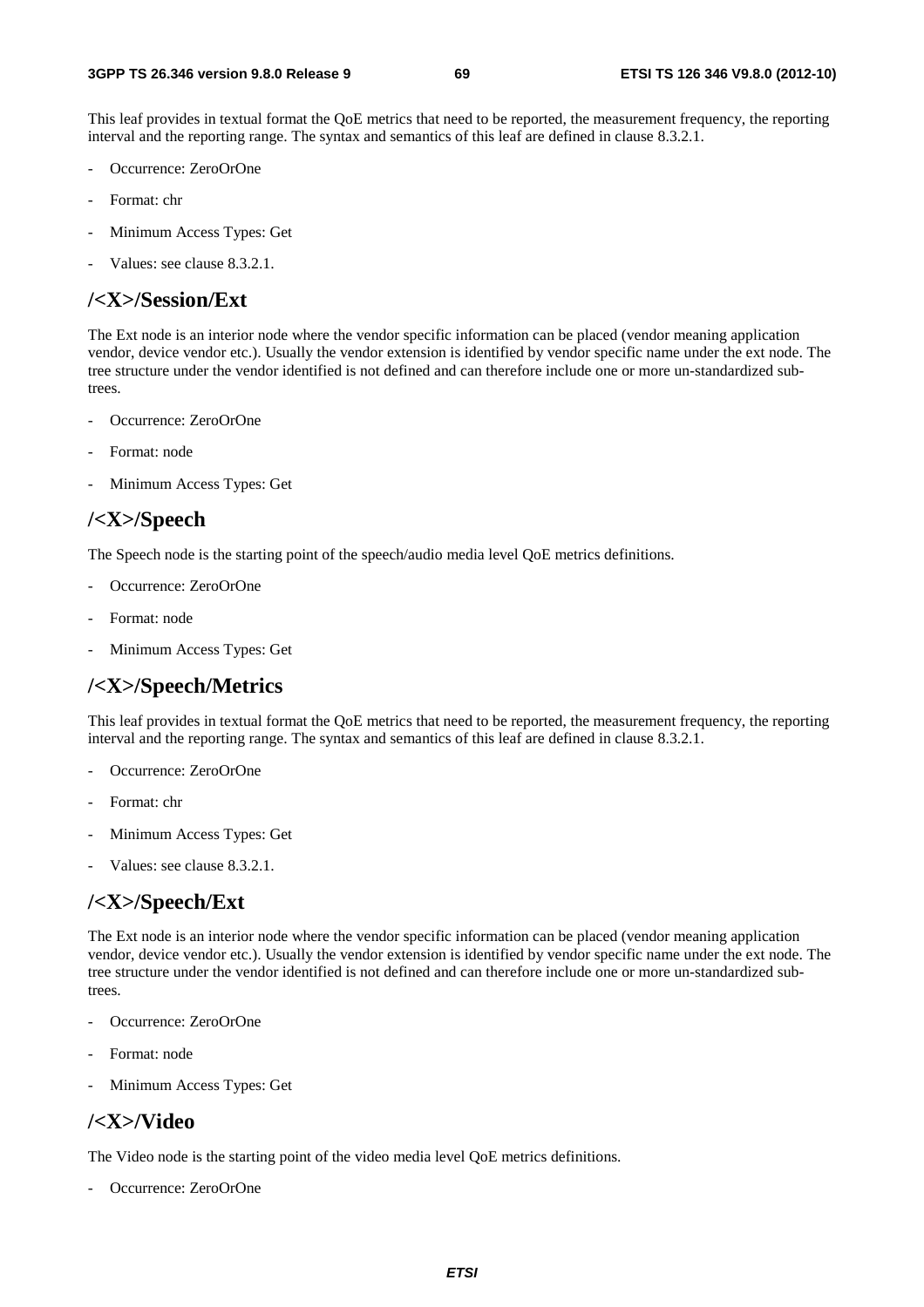This leaf provides in textual format the QoE metrics that need to be reported, the measurement frequency, the reporting interval and the reporting range. The syntax and semantics of this leaf are defined in clause 8.3.2.1.

- Occurrence: ZeroOrOne
- Format: chr
- Minimum Access Types: Get
- Values: see clause 8.3.2.1.

## /<X>/Session/Ext

The Ext node is an interior node where the vendor specific information can be placed (vendor meaning application vendor, device vendor etc.). Usually the vendor extension is identified by vendor specific name under the ext node. The tree structure under the vendor identified is not defined and can therefore include one or more un-standardized sub-trees.

- Occurrence: ZeroOrOne
- Format: node
- Minimum Access Types: Get

## /<X>/Speech

The Speech node is the starting point of the speech/audio media level QoE metrics definitions.

- Occurrence: ZeroOrOne
- Format: node
- Minimum Access Types: Get

## /<X>/Speech/Metrics

This leaf provides in textual format the QoE metrics that need to be reported, the measurement frequency, the reporting interval and the reporting range. The syntax and semantics of this leaf are defined in clause 8.3.2.1.

- Occurrence: ZeroOrOne
- Format: chr
- Minimum Access Types: Get
- Values: see clause 8.3.2.1.

## /<X>/Speech/Ext

The Ext node is an interior node where the vendor specific information can be placed (vendor meaning application vendor, device vendor etc.). Usually the vendor extension is identified by vendor specific name under the ext node. The tree structure under the vendor identified is not defined and can therefore include one or more un-standardized sub-trees.

- Occurrence: ZeroOrOne
- Format: node
- Minimum Access Types: Get

## /<X>/Video

The Video node is the starting point of the video media level QoE metrics definitions.

- Occurrence: ZeroOrOne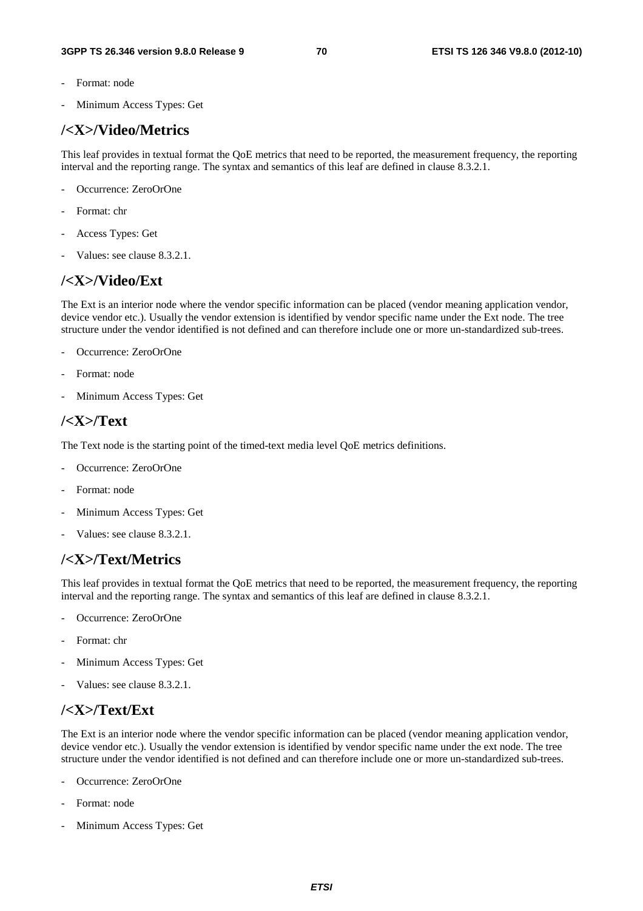- Format: node
- Minimum Access Types: Get

## /<X>/Video/Metrics

This leaf provides in textual format the QoE metrics that need to be reported, the measurement frequency, the reporting interval and the reporting range. The syntax and semantics of this leaf are defined in clause 8.3.2.1.

- Occurrence: ZeroOrOne
- Format: chr
- Access Types: Get
- Values: see clause 8.3.2.1.

## /<X>/Video/Ext

The Ext is an interior node where the vendor specific information can be placed (vendor meaning application vendor, device vendor etc.). Usually the vendor extension is identified by vendor specific name under the Ext node. The tree structure under the vendor identified is not defined and can therefore include one or more un-standardized sub-trees.

- Occurrence: ZeroOrOne
- Format: node
- Minimum Access Types: Get

## /<X>/Text

The Text node is the starting point of the timed-text media level QoE metrics definitions.

- Occurrence: ZeroOrOne
- Format: node
- Minimum Access Types: Get
- Values: see clause 8.3.2.1.

## /<X>/Text/Metrics

This leaf provides in textual format the QoE metrics that need to be reported, the measurement frequency, the reporting interval and the reporting range. The syntax and semantics of this leaf are defined in clause 8.3.2.1.

- Occurrence: ZeroOrOne
- Format: chr
- Minimum Access Types: Get
- Values: see clause 8.3.2.1.

## /<X>/Text/Ext

The Ext is an interior node where the vendor specific information can be placed (vendor meaning application vendor, device vendor etc.). Usually the vendor extension is identified by vendor specific name under the ext node. The tree structure under the vendor identified is not defined and can therefore include one or more un-standardized sub-trees.

- Occurrence: ZeroOrOne
- Format: node
- Minimum Access Types: Get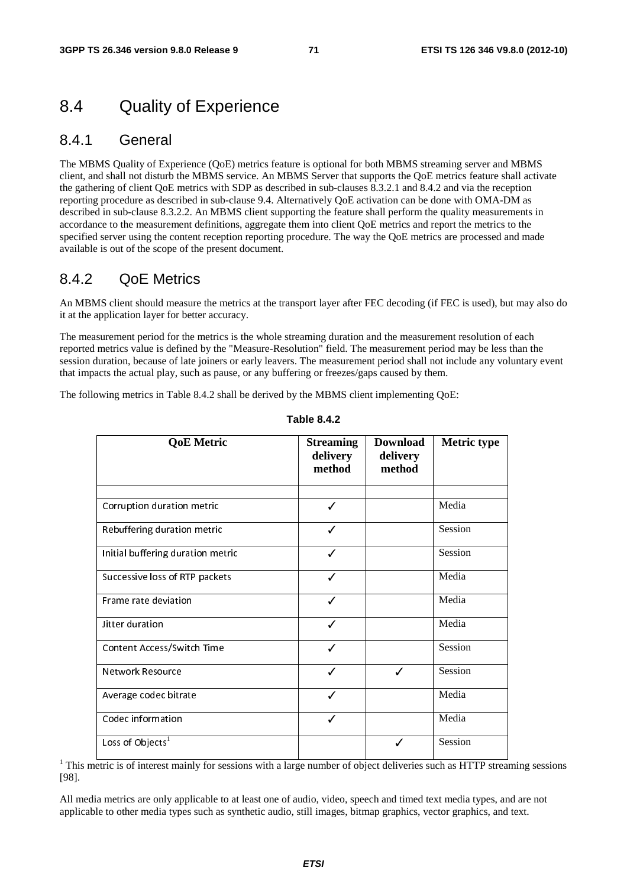## 8.4 Quality of Experience

### 8.4.1 General

The MBMS Quality of Experience (QoE) metrics feature is optional for both MBMS streaming server and MBMS client, and shall not disturb the MBMS service. An MBMS Server that supports the QoE metrics feature shall activate the gathering of client QoE metrics with SDP as described in sub-clauses 8.3.2.1 and 8.4.2 and via the reception reporting procedure as described in sub-clause 9.4. Alternatively QoE activation can be done with OMA-DM as described in sub-clause 8.3.2.2. An MBMS client supporting the feature shall perform the quality measurements in accordance to the measurement definitions, aggregate them into client QoE metrics and report the metrics to the specified server using the content reception reporting procedure. The way the QoE metrics are processed and made available is out of the scope of the present document.

### 8.4.2 QoE Metrics

An MBMS client should measure the metrics at the transport layer after FEC decoding (if FEC is used), but may also do it at the application layer for better accuracy.

The measurement period for the metrics is the whole streaming duration and the measurement resolution of each reported metrics value is defined by the "Measure-Resolution" field. The measurement period may be less than the session duration, because of late joiners or early leavers. The measurement period shall not include any voluntary event that impacts the actual play, such as pause, or any buffering or freezes/gaps caused by them.

The following metrics in Table 8.4.2 shall be derived by the MBMS client implementing QoE:

**Table 8.4.2**

| QoE Metric | Streaming delivery method | Download delivery method | Metric type |
|---|---|---|---|
| | | | |
| Corruption duration metric | ✓ | | Media |
| Rebuffering duration metric | ✓ | | Session |
| Initial buffering duration metric | ✓ | | Session |
| Successive loss of RTP packets | ✓ | | Media |
| Frame rate deviation | ✓ | | Media |
| Jitter duration | ✓ | | Media |
| Content Access/Switch Time | ✓ | | Session |
| Network Resource | ✓ | ✓ | Session |
| Average codec bitrate | ✓ | | Media |
| Codec information | ✓ | | Media |
| Loss of Objects[1] | | ✓ | Session |

[1] This metric is of interest mainly for sessions with a large number of object deliveries such as HTTP streaming sessions [98].

All media metrics are only applicable to at least one of audio, video, speech and timed text media types, and are not applicable to other media types such as synthetic audio, still images, bitmap graphics, vector graphics, and text.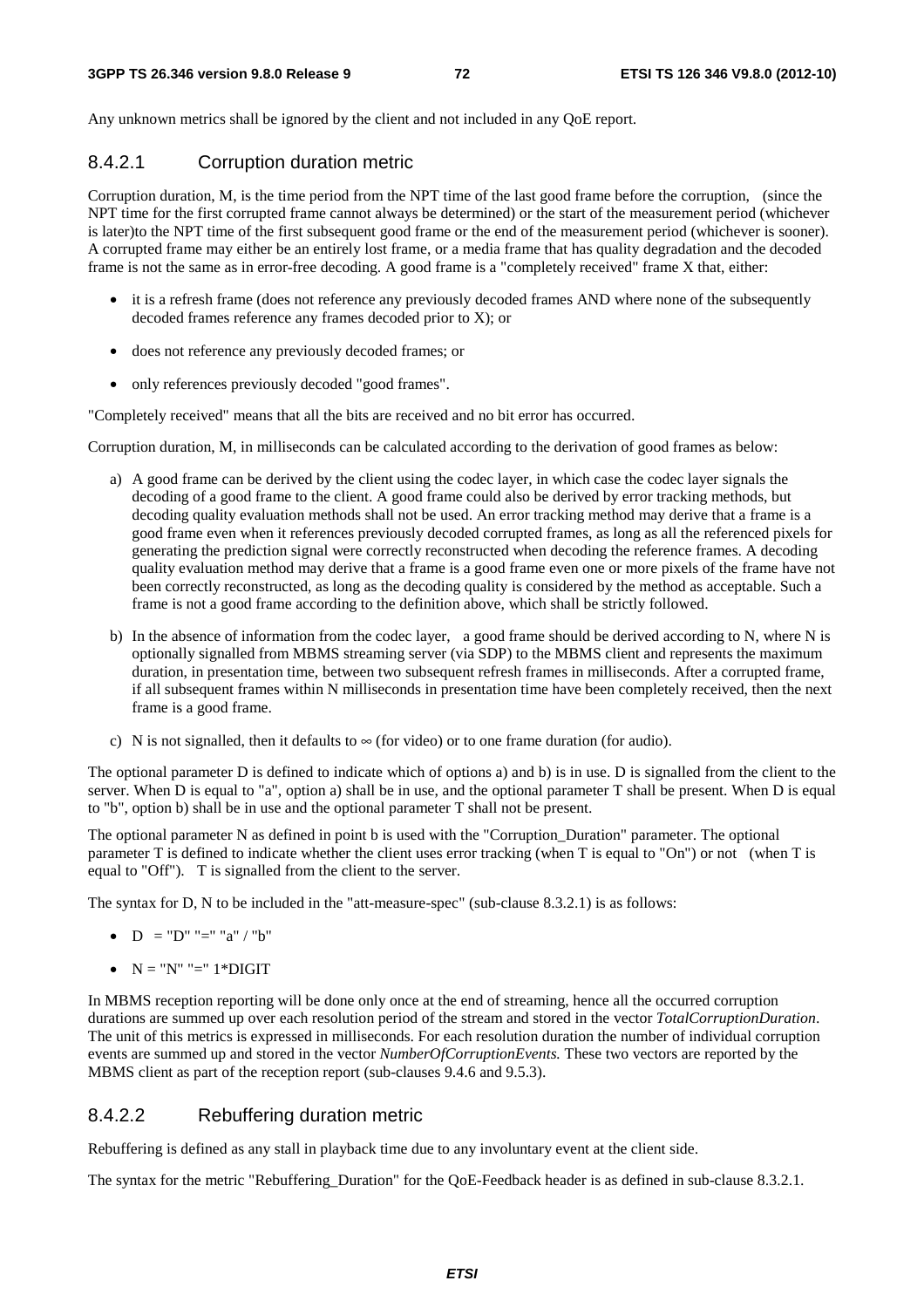Any unknown metrics shall be ignored by the client and not included in any QoE report.

### 8.4.2.1 Corruption duration metric

Corruption duration, M, is the time period from the NPT time of the last good frame before the corruption, (since the NPT time for the first corrupted frame cannot always be determined) or the start of the measurement period (whichever is later)to the NPT time of the first subsequent good frame or the end of the measurement period (whichever is sooner). A corrupted frame may either be an entirely lost frame, or a media frame that has quality degradation and the decoded frame is not the same as in error-free decoding. A good frame is a "completely received" frame X that, either:

- it is a refresh frame (does not reference any previously decoded frames AND where none of the subsequently decoded frames reference any frames decoded prior to X); or
- does not reference any previously decoded frames; or
- only references previously decoded "good frames".

"Completely received" means that all the bits are received and no bit error has occurred.

Corruption duration, M, in milliseconds can be calculated according to the derivation of good frames as below:

a) A good frame can be derived by the client using the codec layer, in which case the codec layer signals the decoding of a good frame to the client. A good frame could also be derived by error tracking methods, but decoding quality evaluation methods shall not be used. An error tracking method may derive that a frame is a good frame even when it references previously decoded corrupted frames, as long as all the referenced pixels for generating the prediction signal were correctly reconstructed when decoding the reference frames. A decoding quality evaluation method may derive that a frame is a good frame even one or more pixels of the frame have not been correctly reconstructed, as long as the decoding quality is considered by the method as acceptable. Such a frame is not a good frame according to the definition above, which shall be strictly followed.

b) In the absence of information from the codec layer, a good frame should be derived according to N, where N is optionally signalled from MBMS streaming server (via SDP) to the MBMS client and represents the maximum duration, in presentation time, between two subsequent refresh frames in milliseconds. After a corrupted frame, if all subsequent frames within N milliseconds in presentation time have been completely received, then the next frame is a good frame.

c) N is not signalled, then it defaults to $\infty$ (for video) or to one frame duration (for audio).

The optional parameter D is defined to indicate which of options a) and b) is in use. D is signalled from the client to the server. When D is equal to "a", option a) shall be in use, and the optional parameter T shall be present. When D is equal to "b", option b) shall be in use and the optional parameter T shall not be present.

The optional parameter N as defined in point b is used with the "Corruption_Duration" parameter. The optional parameter T is defined to indicate whether the client uses error tracking (when T is equal to "On") or not (when T is equal to "Off"). T is signalled from the client to the server.

The syntax for D, N to be included in the "att-measure-spec" (sub-clause 8.3.2.1) is as follows:

- D = "D" "=" "a" / "b"
- N = "N" "=" 1*DIGIT

In MBMS reception reporting will be done only once at the end of streaming, hence all the occurred corruption durations are summed up over each resolution period of the stream and stored in the vector *TotalCorruptionDuration*. The unit of this metrics is expressed in milliseconds. For each resolution duration the number of individual corruption events are summed up and stored in the vector *NumberOfCorruptionEvents.* These two vectors are reported by the MBMS client as part of the reception report (sub-clauses 9.4.6 and 9.5.3).

### 8.4.2.2 Rebuffering duration metric

Rebuffering is defined as any stall in playback time due to any involuntary event at the client side.

The syntax for the metric "Rebuffering_Duration" for the QoE-Feedback header is as defined in sub-clause 8.3.2.1.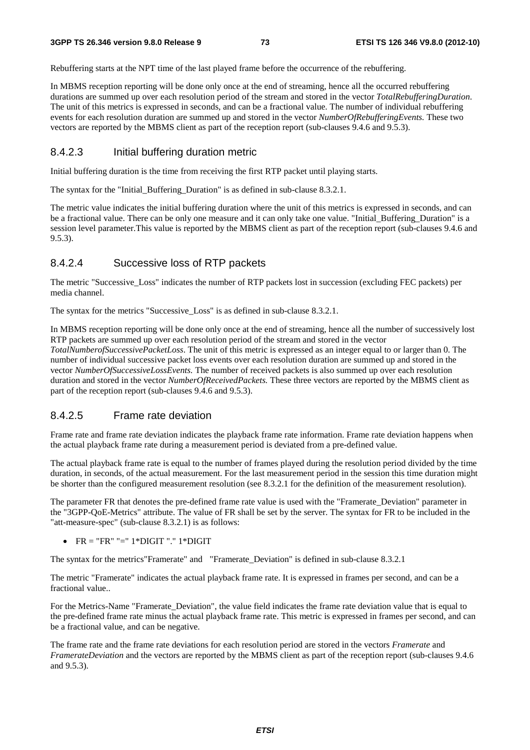Rebuffering starts at the NPT time of the last played frame before the occurrence of the rebuffering.

In MBMS reception reporting will be done only once at the end of streaming, hence all the occurred rebuffering durations are summed up over each resolution period of the stream and stored in the vector *TotalRebufferingDuration*. The unit of this metrics is expressed in seconds, and can be a fractional value. The number of individual rebuffering events for each resolution duration are summed up and stored in the vector *NumberOfRebufferingEvents.* These two vectors are reported by the MBMS client as part of the reception report (sub-clauses 9.4.6 and 9.5.3).

### 8.4.2.3 Initial buffering duration metric

Initial buffering duration is the time from receiving the first RTP packet until playing starts.

The syntax for the "Initial_Buffering_Duration" is as defined in sub-clause 8.3.2.1.

The metric value indicates the initial buffering duration where the unit of this metrics is expressed in seconds, and can be a fractional value. There can be only one measure and it can only take one value. "Initial_Buffering_Duration" is a session level parameter.This value is reported by the MBMS client as part of the reception report (sub-clauses 9.4.6 and 9.5.3).

### 8.4.2.4 Successive loss of RTP packets

The metric "Successive_Loss" indicates the number of RTP packets lost in succession (excluding FEC packets) per media channel.

The syntax for the metrics "Successive_Loss" is as defined in sub-clause 8.3.2.1.

In MBMS reception reporting will be done only once at the end of streaming, hence all the number of successively lost RTP packets are summed up over each resolution period of the stream and stored in the vector *TotalNumberofSuccessivePacketLoss*. The unit of this metric is expressed as an integer equal to or larger than 0. The number of individual successive packet loss events over each resolution duration are summed up and stored in the vector *NumberOfSuccessiveLossEvents.* The number of received packets is also summed up over each resolution duration and stored in the vector *NumberOfReceivedPackets.* These three vectors are reported by the MBMS client as part of the reception report (sub-clauses 9.4.6 and 9.5.3).

### 8.4.2.5 Frame rate deviation

Frame rate and frame rate deviation indicates the playback frame rate information. Frame rate deviation happens when the actual playback frame rate during a measurement period is deviated from a pre-defined value.

The actual playback frame rate is equal to the number of frames played during the resolution period divided by the time duration, in seconds, of the actual measurement. For the last measurement period in the session this time duration might be shorter than the configured measurement resolution (see 8.3.2.1 for the definition of the measurement resolution).

The parameter FR that denotes the pre-defined frame rate value is used with the "Framerate_Deviation" parameter in the "3GPP-QoE-Metrics" attribute. The value of FR shall be set by the server. The syntax for FR to be included in the "att-measure-spec" (sub-clause 8.3.2.1) is as follows:

- FR = "FR" "=" 1*DIGIT "." 1*DIGIT

The syntax for the metrics"Framerate" and "Framerate_Deviation" is defined in sub-clause 8.3.2.1

The metric "Framerate" indicates the actual playback frame rate. It is expressed in frames per second, and can be a fractional value..

For the Metrics-Name "Framerate_Deviation", the value field indicates the frame rate deviation value that is equal to the pre-defined frame rate minus the actual playback frame rate. This metric is expressed in frames per second, and can be a fractional value, and can be negative.

The frame rate and the frame rate deviations for each resolution period are stored in the vectors *Framerate* and *FramerateDeviation* and the vectors are reported by the MBMS client as part of the reception report (sub-clauses 9.4.6 and 9.5.3).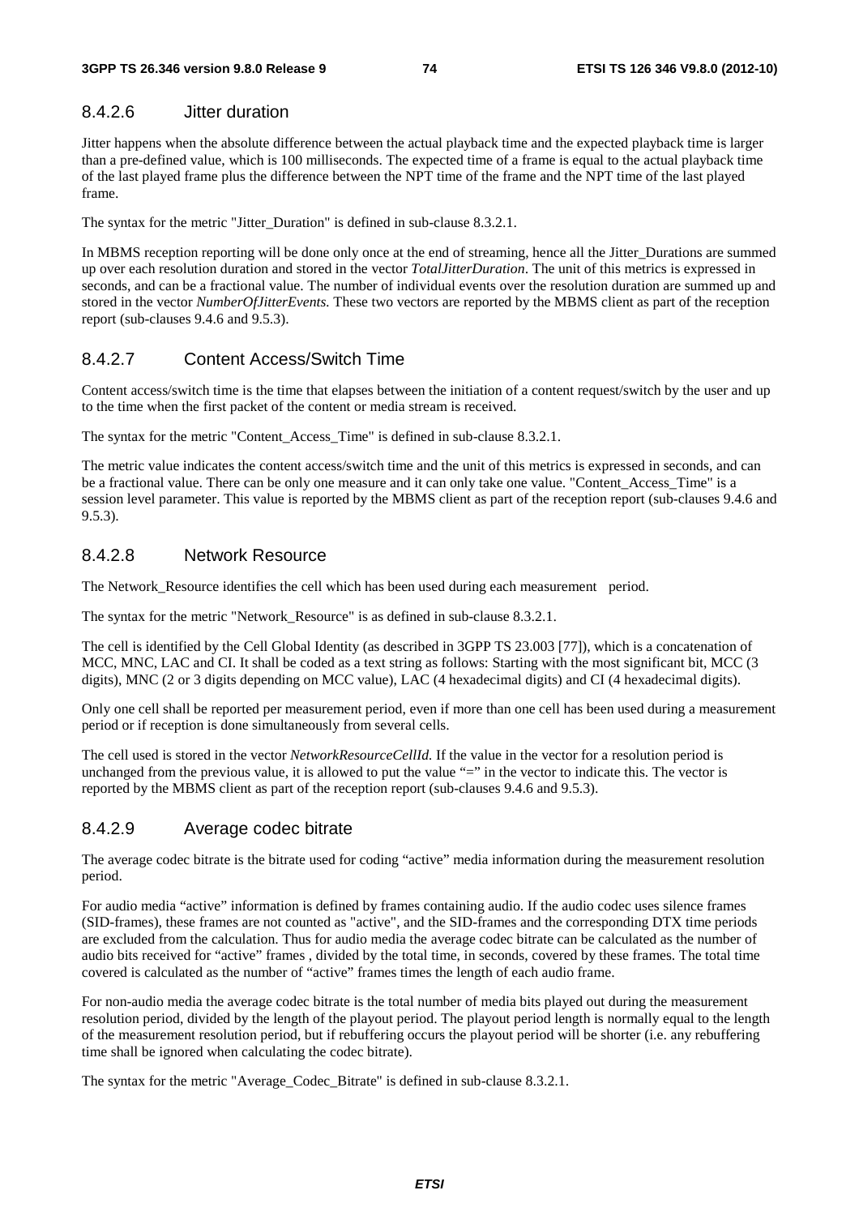### 8.4.2.6 Jitter duration

Jitter happens when the absolute difference between the actual playback time and the expected playback time is larger than a pre-defined value, which is 100 milliseconds. The expected time of a frame is equal to the actual playback time of the last played frame plus the difference between the NPT time of the frame and the NPT time of the last played frame.

The syntax for the metric "Jitter_Duration" is defined in sub-clause 8.3.2.1.

In MBMS reception reporting will be done only once at the end of streaming, hence all the Jitter_Durations are summed up over each resolution duration and stored in the vector *TotalJitterDuration*. The unit of this metrics is expressed in seconds, and can be a fractional value. The number of individual events over the resolution duration are summed up and stored in the vector *NumberOfJitterEvents.* These two vectors are reported by the MBMS client as part of the reception report (sub-clauses 9.4.6 and 9.5.3).

### 8.4.2.7 Content Access/Switch Time

Content access/switch time is the time that elapses between the initiation of a content request/switch by the user and up to the time when the first packet of the content or media stream is received.

The syntax for the metric "Content_Access_Time" is defined in sub-clause 8.3.2.1.

The metric value indicates the content access/switch time and the unit of this metrics is expressed in seconds, and can be a fractional value. There can be only one measure and it can only take one value. "Content_Access_Time" is a session level parameter. This value is reported by the MBMS client as part of the reception report (sub-clauses 9.4.6 and 9.5.3).

### 8.4.2.8 Network Resource

The Network_Resource identifies the cell which has been used during each measurement period.

The syntax for the metric "Network_Resource" is as defined in sub-clause 8.3.2.1.

The cell is identified by the Cell Global Identity (as described in 3GPP TS 23.003 [77]), which is a concatenation of MCC, MNC, LAC and CI. It shall be coded as a text string as follows: Starting with the most significant bit, MCC (3 digits), MNC (2 or 3 digits depending on MCC value), LAC (4 hexadecimal digits) and CI (4 hexadecimal digits).

Only one cell shall be reported per measurement period, even if more than one cell has been used during a measurement period or if reception is done simultaneously from several cells.

The cell used is stored in the vector *NetworkResourceCellId.* If the value in the vector for a resolution period is unchanged from the previous value, it is allowed to put the value "=" in the vector to indicate this. The vector is reported by the MBMS client as part of the reception report (sub-clauses 9.4.6 and 9.5.3).

### 8.4.2.9 Average codec bitrate

The average codec bitrate is the bitrate used for coding "active" media information during the measurement resolution period.

For audio media "active" information is defined by frames containing audio. If the audio codec uses silence frames (SID-frames), these frames are not counted as "active", and the SID-frames and the corresponding DTX time periods are excluded from the calculation. Thus for audio media the average codec bitrate can be calculated as the number of audio bits received for "active" frames , divided by the total time, in seconds, covered by these frames. The total time covered is calculated as the number of "active" frames times the length of each audio frame.

For non-audio media the average codec bitrate is the total number of media bits played out during the measurement resolution period, divided by the length of the playout period. The playout period length is normally equal to the length of the measurement resolution period, but if rebuffering occurs the playout period will be shorter (i.e. any rebuffering time shall be ignored when calculating the codec bitrate).

The syntax for the metric "Average_Codec_Bitrate" is defined in sub-clause 8.3.2.1.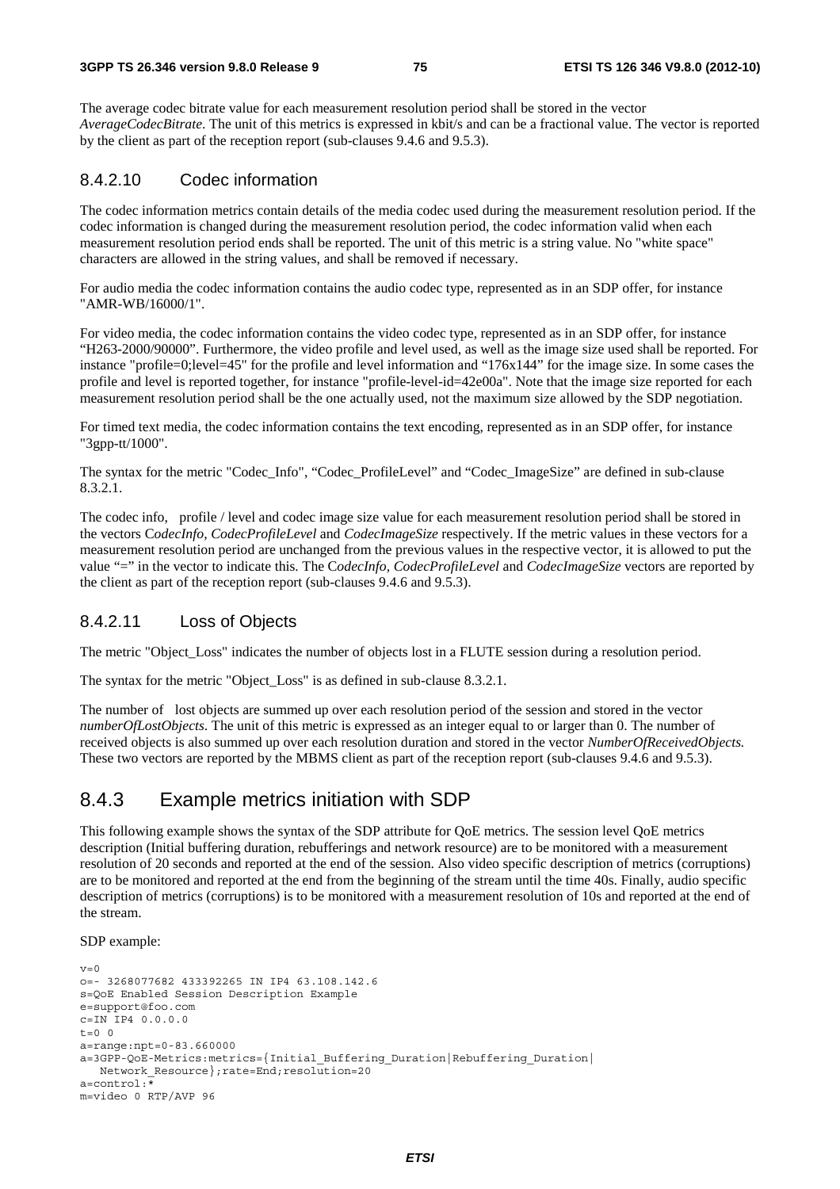The average codec bitrate value for each measurement resolution period shall be stored in the vector *AverageCodecBitrate*. The unit of this metrics is expressed in kbit/s and can be a fractional value. The vector is reported by the client as part of the reception report (sub-clauses 9.4.6 and 9.5.3).

#### 8.4.2.10 Codec information

The codec information metrics contain details of the media codec used during the measurement resolution period. If the codec information is changed during the measurement resolution period, the codec information valid when each measurement resolution period ends shall be reported. The unit of this metric is a string value. No "white space" characters are allowed in the string values, and shall be removed if necessary.

For audio media the codec information contains the audio codec type, represented as in an SDP offer, for instance "AMR-WB/16000/1".

For video media, the codec information contains the video codec type, represented as in an SDP offer, for instance "H263-2000/90000". Furthermore, the video profile and level used, as well as the image size used shall be reported. For instance "profile=0;level=45" for the profile and level information and "176x144" for the image size. In some cases the profile and level is reported together, for instance "profile-level-id=42e00a". Note that the image size reported for each measurement resolution period shall be the one actually used, not the maximum size allowed by the SDP negotiation.

For timed text media, the codec information contains the text encoding, represented as in an SDP offer, for instance "3gpp-tt/1000".

The syntax for the metric "Codec_Info", "Codec_ProfileLevel" and "Codec_ImageSize" are defined in sub-clause 8.3.2.1.

The codec info, profile / level and codec image size value for each measurement resolution period shall be stored in the vectors *CodecInfo*, *CodecProfileLevel* and *CodecImageSize* respectively. If the metric values in these vectors for a measurement resolution period are unchanged from the previous values in the respective vector, it is allowed to put the value "=" in the vector to indicate this. The *CodecInfo*, *CodecProfileLevel* and *CodecImageSize* vectors are reported by the client as part of the reception report (sub-clauses 9.4.6 and 9.5.3).

#### 8.4.2.11 Loss of Objects

The metric "Object_Loss" indicates the number of objects lost in a FLUTE session during a resolution period.

The syntax for the metric "Object_Loss" is as defined in sub-clause 8.3.2.1.

The number of lost objects are summed up over each resolution period of the session and stored in the vector *numberOfLostObjects*. The unit of this metric is expressed as an integer equal to or larger than 0. The number of received objects is also summed up over each resolution duration and stored in the vector *NumberOfReceivedObjects.* These two vectors are reported by the MBMS client as part of the reception report (sub-clauses 9.4.6 and 9.5.3).

### 8.4.3 Example metrics initiation with SDP

This following example shows the syntax of the SDP attribute for QoE metrics. The session level QoE metrics description (Initial buffering duration, rebufferings and network resource) are to be monitored with a measurement resolution of 20 seconds and reported at the end of the session. Also video specific description of metrics (corruptions) are to be monitored and reported at the end from the beginning of the stream until the time 40s. Finally, audio specific description of metrics (corruptions) is to be monitored with a measurement resolution of 10s and reported at the end of the stream.

SDP example:

```
v=0
o=- 3268077682 433392265 IN IP4 63.108.142.6
s=QoE Enabled Session Description Example
e=support@foo.com
c=IN IP4 0.0.0.0
t=0 0
a=range:npt=0-83.660000
a=3GPP-QoE-Metrics:metrics={Initial_Buffering_Duration|Rebuffering_Duration|
   Network_Resource};rate=End;resolution=20
a=control:*
m=video 0 RTP/AVP 96
```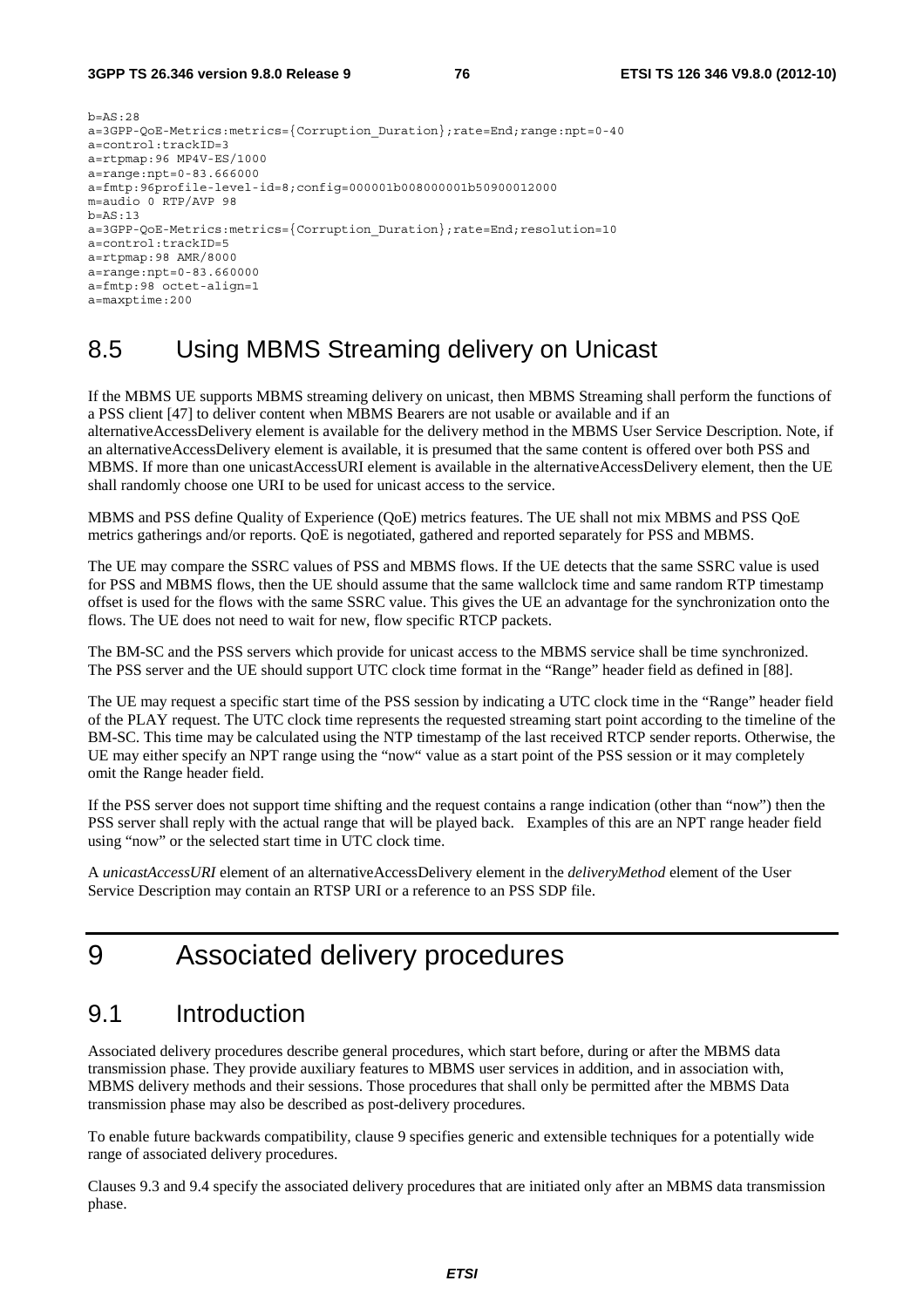```
b=AS:28
a=3GPP-QoE-Metrics:metrics={Corruption_Duration};rate=End;range:npt=0-40
a=control:trackID=3
a=rtpmap:96 MP4V-ES/1000
a=range:npt=0-83.666000
a=fmtp:96profile-level-id=8;config=000001b008000001b50900012000
m=audio 0 RTP/AVP 98
b=AS:13
a=3GPP-QoE-Metrics:metrics={Corruption_Duration};rate=End;resolution=10
a=control:trackID=5
a=rtpmap:98 AMR/8000
a=range:npt=0-83.660000
a=fmtp:98 octet-align=1
a=maxptime:200
```

## 8.5 Using MBMS Streaming delivery on Unicast

If the MBMS UE supports MBMS streaming delivery on unicast, then MBMS Streaming shall perform the functions of a PSS client [47] to deliver content when MBMS Bearers are not usable or available and if an alternativeAccessDelivery element is available for the delivery method in the MBMS User Service Description. Note, if an alternativeAccessDelivery element is available, it is presumed that the same content is offered over both PSS and MBMS. If more than one unicastAccessURI element is available in the alternativeAccessDelivery element, then the UE shall randomly choose one URI to be used for unicast access to the service.

MBMS and PSS define Quality of Experience (QoE) metrics features. The UE shall not mix MBMS and PSS QoE metrics gatherings and/or reports. QoE is negotiated, gathered and reported separately for PSS and MBMS.

The UE may compare the SSRC values of PSS and MBMS flows. If the UE detects that the same SSRC value is used for PSS and MBMS flows, then the UE should assume that the same wallclock time and same random RTP timestamp offset is used for the flows with the same SSRC value. This gives the UE an advantage for the synchronization onto the flows. The UE does not need to wait for new, flow specific RTCP packets.

The BM-SC and the PSS servers which provide for unicast access to the MBMS service shall be time synchronized. The PSS server and the UE should support UTC clock time format in the "Range" header field as defined in [88].

The UE may request a specific start time of the PSS session by indicating a UTC clock time in the "Range" header field of the PLAY request. The UTC clock time represents the requested streaming start point according to the timeline of the BM-SC. This time may be calculated using the NTP timestamp of the last received RTCP sender reports. Otherwise, the UE may either specify an NPT range using the "now" value as a start point of the PSS session or it may completely omit the Range header field.

If the PSS server does not support time shifting and the request contains a range indication (other than "now") then the PSS server shall reply with the actual range that will be played back. Examples of this are an NPT range header field using "now" or the selected start time in UTC clock time.

A *unicastAccessURI* element of an alternativeAccessDelivery element in the *deliveryMethod* element of the User Service Description may contain an RTSP URI or a reference to an PSS SDP file.

# 9 Associated delivery procedures

## 9.1 Introduction

Associated delivery procedures describe general procedures, which start before, during or after the MBMS data transmission phase. They provide auxiliary features to MBMS user services in addition, and in association with, MBMS delivery methods and their sessions. Those procedures that shall only be permitted after the MBMS Data transmission phase may also be described as post-delivery procedures.

To enable future backwards compatibility, clause 9 specifies generic and extensible techniques for a potentially wide range of associated delivery procedures.

Clauses 9.3 and 9.4 specify the associated delivery procedures that are initiated only after an MBMS data transmission phase.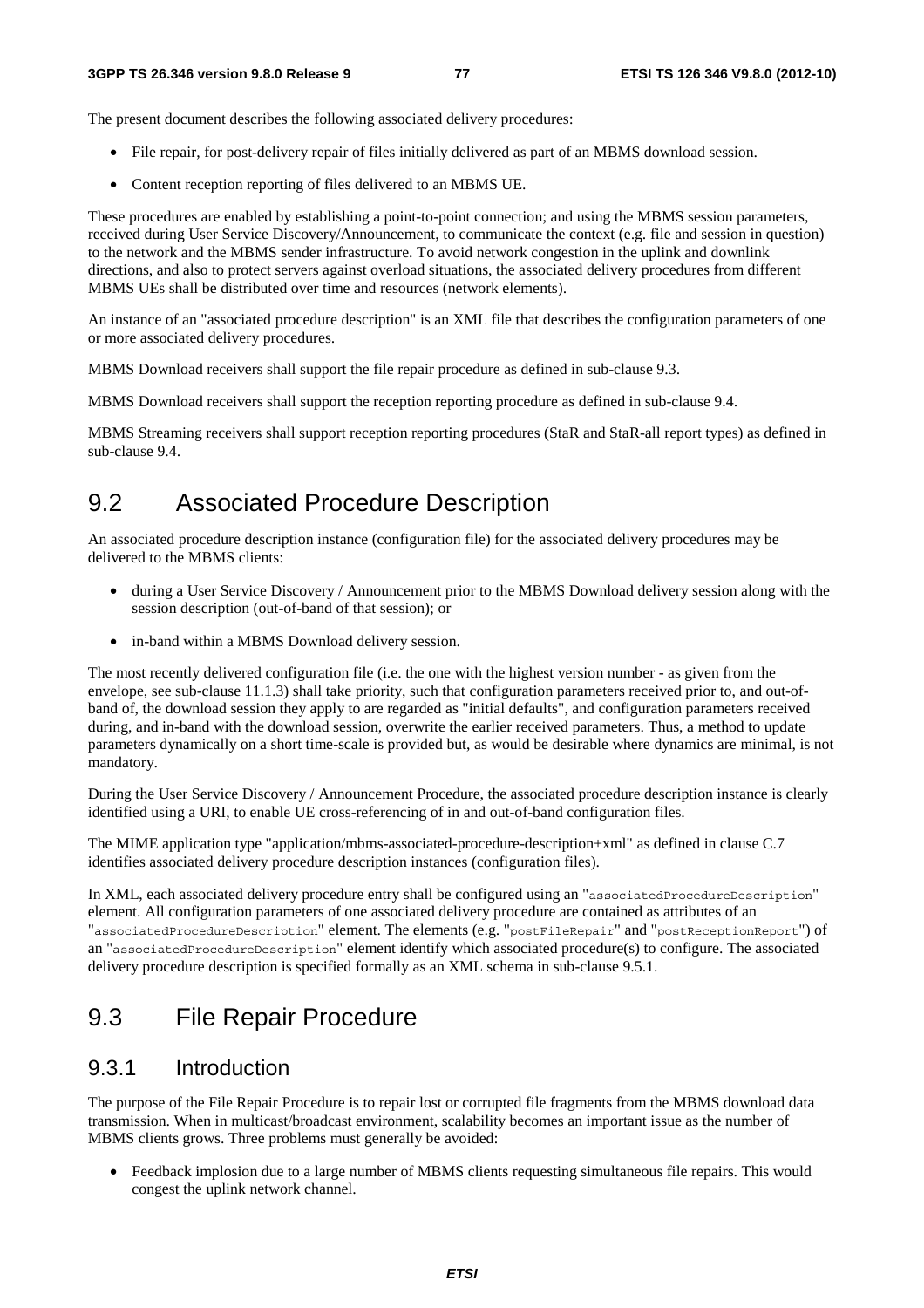The present document describes the following associated delivery procedures:

- File repair, for post-delivery repair of files initially delivered as part of an MBMS download session.
- Content reception reporting of files delivered to an MBMS UE.

These procedures are enabled by establishing a point-to-point connection; and using the MBMS session parameters, received during User Service Discovery/Announcement, to communicate the context (e.g. file and session in question) to the network and the MBMS sender infrastructure. To avoid network congestion in the uplink and downlink directions, and also to protect servers against overload situations, the associated delivery procedures from different MBMS UEs shall be distributed over time and resources (network elements).

An instance of an "associated procedure description" is an XML file that describes the configuration parameters of one or more associated delivery procedures.

MBMS Download receivers shall support the file repair procedure as defined in sub-clause 9.3.

MBMS Download receivers shall support the reception reporting procedure as defined in sub-clause 9.4.

MBMS Streaming receivers shall support reception reporting procedures (StaR and StaR-all report types) as defined in sub-clause 9.4.

# 9.2 Associated Procedure Description

An associated procedure description instance (configuration file) for the associated delivery procedures may be delivered to the MBMS clients:

- during a User Service Discovery / Announcement prior to the MBMS Download delivery session along with the session description (out-of-band of that session); or
- in-band within a MBMS Download delivery session.

The most recently delivered configuration file (i.e. the one with the highest version number - as given from the envelope, see sub-clause 11.1.3) shall take priority, such that configuration parameters received prior to, and out-of-band of, the download session they apply to are regarded as "initial defaults", and configuration parameters received during, and in-band with the download session, overwrite the earlier received parameters. Thus, a method to update parameters dynamically on a short time-scale is provided but, as would be desirable where dynamics are minimal, is not mandatory.

During the User Service Discovery / Announcement Procedure, the associated procedure description instance is clearly identified using a URI, to enable UE cross-referencing of in and out-of-band configuration files.

The MIME application type "application/mbms-associated-procedure-description+xml" as defined in clause C.7 identifies associated delivery procedure description instances (configuration files).

In XML, each associated delivery procedure entry shall be configured using an "`associatedProcedureDescription`" element. All configuration parameters of one associated delivery procedure are contained as attributes of an "`associatedProcedureDescription`" element. The elements (e.g. "`postFileRepair`" and "`postReceptionReport`") of an "`associatedProcedureDescription`" element identify which associated procedure(s) to configure. The associated delivery procedure description is specified formally as an XML schema in sub-clause 9.5.1.

# 9.3 File Repair Procedure

## 9.3.1 Introduction

The purpose of the File Repair Procedure is to repair lost or corrupted file fragments from the MBMS download data transmission. When in multicast/broadcast environment, scalability becomes an important issue as the number of MBMS clients grows. Three problems must generally be avoided:

- Feedback implosion due to a large number of MBMS clients requesting simultaneous file repairs. This would congest the uplink network channel.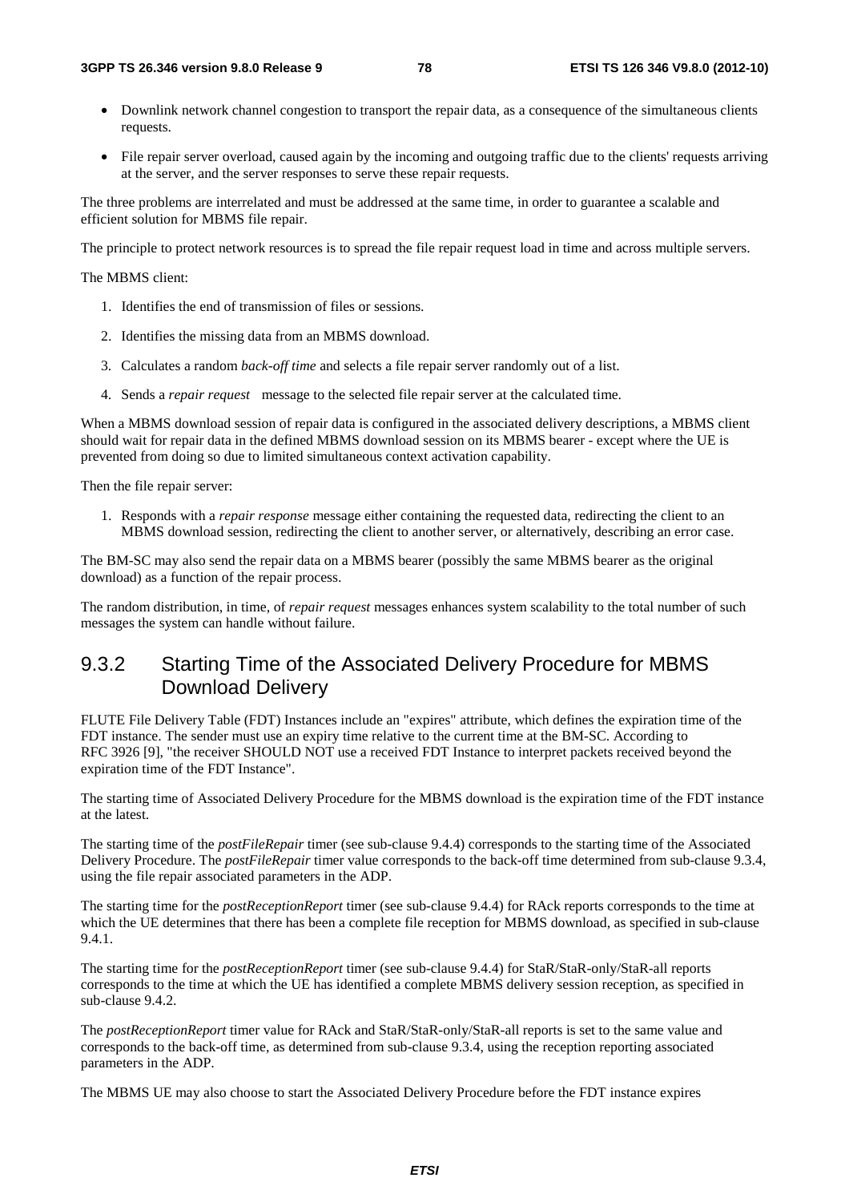- Downlink network channel congestion to transport the repair data, as a consequence of the simultaneous clients requests.
- File repair server overload, caused again by the incoming and outgoing traffic due to the clients' requests arriving at the server, and the server responses to serve these repair requests.

The three problems are interrelated and must be addressed at the same time, in order to guarantee a scalable and efficient solution for MBMS file repair.

The principle to protect network resources is to spread the file repair request load in time and across multiple servers.

The MBMS client:

1. Identifies the end of transmission of files or sessions.
2. Identifies the missing data from an MBMS download.
3. Calculates a random *back-off time* and selects a file repair server randomly out of a list.
4. Sends a *repair request* message to the selected file repair server at the calculated time.

When a MBMS download session of repair data is configured in the associated delivery descriptions, a MBMS client should wait for repair data in the defined MBMS download session on its MBMS bearer - except where the UE is prevented from doing so due to limited simultaneous context activation capability.

Then the file repair server:

1. Responds with a *repair response* message either containing the requested data, redirecting the client to an MBMS download session, redirecting the client to another server, or alternatively, describing an error case.

The BM-SC may also send the repair data on a MBMS bearer (possibly the same MBMS bearer as the original download) as a function of the repair process.

The random distribution, in time, of *repair request* messages enhances system scalability to the total number of such messages the system can handle without failure.

## 9.3.2 Starting Time of the Associated Delivery Procedure for MBMS Download Delivery

FLUTE File Delivery Table (FDT) Instances include an "expires" attribute, which defines the expiration time of the FDT instance. The sender must use an expiry time relative to the current time at the BM-SC. According to RFC 3926 [9], "the receiver SHOULD NOT use a received FDT Instance to interpret packets received beyond the expiration time of the FDT Instance".

The starting time of Associated Delivery Procedure for the MBMS download is the expiration time of the FDT instance at the latest.

The starting time of the *postFileRepair* timer (see sub-clause 9.4.4) corresponds to the starting time of the Associated Delivery Procedure. The *postFileRepair* timer value corresponds to the back-off time determined from sub-clause 9.3.4, using the file repair associated parameters in the ADP.

The starting time for the *postReceptionReport* timer (see sub-clause 9.4.4) for RAck reports corresponds to the time at which the UE determines that there has been a complete file reception for MBMS download, as specified in sub-clause 9.4.1.

The starting time for the *postReceptionReport* timer (see sub-clause 9.4.4) for StaR/StaR-only/StaR-all reports corresponds to the time at which the UE has identified a complete MBMS delivery session reception, as specified in sub-clause 9.4.2.

The *postReceptionReport* timer value for RAck and StaR/StaR-only/StaR-all reports is set to the same value and corresponds to the back-off time, as determined from sub-clause 9.3.4, using the reception reporting associated parameters in the ADP.

The MBMS UE may also choose to start the Associated Delivery Procedure before the FDT instance expires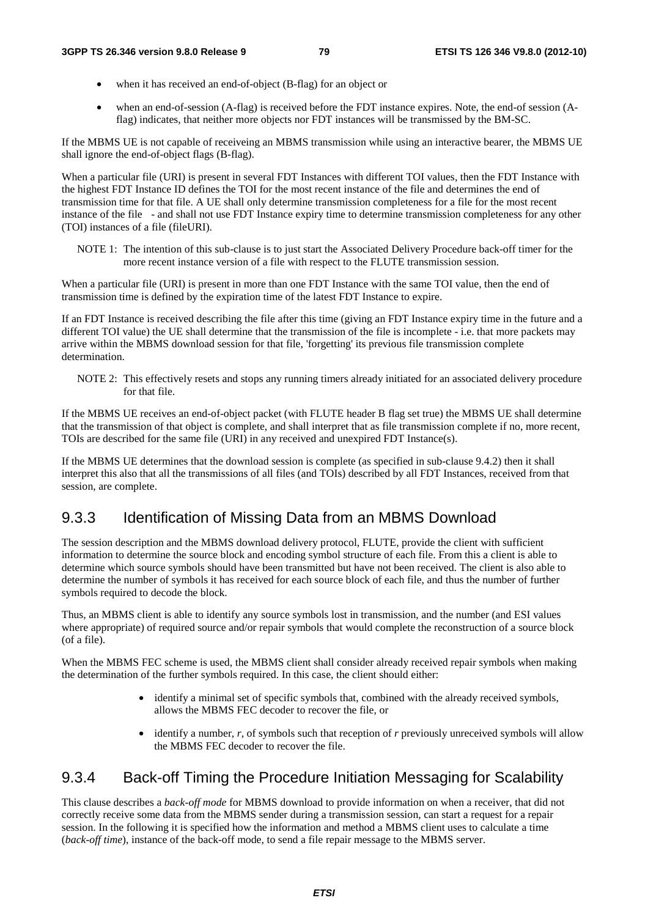- when it has received an end-of-object (B-flag) for an object or
- when an end-of-session (A-flag) is received before the FDT instance expires. Note, the end-of session (A-flag) indicates, that neither more objects nor FDT instances will be transmissed by the BM-SC.

If the MBMS UE is not capable of receiveing an MBMS transmission while using an interactive bearer, the MBMS UE shall ignore the end-of-object flags (B-flag).

When a particular file (URI) is present in several FDT Instances with different TOI values, then the FDT Instance with the highest FDT Instance ID defines the TOI for the most recent instance of the file and determines the end of transmission time for that file. A UE shall only determine transmission completeness for a file for the most recent instance of the file - and shall not use FDT Instance expiry time to determine transmission completeness for any other (TOI) instances of a file (fileURI).

NOTE 1: The intention of this sub-clause is to just start the Associated Delivery Procedure back-off timer for the more recent instance version of a file with respect to the FLUTE transmission session.

When a particular file (URI) is present in more than one FDT Instance with the same TOI value, then the end of transmission time is defined by the expiration time of the latest FDT Instance to expire.

If an FDT Instance is received describing the file after this time (giving an FDT Instance expiry time in the future and a different TOI value) the UE shall determine that the transmission of the file is incomplete - i.e. that more packets may arrive within the MBMS download session for that file, 'forgetting' its previous file transmission complete determination.

NOTE 2: This effectively resets and stops any running timers already initiated for an associated delivery procedure for that file.

If the MBMS UE receives an end-of-object packet (with FLUTE header B flag set true) the MBMS UE shall determine that the transmission of that object is complete, and shall interpret that as file transmission complete if no, more recent, TOIs are described for the same file (URI) in any received and unexpired FDT Instance(s).

If the MBMS UE determines that the download session is complete (as specified in sub-clause 9.4.2) then it shall interpret this also that all the transmissions of all files (and TOIs) described by all FDT Instances, received from that session, are complete.

### 9.3.3 Identification of Missing Data from an MBMS Download

The session description and the MBMS download delivery protocol, FLUTE, provide the client with sufficient information to determine the source block and encoding symbol structure of each file. From this a client is able to determine which source symbols should have been transmitted but have not been received. The client is also able to determine the number of symbols it has received for each source block of each file, and thus the number of further symbols required to decode the block.

Thus, an MBMS client is able to identify any source symbols lost in transmission, and the number (and ESI values where appropriate) of required source and/or repair symbols that would complete the reconstruction of a source block (of a file).

When the MBMS FEC scheme is used, the MBMS client shall consider already received repair symbols when making the determination of the further symbols required. In this case, the client should either:

- identify a minimal set of specific symbols that, combined with the already received symbols, allows the MBMS FEC decoder to recover the file, or
- identify a number, *r*, of symbols such that reception of *r* previously unreceived symbols will allow the MBMS FEC decoder to recover the file.

### 9.3.4 Back-off Timing the Procedure Initiation Messaging for Scalability

This clause describes a *back-off mode* for MBMS download to provide information on when a receiver, that did not correctly receive some data from the MBMS sender during a transmission session, can start a request for a repair session. In the following it is specified how the information and method a MBMS client uses to calculate a time (*back-off time*), instance of the back-off mode, to send a file repair message to the MBMS server.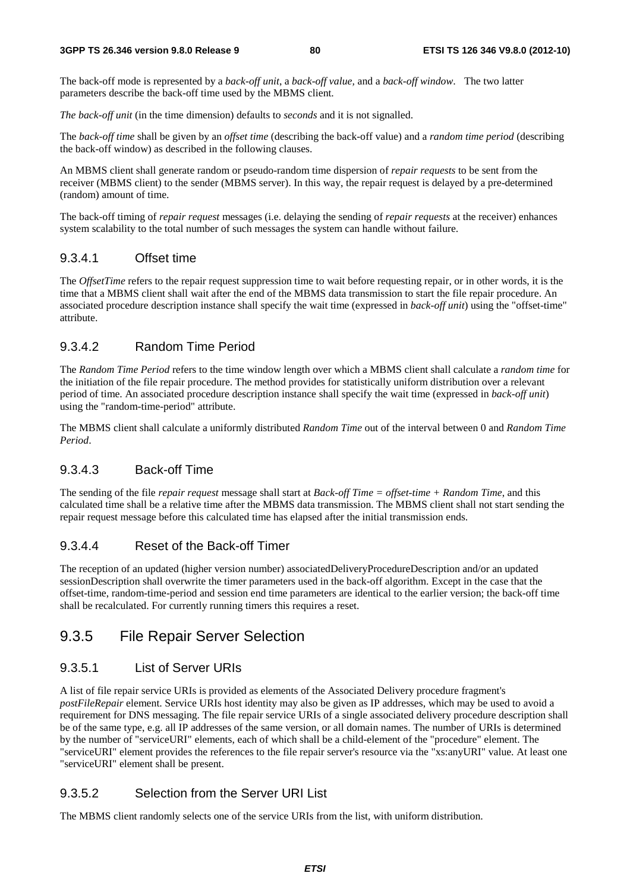The back-off mode is represented by a *back-off unit*, a *back-off value*, and a *back-off window*. The two latter parameters describe the back-off time used by the MBMS client.

*The back-off unit* (in the time dimension) defaults to *seconds* and it is not signalled.

The *back-off time* shall be given by an *offset time* (describing the back-off value) and a *random time period* (describing the back-off window) as described in the following clauses.

An MBMS client shall generate random or pseudo-random time dispersion of *repair requests* to be sent from the receiver (MBMS client) to the sender (MBMS server). In this way, the repair request is delayed by a pre-determined (random) amount of time.

The back-off timing of *repair request* messages (i.e. delaying the sending of *repair requests* at the receiver) enhances system scalability to the total number of such messages the system can handle without failure.

#### 9.3.4.1 Offset time

The *OffsetTime* refers to the repair request suppression time to wait before requesting repair, or in other words, it is the time that a MBMS client shall wait after the end of the MBMS data transmission to start the file repair procedure. An associated procedure description instance shall specify the wait time (expressed in *back-off unit*) using the "offset-time" attribute.

#### 9.3.4.2 Random Time Period

The *Random Time Period* refers to the time window length over which a MBMS client shall calculate a *random time* for the initiation of the file repair procedure. The method provides for statistically uniform distribution over a relevant period of time. An associated procedure description instance shall specify the wait time (expressed in *back-off unit*) using the "random-time-period" attribute.

The MBMS client shall calculate a uniformly distributed *Random Time* out of the interval between 0 and *Random Time Period*.

#### 9.3.4.3 Back-off Time

The sending of the file *repair request* message shall start at *Back-off Time = offset-time + Random Time*, and this calculated time shall be a relative time after the MBMS data transmission. The MBMS client shall not start sending the repair request message before this calculated time has elapsed after the initial transmission ends.

#### 9.3.4.4 Reset of the Back-off Timer

The reception of an updated (higher version number) associatedDeliveryProcedureDescription and/or an updated sessionDescription shall overwrite the timer parameters used in the back-off algorithm. Except in the case that the offset-time, random-time-period and session end time parameters are identical to the earlier version; the back-off time shall be recalculated. For currently running timers this requires a reset.

### 9.3.5 File Repair Server Selection

#### 9.3.5.1 List of Server URIs

A list of file repair service URIs is provided as elements of the Associated Delivery procedure fragment's *postFileRepair* element. Service URIs host identity may also be given as IP addresses, which may be used to avoid a requirement for DNS messaging. The file repair service URIs of a single associated delivery procedure description shall be of the same type, e.g. all IP addresses of the same version, or all domain names. The number of URIs is determined by the number of "serviceURI" elements, each of which shall be a child-element of the "procedure" element. The "serviceURI" element provides the references to the file repair server's resource via the "xs:anyURI" value. At least one "serviceURI" element shall be present.

#### 9.3.5.2 Selection from the Server URI List

The MBMS client randomly selects one of the service URIs from the list, with uniform distribution.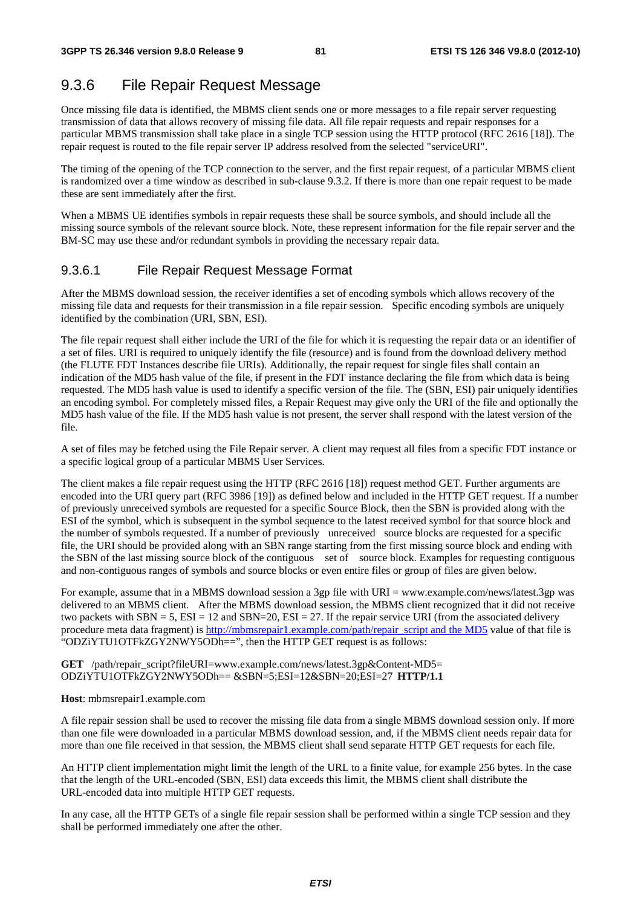## 9.3.6 File Repair Request Message

Once missing file data is identified, the MBMS client sends one or more messages to a file repair server requesting transmission of data that allows recovery of missing file data. All file repair requests and repair responses for a particular MBMS transmission shall take place in a single TCP session using the HTTP protocol (RFC 2616 [18]). The repair request is routed to the file repair server IP address resolved from the selected "serviceURI".

The timing of the opening of the TCP connection to the server, and the first repair request, of a particular MBMS client is randomized over a time window as described in sub-clause 9.3.2. If there is more than one repair request to be made these are sent immediately after the first.

When a MBMS UE identifies symbols in repair requests these shall be source symbols, and should include all the missing source symbols of the relevant source block. Note, these represent information for the file repair server and the BM-SC may use these and/or redundant symbols in providing the necessary repair data.

### 9.3.6.1 File Repair Request Message Format

After the MBMS download session, the receiver identifies a set of encoding symbols which allows recovery of the missing file data and requests for their transmission in a file repair session. Specific encoding symbols are uniquely identified by the combination (URI, SBN, ESI).

The file repair request shall either include the URI of the file for which it is requesting the repair data or an identifier of a set of files. URI is required to uniquely identify the file (resource) and is found from the download delivery method (the FLUTE FDT Instances describe file URIs). Additionally, the repair request for single files shall contain an indication of the MD5 hash value of the file, if present in the FDT instance declaring the file from which data is being requested. The MD5 hash value is used to identify a specific version of the file. The (SBN, ESI) pair uniquely identifies an encoding symbol. For completely missed files, a Repair Request may give only the URI of the file and optionally the MD5 hash value of the file. If the MD5 hash value is not present, the server shall respond with the latest version of the file.

A set of files may be fetched using the File Repair server. A client may request all files from a specific FDT instance or a specific logical group of a particular MBMS User Services.

The client makes a file repair request using the HTTP (RFC 2616 [18]) request method GET. Further arguments are encoded into the URI query part (RFC 3986 [19]) as defined below and included in the HTTP GET request. If a number of previously unreceived symbols are requested for a specific Source Block, then the SBN is provided along with the ESI of the symbol, which is subsequent in the symbol sequence to the latest received symbol for that source block and the number of symbols requested. If a number of previously unreceived source blocks are requested for a specific file, the URI should be provided along with an SBN range starting from the first missing source block and ending with the SBN of the last missing source block of the contiguous set of source block. Examples for requesting contiguous and non-contiguous ranges of symbols and source blocks or even entire files or group of files are given below.

For example, assume that in a MBMS download session a 3gp file with URI = www.example.com/news/latest.3gp was delivered to an MBMS client. After the MBMS download session, the MBMS client recognized that it did not receive two packets with SBN = 5, ESI = 12 and SBN=20, ESI = 27. If the repair service URI (from the associated delivery procedure meta data fragment) is http://mbmsrepair1.example.com/path/repair_script and the MD5 value of that file is "ODZiYTU1OTFkZGY2NWY5ODh==", then the HTTP GET request is as follows:

**GET** /path/repair_script?fileURI=www.example.com/news/latest.3gp&Content-MD5= ODZiYTU1OTFkZGY2NWY5ODh== &SBN=5;ESI=12&SBN=20;ESI=27 **HTTP/1.1**

**Host**: mbmsrepair1.example.com

A file repair session shall be used to recover the missing file data from a single MBMS download session only. If more than one file were downloaded in a particular MBMS download session, and, if the MBMS client needs repair data for more than one file received in that session, the MBMS client shall send separate HTTP GET requests for each file.

An HTTP client implementation might limit the length of the URL to a finite value, for example 256 bytes. In the case that the length of the URL-encoded (SBN, ESI) data exceeds this limit, the MBMS client shall distribute the URL-encoded data into multiple HTTP GET requests.

In any case, all the HTTP GETs of a single file repair session shall be performed within a single TCP session and they shall be performed immediately one after the other.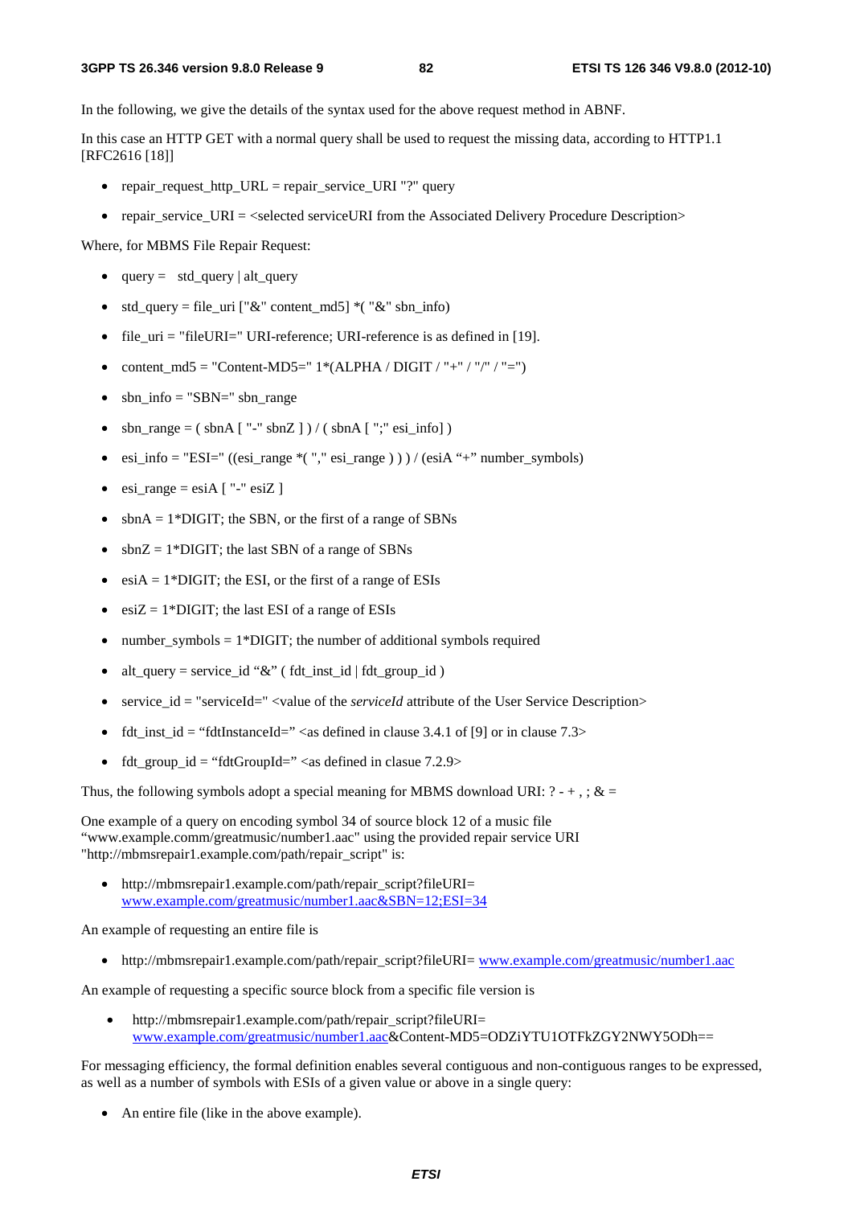In the following, we give the details of the syntax used for the above request method in ABNF.

In this case an HTTP GET with a normal query shall be used to request the missing data, according to HTTP1.1 [RFC2616 [18]]

- repair_request_http_URL = repair_service_URI "?" query
- repair_service_URI = <selected serviceURI from the Associated Delivery Procedure Description>

Where, for MBMS File Repair Request:

- query = std_query | alt_query
- std_query = file_uri ["&" content_md5] *( "&" sbn_info)
- file_uri = "fileURI=" URI-reference; URI-reference is as defined in [19].
- content_md5 = "Content-MD5=" 1*(ALPHA / DIGIT / "+" / "/" / "=")
- sbn_info = "SBN=" sbn_range
- sbn_range = ( sbnA [ "-" sbnZ ] ) / ( sbnA [ ";" esi_info] )
- esi_info = "ESI=" ((esi_range *( "," esi_range ) ) ) / (esiA "+" number_symbols)
- esi_range = esiA [ "-" esiZ ]
- sbnA = 1*DIGIT; the SBN, or the first of a range of SBNs
- sbnZ = 1*DIGIT; the last SBN of a range of SBNs
- esiA = 1*DIGIT; the ESI, or the first of a range of ESIs
- esiZ = 1*DIGIT; the last ESI of a range of ESIs
- number_symbols = 1*DIGIT; the number of additional symbols required
- alt_query = service_id "&" ( fdt_inst_id | fdt_group_id )
- service_id = "serviceId=" <value of the *serviceId* attribute of the User Service Description>
- fdt_inst_id = "fdtInstanceId=" <as defined in clause 3.4.1 of [9] or in clause 7.3>
- fdt_group_id = "fdtGroupId=" <as defined in clasue 7.2.9>

Thus, the following symbols adopt a special meaning for MBMS download URI: ? - + , ; & =

One example of a query on encoding symbol 34 of source block 12 of a music file "www.example.comm/greatmusic/number1.aac" using the provided repair service URI "http://mbmsrepair1.example.com/path/repair_script" is:

- http://mbmsrepair1.example.com/path/repair_script?fileURI= www.example.com/greatmusic/number1.aac&SBN=12;ESI=34

An example of requesting an entire file is

- http://mbmsrepair1.example.com/path/repair_script?fileURI= www.example.com/greatmusic/number1.aac

An example of requesting a specific source block from a specific file version is

- http://mbmsrepair1.example.com/path/repair_script?fileURI= www.example.com/greatmusic/number1.aac&Content-MD5=ODZiYTU1OTFkZGY2NWY5ODh==

For messaging efficiency, the formal definition enables several contiguous and non-contiguous ranges to be expressed, as well as a number of symbols with ESIs of a given value or above in a single query:

- An entire file (like in the above example).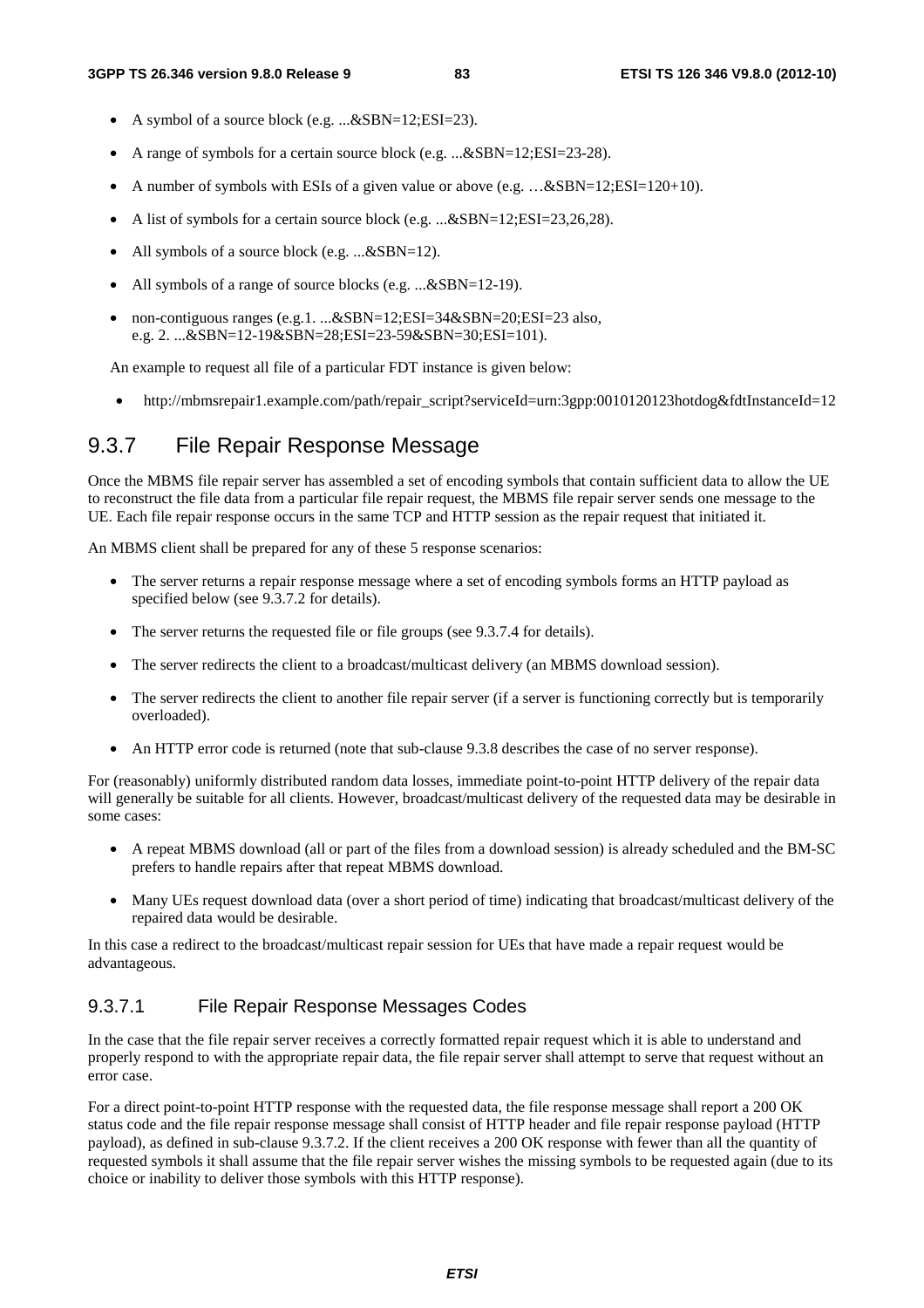- A symbol of a source block (e.g. ...&SBN=12;ESI=23).
- A range of symbols for a certain source block (e.g. ...&SBN=12;ESI=23-28).
- A number of symbols with ESIs of a given value or above (e.g. …&SBN=12;ESI=120+10).
- A list of symbols for a certain source block (e.g. ...&SBN=12;ESI=23,26,28).
- All symbols of a source block (e.g. ...&SBN=12).
- All symbols of a range of source blocks (e.g. ...&SBN=12-19).
- non-contiguous ranges (e.g.1. ...&SBN=12;ESI=34&SBN=20;ESI=23 also, e.g. 2. ...&SBN=12-19&SBN=28;ESI=23-59&SBN=30;ESI=101).

An example to request all file of a particular FDT instance is given below:

- http://mbmsrepair1.example.com/path/repair_script?serviceId=urn:3gpp:0010120123hotdog&fdtInstanceId=12

## 9.3.7 File Repair Response Message

Once the MBMS file repair server has assembled a set of encoding symbols that contain sufficient data to allow the UE to reconstruct the file data from a particular file repair request, the MBMS file repair server sends one message to the UE. Each file repair response occurs in the same TCP and HTTP session as the repair request that initiated it.

An MBMS client shall be prepared for any of these 5 response scenarios:

- The server returns a repair response message where a set of encoding symbols forms an HTTP payload as specified below (see 9.3.7.2 for details).
- The server returns the requested file or file groups (see 9.3.7.4 for details).
- The server redirects the client to a broadcast/multicast delivery (an MBMS download session).
- The server redirects the client to another file repair server (if a server is functioning correctly but is temporarily overloaded).
- An HTTP error code is returned (note that sub-clause 9.3.8 describes the case of no server response).

For (reasonably) uniformly distributed random data losses, immediate point-to-point HTTP delivery of the repair data will generally be suitable for all clients. However, broadcast/multicast delivery of the requested data may be desirable in some cases:

- A repeat MBMS download (all or part of the files from a download session) is already scheduled and the BM-SC prefers to handle repairs after that repeat MBMS download.
- Many UEs request download data (over a short period of time) indicating that broadcast/multicast delivery of the repaired data would be desirable.

In this case a redirect to the broadcast/multicast repair session for UEs that have made a repair request would be advantageous.

### 9.3.7.1 File Repair Response Messages Codes

In the case that the file repair server receives a correctly formatted repair request which it is able to understand and properly respond to with the appropriate repair data, the file repair server shall attempt to serve that request without an error case.

For a direct point-to-point HTTP response with the requested data, the file response message shall report a 200 OK status code and the file repair response message shall consist of HTTP header and file repair response payload (HTTP payload), as defined in sub-clause 9.3.7.2. If the client receives a 200 OK response with fewer than all the quantity of requested symbols it shall assume that the file repair server wishes the missing symbols to be requested again (due to its choice or inability to deliver those symbols with this HTTP response).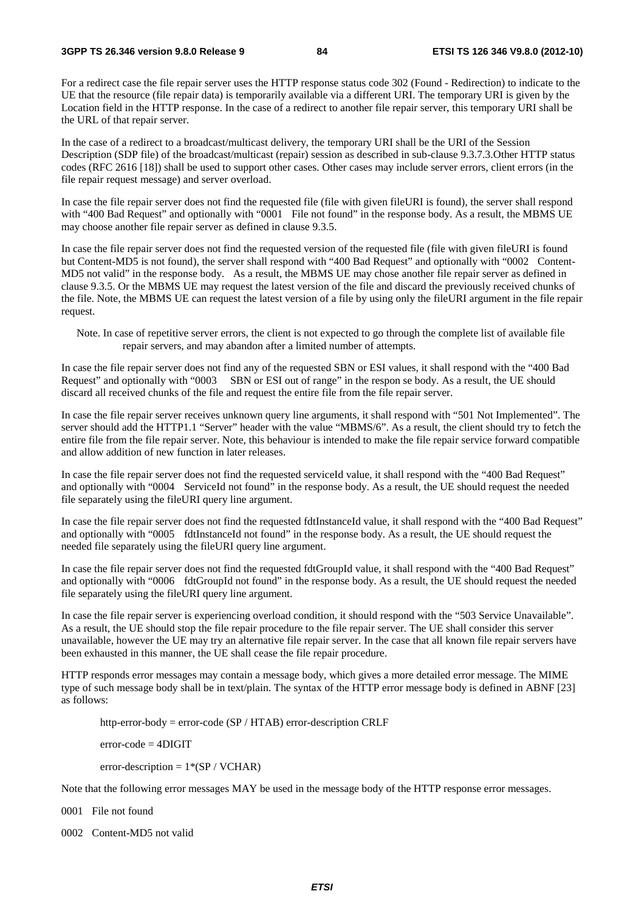For a redirect case the file repair server uses the HTTP response status code 302 (Found - Redirection) to indicate to the UE that the resource (file repair data) is temporarily available via a different URI. The temporary URI is given by the Location field in the HTTP response. In the case of a redirect to another file repair server, this temporary URI shall be the URL of that repair server.

In the case of a redirect to a broadcast/multicast delivery, the temporary URI shall be the URI of the Session Description (SDP file) of the broadcast/multicast (repair) session as described in sub-clause 9.3.7.3.Other HTTP status codes (RFC 2616 [18]) shall be used to support other cases. Other cases may include server errors, client errors (in the file repair request message) and server overload.

In case the file repair server does not find the requested file (file with given fileURI is found), the server shall respond with "400 Bad Request" and optionally with "0001 File not found" in the response body. As a result, the MBMS UE may choose another file repair server as defined in clause 9.3.5.

In case the file repair server does not find the requested version of the requested file (file with given fileURI is found but Content-MD5 is not found), the server shall respond with "400 Bad Request" and optionally with "0002 Content-MD5 not valid" in the response body. As a result, the MBMS UE may chose another file repair server as defined in clause 9.3.5. Or the MBMS UE may request the latest version of the file and discard the previously received chunks of the file. Note, the MBMS UE can request the latest version of a file by using only the fileURI argument in the file repair request.

Note. In case of repetitive server errors, the client is not expected to go through the complete list of available file repair servers, and may abandon after a limited number of attempts.

In case the file repair server does not find any of the requested SBN or ESI values, it shall respond with the "400 Bad Request" and optionally with "0003 SBN or ESI out of range" in the respon se body. As a result, the UE should discard all received chunks of the file and request the entire file from the file repair server.

In case the file repair server receives unknown query line arguments, it shall respond with "501 Not Implemented". The server should add the HTTP1.1 "Server" header with the value "MBMS/6". As a result, the client should try to fetch the entire file from the file repair server. Note, this behaviour is intended to make the file repair service forward compatible and allow addition of new function in later releases.

In case the file repair server does not find the requested serviceId value, it shall respond with the "400 Bad Request" and optionally with "0004 ServiceId not found" in the response body. As a result, the UE should request the needed file separately using the fileURI query line argument.

In case the file repair server does not find the requested fdtInstanceId value, it shall respond with the "400 Bad Request" and optionally with "0005 fdtInstanceId not found" in the response body. As a result, the UE should request the needed file separately using the fileURI query line argument.

In case the file repair server does not find the requested fdtGroupId value, it shall respond with the "400 Bad Request" and optionally with "0006 fdtGroupId not found" in the response body. As a result, the UE should request the needed file separately using the fileURI query line argument.

In case the file repair server is experiencing overload condition, it should respond with the "503 Service Unavailable". As a result, the UE should stop the file repair procedure to the file repair server. The UE shall consider this server unavailable, however the UE may try an alternative file repair server. In the case that all known file repair servers have been exhausted in this manner, the UE shall cease the file repair procedure.

HTTP responds error messages may contain a message body, which gives a more detailed error message. The MIME type of such message body shall be in text/plain. The syntax of the HTTP error message body is defined in ABNF [23] as follows:

```
http-error-body = error-code (SP / HTAB) error-description CRLF

error-code = 4DIGIT

error-description = 1*(SP / VCHAR)
```

Note that the following error messages MAY be used in the message body of the HTTP response error messages.

0001 File not found

0002 Content-MD5 not valid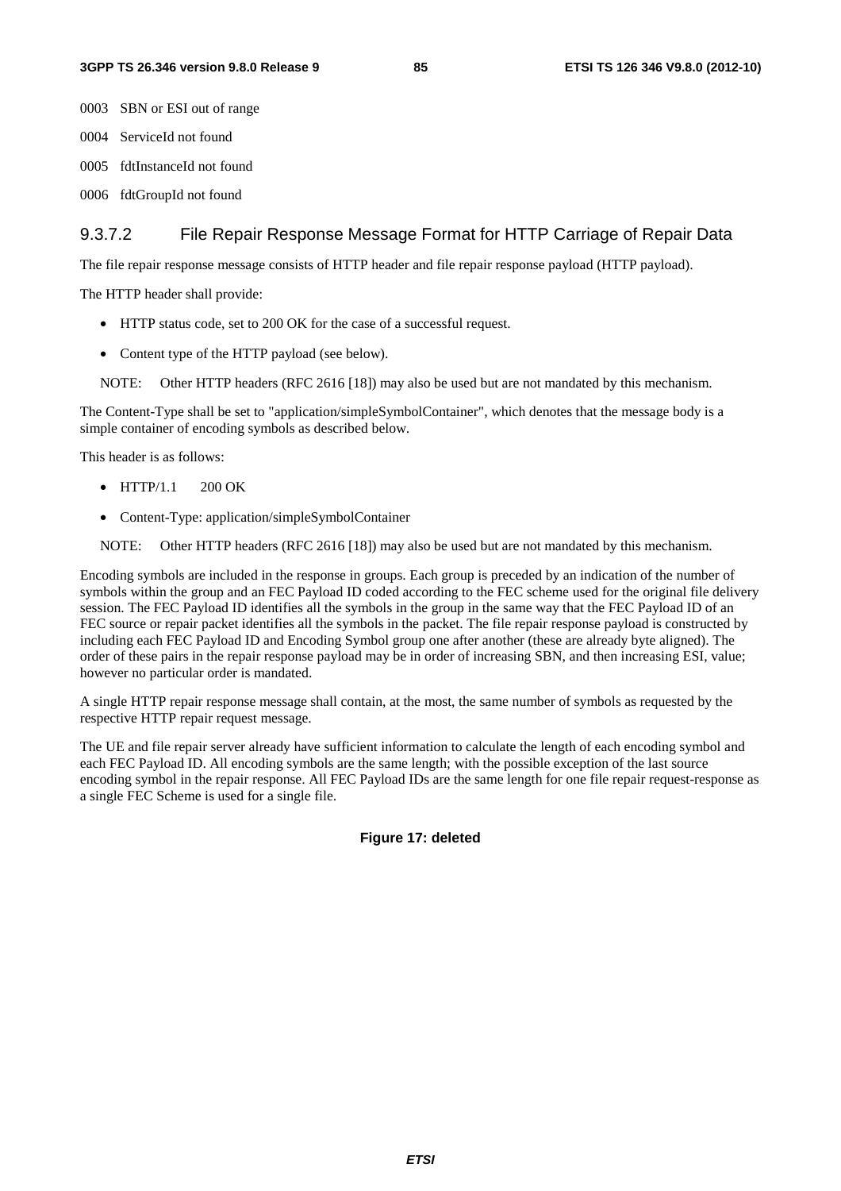0003 SBN or ESI out of range

0004 ServiceId not found

0005 fdtInstanceId not found

0006 fdtGroupId not found

### 9.3.7.2 File Repair Response Message Format for HTTP Carriage of Repair Data

The file repair response message consists of HTTP header and file repair response payload (HTTP payload).

The HTTP header shall provide:

- HTTP status code, set to 200 OK for the case of a successful request.
- Content type of the HTTP payload (see below).

NOTE: Other HTTP headers (RFC 2616 [18]) may also be used but are not mandated by this mechanism.

The Content-Type shall be set to "application/simpleSymbolContainer", which denotes that the message body is a simple container of encoding symbols as described below.

This header is as follows:

- HTTP/1.1 200 OK
- Content-Type: application/simpleSymbolContainer

NOTE: Other HTTP headers (RFC 2616 [18]) may also be used but are not mandated by this mechanism.

Encoding symbols are included in the response in groups. Each group is preceded by an indication of the number of symbols within the group and an FEC Payload ID coded according to the FEC scheme used for the original file delivery session. The FEC Payload ID identifies all the symbols in the group in the same way that the FEC Payload ID of an FEC source or repair packet identifies all the symbols in the packet. The file repair response payload is constructed by including each FEC Payload ID and Encoding Symbol group one after another (these are already byte aligned). The order of these pairs in the repair response payload may be in order of increasing SBN, and then increasing ESI, value; however no particular order is mandated.

A single HTTP repair response message shall contain, at the most, the same number of symbols as requested by the respective HTTP repair request message.

The UE and file repair server already have sufficient information to calculate the length of each encoding symbol and each FEC Payload ID. All encoding symbols are the same length; with the possible exception of the last source encoding symbol in the repair response. All FEC Payload IDs are the same length for one file repair request-response as a single FEC Scheme is used for a single file.

**Figure 17: deleted**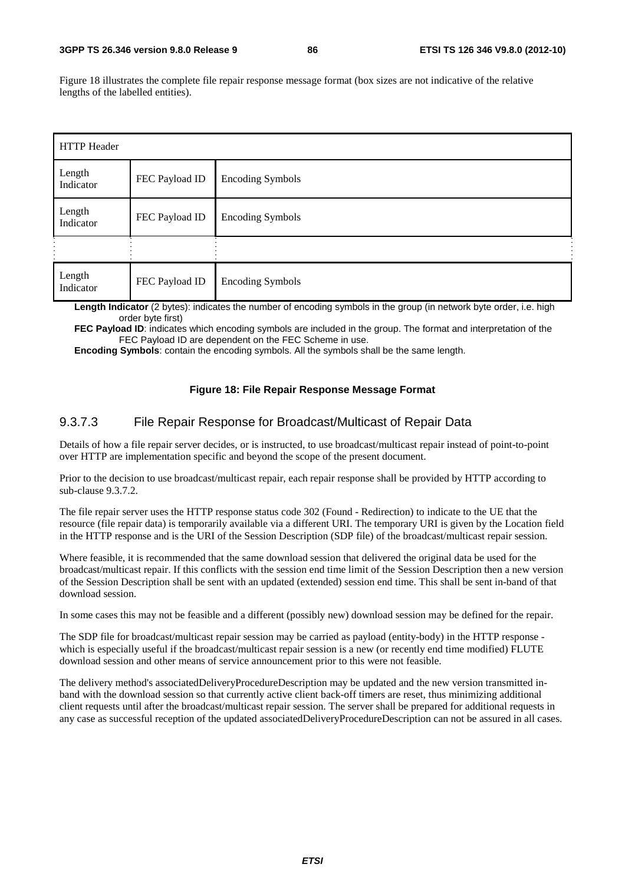Figure 18 illustrates the complete file repair response message format (box sizes are not indicative of the relative lengths of the labelled entities).

| HTTP Header | | |
|---|---|---|
| Length Indicator | FEC Payload ID | Encoding Symbols |
| Length Indicator | FEC Payload ID | Encoding Symbols |
| : | : | : |
| Length Indicator | FEC Payload ID | Encoding Symbols |

**Length Indicator** (2 bytes): indicates the number of encoding symbols in the group (in network byte order, i.e. high order byte first)

**FEC Payload ID**: indicates which encoding symbols are included in the group. The format and interpretation of the FEC Payload ID are dependent on the FEC Scheme in use.

**Encoding Symbols**: contain the encoding symbols. All the symbols shall be the same length.

**Figure 18: File Repair Response Message Format**

### 9.3.7.3 File Repair Response for Broadcast/Multicast of Repair Data

Details of how a file repair server decides, or is instructed, to use broadcast/multicast repair instead of point-to-point over HTTP are implementation specific and beyond the scope of the present document.

Prior to the decision to use broadcast/multicast repair, each repair response shall be provided by HTTP according to sub-clause 9.3.7.2.

The file repair server uses the HTTP response status code 302 (Found - Redirection) to indicate to the UE that the resource (file repair data) is temporarily available via a different URI. The temporary URI is given by the Location field in the HTTP response and is the URI of the Session Description (SDP file) of the broadcast/multicast repair session.

Where feasible, it is recommended that the same download session that delivered the original data be used for the broadcast/multicast repair. If this conflicts with the session end time limit of the Session Description then a new version of the Session Description shall be sent with an updated (extended) session end time. This shall be sent in-band of that download session.

In some cases this may not be feasible and a different (possibly new) download session may be defined for the repair.

The SDP file for broadcast/multicast repair session may be carried as payload (entity-body) in the HTTP response - which is especially useful if the broadcast/multicast repair session is a new (or recently end time modified) FLUTE download session and other means of service announcement prior to this were not feasible.

The delivery method's associatedDeliveryProcedureDescription may be updated and the new version transmitted in-band with the download session so that currently active client back-off timers are reset, thus minimizing additional client requests until after the broadcast/multicast repair session. The server shall be prepared for additional requests in any case as successful reception of the updated associatedDeliveryProcedureDescription can not be assured in all cases.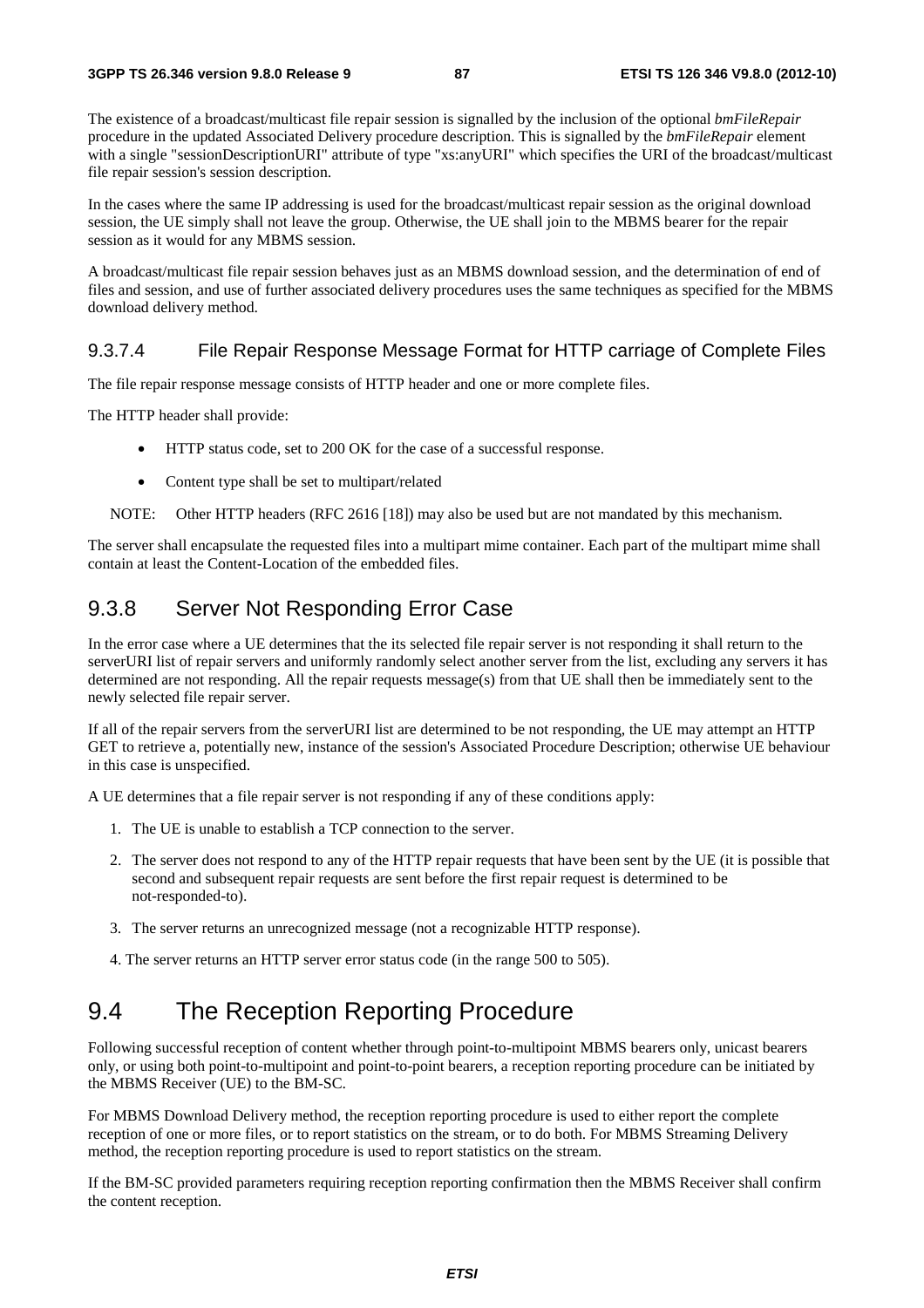The existence of a broadcast/multicast file repair session is signalled by the inclusion of the optional *bmFileRepair* procedure in the updated Associated Delivery procedure description. This is signalled by the *bmFileRepair* element with a single "sessionDescriptionURI" attribute of type "xs:anyURI" which specifies the URI of the broadcast/multicast file repair session's session description.

In the cases where the same IP addressing is used for the broadcast/multicast repair session as the original download session, the UE simply shall not leave the group. Otherwise, the UE shall join to the MBMS bearer for the repair session as it would for any MBMS session.

A broadcast/multicast file repair session behaves just as an MBMS download session, and the determination of end of files and session, and use of further associated delivery procedures uses the same techniques as specified for the MBMS download delivery method.

#### 9.3.7.4 File Repair Response Message Format for HTTP carriage of Complete Files

The file repair response message consists of HTTP header and one or more complete files.

The HTTP header shall provide:

- HTTP status code, set to 200 OK for the case of a successful response.
- Content type shall be set to multipart/related

NOTE: Other HTTP headers (RFC 2616 [18]) may also be used but are not mandated by this mechanism.

The server shall encapsulate the requested files into a multipart mime container. Each part of the multipart mime shall contain at least the Content-Location of the embedded files.

### 9.3.8 Server Not Responding Error Case

In the error case where a UE determines that the its selected file repair server is not responding it shall return to the serverURI list of repair servers and uniformly randomly select another server from the list, excluding any servers it has determined are not responding. All the repair requests message(s) from that UE shall then be immediately sent to the newly selected file repair server.

If all of the repair servers from the serverURI list are determined to be not responding, the UE may attempt an HTTP GET to retrieve a, potentially new, instance of the session's Associated Procedure Description; otherwise UE behaviour in this case is unspecified.

A UE determines that a file repair server is not responding if any of these conditions apply:

1. The UE is unable to establish a TCP connection to the server.
2. The server does not respond to any of the HTTP repair requests that have been sent by the UE (it is possible that second and subsequent repair requests are sent before the first repair request is determined to be not-responded-to).
3. The server returns an unrecognized message (not a recognizable HTTP response).
4. The server returns an HTTP server error status code (in the range 500 to 505).

## 9.4 The Reception Reporting Procedure

Following successful reception of content whether through point-to-multipoint MBMS bearers only, unicast bearers only, or using both point-to-multipoint and point-to-point bearers, a reception reporting procedure can be initiated by the MBMS Receiver (UE) to the BM-SC.

For MBMS Download Delivery method, the reception reporting procedure is used to either report the complete reception of one or more files, or to report statistics on the stream, or to do both. For MBMS Streaming Delivery method, the reception reporting procedure is used to report statistics on the stream.

If the BM-SC provided parameters requiring reception reporting confirmation then the MBMS Receiver shall confirm the content reception.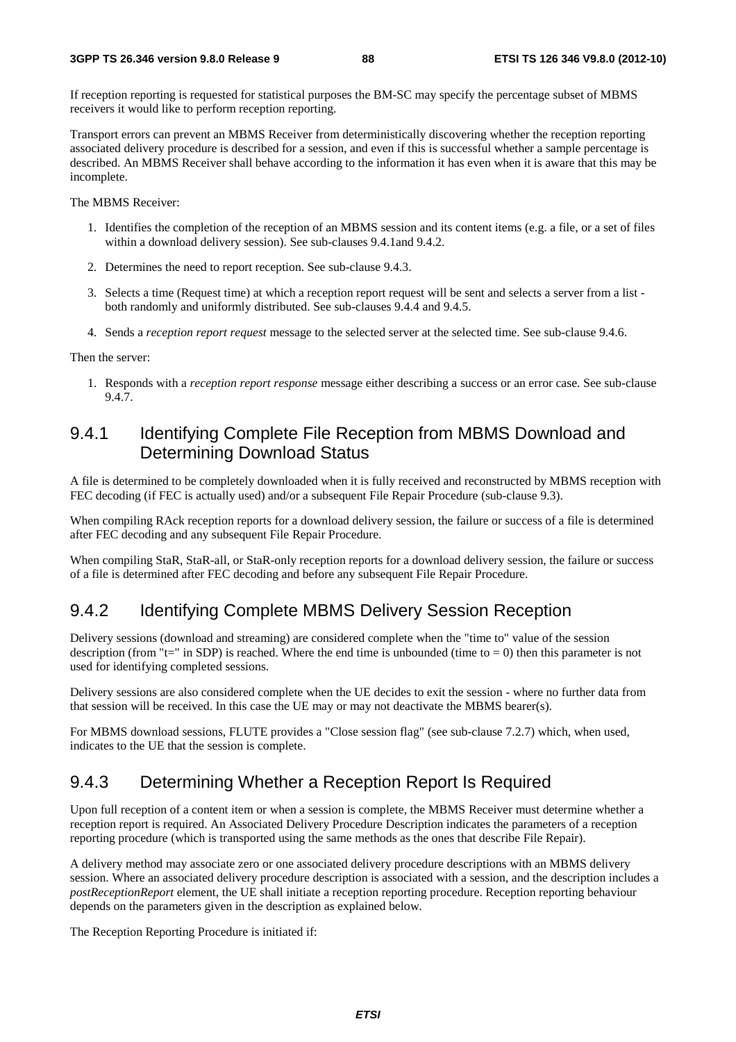If reception reporting is requested for statistical purposes the BM-SC may specify the percentage subset of MBMS receivers it would like to perform reception reporting.

Transport errors can prevent an MBMS Receiver from deterministically discovering whether the reception reporting associated delivery procedure is described for a session, and even if this is successful whether a sample percentage is described. An MBMS Receiver shall behave according to the information it has even when it is aware that this may be incomplete.

The MBMS Receiver:

1. Identifies the completion of the reception of an MBMS session and its content items (e.g. a file, or a set of files within a download delivery session). See sub-clauses 9.4.1and 9.4.2.
2. Determines the need to report reception. See sub-clause 9.4.3.
3. Selects a time (Request time) at which a reception report request will be sent and selects a server from a list - both randomly and uniformly distributed. See sub-clauses 9.4.4 and 9.4.5.
4. Sends a *reception report request* message to the selected server at the selected time. See sub-clause 9.4.6.

Then the server:

1. Responds with a *reception report response* message either describing a success or an error case. See sub-clause 9.4.7.

### 9.4.1 Identifying Complete File Reception from MBMS Download and Determining Download Status

A file is determined to be completely downloaded when it is fully received and reconstructed by MBMS reception with FEC decoding (if FEC is actually used) and/or a subsequent File Repair Procedure (sub-clause 9.3).

When compiling RAck reception reports for a download delivery session, the failure or success of a file is determined after FEC decoding and any subsequent File Repair Procedure.

When compiling StaR, StaR-all, or StaR-only reception reports for a download delivery session, the failure or success of a file is determined after FEC decoding and before any subsequent File Repair Procedure.

### 9.4.2 Identifying Complete MBMS Delivery Session Reception

Delivery sessions (download and streaming) are considered complete when the "time to" value of the session description (from "t=" in SDP) is reached. Where the end time is unbounded (time to = 0) then this parameter is not used for identifying completed sessions.

Delivery sessions are also considered complete when the UE decides to exit the session - where no further data from that session will be received. In this case the UE may or may not deactivate the MBMS bearer(s).

For MBMS download sessions, FLUTE provides a "Close session flag" (see sub-clause 7.2.7) which, when used, indicates to the UE that the session is complete.

### 9.4.3 Determining Whether a Reception Report Is Required

Upon full reception of a content item or when a session is complete, the MBMS Receiver must determine whether a reception report is required. An Associated Delivery Procedure Description indicates the parameters of a reception reporting procedure (which is transported using the same methods as the ones that describe File Repair).

A delivery method may associate zero or one associated delivery procedure descriptions with an MBMS delivery session. Where an associated delivery procedure description is associated with a session, and the description includes a *postReceptionReport* element, the UE shall initiate a reception reporting procedure. Reception reporting behaviour depends on the parameters given in the description as explained below.

The Reception Reporting Procedure is initiated if: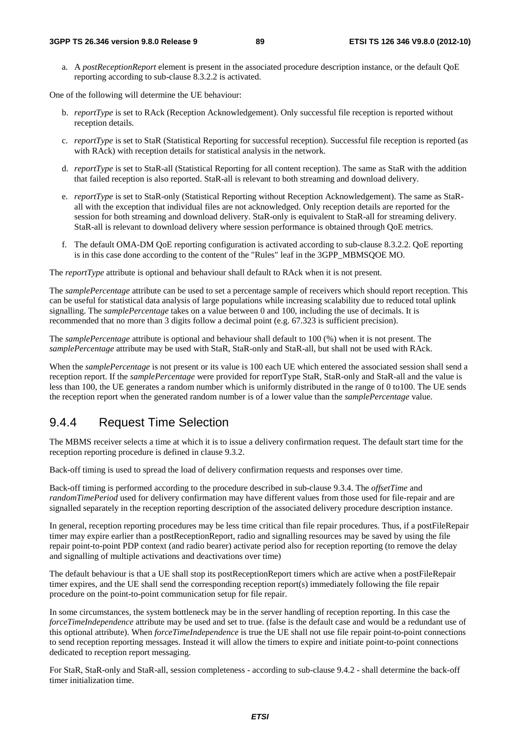a. A *postReceptionReport* element is present in the associated procedure description instance, or the default QoE reporting according to sub-clause 8.3.2.2 is activated.

One of the following will determine the UE behaviour:

b. *reportType* is set to RAck (Reception Acknowledgement). Only successful file reception is reported without reception details.

c. *reportType* is set to StaR (Statistical Reporting for successful reception). Successful file reception is reported (as with RAck) with reception details for statistical analysis in the network.

d. *reportType* is set to StaR-all (Statistical Reporting for all content reception). The same as StaR with the addition that failed reception is also reported. StaR-all is relevant to both streaming and download delivery.

e. *reportType* is set to StaR-only (Statistical Reporting without Reception Acknowledgement). The same as StaR-all with the exception that individual files are not acknowledged. Only reception details are reported for the session for both streaming and download delivery. StaR-only is equivalent to StaR-all for streaming delivery. StaR-all is relevant to download delivery where session performance is obtained through QoE metrics.

f. The default OMA-DM QoE reporting configuration is activated according to sub-clause 8.3.2.2. QoE reporting is in this case done according to the content of the "Rules" leaf in the 3GPP_MBMSQOE MO.

The *reportType* attribute is optional and behaviour shall default to RAck when it is not present.

The *samplePercentage* attribute can be used to set a percentage sample of receivers which should report reception. This can be useful for statistical data analysis of large populations while increasing scalability due to reduced total uplink signalling. The *samplePercentage* takes on a value between 0 and 100, including the use of decimals. It is recommended that no more than 3 digits follow a decimal point (e.g. 67.323 is sufficient precision).

The *samplePercentage* attribute is optional and behaviour shall default to 100 (%) when it is not present. The *samplePercentage* attribute may be used with StaR, StaR-only and StaR-all, but shall not be used with RAck.

When the *samplePercentage* is not present or its value is 100 each UE which entered the associated session shall send a reception report. If the *samplePercentage* were provided for reportType StaR, StaR-only and StaR-all and the value is less than 100, the UE generates a random number which is uniformly distributed in the range of 0 to100. The UE sends the reception report when the generated random number is of a lower value than the *samplePercentage* value.

## 9.4.4 Request Time Selection

The MBMS receiver selects a time at which it is to issue a delivery confirmation request. The default start time for the reception reporting procedure is defined in clause 9.3.2.

Back-off timing is used to spread the load of delivery confirmation requests and responses over time.

Back-off timing is performed according to the procedure described in sub-clause 9.3.4. The *offsetTime* and *randomTimePeriod* used for delivery confirmation may have different values from those used for file-repair and are signalled separately in the reception reporting description of the associated delivery procedure description instance.

In general, reception reporting procedures may be less time critical than file repair procedures. Thus, if a postFileRepair timer may expire earlier than a postReceptionReport, radio and signalling resources may be saved by using the file repair point-to-point PDP context (and radio bearer) activate period also for reception reporting (to remove the delay and signalling of multiple activations and deactivations over time)

The default behaviour is that a UE shall stop its postReceptionReport timers which are active when a postFileRepair timer expires, and the UE shall send the corresponding reception report(s) immediately following the file repair procedure on the point-to-point communication setup for file repair.

In some circumstances, the system bottleneck may be in the server handling of reception reporting. In this case the *forceTimeIndependence* attribute may be used and set to true. (false is the default case and would be a redundant use of this optional attribute). When *forceTimeIndependence* is true the UE shall not use file repair point-to-point connections to send reception reporting messages. Instead it will allow the timers to expire and initiate point-to-point connections dedicated to reception report messaging.

For StaR, StaR-only and StaR-all, session completeness - according to sub-clause 9.4.2 - shall determine the back-off timer initialization time.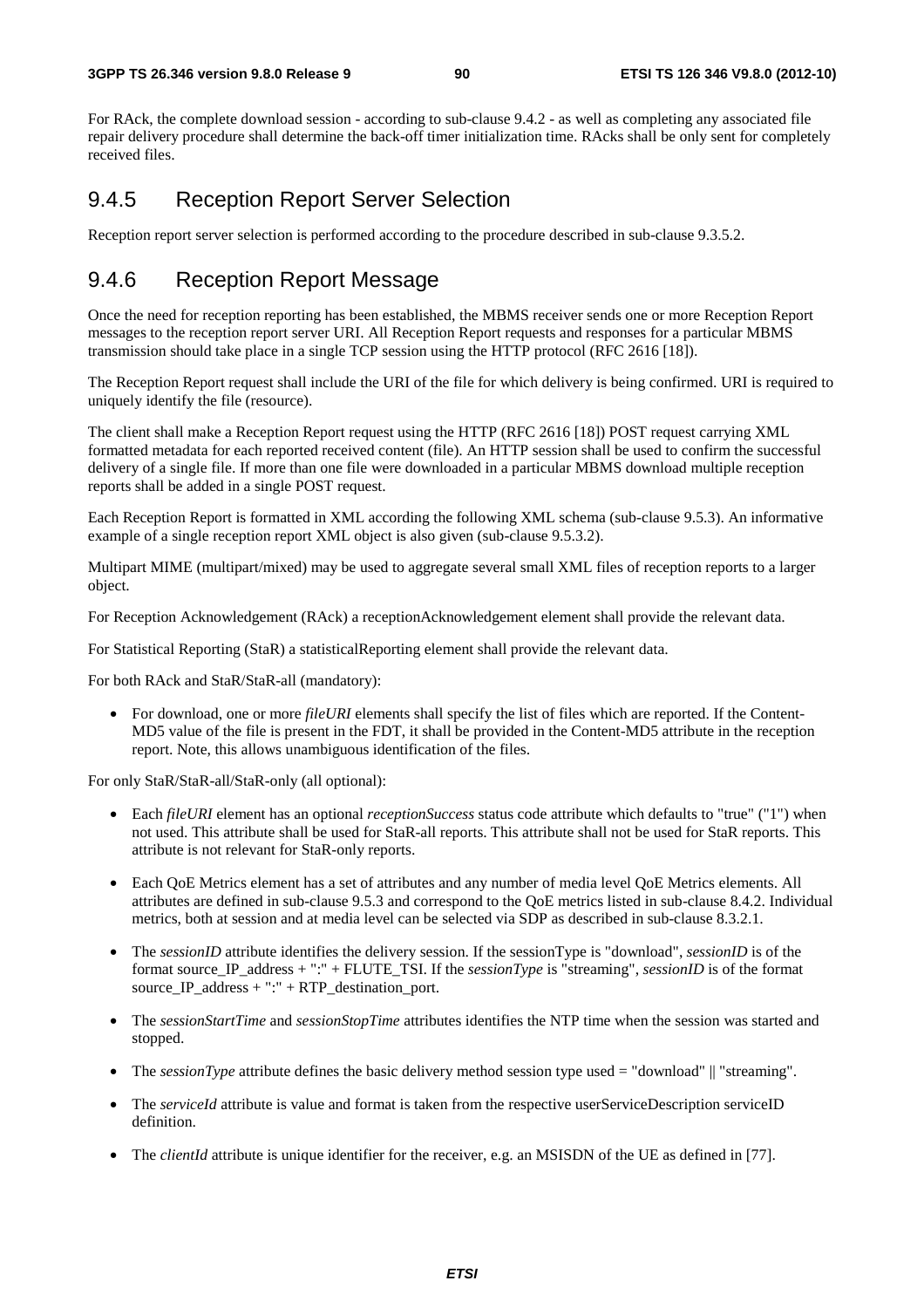For RAck, the complete download session - according to sub-clause 9.4.2 - as well as completing any associated file repair delivery procedure shall determine the back-off timer initialization time. RAcks shall be only sent for completely received files.

## 9.4.5 Reception Report Server Selection

Reception report server selection is performed according to the procedure described in sub-clause 9.3.5.2.

## 9.4.6 Reception Report Message

Once the need for reception reporting has been established, the MBMS receiver sends one or more Reception Report messages to the reception report server URI. All Reception Report requests and responses for a particular MBMS transmission should take place in a single TCP session using the HTTP protocol (RFC 2616 [18]).

The Reception Report request shall include the URI of the file for which delivery is being confirmed. URI is required to uniquely identify the file (resource).

The client shall make a Reception Report request using the HTTP (RFC 2616 [18]) POST request carrying XML formatted metadata for each reported received content (file). An HTTP session shall be used to confirm the successful delivery of a single file. If more than one file were downloaded in a particular MBMS download multiple reception reports shall be added in a single POST request.

Each Reception Report is formatted in XML according the following XML schema (sub-clause 9.5.3). An informative example of a single reception report XML object is also given (sub-clause 9.5.3.2).

Multipart MIME (multipart/mixed) may be used to aggregate several small XML files of reception reports to a larger object.

For Reception Acknowledgement (RAck) a receptionAcknowledgement element shall provide the relevant data.

For Statistical Reporting (StaR) a statisticalReporting element shall provide the relevant data.

For both RAck and StaR/StaR-all (mandatory):

- For download, one or more *fileURI* elements shall specify the list of files which are reported. If the Content-MD5 value of the file is present in the FDT, it shall be provided in the Content-MD5 attribute in the reception report. Note, this allows unambiguous identification of the files.

For only StaR/StaR-all/StaR-only (all optional):

- Each *fileURI* element has an optional *receptionSuccess* status code attribute which defaults to "true" ("1") when not used. This attribute shall be used for StaR-all reports. This attribute shall not be used for StaR reports. This attribute is not relevant for StaR-only reports.
- Each QoE Metrics element has a set of attributes and any number of media level QoE Metrics elements. All attributes are defined in sub-clause 9.5.3 and correspond to the QoE metrics listed in sub-clause 8.4.2. Individual metrics, both at session and at media level can be selected via SDP as described in sub-clause 8.3.2.1.
- The *sessionID* attribute identifies the delivery session. If the sessionType is "download", *sessionID* is of the format source_IP_address + ":" + FLUTE_TSI. If the *sessionType* is "streaming", *sessionID* is of the format source_IP_address + ":" + RTP_destination_port.
- The *sessionStartTime* and *sessionStopTime* attributes identifies the NTP time when the session was started and stopped.
- The *sessionType* attribute defines the basic delivery method session type used = "download" || "streaming".
- The *serviceId* attribute is value and format is taken from the respective userServiceDescription serviceID definition.
- The *clientId* attribute is unique identifier for the receiver, e.g. an MSISDN of the UE as defined in [77].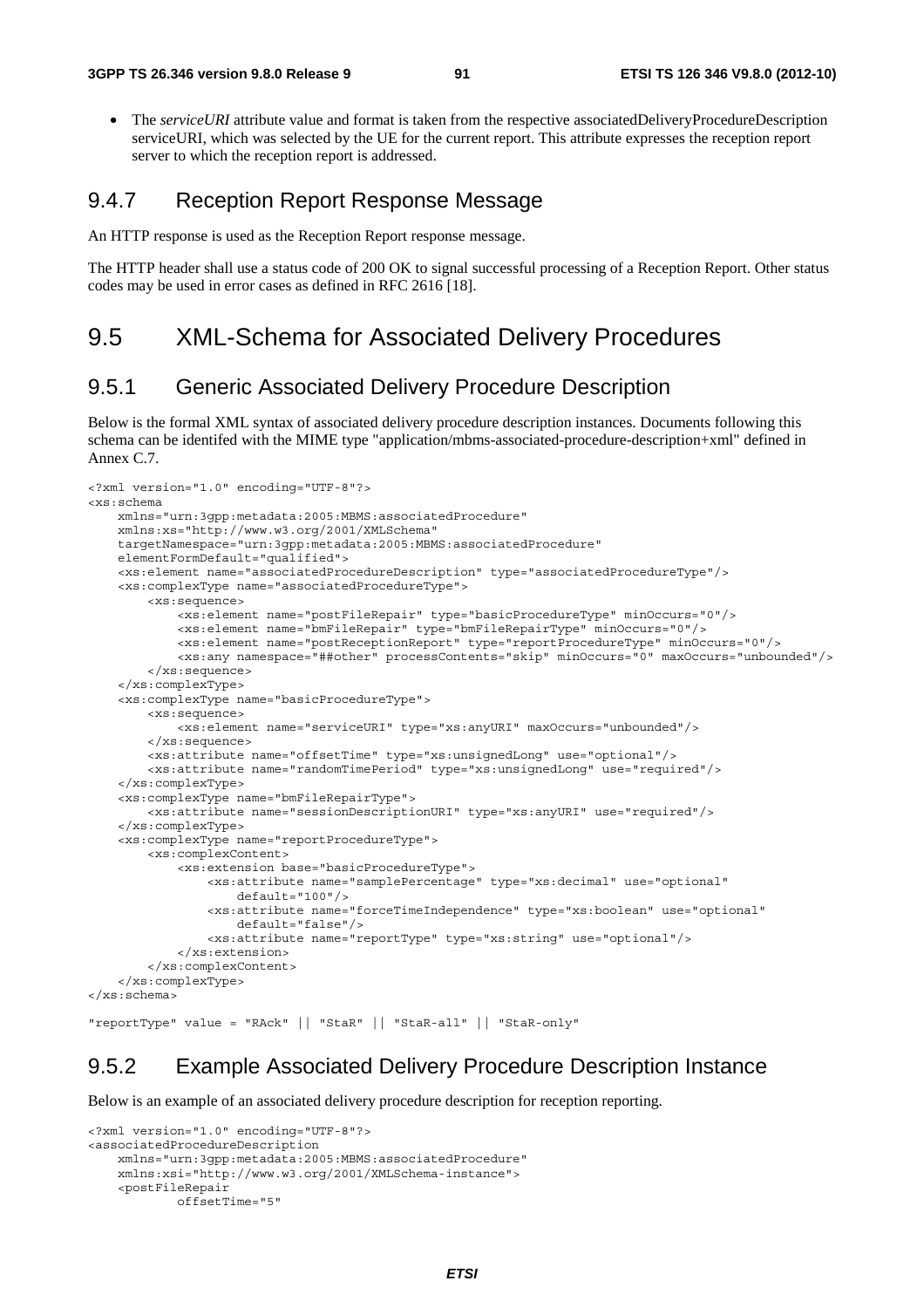- The *serviceURI* attribute value and format is taken from the respective associatedDeliveryProcedureDescription serviceURI, which was selected by the UE for the current report. This attribute expresses the reception report server to which the reception report is addressed.

### 9.4.7 Reception Report Response Message

An HTTP response is used as the Reception Report response message.

The HTTP header shall use a status code of 200 OK to signal successful processing of a Reception Report. Other status codes may be used in error cases as defined in RFC 2616 [18].

## 9.5 XML-Schema for Associated Delivery Procedures

### 9.5.1 Generic Associated Delivery Procedure Description

Below is the formal XML syntax of associated delivery procedure description instances. Documents following this schema can be identifed with the MIME type "application/mbms-associated-procedure-description+xml" defined in Annex C.7.

```
<?xml version="1.0" encoding="UTF-8"?>
<xs:schema
    xmlns="urn:3gpp:metadata:2005:MBMS:associatedProcedure"
    xmlns:xs="http://www.w3.org/2001/XMLSchema"
    targetNamespace="urn:3gpp:metadata:2005:MBMS:associatedProcedure"
    elementFormDefault="qualified">
    <xs:element name="associatedProcedureDescription" type="associatedProcedureType"/>
    <xs:complexType name="associatedProcedureType">
        <xs:sequence>
            <xs:element name="postFileRepair" type="basicProcedureType" minOccurs="0"/>
            <xs:element name="bmFileRepair" type="bmFileRepairType" minOccurs="0"/>
            <xs:element name="postReceptionReport" type="reportProcedureType" minOccurs="0"/>
            <xs:any namespace="##other" processContents="skip" minOccurs="0" maxOccurs="unbounded"/>
        </xs:sequence>
    </xs:complexType>
    <xs:complexType name="basicProcedureType">
        <xs:sequence>
            <xs:element name="serviceURI" type="xs:anyURI" maxOccurs="unbounded"/>
        </xs:sequence>
        <xs:attribute name="offsetTime" type="xs:unsignedLong" use="optional"/>
        <xs:attribute name="randomTimePeriod" type="xs:unsignedLong" use="required"/>
    </xs:complexType>
    <xs:complexType name="bmFileRepairType">
        <xs:attribute name="sessionDescriptionURI" type="xs:anyURI" use="required"/>
    </xs:complexType>
    <xs:complexType name="reportProcedureType">
        <xs:complexContent>
            <xs:extension base="basicProcedureType">
                <xs:attribute name="samplePercentage" type="xs:decimal" use="optional"
                    default="100"/>
                <xs:attribute name="forceTimeIndependence" type="xs:boolean" use="optional"
                    default="false"/>
                <xs:attribute name="reportType" type="xs:string" use="optional"/>
            </xs:extension>
        </xs:complexContent>
    </xs:complexType>
</xs:schema>

"reportType" value = "RAck" || "StaR" || "StaR-all" || "StaR-only"
```

### 9.5.2 Example Associated Delivery Procedure Description Instance

Below is an example of an associated delivery procedure description for reception reporting.

```
<?xml version="1.0" encoding="UTF-8"?>
<associatedProcedureDescription
    xmlns="urn:3gpp:metadata:2005:MBMS:associatedProcedure"
    xmlns:xsi="http://www.w3.org/2001/XMLSchema-instance">
    <postFileRepair
            offsetTime="5"
```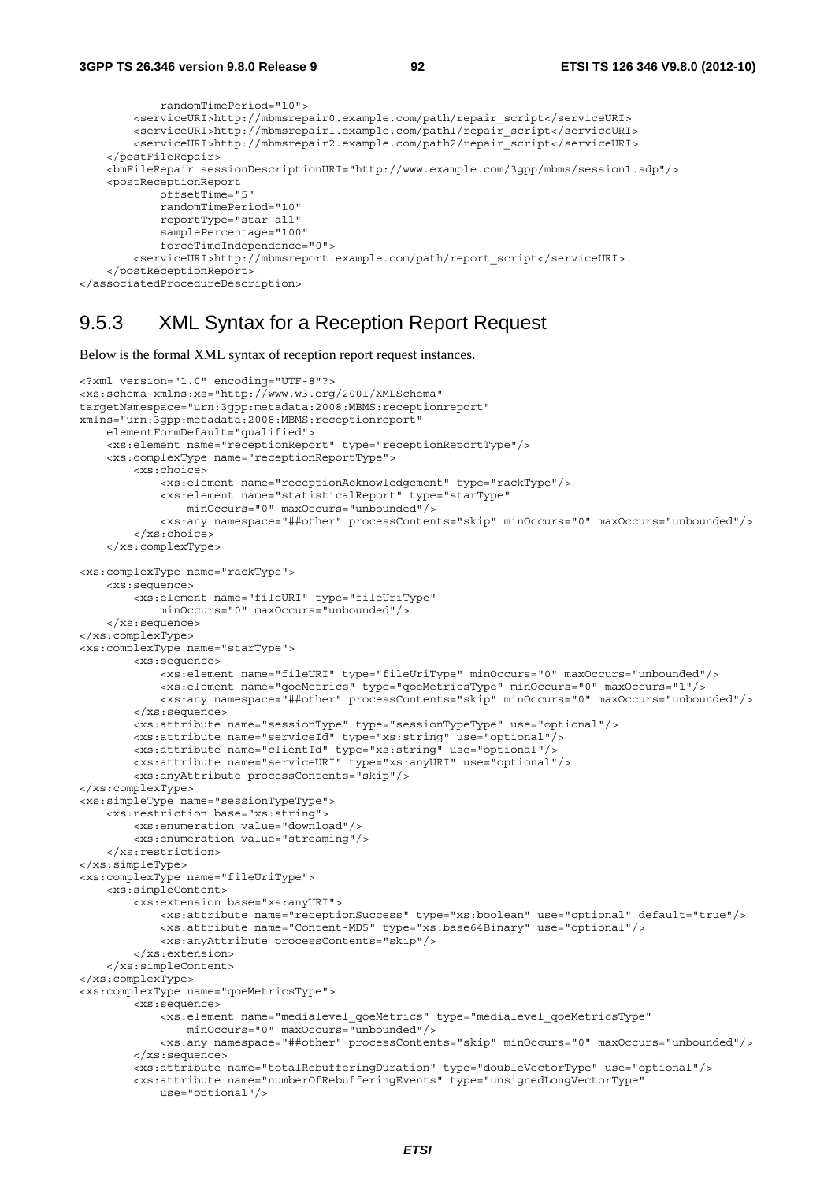```
            randomTimePeriod="10">
        <serviceURI>http://mbmsrepair0.example.com/path/repair_script</serviceURI>
        <serviceURI>http://mbmsrepair1.example.com/path1/repair_script</serviceURI>
        <serviceURI>http://mbmsrepair2.example.com/path2/repair_script</serviceURI>
    </postFileRepair>
    <bmFileRepair sessionDescriptionURI="http://www.example.com/3gpp/mbms/session1.sdp"/>
    <postReceptionReport
            offsetTime="5"
            randomTimePeriod="10"
            reportType="star-all"
            samplePercentage="100"
            forceTimeIndependence="0">
        <serviceURI>http://mbmsreport.example.com/path/report_script</serviceURI>
    </postReceptionReport>
</associatedProcedureDescription>
```

## 9.5.3 XML Syntax for a Reception Report Request

Below is the formal XML syntax of reception report request instances.

```
<?xml version="1.0" encoding="UTF-8"?>
<xs:schema xmlns:xs="http://www.w3.org/2001/XMLSchema"
targetNamespace="urn:3gpp:metadata:2008:MBMS:receptionreport"
xmlns="urn:3gpp:metadata:2008:MBMS:receptionreport"
    elementFormDefault="qualified">
    <xs:element name="receptionReport" type="receptionReportType"/>
    <xs:complexType name="receptionReportType">
        <xs:choice>
            <xs:element name="receptionAcknowledgement" type="rackType"/>
            <xs:element name="statisticalReport" type="starType"
                minOccurs="0" maxOccurs="unbounded"/>
            <xs:any namespace="##other" processContents="skip" minOccurs="0" maxOccurs="unbounded"/>
        </xs:choice>
    </xs:complexType>

<xs:complexType name="rackType">
    <xs:sequence>
        <xs:element name="fileURI" type="fileUriType"
            minOccurs="0" maxOccurs="unbounded"/>
    </xs:sequence>
</xs:complexType>
<xs:complexType name="starType">
        <xs:sequence>
            <xs:element name="fileURI" type="fileUriType" minOccurs="0" maxOccurs="unbounded"/>
            <xs:element name="qoeMetrics" type="qoeMetricsType" minOccurs="0" maxOccurs="1"/>
            <xs:any namespace="##other" processContents="skip" minOccurs="0" maxOccurs="unbounded"/>
        </xs:sequence>
        <xs:attribute name="sessionType" type="sessionTypeType" use="optional"/>
        <xs:attribute name="serviceId" type="xs:string" use="optional"/>
        <xs:attribute name="clientId" type="xs:string" use="optional"/>
        <xs:attribute name="serviceURI" type="xs:anyURI" use="optional"/>
        <xs:anyAttribute processContents="skip"/>
</xs:complexType>
<xs:simpleType name="sessionTypeType">
    <xs:restriction base="xs:string">
        <xs:enumeration value="download"/>
        <xs:enumeration value="streaming"/>
    </xs:restriction>
</xs:simpleType>
<xs:complexType name="fileUriType">
    <xs:simpleContent>
        <xs:extension base="xs:anyURI">
            <xs:attribute name="receptionSuccess" type="xs:boolean" use="optional" default="true"/>
            <xs:attribute name="Content-MD5" type="xs:base64Binary" use="optional"/>
            <xs:anyAttribute processContents="skip"/>
        </xs:extension>
    </xs:simpleContent>
</xs:complexType>
<xs:complexType name="qoeMetricsType">
        <xs:sequence>
            <xs:element name="medialevel_qoeMetrics" type="medialevel_qoeMetricsType"
                minOccurs="0" maxOccurs="unbounded"/>
            <xs:any namespace="##other" processContents="skip" minOccurs="0" maxOccurs="unbounded"/>
        </xs:sequence>
        <xs:attribute name="totalRebufferingDuration" type="doubleVectorType" use="optional"/>
        <xs:attribute name="numberOfRebufferingEvents" type="unsignedLongVectorType"
            use="optional"/>
```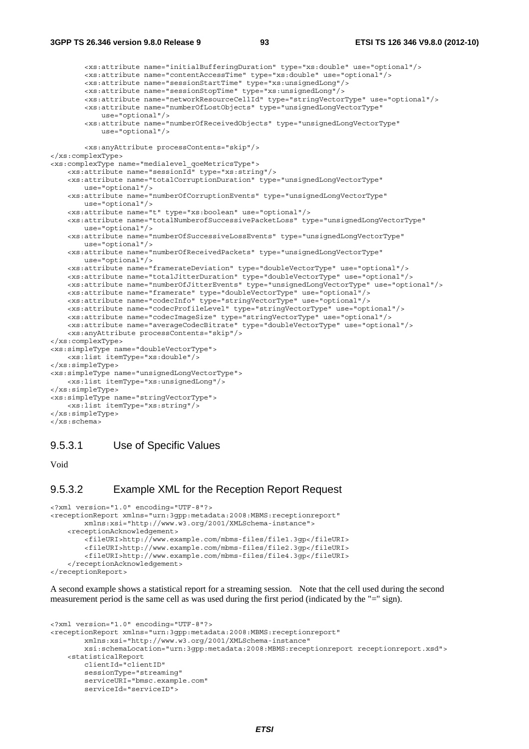```
        <xs:attribute name="initialBufferingDuration" type="xs:double" use="optional"/>
        <xs:attribute name="contentAccessTime" type="xs:double" use="optional"/>
        <xs:attribute name="sessionStartTime" type="xs:unsignedLong"/>
        <xs:attribute name="sessionStopTime" type="xs:unsignedLong"/>
        <xs:attribute name="networkResourceCellId" type="stringVectorType" use="optional"/>
        <xs:attribute name="numberOfLostObjects" type="unsignedLongVectorType"
            use="optional"/>
        <xs:attribute name="numberOfReceivedObjects" type="unsignedLongVectorType"
            use="optional"/>

        <xs:anyAttribute processContents="skip"/>
</xs:complexType>
<xs:complexType name="medialevel_qoeMetricsType">
    <xs:attribute name="sessionId" type="xs:string"/>
    <xs:attribute name="totalCorruptionDuration" type="unsignedLongVectorType"
        use="optional"/>
    <xs:attribute name="numberOfCorruptionEvents" type="unsignedLongVectorType"
        use="optional"/>
    <xs:attribute name="t" type="xs:boolean" use="optional"/>
    <xs:attribute name="totalNumberofSuccessivePacketLoss" type="unsignedLongVectorType"
        use="optional"/>
    <xs:attribute name="numberOfSuccessiveLossEvents" type="unsignedLongVectorType"
        use="optional"/>
    <xs:attribute name="numberOfReceivedPackets" type="unsignedLongVectorType"
        use="optional"/>
    <xs:attribute name="framerateDeviation" type="doubleVectorType" use="optional"/>
    <xs:attribute name="totalJitterDuration" type="doubleVectorType" use="optional"/>
    <xs:attribute name="numberOfJitterEvents" type="unsignedLongVectorType" use="optional"/>
    <xs:attribute name="framerate" type="doubleVectorType" use="optional"/>
    <xs:attribute name="codecInfo" type="stringVectorType" use="optional"/>
    <xs:attribute name="codecProfileLevel" type="stringVectorType" use="optional"/>
    <xs:attribute name="codecImageSize" type="stringVectorType" use="optional"/>
    <xs:attribute name="averageCodecBitrate" type="doubleVectorType" use="optional"/>
    <xs:anyAttribute processContents="skip"/>
</xs:complexType>
<xs:simpleType name="doubleVectorType">
    <xs:list itemType="xs:double"/>
</xs:simpleType>
<xs:simpleType name="unsignedLongVectorType">
    <xs:list itemType="xs:unsignedLong"/>
</xs:simpleType>
<xs:simpleType name="stringVectorType">
    <xs:list itemType="xs:string"/>
</xs:simpleType>
</xs:schema>
```

### 9.5.3.1 Use of Specific Values

Void

### 9.5.3.2 Example XML for the Reception Report Request

```
<?xml version="1.0" encoding="UTF-8"?>
<receptionReport xmlns="urn:3gpp:metadata:2008:MBMS:receptionreport"
        xmlns:xsi="http://www.w3.org/2001/XMLSchema-instance">
    <receptionAcknowledgement>
        <fileURI>http://www.example.com/mbms-files/file1.3gp</fileURI>
        <fileURI>http://www.example.com/mbms-files/file2.3gp</fileURI>
        <fileURI>http://www.example.com/mbms-files/file4.3gp</fileURI>
    </receptionAcknowledgement>
</receptionReport>
```

A second example shows a statistical report for a streaming session. Note that the cell used during the second measurement period is the same cell as was used during the first period (indicated by the "=" sign).

```
<?xml version="1.0" encoding="UTF-8"?>
<receptionReport xmlns="urn:3gpp:metadata:2008:MBMS:receptionreport"
        xmlns:xsi="http://www.w3.org/2001/XMLSchema-instance"
        xsi:schemaLocation="urn:3gpp:metadata:2008:MBMS:receptionreport receptionreport.xsd">
    <statisticalReport
        clientId="clientID"
        sessionType="streaming"
        serviceURI="bmsc.example.com"
        serviceId="serviceID">
```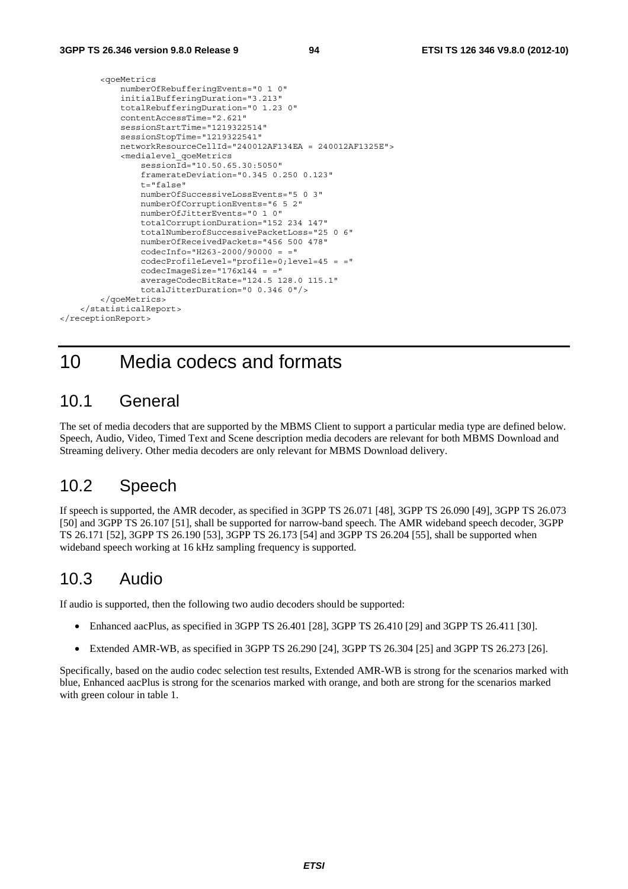```
        <qoeMetrics
            numberOfRebufferingEvents="0 1 0"
            initialBufferingDuration="3.213"
            totalRebufferingDuration="0 1.23 0"
            contentAccessTime="2.621"
            sessionStartTime="1219322514"
            sessionStopTime="1219322541"
            networkResourceCellId="240012AF134EA = 240012AF1325E">
            <medialevel_qoeMetrics
                sessionId="10.50.65.30:5050"
                framerateDeviation="0.345 0.250 0.123"
                t="false"
                numberOfSuccessiveLossEvents="5 0 3"
                numberOfCorruptionEvents="6 5 2"
                numberOfJitterEvents="0 1 0"
                totalCorruptionDuration="152 234 147"
                totalNumberofSuccessivePacketLoss="25 0 6"
                numberOfReceivedPackets="456 500 478"
                codecInfo="H263-2000/90000 = ="
                codecProfileLevel="profile=0;level=45 = ="
                codecImageSize="176x144 = ="
                averageCodecBitRate="124.5 128.0 115.1"
                totalJitterDuration="0 0.346 0"/>
        </qoeMetrics>
    </statisticalReport>
</receptionReport>
```

# 10 Media codecs and formats

## 10.1 General

The set of media decoders that are supported by the MBMS Client to support a particular media type are defined below. Speech, Audio, Video, Timed Text and Scene description media decoders are relevant for both MBMS Download and Streaming delivery. Other media decoders are only relevant for MBMS Download delivery.

## 10.2 Speech

If speech is supported, the AMR decoder, as specified in 3GPP TS 26.071 [48], 3GPP TS 26.090 [49], 3GPP TS 26.073 [50] and 3GPP TS 26.107 [51], shall be supported for narrow-band speech. The AMR wideband speech decoder, 3GPP TS 26.171 [52], 3GPP TS 26.190 [53], 3GPP TS 26.173 [54] and 3GPP TS 26.204 [55], shall be supported when wideband speech working at 16 kHz sampling frequency is supported.

## 10.3 Audio

If audio is supported, then the following two audio decoders should be supported:

- Enhanced aacPlus, as specified in 3GPP TS 26.401 [28], 3GPP TS 26.410 [29] and 3GPP TS 26.411 [30].
- Extended AMR-WB, as specified in 3GPP TS 26.290 [24], 3GPP TS 26.304 [25] and 3GPP TS 26.273 [26].

Specifically, based on the audio codec selection test results, Extended AMR-WB is strong for the scenarios marked with blue, Enhanced aacPlus is strong for the scenarios marked with orange, and both are strong for the scenarios marked with green colour in table 1.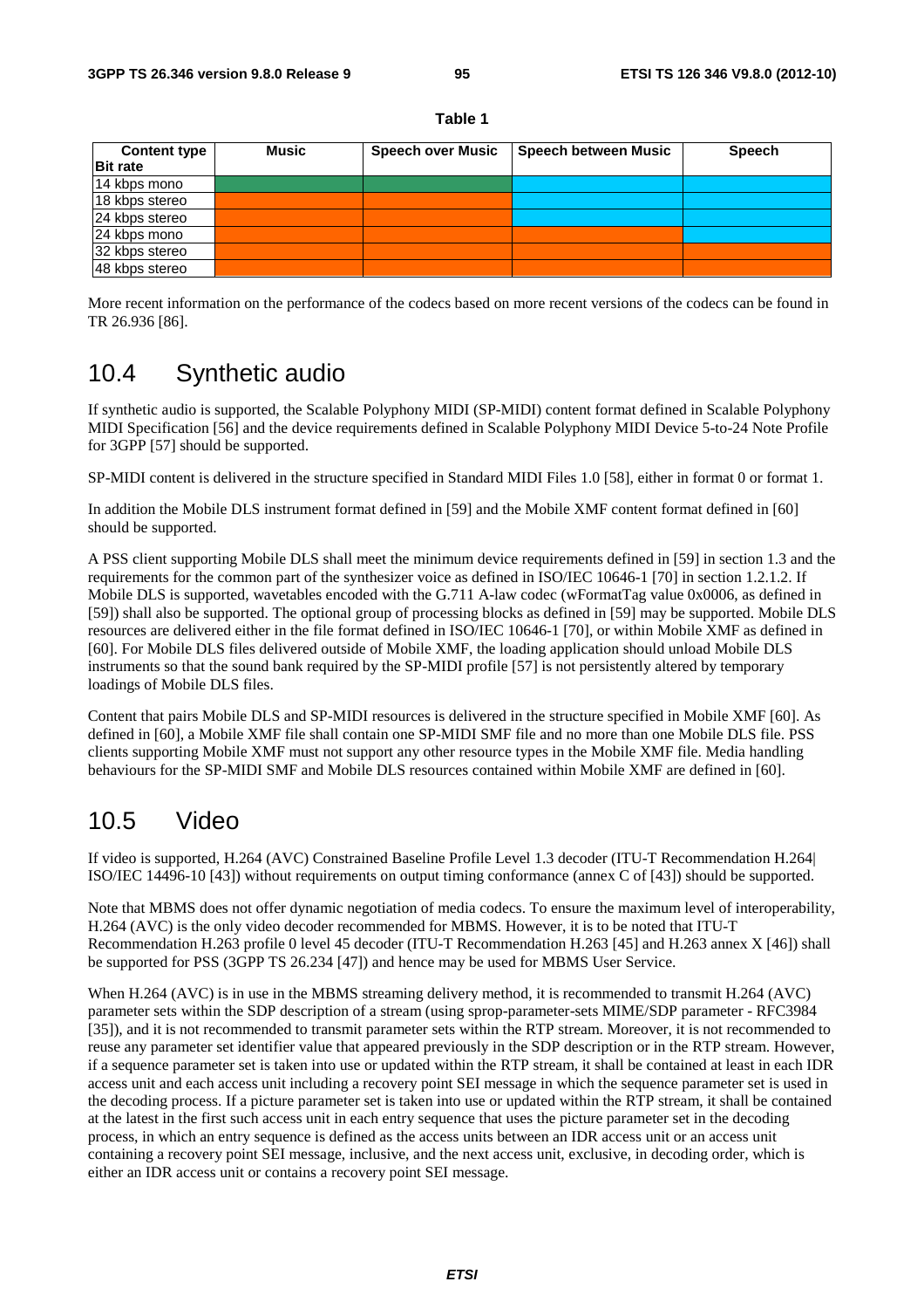**Table 1**

| Content type<br>Bit rate | Music | Speech over Music | Speech between Music | Speech |
|---|---|---|---|---|
| 14 kbps mono | | | | |
| 18 kbps stereo | | | | |
| 24 kbps stereo | | | | |
| 24 kbps mono | | | | |
| 32 kbps stereo | | | | |
| 48 kbps stereo | | | | |

More recent information on the performance of the codecs based on more recent versions of the codecs can be found in TR 26.936 [86].

## 10.4 Synthetic audio

If synthetic audio is supported, the Scalable Polyphony MIDI (SP-MIDI) content format defined in Scalable Polyphony MIDI Specification [56] and the device requirements defined in Scalable Polyphony MIDI Device 5-to-24 Note Profile for 3GPP [57] should be supported.

SP-MIDI content is delivered in the structure specified in Standard MIDI Files 1.0 [58], either in format 0 or format 1.

In addition the Mobile DLS instrument format defined in [59] and the Mobile XMF content format defined in [60] should be supported.

A PSS client supporting Mobile DLS shall meet the minimum device requirements defined in [59] in section 1.3 and the requirements for the common part of the synthesizer voice as defined in ISO/IEC 10646-1 [70] in section 1.2.1.2. If Mobile DLS is supported, wavetables encoded with the G.711 A-law codec (wFormatTag value 0x0006, as defined in [59]) shall also be supported. The optional group of processing blocks as defined in [59] may be supported. Mobile DLS resources are delivered either in the file format defined in ISO/IEC 10646-1 [70], or within Mobile XMF as defined in [60]. For Mobile DLS files delivered outside of Mobile XMF, the loading application should unload Mobile DLS instruments so that the sound bank required by the SP-MIDI profile [57] is not persistently altered by temporary loadings of Mobile DLS files.

Content that pairs Mobile DLS and SP-MIDI resources is delivered in the structure specified in Mobile XMF [60]. As defined in [60], a Mobile XMF file shall contain one SP-MIDI SMF file and no more than one Mobile DLS file. PSS clients supporting Mobile XMF must not support any other resource types in the Mobile XMF file. Media handling behaviours for the SP-MIDI SMF and Mobile DLS resources contained within Mobile XMF are defined in [60].

## 10.5 Video

If video is supported, H.264 (AVC) Constrained Baseline Profile Level 1.3 decoder (ITU-T Recommendation H.264| ISO/IEC 14496-10 [43]) without requirements on output timing conformance (annex C of [43]) should be supported.

Note that MBMS does not offer dynamic negotiation of media codecs. To ensure the maximum level of interoperability, H.264 (AVC) is the only video decoder recommended for MBMS. However, it is to be noted that ITU-T Recommendation H.263 profile 0 level 45 decoder (ITU-T Recommendation H.263 [45] and H.263 annex X [46]) shall be supported for PSS (3GPP TS 26.234 [47]) and hence may be used for MBMS User Service.

When H.264 (AVC) is in use in the MBMS streaming delivery method, it is recommended to transmit H.264 (AVC) parameter sets within the SDP description of a stream (using sprop-parameter-sets MIME/SDP parameter - RFC3984 [35]), and it is not recommended to transmit parameter sets within the RTP stream. Moreover, it is not recommended to reuse any parameter set identifier value that appeared previously in the SDP description or in the RTP stream. However, if a sequence parameter set is taken into use or updated within the RTP stream, it shall be contained at least in each IDR access unit and each access unit including a recovery point SEI message in which the sequence parameter set is used in the decoding process. If a picture parameter set is taken into use or updated within the RTP stream, it shall be contained at the latest in the first such access unit in each entry sequence that uses the picture parameter set in the decoding process, in which an entry sequence is defined as the access units between an IDR access unit or an access unit containing a recovery point SEI message, inclusive, and the next access unit, exclusive, in decoding order, which is either an IDR access unit or contains a recovery point SEI message.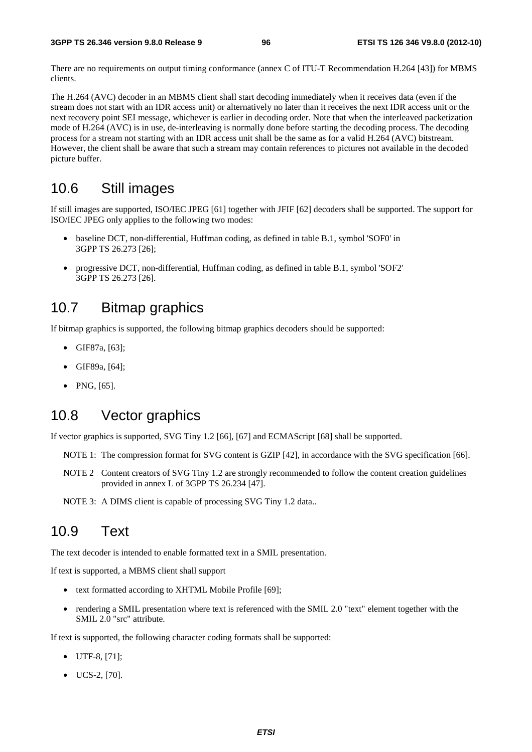There are no requirements on output timing conformance (annex C of ITU-T Recommendation H.264 [43]) for MBMS clients.

The H.264 (AVC) decoder in an MBMS client shall start decoding immediately when it receives data (even if the stream does not start with an IDR access unit) or alternatively no later than it receives the next IDR access unit or the next recovery point SEI message, whichever is earlier in decoding order. Note that when the interleaved packetization mode of H.264 (AVC) is in use, de-interleaving is normally done before starting the decoding process. The decoding process for a stream not starting with an IDR access unit shall be the same as for a valid H.264 (AVC) bitstream. However, the client shall be aware that such a stream may contain references to pictures not available in the decoded picture buffer.

## 10.6 Still images

If still images are supported, ISO/IEC JPEG [61] together with JFIF [62] decoders shall be supported. The support for ISO/IEC JPEG only applies to the following two modes:

- baseline DCT, non-differential, Huffman coding, as defined in table B.1, symbol 'SOF0' in 3GPP TS 26.273 [26];
- progressive DCT, non-differential, Huffman coding, as defined in table B.1, symbol 'SOF2' 3GPP TS 26.273 [26].

## 10.7 Bitmap graphics

If bitmap graphics is supported, the following bitmap graphics decoders should be supported:

- GIF87a, [63];
- GIF89a, [64];
- PNG, [65].

## 10.8 Vector graphics

If vector graphics is supported, SVG Tiny 1.2 [66], [67] and ECMAScript [68] shall be supported.

NOTE 1: The compression format for SVG content is GZIP [42], in accordance with the SVG specification [66].

NOTE 2 Content creators of SVG Tiny 1.2 are strongly recommended to follow the content creation guidelines provided in annex L of 3GPP TS 26.234 [47].

NOTE 3: A DIMS client is capable of processing SVG Tiny 1.2 data..

## 10.9 Text

The text decoder is intended to enable formatted text in a SMIL presentation.

If text is supported, a MBMS client shall support

- text formatted according to XHTML Mobile Profile [69];
- rendering a SMIL presentation where text is referenced with the SMIL 2.0 "text" element together with the SMIL 2.0 "src" attribute.

If text is supported, the following character coding formats shall be supported:

- UTF-8, [71];
- UCS-2, [70].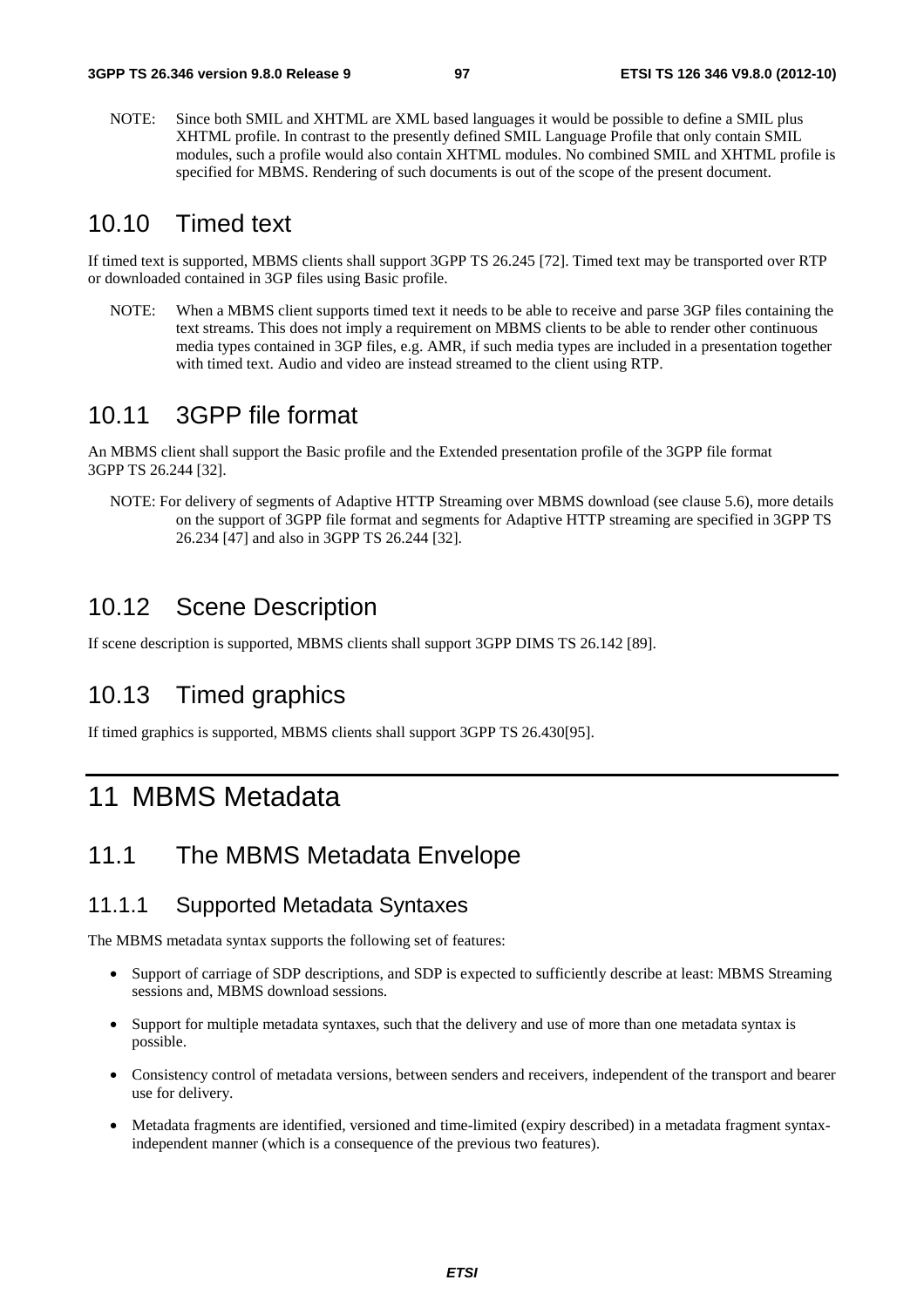NOTE: Since both SMIL and XHTML are XML based languages it would be possible to define a SMIL plus XHTML profile. In contrast to the presently defined SMIL Language Profile that only contain SMIL modules, such a profile would also contain XHTML modules. No combined SMIL and XHTML profile is specified for MBMS. Rendering of such documents is out of the scope of the present document.

## 10.10 Timed text

If timed text is supported, MBMS clients shall support 3GPP TS 26.245 [72]. Timed text may be transported over RTP or downloaded contained in 3GP files using Basic profile.

NOTE: When a MBMS client supports timed text it needs to be able to receive and parse 3GP files containing the text streams. This does not imply a requirement on MBMS clients to be able to render other continuous media types contained in 3GP files, e.g. AMR, if such media types are included in a presentation together with timed text. Audio and video are instead streamed to the client using RTP.

## 10.11 3GPP file format

An MBMS client shall support the Basic profile and the Extended presentation profile of the 3GPP file format 3GPP TS 26.244 [32].

NOTE: For delivery of segments of Adaptive HTTP Streaming over MBMS download (see clause 5.6), more details on the support of 3GPP file format and segments for Adaptive HTTP streaming are specified in 3GPP TS 26.234 [47] and also in 3GPP TS 26.244 [32].

## 10.12 Scene Description

If scene description is supported, MBMS clients shall support 3GPP DIMS TS 26.142 [89].

## 10.13 Timed graphics

If timed graphics is supported, MBMS clients shall support 3GPP TS 26.430[95].

# 11 MBMS Metadata

## 11.1 The MBMS Metadata Envelope

### 11.1.1 Supported Metadata Syntaxes

The MBMS metadata syntax supports the following set of features:

- Support of carriage of SDP descriptions, and SDP is expected to sufficiently describe at least: MBMS Streaming sessions and, MBMS download sessions.
- Support for multiple metadata syntaxes, such that the delivery and use of more than one metadata syntax is possible.
- Consistency control of metadata versions, between senders and receivers, independent of the transport and bearer use for delivery.
- Metadata fragments are identified, versioned and time-limited (expiry described) in a metadata fragment syntax-independent manner (which is a consequence of the previous two features).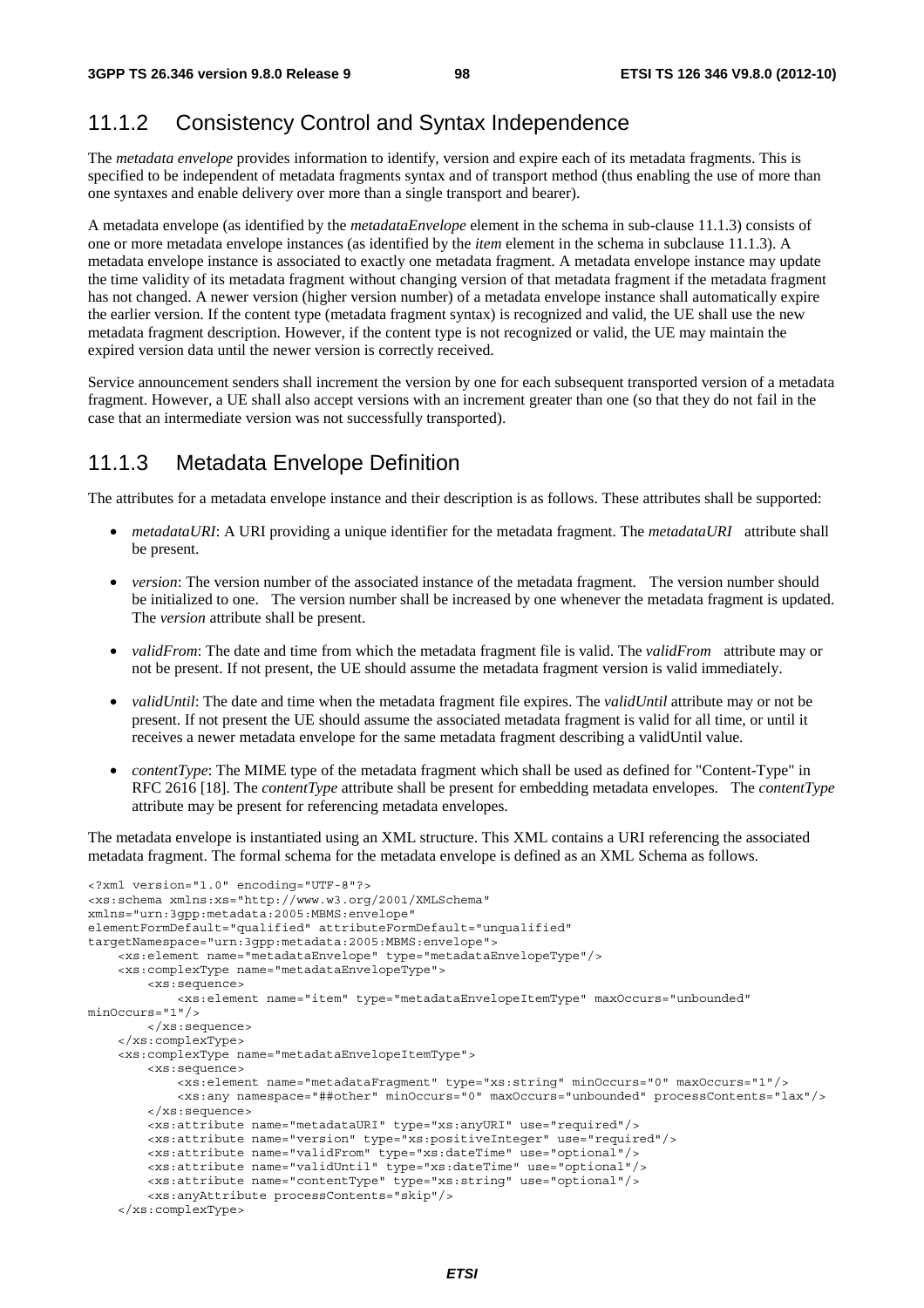## 11.1.2 Consistency Control and Syntax Independence

The *metadata envelope* provides information to identify, version and expire each of its metadata fragments. This is specified to be independent of metadata fragments syntax and of transport method (thus enabling the use of more than one syntaxes and enable delivery over more than a single transport and bearer).

A metadata envelope (as identified by the *metadataEnvelope* element in the schema in sub-clause 11.1.3) consists of one or more metadata envelope instances (as identified by the *item* element in the schema in subclause 11.1.3). A metadata envelope instance is associated to exactly one metadata fragment. A metadata envelope instance may update the time validity of its metadata fragment without changing version of that metadata fragment if the metadata fragment has not changed. A newer version (higher version number) of a metadata envelope instance shall automatically expire the earlier version. If the content type (metadata fragment syntax) is recognized and valid, the UE shall use the new metadata fragment description. However, if the content type is not recognized or valid, the UE may maintain the expired version data until the newer version is correctly received.

Service announcement senders shall increment the version by one for each subsequent transported version of a metadata fragment. However, a UE shall also accept versions with an increment greater than one (so that they do not fail in the case that an intermediate version was not successfully transported).

## 11.1.3 Metadata Envelope Definition

The attributes for a metadata envelope instance and their description is as follows. These attributes shall be supported:

- *metadataURI*: A URI providing a unique identifier for the metadata fragment. The *metadataURI* attribute shall be present.
- *version*: The version number of the associated instance of the metadata fragment. The version number should be initialized to one. The version number shall be increased by one whenever the metadata fragment is updated. The *version* attribute shall be present.
- *validFrom*: The date and time from which the metadata fragment file is valid. The *validFrom* attribute may or not be present. If not present, the UE should assume the metadata fragment version is valid immediately.
- *validUntil*: The date and time when the metadata fragment file expires. The *validUntil* attribute may or not be present. If not present the UE should assume the associated metadata fragment is valid for all time, or until it receives a newer metadata envelope for the same metadata fragment describing a validUntil value.
- *contentType*: The MIME type of the metadata fragment which shall be used as defined for "Content-Type" in RFC 2616 [18]. The *contentType* attribute shall be present for embedding metadata envelopes. The *contentType* attribute may be present for referencing metadata envelopes.

The metadata envelope is instantiated using an XML structure. This XML contains a URI referencing the associated metadata fragment. The formal schema for the metadata envelope is defined as an XML Schema as follows.

```
<?xml version="1.0" encoding="UTF-8"?>
<xs:schema xmlns:xs="http://www.w3.org/2001/XMLSchema"
xmlns="urn:3gpp:metadata:2005:MBMS:envelope"
elementFormDefault="qualified" attributeFormDefault="unqualified"
targetNamespace="urn:3gpp:metadata:2005:MBMS:envelope">
    <xs:element name="metadataEnvelope" type="metadataEnvelopeType"/>
    <xs:complexType name="metadataEnvelopeType">
        <xs:sequence>
            <xs:element name="item" type="metadataEnvelopeItemType" maxOccurs="unbounded"
minOccurs="1"/>
        </xs:sequence>
    </xs:complexType>
    <xs:complexType name="metadataEnvelopeItemType">
        <xs:sequence>
            <xs:element name="metadataFragment" type="xs:string" minOccurs="0" maxOccurs="1"/>
            <xs:any namespace="##other" minOccurs="0" maxOccurs="unbounded" processContents="lax"/>
        </xs:sequence>
        <xs:attribute name="metadataURI" type="xs:anyURI" use="required"/>
        <xs:attribute name="version" type="xs:positiveInteger" use="required"/>
        <xs:attribute name="validFrom" type="xs:dateTime" use="optional"/>
        <xs:attribute name="validUntil" type="xs:dateTime" use="optional"/>
        <xs:attribute name="contentType" type="xs:string" use="optional"/>
        <xs:anyAttribute processContents="skip"/>
    </xs:complexType>
```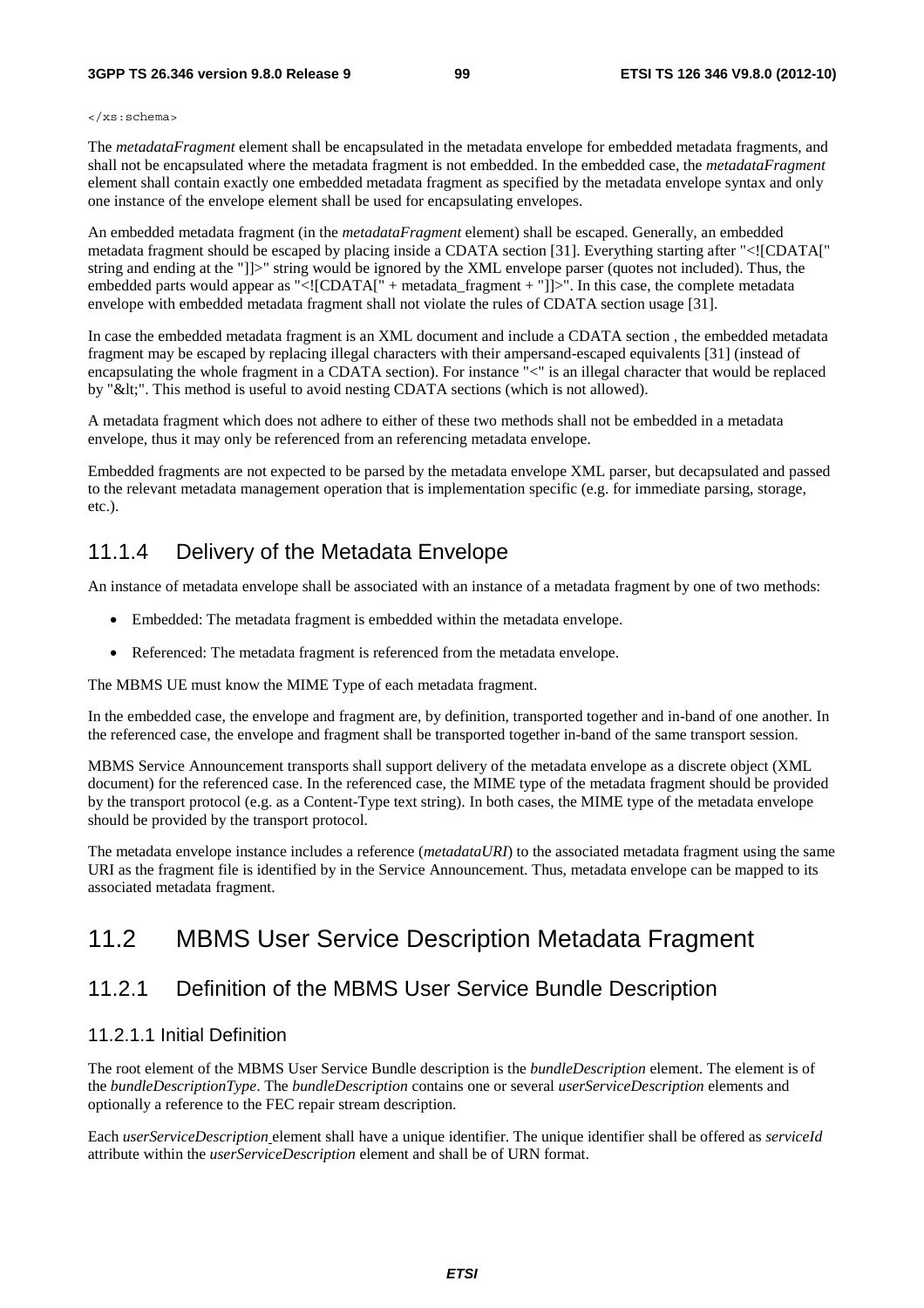```
</xs:schema>
```

The *metadataFragment* element shall be encapsulated in the metadata envelope for embedded metadata fragments, and shall not be encapsulated where the metadata fragment is not embedded. In the embedded case, the *metadataFragment* element shall contain exactly one embedded metadata fragment as specified by the metadata envelope syntax and only one instance of the envelope element shall be used for encapsulating envelopes.

An embedded metadata fragment (in the *metadataFragment* element) shall be escaped. Generally, an embedded metadata fragment should be escaped by placing inside a CDATA section [31]. Everything starting after "<![CDATA[" string and ending at the "]]>" string would be ignored by the XML envelope parser (quotes not included). Thus, the embedded parts would appear as "<![CDATA[" + metadata_fragment + "]]>". In this case, the complete metadata envelope with embedded metadata fragment shall not violate the rules of CDATA section usage [31].

In case the embedded metadata fragment is an XML document and include a CDATA section , the embedded metadata fragment may be escaped by replacing illegal characters with their ampersand-escaped equivalents [31] (instead of encapsulating the whole fragment in a CDATA section). For instance "<" is an illegal character that would be replaced by "&lt;". This method is useful to avoid nesting CDATA sections (which is not allowed).

A metadata fragment which does not adhere to either of these two methods shall not be embedded in a metadata envelope, thus it may only be referenced from an referencing metadata envelope.

Embedded fragments are not expected to be parsed by the metadata envelope XML parser, but decapsulated and passed to the relevant metadata management operation that is implementation specific (e.g. for immediate parsing, storage, etc.).

### 11.1.4 Delivery of the Metadata Envelope

An instance of metadata envelope shall be associated with an instance of a metadata fragment by one of two methods:

- Embedded: The metadata fragment is embedded within the metadata envelope.
- Referenced: The metadata fragment is referenced from the metadata envelope.

The MBMS UE must know the MIME Type of each metadata fragment.

In the embedded case, the envelope and fragment are, by definition, transported together and in-band of one another. In the referenced case, the envelope and fragment shall be transported together in-band of the same transport session.

MBMS Service Announcement transports shall support delivery of the metadata envelope as a discrete object (XML document) for the referenced case. In the referenced case, the MIME type of the metadata fragment should be provided by the transport protocol (e.g. as a Content-Type text string). In both cases, the MIME type of the metadata envelope should be provided by the transport protocol.

The metadata envelope instance includes a reference (*metadataURI*) to the associated metadata fragment using the same URI as the fragment file is identified by in the Service Announcement. Thus, metadata envelope can be mapped to its associated metadata fragment.

## 11.2 MBMS User Service Description Metadata Fragment

### 11.2.1 Definition of the MBMS User Service Bundle Description

#### 11.2.1.1 Initial Definition

The root element of the MBMS User Service Bundle description is the *bundleDescription* element. The element is of the *bundleDescriptionType*. The *bundleDescription* contains one or several *userServiceDescription* elements and optionally a reference to the FEC repair stream description.

Each *userServiceDescription* element shall have a unique identifier. The unique identifier shall be offered as *serviceId* attribute within the *userServiceDescription* element and shall be of URN format.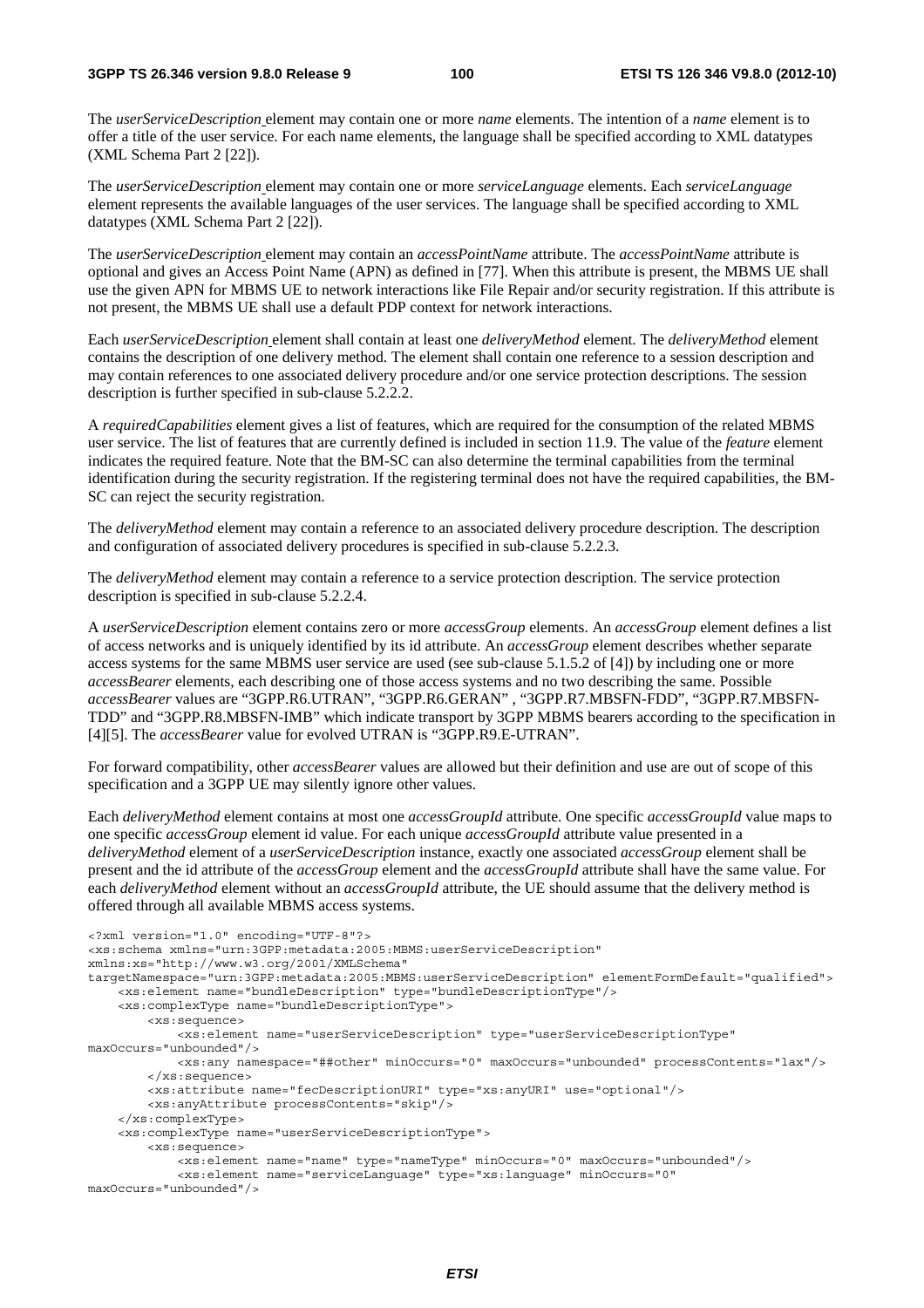The *userServiceDescription* element may contain one or more *name* elements. The intention of a *name* element is to offer a title of the user service. For each name elements, the language shall be specified according to XML datatypes (XML Schema Part 2 [22]).

The *userServiceDescription* element may contain one or more *serviceLanguage* elements. Each *serviceLanguage* element represents the available languages of the user services. The language shall be specified according to XML datatypes (XML Schema Part 2 [22]).

The *userServiceDescription* element may contain an *accessPointName* attribute. The *accessPointName* attribute is optional and gives an Access Point Name (APN) as defined in [77]. When this attribute is present, the MBMS UE shall use the given APN for MBMS UE to network interactions like File Repair and/or security registration. If this attribute is not present, the MBMS UE shall use a default PDP context for network interactions.

Each *userServiceDescription* element shall contain at least one *deliveryMethod* element. The *deliveryMethod* element contains the description of one delivery method. The element shall contain one reference to a session description and may contain references to one associated delivery procedure and/or one service protection descriptions. The session description is further specified in sub-clause 5.2.2.2.

A *requiredCapabilities* element gives a list of features, which are required for the consumption of the related MBMS user service. The list of features that are currently defined is included in section 11.9. The value of the *feature* element indicates the required feature. Note that the BM-SC can also determine the terminal capabilities from the terminal identification during the security registration. If the registering terminal does not have the required capabilities, the BM-SC can reject the security registration.

The *deliveryMethod* element may contain a reference to an associated delivery procedure description. The description and configuration of associated delivery procedures is specified in sub-clause 5.2.2.3.

The *deliveryMethod* element may contain a reference to a service protection description. The service protection description is specified in sub-clause 5.2.2.4.

A *userServiceDescription* element contains zero or more *accessGroup* elements. An *accessGroup* element defines a list of access networks and is uniquely identified by its id attribute. An *accessGroup* element describes whether separate access systems for the same MBMS user service are used (see sub-clause 5.1.5.2 of [4]) by including one or more *accessBearer* elements, each describing one of those access systems and no two describing the same. Possible *accessBearer* values are "3GPP.R6.UTRAN", "3GPP.R6.GERAN" , "3GPP.R7.MBSFN-FDD", "3GPP.R7.MBSFN-TDD" and "3GPP.R8.MBSFN-IMB" which indicate transport by 3GPP MBMS bearers according to the specification in [4][5]. The *accessBearer* value for evolved UTRAN is "3GPP.R9.E-UTRAN".

For forward compatibility, other *accessBearer* values are allowed but their definition and use are out of scope of this specification and a 3GPP UE may silently ignore other values.

Each *deliveryMethod* element contains at most one *accessGroupId* attribute. One specific *accessGroupId* value maps to one specific *accessGroup* element id value. For each unique *accessGroupId* attribute value presented in a *deliveryMethod* element of a *userServiceDescription* instance, exactly one associated *accessGroup* element shall be present and the id attribute of the *accessGroup* element and the *accessGroupId* attribute shall have the same value. For each *deliveryMethod* element without an *accessGroupId* attribute, the UE should assume that the delivery method is offered through all available MBMS access systems.

```
<?xml version="1.0" encoding="UTF-8"?>
<xs:schema xmlns="urn:3GPP:metadata:2005:MBMS:userServiceDescription"
xmlns:xs="http://www.w3.org/2001/XMLSchema"
targetNamespace="urn:3GPP:metadata:2005:MBMS:userServiceDescription" elementFormDefault="qualified">
    <xs:element name="bundleDescription" type="bundleDescriptionType"/>
    <xs:complexType name="bundleDescriptionType">
        <xs:sequence>
            <xs:element name="userServiceDescription" type="userServiceDescriptionType"
maxOccurs="unbounded"/>
            <xs:any namespace="##other" minOccurs="0" maxOccurs="unbounded" processContents="lax"/>
        </xs:sequence>
        <xs:attribute name="fecDescriptionURI" type="xs:anyURI" use="optional"/>
        <xs:anyAttribute processContents="skip"/>
    </xs:complexType>
    <xs:complexType name="userServiceDescriptionType">
        <xs:sequence>
            <xs:element name="name" type="nameType" minOccurs="0" maxOccurs="unbounded"/>
            <xs:element name="serviceLanguage" type="xs:language" minOccurs="0"
maxOccurs="unbounded"/>
```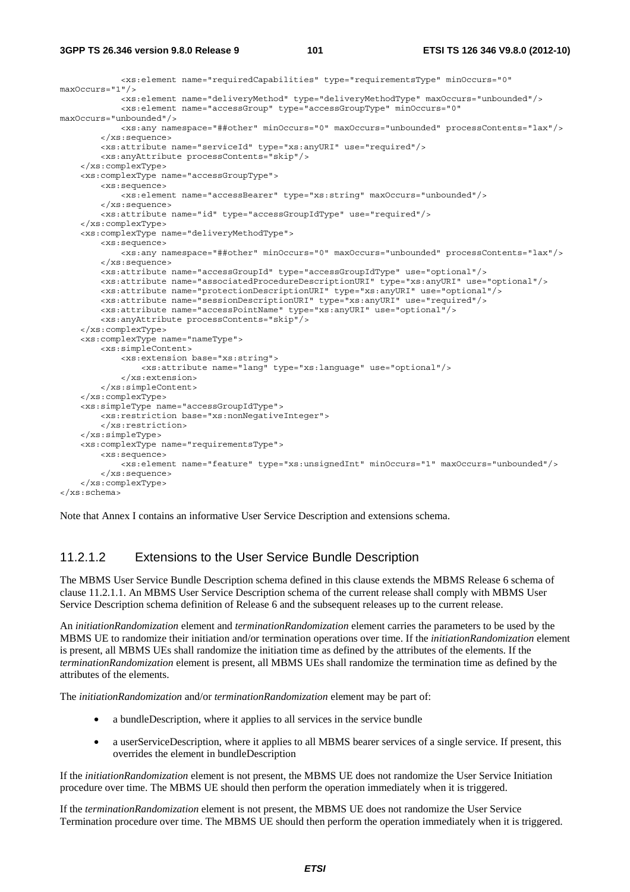```
            <xs:element name="requiredCapabilities" type="requirementsType" minOccurs="0"
maxOccurs="1"/>
            <xs:element name="deliveryMethod" type="deliveryMethodType" maxOccurs="unbounded"/>
            <xs:element name="accessGroup" type="accessGroupType" minOccurs="0"
maxOccurs="unbounded"/>
            <xs:any namespace="##other" minOccurs="0" maxOccurs="unbounded" processContents="lax"/>
        </xs:sequence>
        <xs:attribute name="serviceId" type="xs:anyURI" use="required"/>
        <xs:anyAttribute processContents="skip"/>
    </xs:complexType>
    <xs:complexType name="accessGroupType">
        <xs:sequence>
            <xs:element name="accessBearer" type="xs:string" maxOccurs="unbounded"/>
        </xs:sequence>
        <xs:attribute name="id" type="accessGroupIdType" use="required"/>
    </xs:complexType>
    <xs:complexType name="deliveryMethodType">
        <xs:sequence>
            <xs:any namespace="##other" minOccurs="0" maxOccurs="unbounded" processContents="lax"/>
        </xs:sequence>
        <xs:attribute name="accessGroupId" type="accessGroupIdType" use="optional"/>
        <xs:attribute name="associatedProcedureDescriptionURI" type="xs:anyURI" use="optional"/>
        <xs:attribute name="protectionDescriptionURI" type="xs:anyURI" use="optional"/>
        <xs:attribute name="sessionDescriptionURI" type="xs:anyURI" use="required"/>
        <xs:attribute name="accessPointName" type="xs:anyURI" use="optional"/>
        <xs:anyAttribute processContents="skip"/>
    </xs:complexType>
    <xs:complexType name="nameType">
        <xs:simpleContent>
            <xs:extension base="xs:string">
                <xs:attribute name="lang" type="xs:language" use="optional"/>
            </xs:extension>
        </xs:simpleContent>
    </xs:complexType>
    <xs:simpleType name="accessGroupIdType">
        <xs:restriction base="xs:nonNegativeInteger">
        </xs:restriction>
    </xs:simpleType>
    <xs:complexType name="requirementsType">
        <xs:sequence>
            <xs:element name="feature" type="xs:unsignedInt" minOccurs="1" maxOccurs="unbounded"/>
        </xs:sequence>
    </xs:complexType>
</xs:schema>
```

Note that Annex I contains an informative User Service Description and extensions schema.

### 11.2.1.2 Extensions to the User Service Bundle Description

The MBMS User Service Bundle Description schema defined in this clause extends the MBMS Release 6 schema of clause 11.2.1.1. An MBMS User Service Description schema of the current release shall comply with MBMS User Service Description schema definition of Release 6 and the subsequent releases up to the current release.

An *initiationRandomization* element and *terminationRandomization* element carries the parameters to be used by the MBMS UE to randomize their initiation and/or termination operations over time. If the *initiationRandomization* element is present, all MBMS UEs shall randomize the initiation time as defined by the attributes of the elements. If the *terminationRandomization* element is present, all MBMS UEs shall randomize the termination time as defined by the attributes of the elements.

The *initiationRandomization* and/or *terminationRandomization* element may be part of:

- a bundleDescription, where it applies to all services in the service bundle
- a userServiceDescription, where it applies to all MBMS bearer services of a single service. If present, this overrides the element in bundleDescription

If the *initiationRandomization* element is not present, the MBMS UE does not randomize the User Service Initiation procedure over time. The MBMS UE should then perform the operation immediately when it is triggered.

If the *terminationRandomization* element is not present, the MBMS UE does not randomize the User Service Termination procedure over time. The MBMS UE should then perform the operation immediately when it is triggered.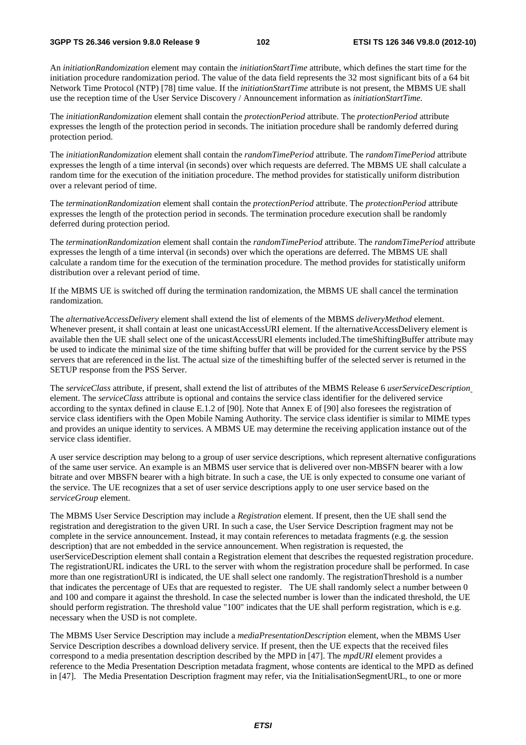An *initiationRandomization* element may contain the *initiationStartTime* attribute, which defines the start time for the initiation procedure randomization period. The value of the data field represents the 32 most significant bits of a 64 bit Network Time Protocol (NTP) [78] time value. If the *initiationStartTime* attribute is not present, the MBMS UE shall use the reception time of the User Service Discovery / Announcement information as *initiationStartTime.*

The *initiationRandomization* element shall contain the *protectionPeriod* attribute. The *protectionPeriod* attribute expresses the length of the protection period in seconds. The initiation procedure shall be randomly deferred during protection period.

The *initiationRandomization* element shall contain the *randomTimePeriod* attribute. The *randomTimePeriod* attribute expresses the length of a time interval (in seconds) over which requests are deferred. The MBMS UE shall calculate a random time for the execution of the initiation procedure. The method provides for statistically uniform distribution over a relevant period of time.

The *terminationRandomization* element shall contain the *protectionPeriod* attribute. The *protectionPeriod* attribute expresses the length of the protection period in seconds. The termination procedure execution shall be randomly deferred during protection period.

The *terminationRandomization* element shall contain the *randomTimePeriod* attribute. The *randomTimePeriod* attribute expresses the length of a time interval (in seconds) over which the operations are deferred. The MBMS UE shall calculate a random time for the execution of the termination procedure. The method provides for statistically uniform distribution over a relevant period of time.

If the MBMS UE is switched off during the termination randomization, the MBMS UE shall cancel the termination randomization.

The *alternativeAccessDelivery* element shall extend the list of elements of the MBMS *deliveryMethod* element. Whenever present, it shall contain at least one unicastAccessURI element. If the alternativeAccessDelivery element is available then the UE shall select one of the unicastAccessURI elements included.The timeShiftingBuffer attribute may be used to indicate the minimal size of the time shifting buffer that will be provided for the current service by the PSS servers that are referenced in the list. The actual size of the timeshifting buffer of the selected server is returned in the SETUP response from the PSS Server.

The *serviceClass* attribute, if present, shall extend the list of attributes of the MBMS Release 6 *userServiceDescription* element. The *serviceClass* attribute is optional and contains the service class identifier for the delivered service according to the syntax defined in clause E.1.2 of [90]. Note that Annex E of [90] also foresees the registration of service class identifiers with the Open Mobile Naming Authority. The service class identifier is similar to MIME types and provides an unique identity to services. A MBMS UE may determine the receiving application instance out of the service class identifier.

A user service description may belong to a group of user service descriptions, which represent alternative configurations of the same user service. An example is an MBMS user service that is delivered over non-MBSFN bearer with a low bitrate and over MBSFN bearer with a high bitrate. In such a case, the UE is only expected to consume one variant of the service. The UE recognizes that a set of user service descriptions apply to one user service based on the *serviceGroup* element.

The MBMS User Service Description may include a *Registration* element. If present, then the UE shall send the registration and deregistration to the given URI. In such a case, the User Service Description fragment may not be complete in the service announcement. Instead, it may contain references to metadata fragments (e.g. the session description) that are not embedded in the service announcement. When registration is requested, the userServiceDescription element shall contain a Registration element that describes the requested registration procedure. The registrationURL indicates the URL to the server with whom the registration procedure shall be performed. In case more than one registrationURI is indicated, the UE shall select one randomly. The registrationThreshold is a number that indicates the percentage of UEs that are requested to register. The UE shall randomly select a number between 0 and 100 and compare it against the threshold. In case the selected number is lower than the indicated threshold, the UE should perform registration. The threshold value "100" indicates that the UE shall perform registration, which is e.g. necessary when the USD is not complete.

The MBMS User Service Description may include a *mediaPresentationDescription* element, when the MBMS User Service Description describes a download delivery service. If present, then the UE expects that the received files correspond to a media presentation description described by the MPD in [47]. The *mpdURI* element provides a reference to the Media Presentation Description metadata fragment, whose contents are identical to the MPD as defined in [47]. The Media Presentation Description fragment may refer, via the InitialisationSegmentURL, to one or more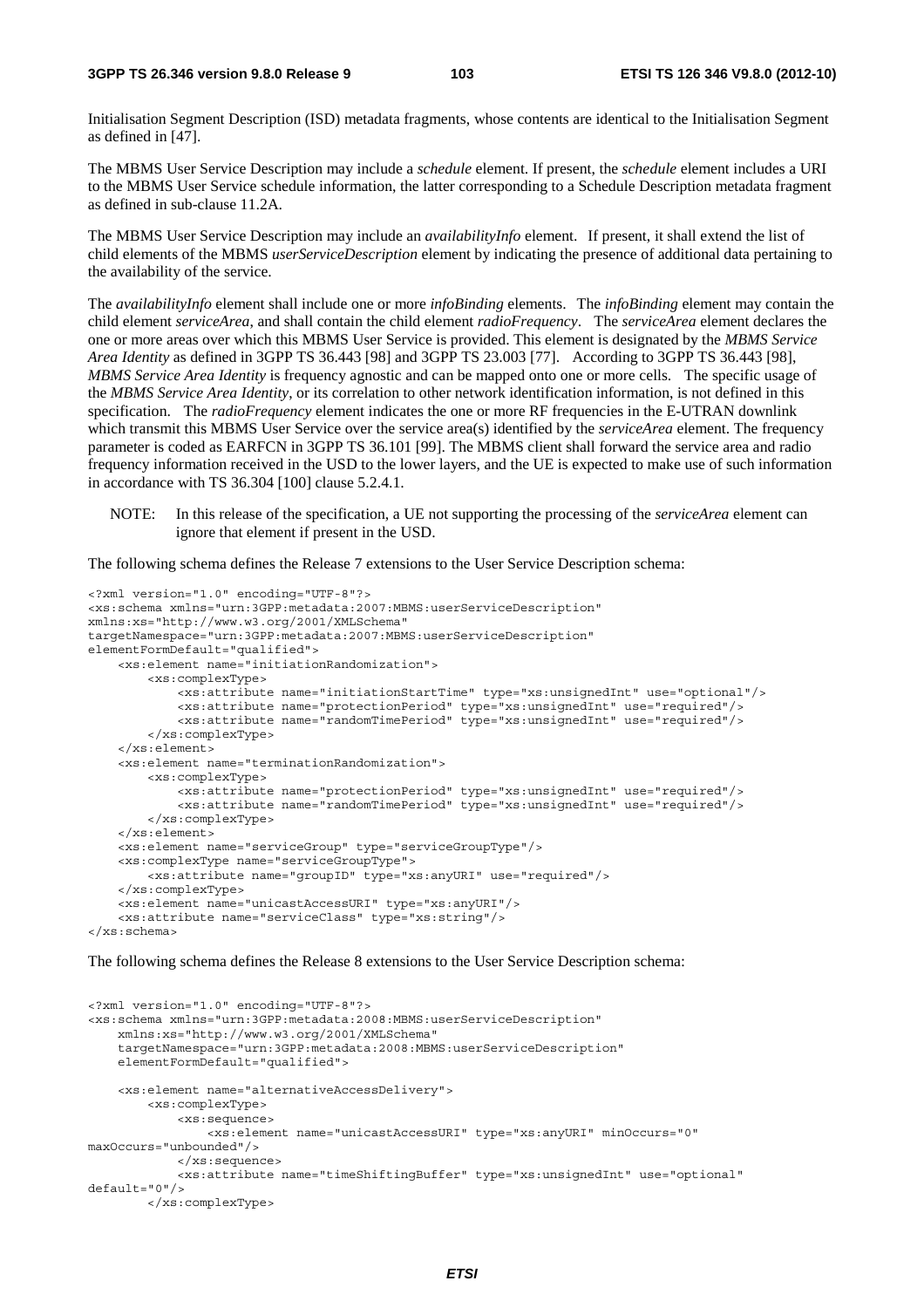Initialisation Segment Description (ISD) metadata fragments, whose contents are identical to the Initialisation Segment as defined in [47].

The MBMS User Service Description may include a *schedule* element. If present, the *schedule* element includes a URI to the MBMS User Service schedule information, the latter corresponding to a Schedule Description metadata fragment as defined in sub-clause 11.2A.

The MBMS User Service Description may include an *availabilityInfo* element. If present, it shall extend the list of child elements of the MBMS *userServiceDescription* element by indicating the presence of additional data pertaining to the availability of the service.

The *availabilityInfo* element shall include one or more *infoBinding* elements. The *infoBinding* element may contain the child element *serviceArea*, and shall contain the child element *radioFrequency*. The *serviceArea* element declares the one or more areas over which this MBMS User Service is provided. This element is designated by the *MBMS Service Area Identity* as defined in 3GPP TS 36.443 [98] and 3GPP TS 23.003 [77]. According to 3GPP TS 36.443 [98], *MBMS Service Area Identity* is frequency agnostic and can be mapped onto one or more cells. The specific usage of the *MBMS Service Area Identity*, or its correlation to other network identification information, is not defined in this specification. The *radioFrequency* element indicates the one or more RF frequencies in the E-UTRAN downlink which transmit this MBMS User Service over the service area(s) identified by the *serviceArea* element. The frequency parameter is coded as EARFCN in 3GPP TS 36.101 [99]. The MBMS client shall forward the service area and radio frequency information received in the USD to the lower layers, and the UE is expected to make use of such information in accordance with TS 36.304 [100] clause 5.2.4.1.

NOTE: In this release of the specification, a UE not supporting the processing of the *serviceArea* element can ignore that element if present in the USD.

The following schema defines the Release 7 extensions to the User Service Description schema:

```
<?xml version="1.0" encoding="UTF-8"?>
<xs:schema xmlns="urn:3GPP:metadata:2007:MBMS:userServiceDescription"
xmlns:xs="http://www.w3.org/2001/XMLSchema"
targetNamespace="urn:3GPP:metadata:2007:MBMS:userServiceDescription"
elementFormDefault="qualified">
    <xs:element name="initiationRandomization">
        <xs:complexType>
            <xs:attribute name="initiationStartTime" type="xs:unsignedInt" use="optional"/>
            <xs:attribute name="protectionPeriod" type="xs:unsignedInt" use="required"/>
            <xs:attribute name="randomTimePeriod" type="xs:unsignedInt" use="required"/>
        </xs:complexType>
    </xs:element>
    <xs:element name="terminationRandomization">
        <xs:complexType>
            <xs:attribute name="protectionPeriod" type="xs:unsignedInt" use="required"/>
            <xs:attribute name="randomTimePeriod" type="xs:unsignedInt" use="required"/>
        </xs:complexType>
    </xs:element>
    <xs:element name="serviceGroup" type="serviceGroupType"/>
    <xs:complexType name="serviceGroupType">
        <xs:attribute name="groupID" type="xs:anyURI" use="required"/>
    </xs:complexType>
    <xs:element name="unicastAccessURI" type="xs:anyURI"/>
    <xs:attribute name="serviceClass" type="xs:string"/>
</xs:schema>
```

The following schema defines the Release 8 extensions to the User Service Description schema:

```
<?xml version="1.0" encoding="UTF-8"?>
<xs:schema xmlns="urn:3GPP:metadata:2008:MBMS:userServiceDescription"
    xmlns:xs="http://www.w3.org/2001/XMLSchema"
    targetNamespace="urn:3GPP:metadata:2008:MBMS:userServiceDescription"
    elementFormDefault="qualified">

    <xs:element name="alternativeAccessDelivery">
        <xs:complexType>
            <xs:sequence>
                <xs:element name="unicastAccessURI" type="xs:anyURI" minOccurs="0"
maxOccurs="unbounded"/>
            </xs:sequence>
            <xs:attribute name="timeShiftingBuffer" type="xs:unsignedInt" use="optional"
default="0"/>
        </xs:complexType>
```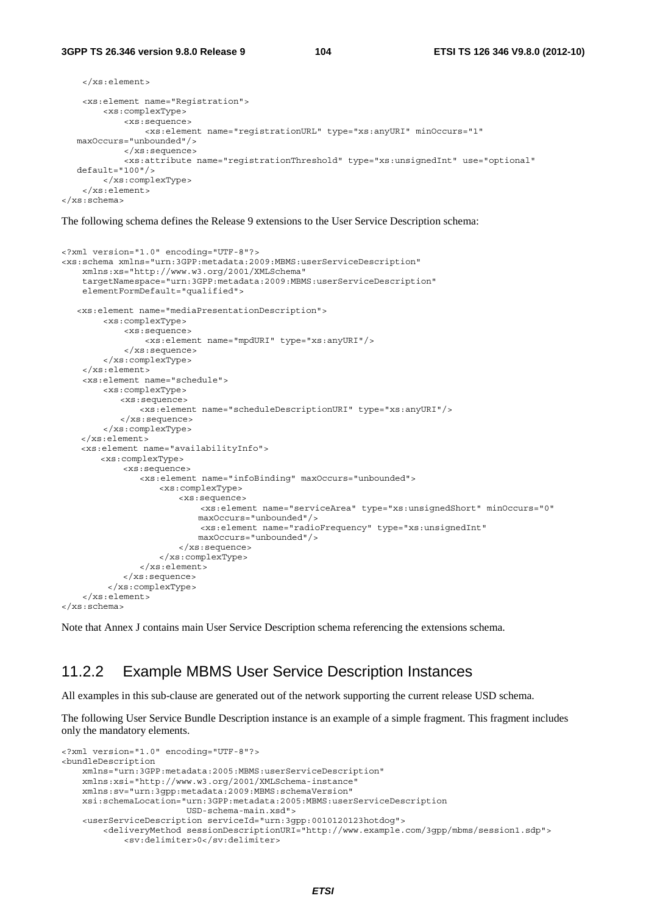```
    </xs:element>

    <xs:element name="Registration">
        <xs:complexType>
            <xs:sequence>
                <xs:element name="registrationURL" type="xs:anyURI" minOccurs="1"
   maxOccurs="unbounded"/>
            </xs:sequence>
            <xs:attribute name="registrationThreshold" type="xs:unsignedInt" use="optional"
   default="100"/>
        </xs:complexType>
    </xs:element>
</xs:schema>
```

The following schema defines the Release 9 extensions to the User Service Description schema:

```
<?xml version="1.0" encoding="UTF-8"?>
<xs:schema xmlns="urn:3GPP:metadata:2009:MBMS:userServiceDescription"
    xmlns:xs="http://www.w3.org/2001/XMLSchema"
    targetNamespace="urn:3GPP:metadata:2009:MBMS:userServiceDescription"
    elementFormDefault="qualified">

   <xs:element name="mediaPresentationDescription">
        <xs:complexType>
            <xs:sequence>
                <xs:element name="mpdURI" type="xs:anyURI"/>
            </xs:sequence>
        </xs:complexType>
    </xs:element>
    <xs:element name="schedule">
        <xs:complexType>
           <xs:sequence>
               <xs:element name="scheduleDescriptionURI" type="xs:anyURI"/>
           </xs:sequence>
        </xs:complexType>
    </xs:element>
    <xs:element name="availabilityInfo">
        <xs:complexType>
            <xs:sequence>
                <xs:element name="infoBinding" maxOccurs="unbounded">
                    <xs:complexType>
                        <xs:sequence>
                            <xs:element name="serviceArea" type="xs:unsignedShort" minOccurs="0"
                           maxOccurs="unbounded"/>
                            <xs:element name="radioFrequency" type="xs:unsignedInt"
                           maxOccurs="unbounded"/>
                        </xs:sequence>
                    </xs:complexType>
                </xs:element>
            </xs:sequence>
         </xs:complexType>
    </xs:element>
</xs:schema>
```

Note that Annex J contains main User Service Description schema referencing the extensions schema.

### 11.2.2 Example MBMS User Service Description Instances

All examples in this sub-clause are generated out of the network supporting the current release USD schema.

The following User Service Bundle Description instance is an example of a simple fragment. This fragment includes only the mandatory elements.

```
<?xml version="1.0" encoding="UTF-8"?>
<bundleDescription
    xmlns="urn:3GPP:metadata:2005:MBMS:userServiceDescription"
    xmlns:xsi="http://www.w3.org/2001/XMLSchema-instance"
    xmlns:sv="urn:3gpp:metadata:2009:MBMS:schemaVersion"
    xsi:schemaLocation="urn:3GPP:metadata:2005:MBMS:userServiceDescription
                    USD-schema-main.xsd">
    <userServiceDescription serviceId="urn:3gpp:0010120123hotdog">
        <deliveryMethod sessionDescriptionURI="http://www.example.com/3gpp/mbms/session1.sdp">
            <sv:delimiter>0</sv:delimiter>
```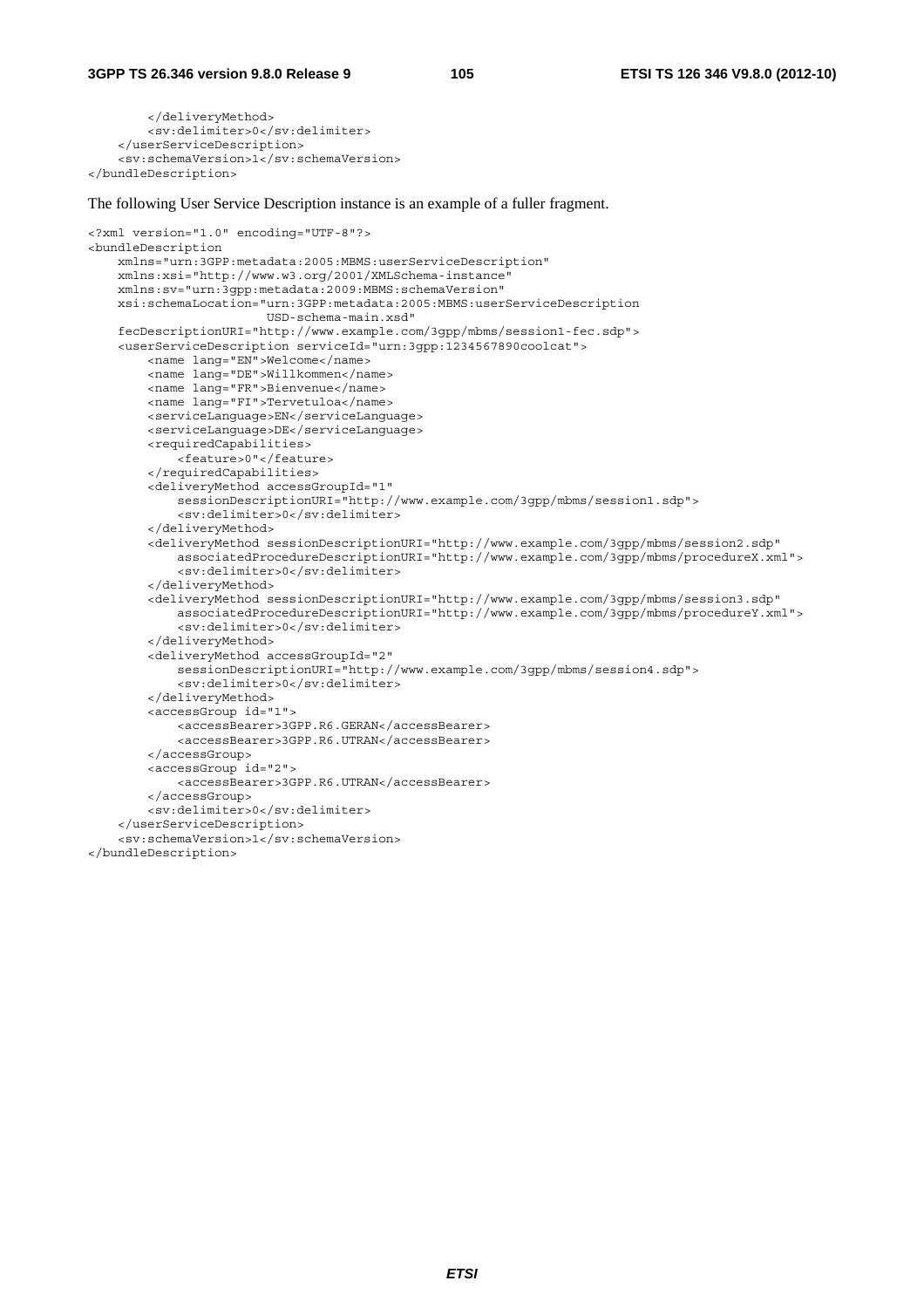```
        </deliveryMethod>
        <sv:delimiter>0</sv:delimiter>
    </userServiceDescription>
    <sv:schemaVersion>1</sv:schemaVersion>
</bundleDescription>
```

The following User Service Description instance is an example of a fuller fragment.

```
<?xml version="1.0" encoding="UTF-8"?>
<bundleDescription
    xmlns="urn:3GPP:metadata:2005:MBMS:userServiceDescription"
    xmlns:xsi="http://www.w3.org/2001/XMLSchema-instance"
    xmlns:sv="urn:3gpp:metadata:2009:MBMS:schemaVersion"
    xsi:schemaLocation="urn:3GPP:metadata:2005:MBMS:userServiceDescription
                        USD-schema-main.xsd"
    fecDescriptionURI="http://www.example.com/3gpp/mbms/session1-fec.sdp">
    <userServiceDescription serviceId="urn:3gpp:1234567890coolcat">
        <name lang="EN">Welcome</name>
        <name lang="DE">Willkommen</name>
        <name lang="FR">Bienvenue</name>
        <name lang="FI">Tervetuloa</name>
        <serviceLanguage>EN</serviceLanguage>
        <serviceLanguage>DE</serviceLanguage>
        <requiredCapabilities>
            <feature>0"</feature>
        </requiredCapabilities>
        <deliveryMethod accessGroupId="1"
            sessionDescriptionURI="http://www.example.com/3gpp/mbms/session1.sdp">
            <sv:delimiter>0</sv:delimiter>
        </deliveryMethod>
        <deliveryMethod sessionDescriptionURI="http://www.example.com/3gpp/mbms/session2.sdp"
            associatedProcedureDescriptionURI="http://www.example.com/3gpp/mbms/procedureX.xml">
            <sv:delimiter>0</sv:delimiter>
        </deliveryMethod>
        <deliveryMethod sessionDescriptionURI="http://www.example.com/3gpp/mbms/session3.sdp"
            associatedProcedureDescriptionURI="http://www.example.com/3gpp/mbms/procedureY.xml">
            <sv:delimiter>0</sv:delimiter>
        </deliveryMethod>
        <deliveryMethod accessGroupId="2"
            sessionDescriptionURI="http://www.example.com/3gpp/mbms/session4.sdp">
            <sv:delimiter>0</sv:delimiter>
        </deliveryMethod>
        <accessGroup id="1">
            <accessBearer>3GPP.R6.GERAN</accessBearer>
            <accessBearer>3GPP.R6.UTRAN</accessBearer>
        </accessGroup>
        <accessGroup id="2">
            <accessBearer>3GPP.R6.UTRAN</accessBearer>
        </accessGroup>
        <sv:delimiter>0</sv:delimiter>
    </userServiceDescription>
    <sv:schemaVersion>1</sv:schemaVersion>
</bundleDescription>
```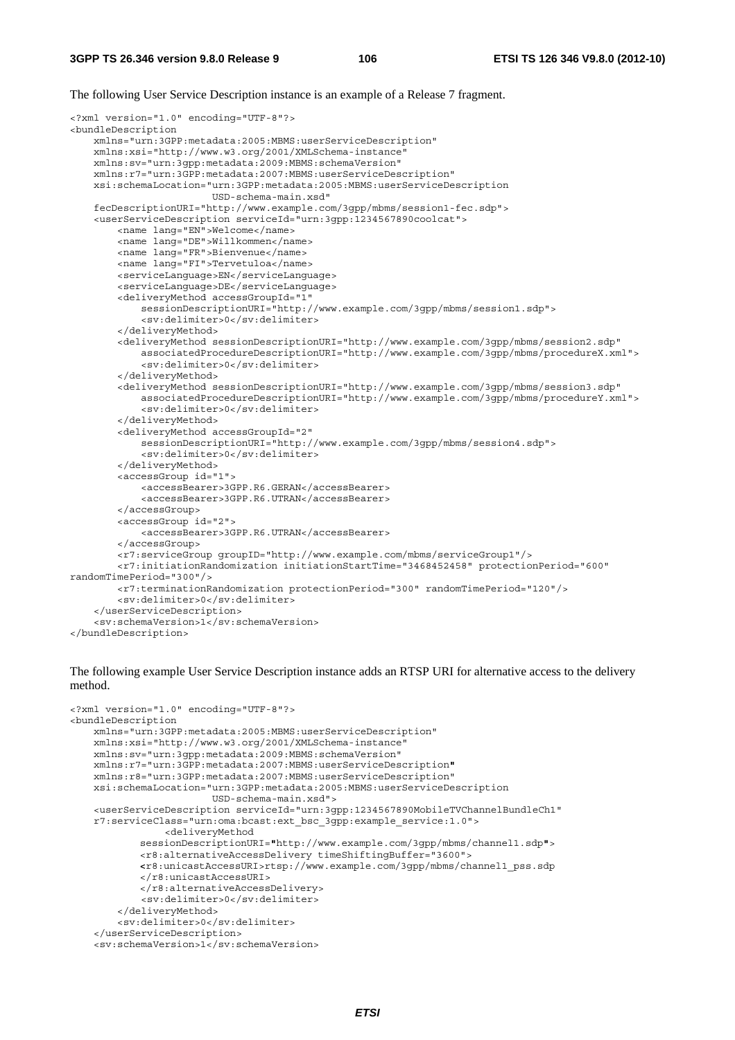The following User Service Description instance is an example of a Release 7 fragment.

```
<?xml version="1.0" encoding="UTF-8"?>
<bundleDescription
    xmlns="urn:3GPP:metadata:2005:MBMS:userServiceDescription"
    xmlns:xsi="http://www.w3.org/2001/XMLSchema-instance"
    xmlns:sv="urn:3gpp:metadata:2009:MBMS:schemaVersion"
    xmlns:r7="urn:3GPP:metadata:2007:MBMS:userServiceDescription"
    xsi:schemaLocation="urn:3GPP:metadata:2005:MBMS:userServiceDescription
                        USD-schema-main.xsd"
    fecDescriptionURI="http://www.example.com/3gpp/mbms/session1-fec.sdp">
    <userServiceDescription serviceId="urn:3gpp:1234567890coolcat">
        <name lang="EN">Welcome</name>
        <name lang="DE">Willkommen</name>
        <name lang="FR">Bienvenue</name>
        <name lang="FI">Tervetuloa</name>
        <serviceLanguage>EN</serviceLanguage>
        <serviceLanguage>DE</serviceLanguage>
        <deliveryMethod accessGroupId="1"
            sessionDescriptionURI="http://www.example.com/3gpp/mbms/session1.sdp">
            <sv:delimiter>0</sv:delimiter>
        </deliveryMethod>
        <deliveryMethod sessionDescriptionURI="http://www.example.com/3gpp/mbms/session2.sdp"
            associatedProcedureDescriptionURI="http://www.example.com/3gpp/mbms/procedureX.xml">
            <sv:delimiter>0</sv:delimiter>
        </deliveryMethod>
        <deliveryMethod sessionDescriptionURI="http://www.example.com/3gpp/mbms/session3.sdp"
            associatedProcedureDescriptionURI="http://www.example.com/3gpp/mbms/procedureY.xml">
            <sv:delimiter>0</sv:delimiter>
        </deliveryMethod>
        <deliveryMethod accessGroupId="2"
            sessionDescriptionURI="http://www.example.com/3gpp/mbms/session4.sdp">
            <sv:delimiter>0</sv:delimiter>
        </deliveryMethod>
        <accessGroup id="1">
            <accessBearer>3GPP.R6.GERAN</accessBearer>
            <accessBearer>3GPP.R6.UTRAN</accessBearer>
        </accessGroup>
        <accessGroup id="2">
            <accessBearer>3GPP.R6.UTRAN</accessBearer>
        </accessGroup>
        <r7:serviceGroup groupID="http://www.example.com/mbms/serviceGroup1"/>
        <r7:initiationRandomization initiationStartTime="3468452458" protectionPeriod="600"
randomTimePeriod="300"/>
        <r7:terminationRandomization protectionPeriod="300" randomTimePeriod="120"/>
        <sv:delimiter>0</sv:delimiter>
    </userServiceDescription>
    <sv:schemaVersion>1</sv:schemaVersion>
</bundleDescription>
```

The following example User Service Description instance adds an RTSP URI for alternative access to the delivery method.

```
<?xml version="1.0" encoding="UTF-8"?>
<bundleDescription
    xmlns="urn:3GPP:metadata:2005:MBMS:userServiceDescription"
    xmlns:xsi="http://www.w3.org/2001/XMLSchema-instance"
    xmlns:sv="urn:3gpp:metadata:2009:MBMS:schemaVersion"
    xmlns:r7="urn:3GPP:metadata:2007:MBMS:userServiceDescription"
    xmlns:r8="urn:3GPP:metadata:2007:MBMS:userServiceDescription"
    xsi:schemaLocation="urn:3GPP:metadata:2005:MBMS:userServiceDescription
                        USD-schema-main.xsd">
    <userServiceDescription serviceId="urn:3gpp:1234567890MobileTVChannelBundleCh1"
    r7:serviceClass="urn:oma:bcast:ext_bsc_3gpp:example_service:1.0">
              <deliveryMethod
            sessionDescriptionURI="http://www.example.com/3gpp/mbms/channel1.sdp">
            <r8:alternativeAccessDelivery timeShiftingBuffer="3600">
            <r8:unicastAccessURI>rtsp://www.example.com/3gpp/mbms/channel1_pss.sdp
            </r8:unicastAccessURI>
            </r8:alternativeAccessDelivery>
            <sv:delimiter>0</sv:delimiter>
        </deliveryMethod>
        <sv:delimiter>0</sv:delimiter>
    </userServiceDescription>
    <sv:schemaVersion>1</sv:schemaVersion>
```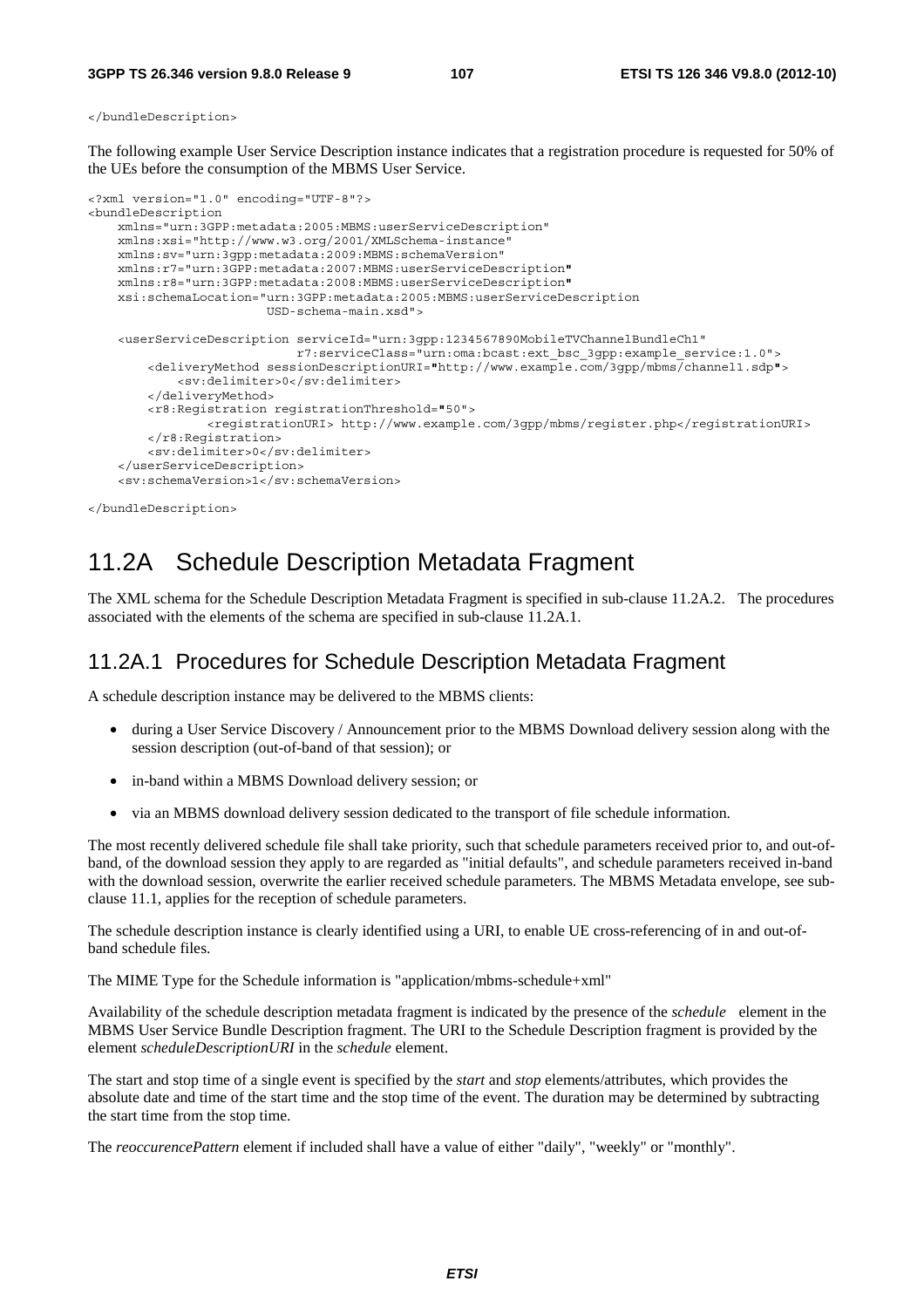```
</bundleDescription>
```

The following example User Service Description instance indicates that a registration procedure is requested for 50% of the UEs before the consumption of the MBMS User Service.

```
<?xml version="1.0" encoding="UTF-8"?>
<bundleDescription
    xmlns="urn:3GPP:metadata:2005:MBMS:userServiceDescription"
    xmlns:xsi="http://www.w3.org/2001/XMLSchema-instance"
    xmlns:sv="urn:3gpp:metadata:2009:MBMS:schemaVersion"
    xmlns:r7="urn:3GPP:metadata:2007:MBMS:userServiceDescription"
    xmlns:r8="urn:3GPP:metadata:2008:MBMS:userServiceDescription"
    xsi:schemaLocation="urn:3GPP:metadata:2005:MBMS:userServiceDescription
                        USD-schema-main.xsd">

    <userServiceDescription serviceId="urn:3gpp:1234567890MobileTVChannelBundleCh1"
                            r7:serviceClass="urn:oma:bcast:ext_bsc_3gpp:example_service:1.0">
        <deliveryMethod sessionDescriptionURI="http://www.example.com/3gpp/mbms/channel1.sdp">
            <sv:delimiter>0</sv:delimiter>
        </deliveryMethod>
        <r8:Registration registrationThreshold="50">
                <registrationURI> http://www.example.com/3gpp/mbms/register.php</registrationURI>
        </r8:Registration>
        <sv:delimiter>0</sv:delimiter>
    </userServiceDescription>
    <sv:schemaVersion>1</sv:schemaVersion>

</bundleDescription>
```

# 11.2A Schedule Description Metadata Fragment

The XML schema for the Schedule Description Metadata Fragment is specified in sub-clause 11.2A.2. The procedures associated with the elements of the schema are specified in sub-clause 11.2A.1.

## 11.2A.1 Procedures for Schedule Description Metadata Fragment

A schedule description instance may be delivered to the MBMS clients:

- during a User Service Discovery / Announcement prior to the MBMS Download delivery session along with the session description (out-of-band of that session); or
- in-band within a MBMS Download delivery session; or
- via an MBMS download delivery session dedicated to the transport of file schedule information.

The most recently delivered schedule file shall take priority, such that schedule parameters received prior to, and out-of-band, of the download session they apply to are regarded as "initial defaults", and schedule parameters received in-band with the download session, overwrite the earlier received schedule parameters. The MBMS Metadata envelope, see sub-clause 11.1, applies for the reception of schedule parameters.

The schedule description instance is clearly identified using a URI, to enable UE cross-referencing of in and out-of-band schedule files.

The MIME Type for the Schedule information is "application/mbms-schedule+xml"

Availability of the schedule description metadata fragment is indicated by the presence of the *schedule* element in the MBMS User Service Bundle Description fragment. The URI to the Schedule Description fragment is provided by the element *scheduleDescriptionURI* in the *schedule* element.

The start and stop time of a single event is specified by the *start* and *stop* elements/attributes, which provides the absolute date and time of the start time and the stop time of the event. The duration may be determined by subtracting the start time from the stop time.

The *reoccurencePattern* element if included shall have a value of either "daily", "weekly" or "monthly".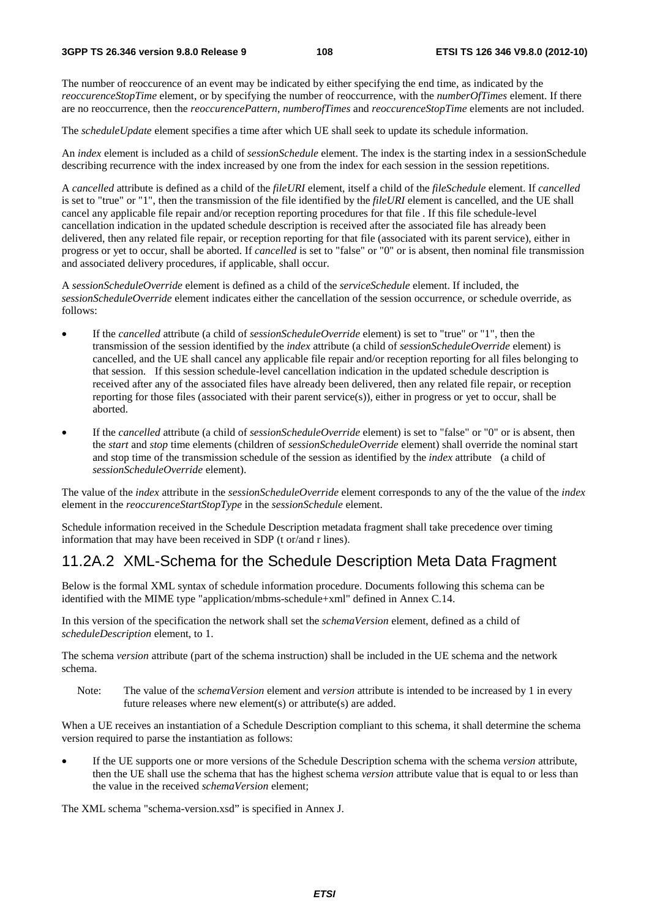The number of reoccurence of an event may be indicated by either specifying the end time, as indicated by the *reoccurenceStopTime* element, or by specifying the number of reoccurrence, with the *numberOfTimes* element. If there are no reoccurrence, then the *reoccurencePattern*, *numberofTimes* and *reoccurenceStopTime* elements are not included.

The *scheduleUpdate* element specifies a time after which UE shall seek to update its schedule information.

An *index* element is included as a child of *sessionSchedule* element. The index is the starting index in a sessionSchedule describing recurrence with the index increased by one from the index for each session in the session repetitions.

A *cancelled* attribute is defined as a child of the *fileURI* element, itself a child of the *fileSchedule* element. If *cancelled* is set to "true" or "1", then the transmission of the file identified by the *fileURI* element is cancelled, and the UE shall cancel any applicable file repair and/or reception reporting procedures for that file . If this file schedule-level cancellation indication in the updated schedule description is received after the associated file has already been delivered, then any related file repair, or reception reporting for that file (associated with its parent service), either in progress or yet to occur, shall be aborted. If *cancelled* is set to "false" or "0" or is absent, then nominal file transmission and associated delivery procedures, if applicable, shall occur.

A *sessionScheduleOverride* element is defined as a child of the *serviceSchedule* element. If included, the *sessionScheduleOverride* element indicates either the cancellation of the session occurrence, or schedule override, as follows:

- If the *cancelled* attribute (a child of *sessionScheduleOverride* element) is set to "true" or "1", then the transmission of the session identified by the *index* attribute (a child of *sessionScheduleOverride* element) is cancelled, and the UE shall cancel any applicable file repair and/or reception reporting for all files belonging to that session. If this session schedule-level cancellation indication in the updated schedule description is received after any of the associated files have already been delivered, then any related file repair, or reception reporting for those files (associated with their parent service(s)), either in progress or yet to occur, shall be aborted.
- If the *cancelled* attribute (a child of *sessionScheduleOverride* element) is set to "false" or "0" or is absent, then the *start* and *stop* time elements (children of *sessionScheduleOverride* element) shall override the nominal start and stop time of the transmission schedule of the session as identified by the *index* attribute (a child of *sessionScheduleOverride* element).

The value of the *index* attribute in the *sessionScheduleOverride* element corresponds to any of the the value of the *index* element in the *reoccurenceStartStopType* in the *sessionSchedule* element.

Schedule information received in the Schedule Description metadata fragment shall take precedence over timing information that may have been received in SDP (t or/and r lines).

## 11.2A.2 XML-Schema for the Schedule Description Meta Data Fragment

Below is the formal XML syntax of schedule information procedure. Documents following this schema can be identified with the MIME type "application/mbms-schedule+xml" defined in Annex C.14.

In this version of the specification the network shall set the *schemaVersion* element, defined as a child of *scheduleDescription* element, to 1.

The schema *version* attribute (part of the schema instruction) shall be included in the UE schema and the network schema.

Note: The value of the *schemaVersion* element and *version* attribute is intended to be increased by 1 in every future releases where new element(s) or attribute(s) are added.

When a UE receives an instantiation of a Schedule Description compliant to this schema, it shall determine the schema version required to parse the instantiation as follows:

- If the UE supports one or more versions of the Schedule Description schema with the schema *version* attribute, then the UE shall use the schema that has the highest schema *version* attribute value that is equal to or less than the value in the received *schemaVersion* element;

The XML schema "schema-version.xsd" is specified in Annex J.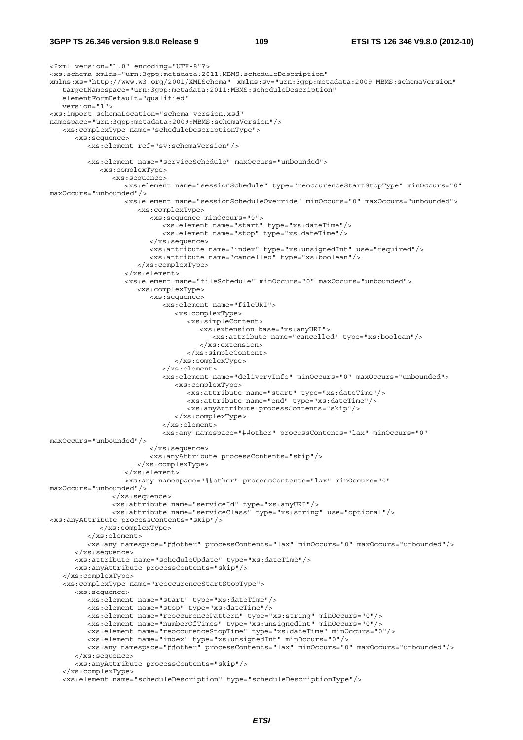```xml
<?xml version="1.0" encoding="UTF-8"?>
<xs:schema xmlns="urn:3gpp:metadata:2011:MBMS:scheduleDescription"
xmlns:xs="http://www.w3.org/2001/XMLSchema" xmlns:sv="urn:3gpp:metadata:2009:MBMS:schemaVersion"
   targetNamespace="urn:3gpp:metadata:2011:MBMS:scheduleDescription"
   elementFormDefault="qualified"
   version="1">
<xs:import schemaLocation="schema-version.xsd"
namespace="urn:3gpp:metadata:2009:MBMS:schemaVersion"/>
   <xs:complexType name="scheduleDescriptionType">
      <xs:sequence>
         <xs:element ref="sv:schemaVersion"/>

         <xs:element name="serviceSchedule" maxOccurs="unbounded">
            <xs:complexType>
               <xs:sequence>
                  <xs:element name="sessionSchedule" type="reoccurenceStartStopType" minOccurs="0"
maxOccurs="unbounded"/>
                  <xs:element name="sessionScheduleOverride" minOccurs="0" maxOccurs="unbounded">
                     <xs:complexType>
                        <xs:sequence minOccurs="0">
                           <xs:element name="start" type="xs:dateTime"/>
                           <xs:element name="stop" type="xs:dateTime"/>
                        </xs:sequence>
                        <xs:attribute name="index" type="xs:unsignedInt" use="required"/>
                        <xs:attribute name="cancelled" type="xs:boolean"/>
                     </xs:complexType>
                  </xs:element>
                  <xs:element name="fileSchedule" minOccurs="0" maxOccurs="unbounded">
                     <xs:complexType>
                        <xs:sequence>
                           <xs:element name="fileURI">
                              <xs:complexType>
                                 <xs:simpleContent>
                                    <xs:extension base="xs:anyURI">
                                       <xs:attribute name="cancelled" type="xs:boolean"/>
                                    </xs:extension>
                                 </xs:simpleContent>
                              </xs:complexType>
                           </xs:element>
                           <xs:element name="deliveryInfo" minOccurs="0" maxOccurs="unbounded">
                              <xs:complexType>
                                 <xs:attribute name="start" type="xs:dateTime"/>
                                 <xs:attribute name="end" type="xs:dateTime"/>
                                 <xs:anyAttribute processContents="skip"/>
                              </xs:complexType>
                           </xs:element>
                           <xs:any namespace="##other" processContents="lax" minOccurs="0"
maxOccurs="unbounded"/>
                        </xs:sequence>
                        <xs:anyAttribute processContents="skip"/>
                     </xs:complexType>
                  </xs:element>
                  <xs:any namespace="##other" processContents="lax" minOccurs="0"
maxOccurs="unbounded"/>
               </xs:sequence>
               <xs:attribute name="serviceId" type="xs:anyURI"/>
               <xs:attribute name="serviceClass" type="xs:string" use="optional"/>
<xs:anyAttribute processContents="skip"/>
            </xs:complexType>
         </xs:element>
         <xs:any namespace="##other" processContents="lax" minOccurs="0" maxOccurs="unbounded"/>
      </xs:sequence>
      <xs:attribute name="scheduleUpdate" type="xs:dateTime"/>
      <xs:anyAttribute processContents="skip"/>
   </xs:complexType>
   <xs:complexType name="reoccurenceStartStopType">
      <xs:sequence>
         <xs:element name="start" type="xs:dateTime"/>
         <xs:element name="stop" type="xs:dateTime"/>
         <xs:element name="reoccurencePattern" type="xs:string" minOccurs="0"/>
         <xs:element name="numberOfTimes" type="xs:unsignedInt" minOccurs="0"/>
         <xs:element name="reoccurenceStopTime" type="xs:dateTime" minOccurs="0"/>
         <xs:element name="index" type="xs:unsignedInt" minOccurs="0"/>
         <xs:any namespace="##other" processContents="lax" minOccurs="0" maxOccurs="unbounded"/>
      </xs:sequence>
      <xs:anyAttribute processContents="skip"/>
   </xs:complexType>
   <xs:element name="scheduleDescription" type="scheduleDescriptionType"/>
```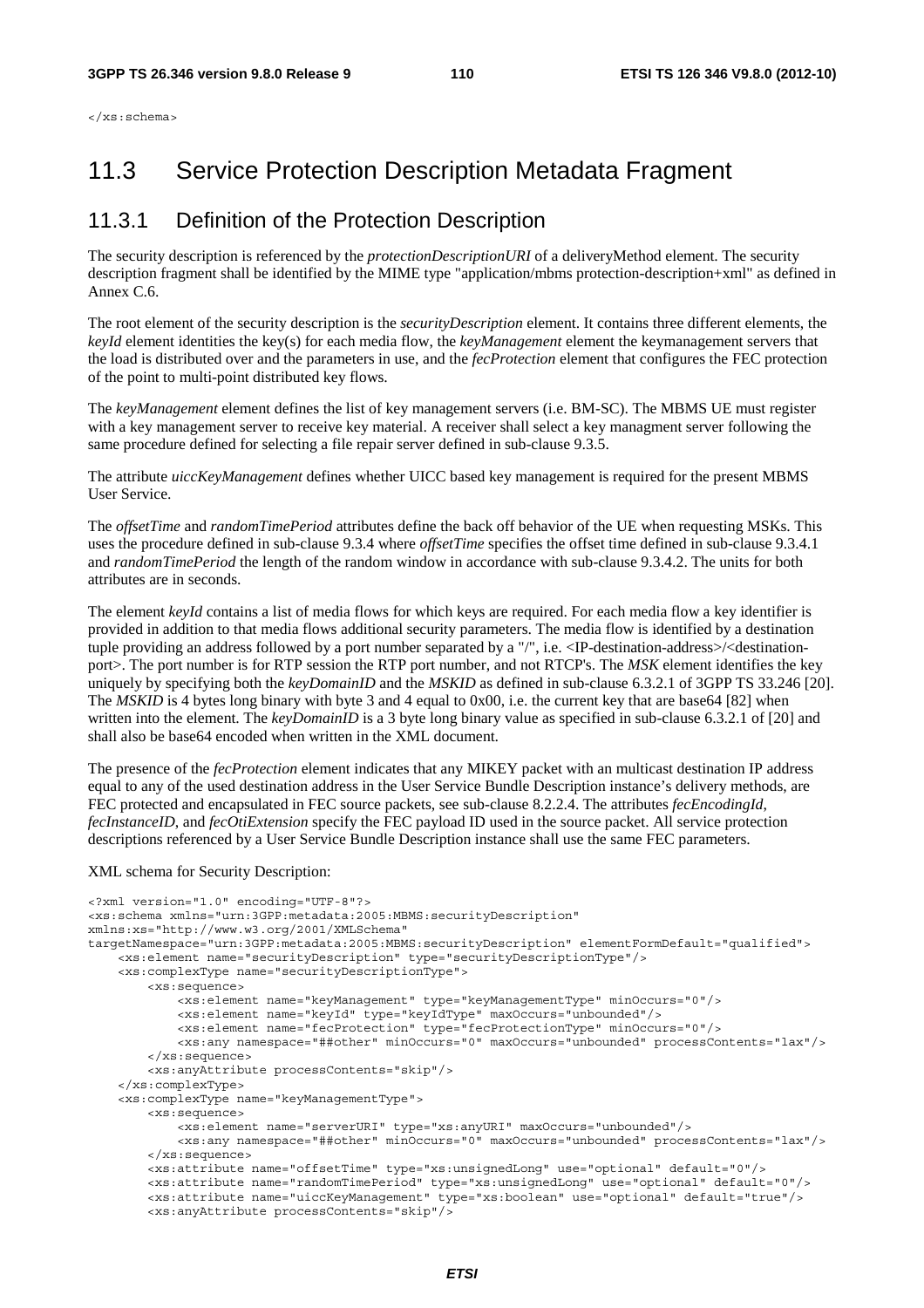```
</xs:schema>
```

## 11.3 Service Protection Description Metadata Fragment

### 11.3.1 Definition of the Protection Description

The security description is referenced by the *protectionDescriptionURI* of a deliveryMethod element. The security description fragment shall be identified by the MIME type "application/mbms protection-description+xml" as defined in Annex C.6.

The root element of the security description is the *securityDescription* element. It contains three different elements, the *keyId* element identities the key(s) for each media flow, the *keyManagement* element the keymanagement servers that the load is distributed over and the parameters in use, and the *fecProtection* element that configures the FEC protection of the point to multi-point distributed key flows.

The *keyManagement* element defines the list of key management servers (i.e. BM-SC). The MBMS UE must register with a key management server to receive key material. A receiver shall select a key managment server following the same procedure defined for selecting a file repair server defined in sub-clause 9.3.5.

The attribute *uiccKeyManagement* defines whether UICC based key management is required for the present MBMS User Service.

The *offsetTime* and *randomTimePeriod* attributes define the back off behavior of the UE when requesting MSKs. This uses the procedure defined in sub-clause 9.3.4 where *offsetTime* specifies the offset time defined in sub-clause 9.3.4.1 and *randomTimePeriod* the length of the random window in accordance with sub-clause 9.3.4.2. The units for both attributes are in seconds.

The element *keyId* contains a list of media flows for which keys are required. For each media flow a key identifier is provided in addition to that media flows additional security parameters. The media flow is identified by a destination tuple providing an address followed by a port number separated by a "/", i.e. <IP-destination-address>/<destination-port>. The port number is for RTP session the RTP port number, and not RTCP's. The *MSK* element identifies the key uniquely by specifying both the *keyDomainID* and the *MSKID* as defined in sub-clause 6.3.2.1 of 3GPP TS 33.246 [20]. The *MSKID* is 4 bytes long binary with byte 3 and 4 equal to 0x00, i.e. the current key that are base64 [82] when written into the element. The *keyDomainID* is a 3 byte long binary value as specified in sub-clause 6.3.2.1 of [20] and shall also be base64 encoded when written in the XML document.

The presence of the *fecProtection* element indicates that any MIKEY packet with an multicast destination IP address equal to any of the used destination address in the User Service Bundle Description instance's delivery methods, are FEC protected and encapsulated in FEC source packets, see sub-clause 8.2.2.4. The attributes *fecEncodingId*, *fecInstanceID*, and *fecOtiExtension* specify the FEC payload ID used in the source packet. All service protection descriptions referenced by a User Service Bundle Description instance shall use the same FEC parameters.

XML schema for Security Description:

```
<?xml version="1.0" encoding="UTF-8"?>
<xs:schema xmlns="urn:3GPP:metadata:2005:MBMS:securityDescription"
xmlns:xs="http://www.w3.org/2001/XMLSchema"
targetNamespace="urn:3GPP:metadata:2005:MBMS:securityDescription" elementFormDefault="qualified">
    <xs:element name="securityDescription" type="securityDescriptionType"/>
    <xs:complexType name="securityDescriptionType">
        <xs:sequence>
            <xs:element name="keyManagement" type="keyManagementType" minOccurs="0"/>
            <xs:element name="keyId" type="keyIdType" maxOccurs="unbounded"/>
            <xs:element name="fecProtection" type="fecProtectionType" minOccurs="0"/>
            <xs:any namespace="##other" minOccurs="0" maxOccurs="unbounded" processContents="lax"/>
        </xs:sequence>
        <xs:anyAttribute processContents="skip"/>
    </xs:complexType>
    <xs:complexType name="keyManagementType">
        <xs:sequence>
            <xs:element name="serverURI" type="xs:anyURI" maxOccurs="unbounded"/>
            <xs:any namespace="##other" minOccurs="0" maxOccurs="unbounded" processContents="lax"/>
        </xs:sequence>
        <xs:attribute name="offsetTime" type="xs:unsignedLong" use="optional" default="0"/>
        <xs:attribute name="randomTimePeriod" type="xs:unsignedLong" use="optional" default="0"/>
        <xs:attribute name="uiccKeyManagement" type="xs:boolean" use="optional" default="true"/>
        <xs:anyAttribute processContents="skip"/>
```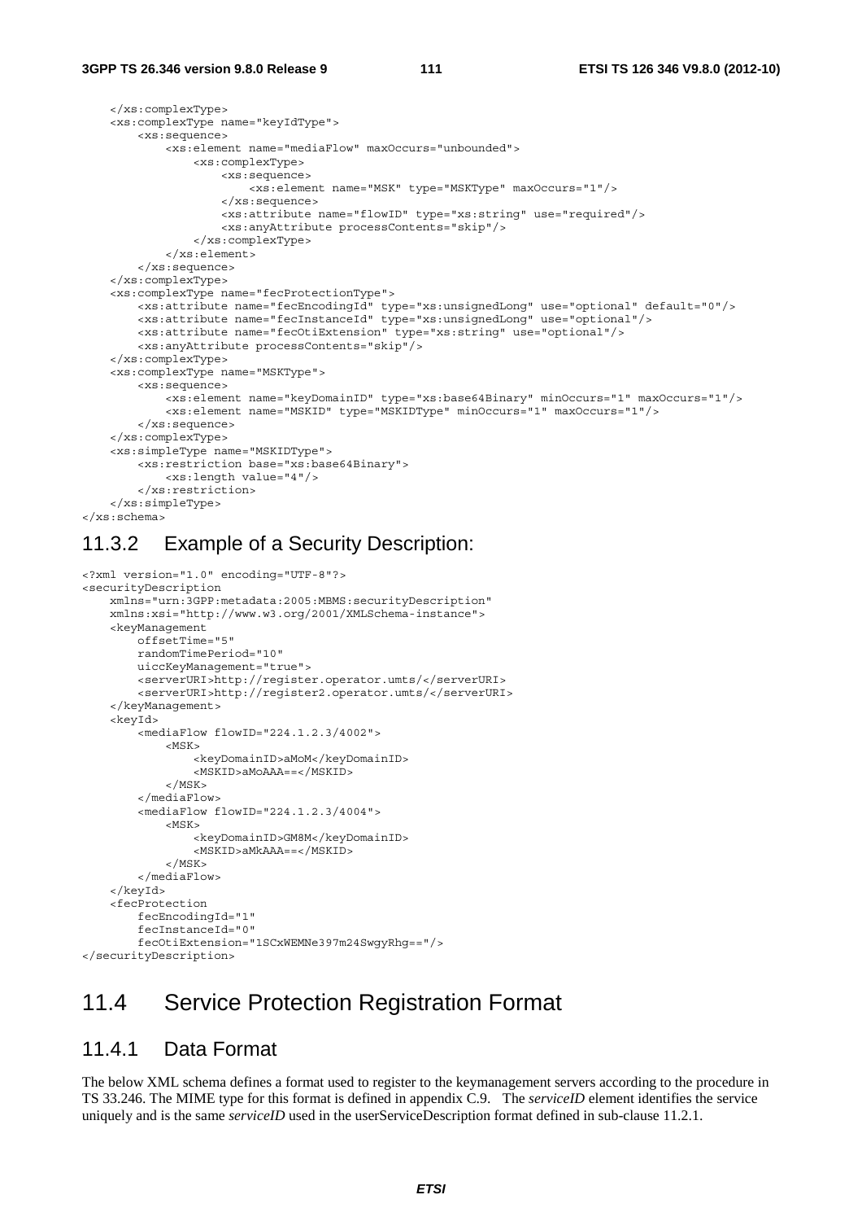```
    </xs:complexType>
    <xs:complexType name="keyIdType">
        <xs:sequence>
            <xs:element name="mediaFlow" maxOccurs="unbounded">
                <xs:complexType>
                    <xs:sequence>
                        <xs:element name="MSK" type="MSKType" maxOccurs="1"/>
                    </xs:sequence>
                    <xs:attribute name="flowID" type="xs:string" use="required"/>
                    <xs:anyAttribute processContents="skip"/>
                </xs:complexType>
            </xs:element>
        </xs:sequence>
    </xs:complexType>
    <xs:complexType name="fecProtectionType">
        <xs:attribute name="fecEncodingId" type="xs:unsignedLong" use="optional" default="0"/>
        <xs:attribute name="fecInstanceId" type="xs:unsignedLong" use="optional"/>
        <xs:attribute name="fecOtiExtension" type="xs:string" use="optional"/>
        <xs:anyAttribute processContents="skip"/>
    </xs:complexType>
    <xs:complexType name="MSKType">
        <xs:sequence>
            <xs:element name="keyDomainID" type="xs:base64Binary" minOccurs="1" maxOccurs="1"/>
            <xs:element name="MSKID" type="MSKIDType" minOccurs="1" maxOccurs="1"/>
        </xs:sequence>
    </xs:complexType>
    <xs:simpleType name="MSKIDType">
        <xs:restriction base="xs:base64Binary">
            <xs:length value="4"/>
        </xs:restriction>
    </xs:simpleType>
</xs:schema>
```

### 11.3.2 Example of a Security Description:

```
<?xml version="1.0" encoding="UTF-8"?>
<securityDescription
    xmlns="urn:3GPP:metadata:2005:MBMS:securityDescription"
    xmlns:xsi="http://www.w3.org/2001/XMLSchema-instance">
    <keyManagement
        offsetTime="5"
        randomTimePeriod="10"
        uiccKeyManagement="true">
        <serverURI>http://register.operator.umts/</serverURI>
        <serverURI>http://register2.operator.umts/</serverURI>
    </keyManagement>
    <keyId>
        <mediaFlow flowID="224.1.2.3/4002">
            <MSK>
                <keyDomainID>aMoM</keyDomainID>
                <MSKID>aMoAAA==</MSKID>
            </MSK>
        </mediaFlow>
        <mediaFlow flowID="224.1.2.3/4004">
            <MSK>
                <keyDomainID>GM8M</keyDomainID>
                <MSKID>aMkAAA==</MSKID>
            </MSK>
        </mediaFlow>
    </keyId>
    <fecProtection
        fecEncodingId="1"
        fecInstanceId="0"
        fecOtiExtension="1SCxWEMNe397m24SwgyRhg=="/>
</securityDescription>
```

## 11.4 Service Protection Registration Format

### 11.4.1 Data Format

The below XML schema defines a format used to register to the keymanagement servers according to the procedure in TS 33.246. The MIME type for this format is defined in appendix C.9. The *serviceID* element identifies the service uniquely and is the same *serviceID* used in the userServiceDescription format defined in sub-clause 11.2.1.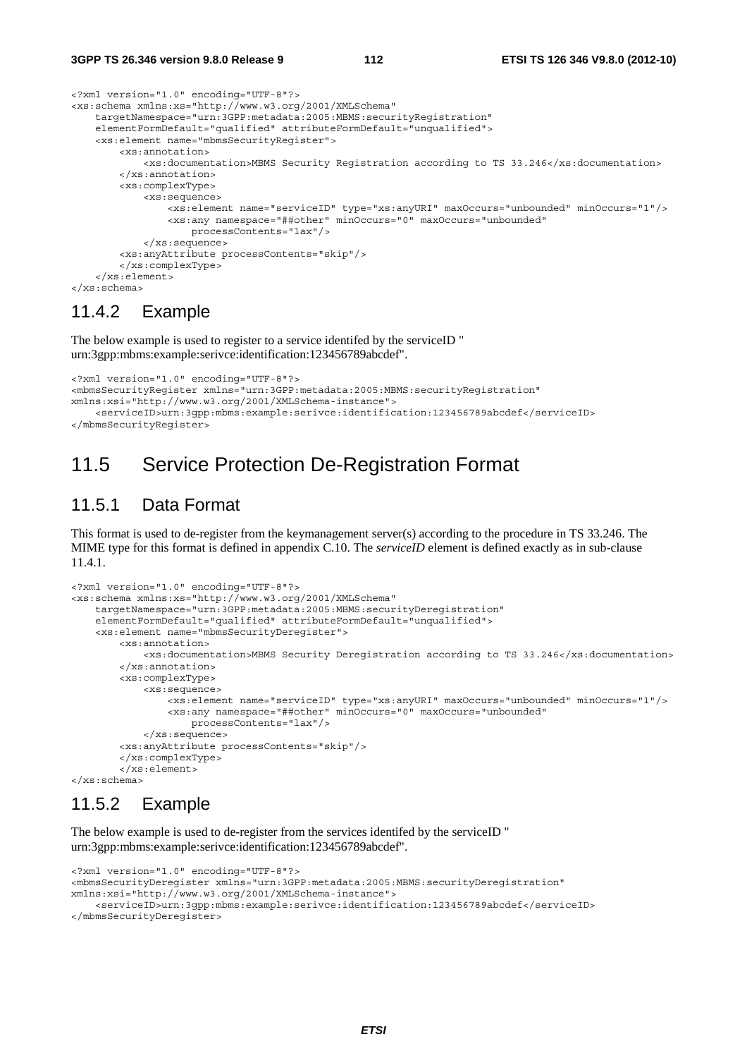```
<?xml version="1.0" encoding="UTF-8"?>
<xs:schema xmlns:xs="http://www.w3.org/2001/XMLSchema"
    targetNamespace="urn:3GPP:metadata:2005:MBMS:securityRegistration"
    elementFormDefault="qualified" attributeFormDefault="unqualified">
    <xs:element name="mbmsSecurityRegister">
        <xs:annotation>
            <xs:documentation>MBMS Security Registration according to TS 33.246</xs:documentation>
        </xs:annotation>
        <xs:complexType>
            <xs:sequence>
                <xs:element name="serviceID" type="xs:anyURI" maxOccurs="unbounded" minOccurs="1"/>
                <xs:any namespace="##other" minOccurs="0" maxOccurs="unbounded"
                    processContents="lax"/>
            </xs:sequence>
        <xs:anyAttribute processContents="skip"/>
        </xs:complexType>
    </xs:element>
</xs:schema>
```

### 11.4.2 Example

The below example is used to register to a service identifed by the serviceID " urn:3gpp:mbms:example:serivce:identification:123456789abcdef".

```
<?xml version="1.0" encoding="UTF-8"?>
<mbmsSecurityRegister xmlns="urn:3GPP:metadata:2005:MBMS:securityRegistration"
xmlns:xsi="http://www.w3.org/2001/XMLSchema-instance">
    <serviceID>urn:3gpp:mbms:example:serivce:identification:123456789abcdef</serviceID>
</mbmsSecurityRegister>
```

## 11.5 Service Protection De-Registration Format

### 11.5.1 Data Format

This format is used to de-register from the keymanagement server(s) according to the procedure in TS 33.246. The MIME type for this format is defined in appendix C.10. The *serviceID* element is defined exactly as in sub-clause 11.4.1.

```
<?xml version="1.0" encoding="UTF-8"?>
<xs:schema xmlns:xs="http://www.w3.org/2001/XMLSchema"
    targetNamespace="urn:3GPP:metadata:2005:MBMS:securityDeregistration"
    elementFormDefault="qualified" attributeFormDefault="unqualified">
    <xs:element name="mbmsSecurityDeregister">
        <xs:annotation>
            <xs:documentation>MBMS Security Deregistration according to TS 33.246</xs:documentation>
        </xs:annotation>
        <xs:complexType>
            <xs:sequence>
                <xs:element name="serviceID" type="xs:anyURI" maxOccurs="unbounded" minOccurs="1"/>
                <xs:any namespace="##other" minOccurs="0" maxOccurs="unbounded"
                    processContents="lax"/>
            </xs:sequence>
        <xs:anyAttribute processContents="skip"/>
        </xs:complexType>
        </xs:element>
</xs:schema>
```

### 11.5.2 Example

The below example is used to de-register from the services identifed by the serviceID " urn:3gpp:mbms:example:serivce:identification:123456789abcdef".

```
<?xml version="1.0" encoding="UTF-8"?>
<mbmsSecurityDeregister xmlns="urn:3GPP:metadata:2005:MBMS:securityDeregistration"
xmlns:xsi="http://www.w3.org/2001/XMLSchema-instance">
    <serviceID>urn:3gpp:mbms:example:serivce:identification:123456789abcdef</serviceID>
</mbmsSecurityDeregister>
```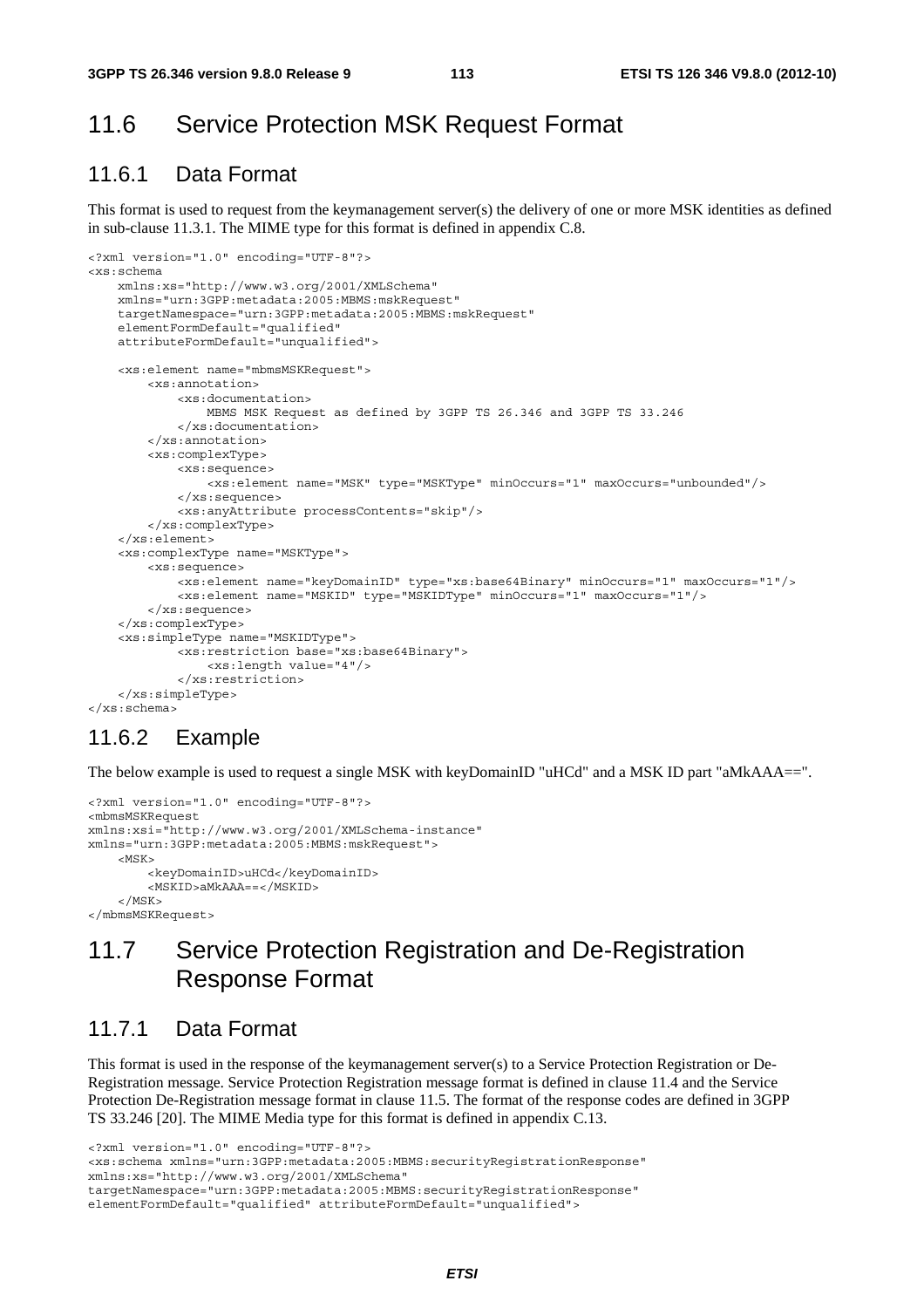## 11.6 Service Protection MSK Request Format

### 11.6.1 Data Format

This format is used to request from the keymanagement server(s) the delivery of one or more MSK identities as defined in sub-clause 11.3.1. The MIME type for this format is defined in appendix C.8.

```
<?xml version="1.0" encoding="UTF-8"?>
<xs:schema
    xmlns:xs="http://www.w3.org/2001/XMLSchema"
    xmlns="urn:3GPP:metadata:2005:MBMS:mskRequest"
    targetNamespace="urn:3GPP:metadata:2005:MBMS:mskRequest"
    elementFormDefault="qualified"
    attributeFormDefault="unqualified">

    <xs:element name="mbmsMSKRequest">
        <xs:annotation>
            <xs:documentation>
                MBMS MSK Request as defined by 3GPP TS 26.346 and 3GPP TS 33.246
            </xs:documentation>
        </xs:annotation>
        <xs:complexType>
            <xs:sequence>
                <xs:element name="MSK" type="MSKType" minOccurs="1" maxOccurs="unbounded"/>
            </xs:sequence>
            <xs:anyAttribute processContents="skip"/>
        </xs:complexType>
    </xs:element>
    <xs:complexType name="MSKType">
        <xs:sequence>
            <xs:element name="keyDomainID" type="xs:base64Binary" minOccurs="1" maxOccurs="1"/>
            <xs:element name="MSKID" type="MSKIDType" minOccurs="1" maxOccurs="1"/>
        </xs:sequence>
    </xs:complexType>
    <xs:simpleType name="MSKIDType">
            <xs:restriction base="xs:base64Binary">
                <xs:length value="4"/>
            </xs:restriction>
    </xs:simpleType>
</xs:schema>
```

### 11.6.2 Example

The below example is used to request a single MSK with keyDomainID "uHCd" and a MSK ID part "aMkAAA==".

```
<?xml version="1.0" encoding="UTF-8"?>
<mbmsMSKRequest
xmlns:xsi="http://www.w3.org/2001/XMLSchema-instance"
xmlns="urn:3GPP:metadata:2005:MBMS:mskRequest">
    <MSK>
        <keyDomainID>uHCd</keyDomainID>
        <MSKID>aMkAAA==</MSKID>
    </MSK>
</mbmsMSKRequest>
```

## 11.7 Service Protection Registration and De-Registration Response Format

### 11.7.1 Data Format

This format is used in the response of the keymanagement server(s) to a Service Protection Registration or De-Registration message. Service Protection Registration message format is defined in clause 11.4 and the Service Protection De-Registration message format in clause 11.5. The format of the response codes are defined in 3GPP TS 33.246 [20]. The MIME Media type for this format is defined in appendix C.13.

```
<?xml version="1.0" encoding="UTF-8"?>
<xs:schema xmlns="urn:3GPP:metadata:2005:MBMS:securityRegistrationResponse"
xmlns:xs="http://www.w3.org/2001/XMLSchema"
targetNamespace="urn:3GPP:metadata:2005:MBMS:securityRegistrationResponse"
elementFormDefault="qualified" attributeFormDefault="unqualified">
```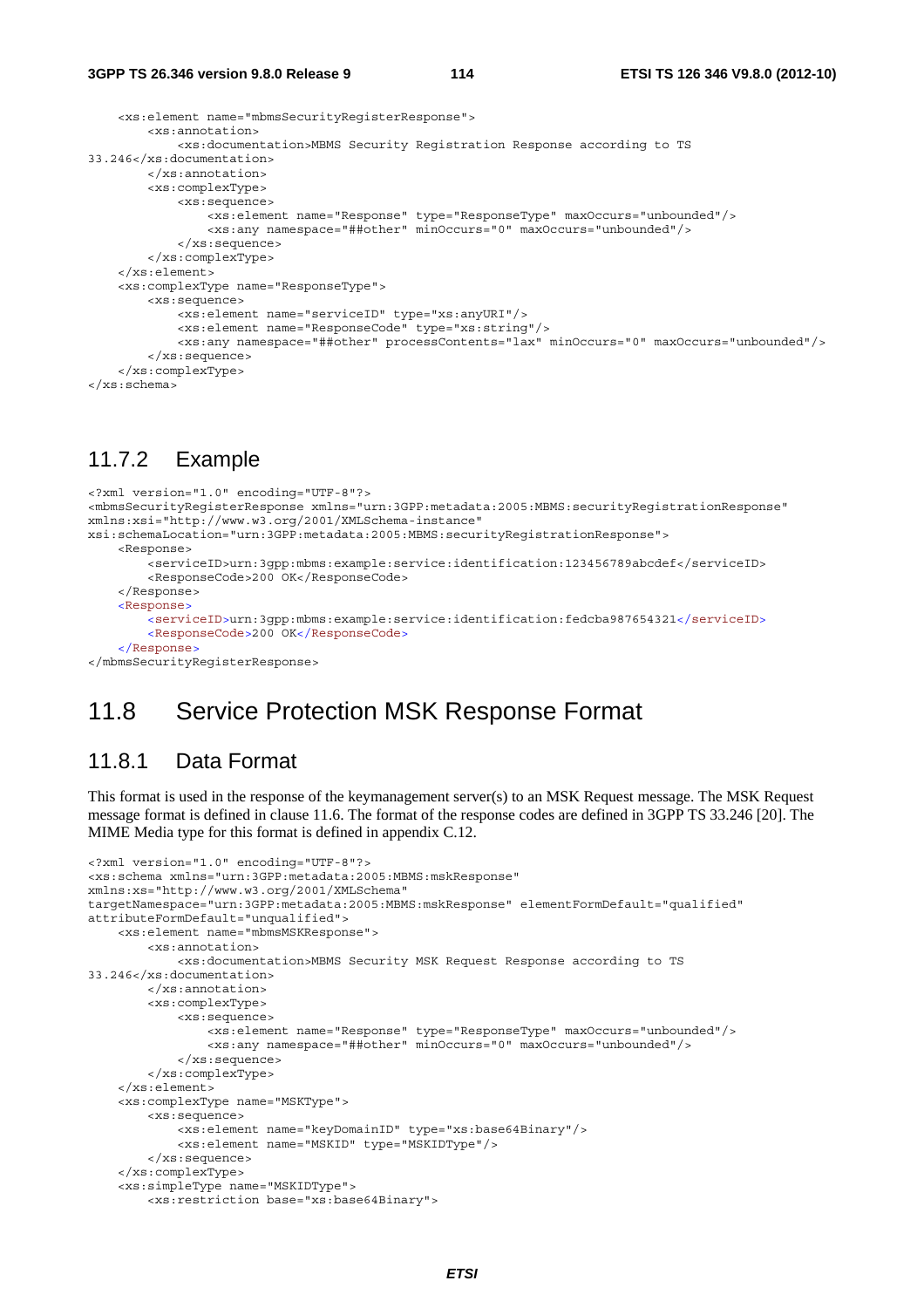```
    <xs:element name="mbmsSecurityRegisterResponse">
        <xs:annotation>
            <xs:documentation>MBMS Security Registration Response according to TS 
33.246</xs:documentation>
        </xs:annotation>
        <xs:complexType>
            <xs:sequence>
                <xs:element name="Response" type="ResponseType" maxOccurs="unbounded"/>
                <xs:any namespace="##other" minOccurs="0" maxOccurs="unbounded"/>
            </xs:sequence>
        </xs:complexType>
    </xs:element>
    <xs:complexType name="ResponseType">
        <xs:sequence>
            <xs:element name="serviceID" type="xs:anyURI"/>
            <xs:element name="ResponseCode" type="xs:string"/>
            <xs:any namespace="##other" processContents="lax" minOccurs="0" maxOccurs="unbounded"/>
        </xs:sequence>
    </xs:complexType>
</xs:schema>
```

### 11.7.2 Example

```
<?xml version="1.0" encoding="UTF-8"?>
<mbmsSecurityRegisterResponse xmlns="urn:3GPP:metadata:2005:MBMS:securityRegistrationResponse" 
xmlns:xsi="http://www.w3.org/2001/XMLSchema-instance" 
xsi:schemaLocation="urn:3GPP:metadata:2005:MBMS:securityRegistrationResponse">
    <Response>
        <serviceID>urn:3gpp:mbms:example:service:identification:123456789abcdef</serviceID>
        <ResponseCode>200 OK</ResponseCode>
    </Response>
    <Response>
        <serviceID>urn:3gpp:mbms:example:service:identification:fedcba987654321</serviceID>
        <ResponseCode>200 OK</ResponseCode>
    </Response>
</mbmsSecurityRegisterResponse>
```

## 11.8 Service Protection MSK Response Format

### 11.8.1 Data Format

This format is used in the response of the keymanagement server(s) to an MSK Request message. The MSK Request message format is defined in clause 11.6. The format of the response codes are defined in 3GPP TS 33.246 [20]. The MIME Media type for this format is defined in appendix C.12.

```
<?xml version="1.0" encoding="UTF-8"?>
<xs:schema xmlns="urn:3GPP:metadata:2005:MBMS:mskResponse" 
xmlns:xs="http://www.w3.org/2001/XMLSchema" 
targetNamespace="urn:3GPP:metadata:2005:MBMS:mskResponse" elementFormDefault="qualified" 
attributeFormDefault="unqualified">
    <xs:element name="mbmsMSKResponse">
        <xs:annotation>
            <xs:documentation>MBMS Security MSK Request Response according to TS 
33.246</xs:documentation>
        </xs:annotation>
        <xs:complexType>
            <xs:sequence>
                <xs:element name="Response" type="ResponseType" maxOccurs="unbounded"/>
                <xs:any namespace="##other" minOccurs="0" maxOccurs="unbounded"/>
            </xs:sequence>
        </xs:complexType>
    </xs:element>
    <xs:complexType name="MSKType">
        <xs:sequence>
            <xs:element name="keyDomainID" type="xs:base64Binary"/>
            <xs:element name="MSKID" type="MSKIDType"/>
        </xs:sequence>
    </xs:complexType>
    <xs:simpleType name="MSKIDType">
        <xs:restriction base="xs:base64Binary">
```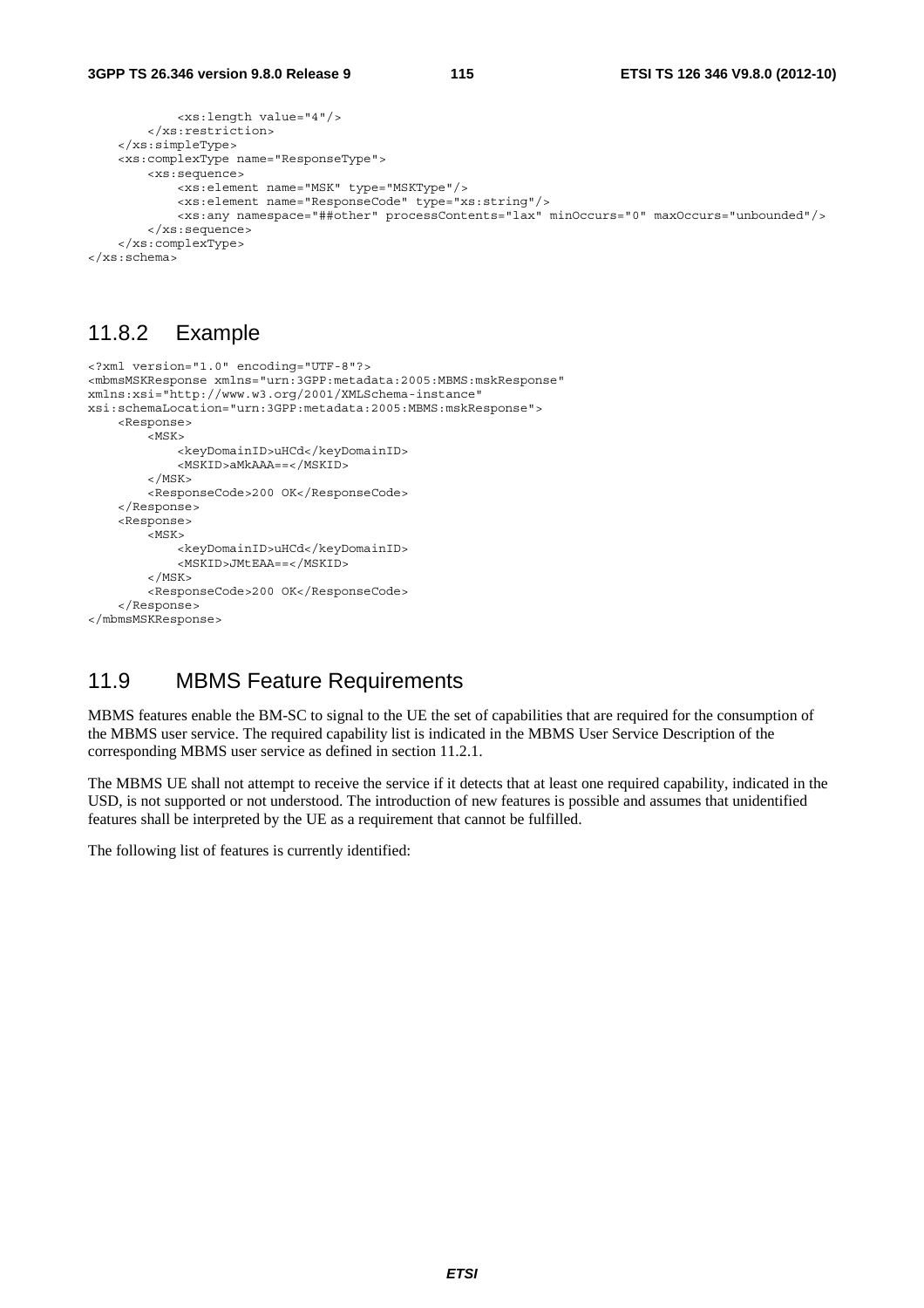```
            <xs:length value="4"/>
        </xs:restriction>
    </xs:simpleType>
    <xs:complexType name="ResponseType">
        <xs:sequence>
            <xs:element name="MSK" type="MSKType"/>
            <xs:element name="ResponseCode" type="xs:string"/>
            <xs:any namespace="##other" processContents="lax" minOccurs="0" maxOccurs="unbounded"/>
        </xs:sequence>
    </xs:complexType>
</xs:schema>
```

### 11.8.2 Example

```
<?xml version="1.0" encoding="UTF-8"?>
<mbmsMSKResponse xmlns="urn:3GPP:metadata:2005:MBMS:mskResponse"
xmlns:xsi="http://www.w3.org/2001/XMLSchema-instance"
xsi:schemaLocation="urn:3GPP:metadata:2005:MBMS:mskResponse">
    <Response>
        <MSK>
            <keyDomainID>uHCd</keyDomainID>
            <MSKID>aMkAAA==</MSKID>
        </MSK>
        <ResponseCode>200 OK</ResponseCode>
    </Response>
    <Response>
        <MSK>
            <keyDomainID>uHCd</keyDomainID>
            <MSKID>JMtEAA==</MSKID>
        </MSK>
        <ResponseCode>200 OK</ResponseCode>
    </Response>
</mbmsMSKResponse>
```

## 11.9 MBMS Feature Requirements

MBMS features enable the BM-SC to signal to the UE the set of capabilities that are required for the consumption of the MBMS user service. The required capability list is indicated in the MBMS User Service Description of the corresponding MBMS user service as defined in section 11.2.1.

The MBMS UE shall not attempt to receive the service if it detects that at least one required capability, indicated in the USD, is not supported or not understood. The introduction of new features is possible and assumes that unidentified features shall be interpreted by the UE as a requirement that cannot be fulfilled.

The following list of features is currently identified: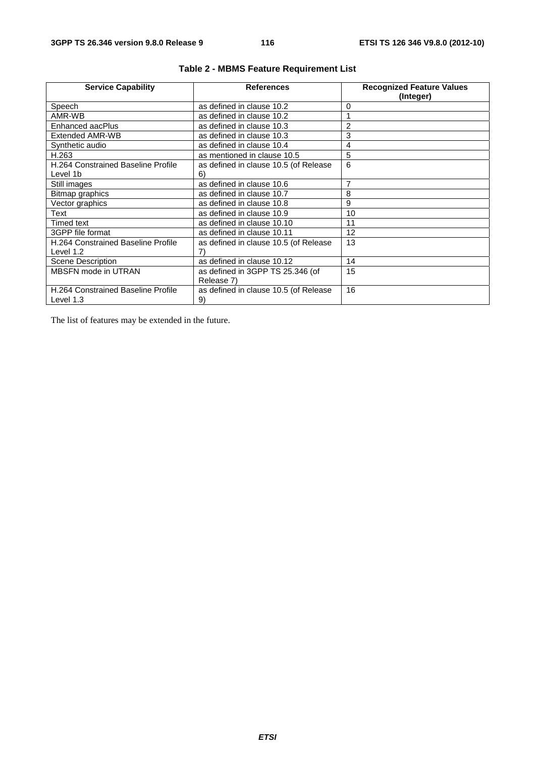**Table 2 - MBMS Feature Requirement List**

| Service Capability | References | Recognized Feature Values (Integer) |
|---|---|---|
| Speech | as defined in clause 10.2 | 0 |
| AMR-WB | as defined in clause 10.2 | 1 |
| Enhanced aacPlus | as defined in clause 10.3 | 2 |
| Extended AMR-WB | as defined in clause 10.3 | 3 |
| Synthetic audio | as defined in clause 10.4 | 4 |
| H.263 | as mentioned in clause 10.5 | 5 |
| H.264 Constrained Baseline Profile Level 1b | as defined in clause 10.5 (of Release 6) | 6 |
| Still images | as defined in clause 10.6 | 7 |
| Bitmap graphics | as defined in clause 10.7 | 8 |
| Vector graphics | as defined in clause 10.8 | 9 |
| Text | as defined in clause 10.9 | 10 |
| Timed text | as defined in clause 10.10 | 11 |
| 3GPP file format | as defined in clause 10.11 | 12 |
| H.264 Constrained Baseline Profile Level 1.2 | as defined in clause 10.5 (of Release 7) | 13 |
| Scene Description | as defined in clause 10.12 | 14 |
| MBSFN mode in UTRAN | as defined in 3GPP TS 25.346 (of Release 7) | 15 |
| H.264 Constrained Baseline Profile Level 1.3 | as defined in clause 10.5 (of Release 9) | 16 |

The list of features may be extended in the future.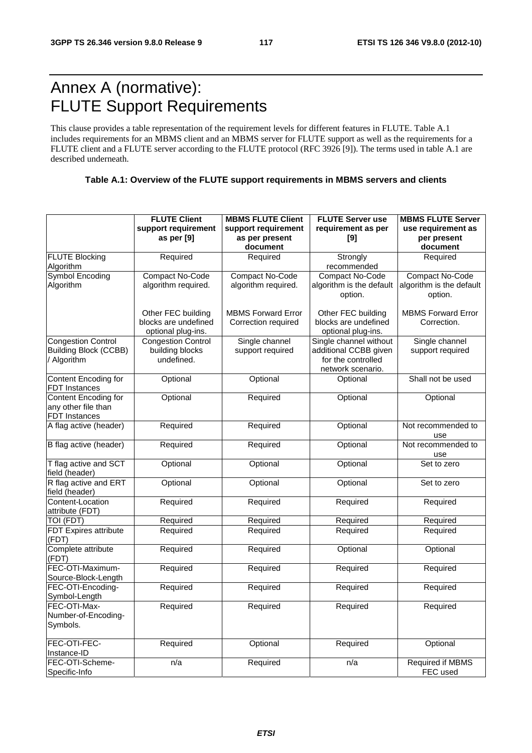# Annex A (normative): FLUTE Support Requirements

This clause provides a table representation of the requirement levels for different features in FLUTE. Table A.1 includes requirements for an MBMS client and an MBMS server for FLUTE support as well as the requirements for a FLUTE client and a FLUTE server according to the FLUTE protocol (RFC 3926 [9]). The terms used in table A.1 are described underneath.

**Table A.1: Overview of the FLUTE support requirements in MBMS servers and clients**

| | **FLUTE Client support requirement as per [9]** | **MBMS FLUTE Client support requirement as per present document** | **FLUTE Server use requirement as per [9]** | **MBMS FLUTE Server use requirement as per present document** |
|---|---|---|---|---|
| FLUTE Blocking Algorithm | Required | Required | Strongly recommended | Required |
| Symbol Encoding Algorithm | Compact No-Code algorithm required.<br><br>Other FEC building blocks are undefined optional plug-ins. | Compact No-Code algorithm required.<br><br>MBMS Forward Error Correction required | Compact No-Code algorithm is the default option.<br><br>Other FEC building blocks are undefined optional plug-ins. | Compact No-Code algorithm is the default option.<br><br>MBMS Forward Error Correction. |
| Congestion Control Building Block (CCBB) / Algorithm | Congestion Control building blocks undefined. | Single channel support required | Single channel without additional CCBB given for the controlled network scenario. | Single channel support required |
| Content Encoding for FDT Instances | Optional | Optional | Optional | Shall not be used |
| Content Encoding for any other file than FDT Instances | Optional | Required | Optional | Optional |
| A flag active (header) | Required | Required | Optional | Not recommended to use |
| B flag active (header) | Required | Required | Optional | Not recommended to use |
| T flag active and SCT field (header) | Optional | Optional | Optional | Set to zero |
| R flag active and ERT field (header) | Optional | Optional | Optional | Set to zero |
| Content-Location attribute (FDT) | Required | Required | Required | Required |
| TOI (FDT) | Required | Required | Required | Required |
| FDT Expires attribute (FDT) | Required | Required | Required | Required |
| Complete attribute (FDT) | Required | Required | Optional | Optional |
| FEC-OTI-Maximum-Source-Block-Length | Required | Required | Required | Required |
| FEC-OTI-Encoding-Symbol-Length | Required | Required | Required | Required |
| FEC-OTI-Max-Number-of-Encoding-Symbols. | Required | Required | Required | Required |
| FEC-OTI-FEC-Instance-ID | Required | Optional | Required | Optional |
| FEC-OTI-Scheme-Specific-Info | n/a | Required | n/a | Required if MBMS FEC used |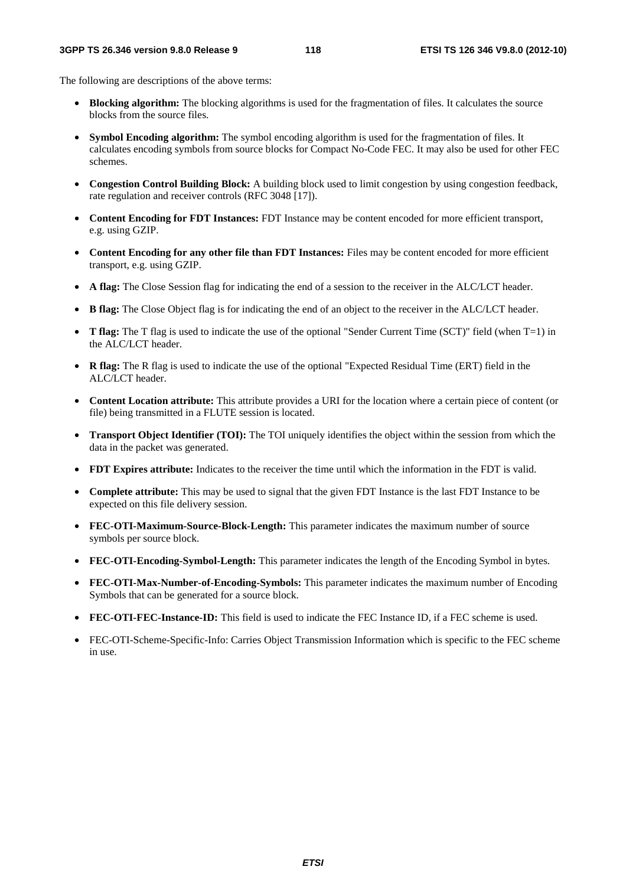The following are descriptions of the above terms:

- **Blocking algorithm:** The blocking algorithms is used for the fragmentation of files. It calculates the source blocks from the source files.
- **Symbol Encoding algorithm:** The symbol encoding algorithm is used for the fragmentation of files. It calculates encoding symbols from source blocks for Compact No-Code FEC. It may also be used for other FEC schemes.
- **Congestion Control Building Block:** A building block used to limit congestion by using congestion feedback, rate regulation and receiver controls (RFC 3048 [17]).
- **Content Encoding for FDT Instances:** FDT Instance may be content encoded for more efficient transport, e.g. using GZIP.
- **Content Encoding for any other file than FDT Instances:** Files may be content encoded for more efficient transport, e.g. using GZIP.
- **A flag:** The Close Session flag for indicating the end of a session to the receiver in the ALC/LCT header.
- **B flag:** The Close Object flag is for indicating the end of an object to the receiver in the ALC/LCT header.
- **T flag:** The T flag is used to indicate the use of the optional "Sender Current Time (SCT)" field (when T=1) in the ALC/LCT header.
- **R flag:** The R flag is used to indicate the use of the optional "Expected Residual Time (ERT) field in the ALC/LCT header.
- **Content Location attribute:** This attribute provides a URI for the location where a certain piece of content (or file) being transmitted in a FLUTE session is located.
- **Transport Object Identifier (TOI):** The TOI uniquely identifies the object within the session from which the data in the packet was generated.
- **FDT Expires attribute:** Indicates to the receiver the time until which the information in the FDT is valid.
- **Complete attribute:** This may be used to signal that the given FDT Instance is the last FDT Instance to be expected on this file delivery session.
- **FEC-OTI-Maximum-Source-Block-Length:** This parameter indicates the maximum number of source symbols per source block.
- **FEC-OTI-Encoding-Symbol-Length:** This parameter indicates the length of the Encoding Symbol in bytes.
- **FEC-OTI-Max-Number-of-Encoding-Symbols:** This parameter indicates the maximum number of Encoding Symbols that can be generated for a source block.
- **FEC-OTI-FEC-Instance-ID:** This field is used to indicate the FEC Instance ID, if a FEC scheme is used.
- FEC-OTI-Scheme-Specific-Info: Carries Object Transmission Information which is specific to the FEC scheme in use.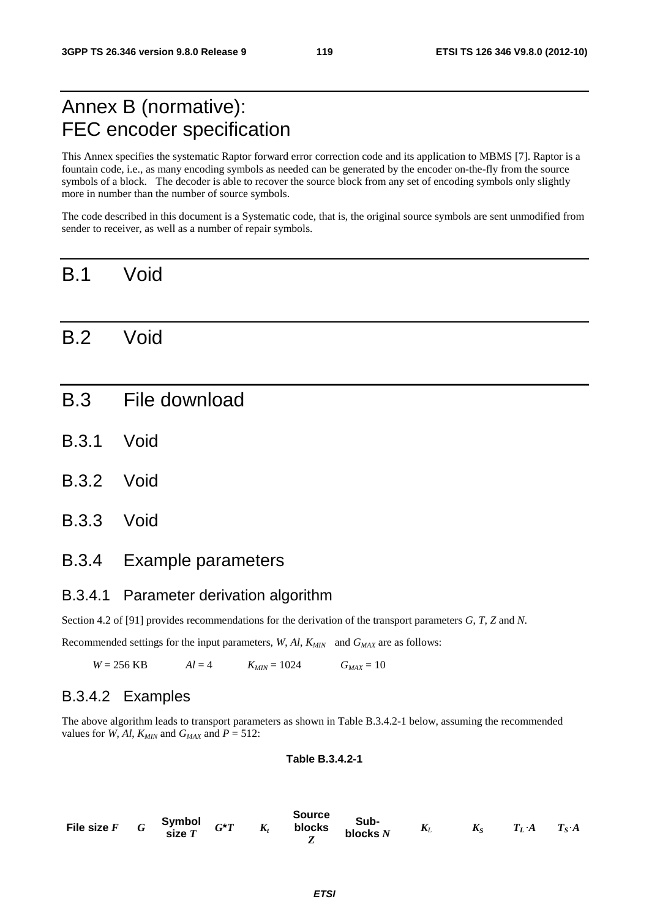# Annex B (normative): FEC encoder specification

This Annex specifies the systematic Raptor forward error correction code and its application to MBMS [7]. Raptor is a fountain code, i.e., as many encoding symbols as needed can be generated by the encoder on-the-fly from the source symbols of a block. The decoder is able to recover the source block from any set of encoding symbols only slightly more in number than the number of source symbols.

The code described in this document is a Systematic code, that is, the original source symbols are sent unmodified from sender to receiver, as well as a number of repair symbols.

# B.1 Void

# B.2 Void

# B.3 File download

## B.3.1 Void

## B.3.2 Void

## B.3.3 Void

## B.3.4 Example parameters

### B.3.4.1 Parameter derivation algorithm

Section 4.2 of [91] provides recommendations for the derivation of the transport parameters *G*, *T*, *Z* and *N*.

Recommended settings for the input parameters, *W*, *Al*, $K_{MIN}$ and $G_{MAX}$ are as follows:

*W* = 256 KB *Al* = 4 $K_{MIN}$ = 1024 $G_{MAX}$ = 10

### B.3.4.2 Examples

The above algorithm leads to transport parameters as shown in Table B.3.4.2-1 below, assuming the recommended values for *W*, *Al*, $K_{MIN}$ and $G_{MAX}$ and *P* = 512:

**Table B.3.4.2-1**

| File size *F* | *G* | Symbol size *T* | *G\*T* | $K_t$ | Source blocks *Z* | Sub-blocks *N* | $K_L$ | $K_S$ | $T_L \cdot A$ | $T_S \cdot A$ |
|---|---|---|---|---|---|---|---|---|---|---|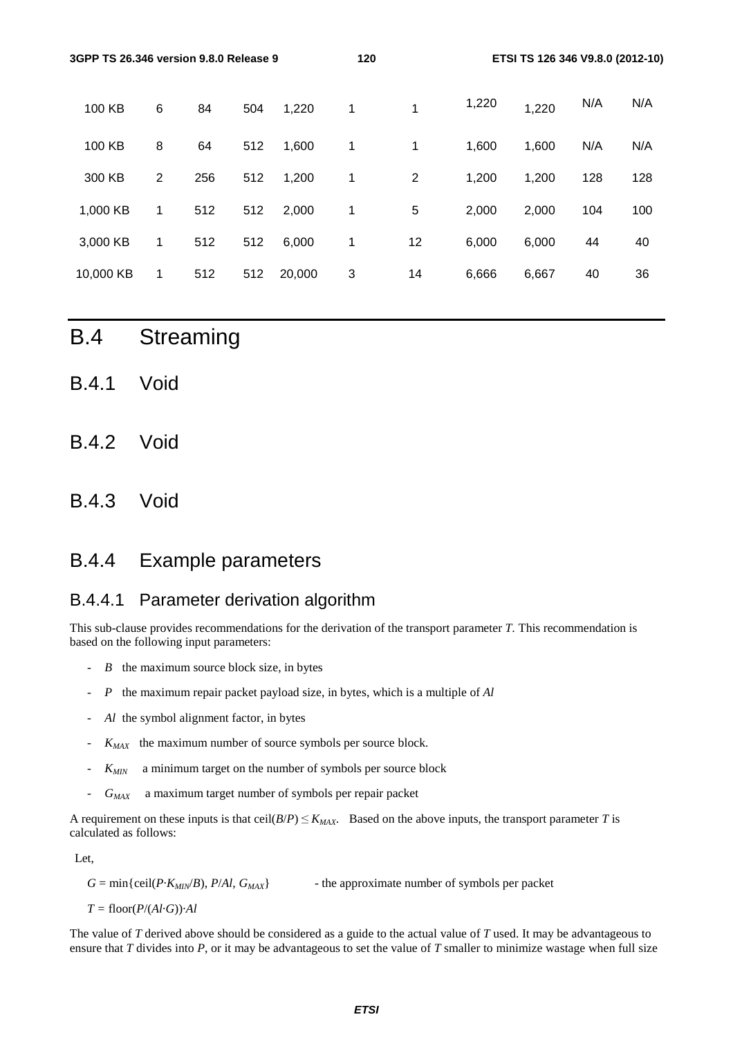| | | | | | | | | | | |
|---|---|---|---|---|---|---|---|---|---|---|
| 100 KB | 6 | 84 | 504 | 1,220 | 1 | 1 | 1,220 | 1,220 | N/A | N/A |
| 100 KB | 8 | 64 | 512 | 1,600 | 1 | 1 | 1,600 | 1,600 | N/A | N/A |
| 300 KB | 2 | 256 | 512 | 1,200 | 1 | 2 | 1,200 | 1,200 | 128 | 128 |
| 1,000 KB | 1 | 512 | 512 | 2,000 | 1 | 5 | 2,000 | 2,000 | 104 | 100 |
| 3,000 KB | 1 | 512 | 512 | 6,000 | 1 | 12 | 6,000 | 6,000 | 44 | 40 |
| 10,000 KB | 1 | 512 | 512 | 20,000 | 3 | 14 | 6,666 | 6,667 | 40 | 36 |

# B.4 Streaming

## B.4.1 Void

## B.4.2 Void

## B.4.3 Void

## B.4.4 Example parameters

### B.4.4.1 Parameter derivation algorithm

This sub-clause provides recommendations for the derivation of the transport parameter $T$. This recommendation is based on the following input parameters:

- $B$ the maximum source block size, in bytes
- $P$ the maximum repair packet payload size, in bytes, which is a multiple of $Al$
- $Al$ the symbol alignment factor, in bytes
- $K_{MAX}$ the maximum number of source symbols per source block.
- $K_{MIN}$ a minimum target on the number of symbols per source block
- $G_{MAX}$ a maximum target number of symbols per repair packet

A requirement on these inputs is that $\text{ceil}(B/P) \leq K_{MAX}$. Based on the above inputs, the transport parameter $T$ is calculated as follows:

Let,

$G = \min\{\text{ceil}(P \cdot K_{MIN}/B), P/Al, G_{MAX}\}$ - the approximate number of symbols per packet

$T = \text{floor}(P/(Al \cdot G)) \cdot Al$

The value of $T$ derived above should be considered as a guide to the actual value of $T$ used. It may be advantageous to ensure that $T$ divides into $P$, or it may be advantageous to set the value of $T$ smaller to minimize wastage when full size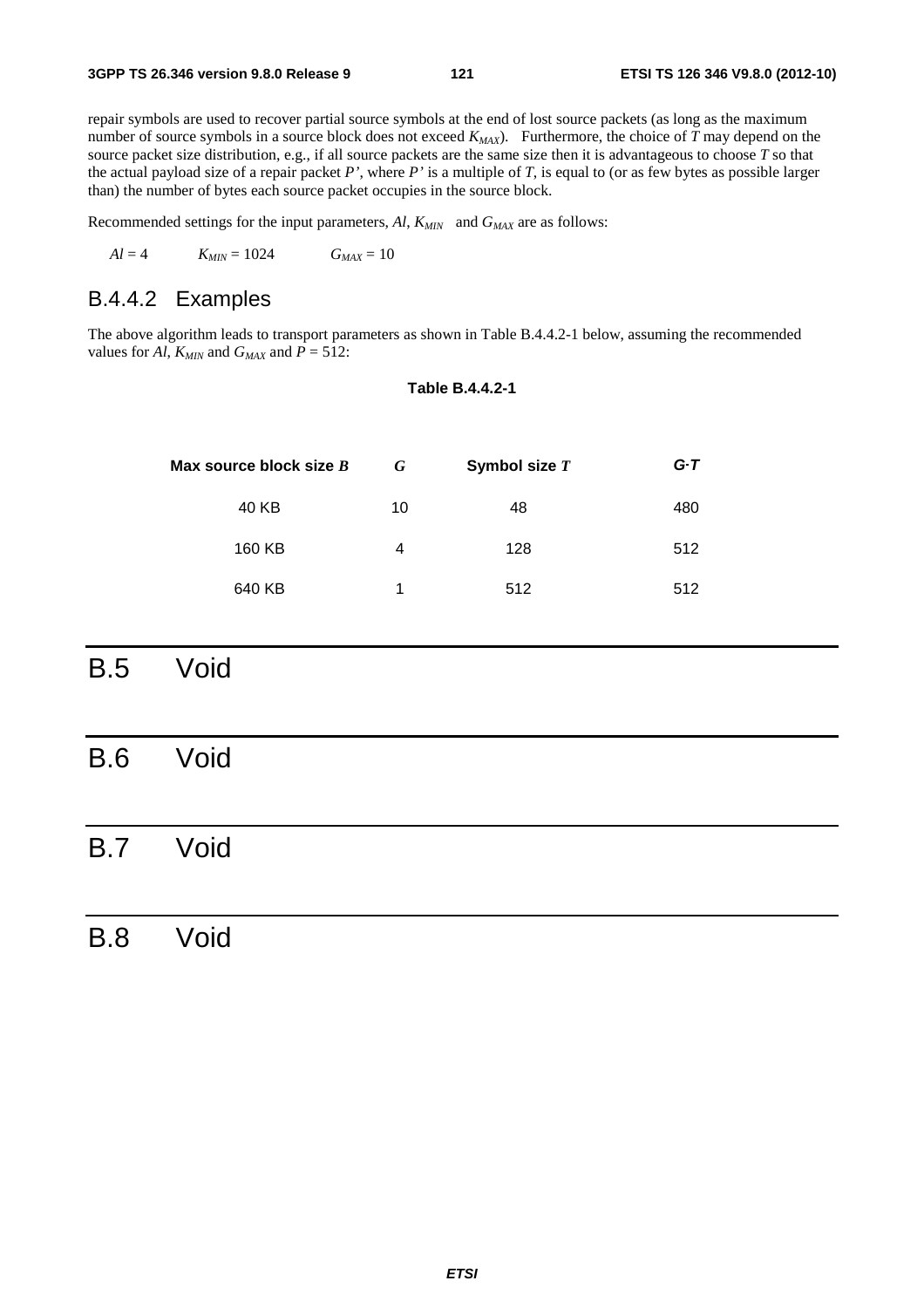repair symbols are used to recover partial source symbols at the end of lost source packets (as long as the maximum number of source symbols in a source block does not exceed $K_{MAX}$). Furthermore, the choice of $T$ may depend on the source packet size distribution, e.g., if all source packets are the same size then it is advantageous to choose $T$ so that the actual payload size of a repair packet $P'$, where $P'$ is a multiple of $T$, is equal to (or as few bytes as possible larger than) the number of bytes each source packet occupies in the source block.

Recommended settings for the input parameters, $Al$, $K_{MIN}$ and $G_{MAX}$ are as follows:

$Al = 4$ $K_{MIN} = 1024$ $G_{MAX} = 10$

### B.4.4.2 Examples

The above algorithm leads to transport parameters as shown in Table B.4.4.2-1 below, assuming the recommended values for $Al$, $K_{MIN}$ and $G_{MAX}$ and $P = 512$:

**Table B.4.4.2-1**

| Max source block size $B$ | $G$ | Symbol size $T$ | $G{\cdot}T$ |
|---|---|---|---|
| 40 KB | 10 | 48 | 480 |
| 160 KB | 4 | 128 | 512 |
| 640 KB | 1 | 512 | 512 |

# B.5 Void

# B.6 Void

# B.7 Void

# B.8 Void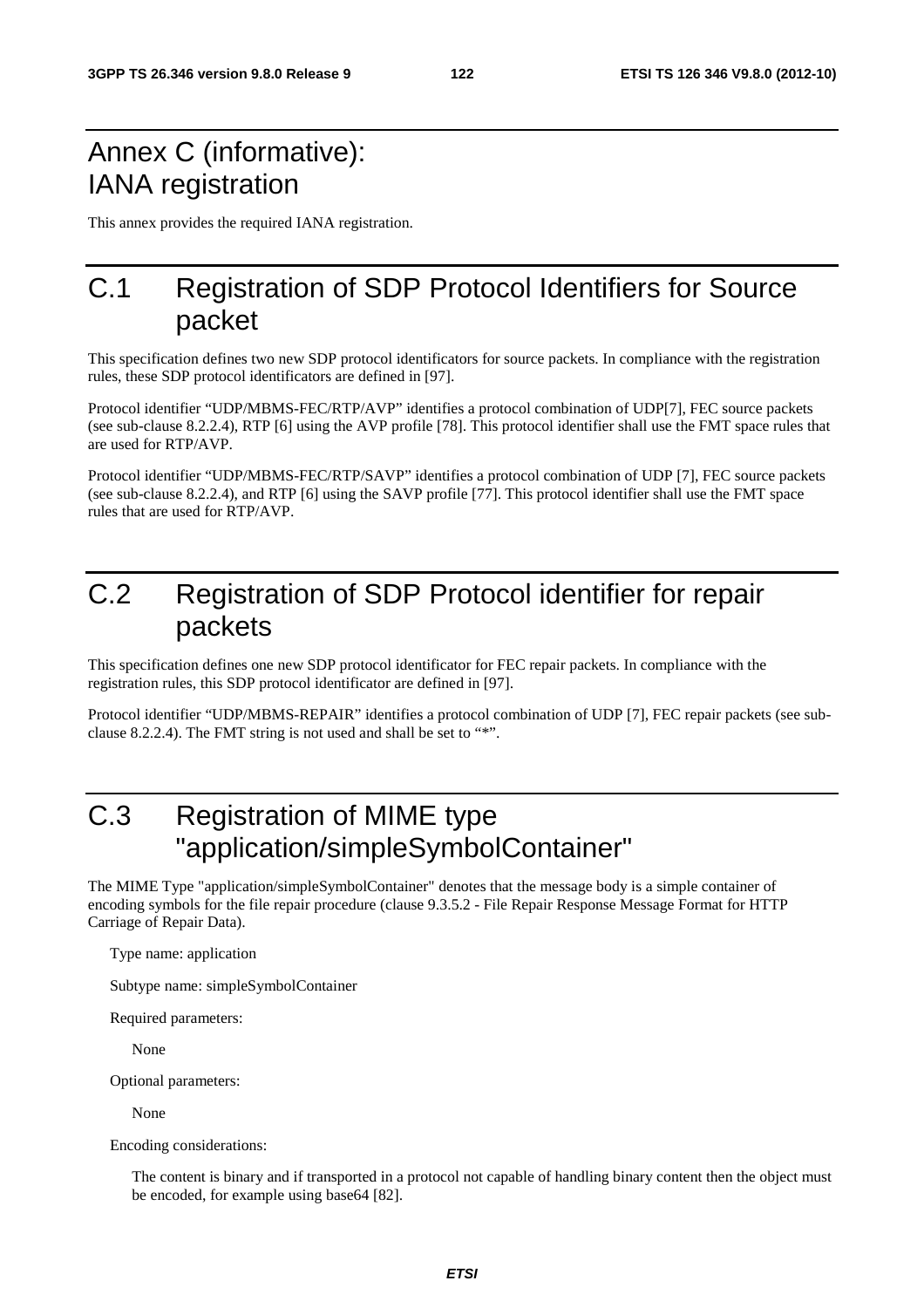# Annex C (informative): IANA registration

This annex provides the required IANA registration.

## C.1 Registration of SDP Protocol Identifiers for Source packet

This specification defines two new SDP protocol identificators for source packets. In compliance with the registration rules, these SDP protocol identificators are defined in [97].

Protocol identifier "UDP/MBMS-FEC/RTP/AVP" identifies a protocol combination of UDP[7], FEC source packets (see sub-clause 8.2.2.4), RTP [6] using the AVP profile [78]. This protocol identifier shall use the FMT space rules that are used for RTP/AVP.

Protocol identifier "UDP/MBMS-FEC/RTP/SAVP" identifies a protocol combination of UDP [7], FEC source packets (see sub-clause 8.2.2.4), and RTP [6] using the SAVP profile [77]. This protocol identifier shall use the FMT space rules that are used for RTP/AVP.

## C.2 Registration of SDP Protocol identifier for repair packets

This specification defines one new SDP protocol identificator for FEC repair packets. In compliance with the registration rules, this SDP protocol identificator are defined in [97].

Protocol identifier "UDP/MBMS-REPAIR" identifies a protocol combination of UDP [7], FEC repair packets (see sub-clause 8.2.2.4). The FMT string is not used and shall be set to "*".

## C.3 Registration of MIME type "application/simpleSymbolContainer"

The MIME Type "application/simpleSymbolContainer" denotes that the message body is a simple container of encoding symbols for the file repair procedure (clause 9.3.5.2 - File Repair Response Message Format for HTTP Carriage of Repair Data).

Type name: application

Subtype name: simpleSymbolContainer

Required parameters:

None

Optional parameters:

None

Encoding considerations:

The content is binary and if transported in a protocol not capable of handling binary content then the object must be encoded, for example using base64 [82].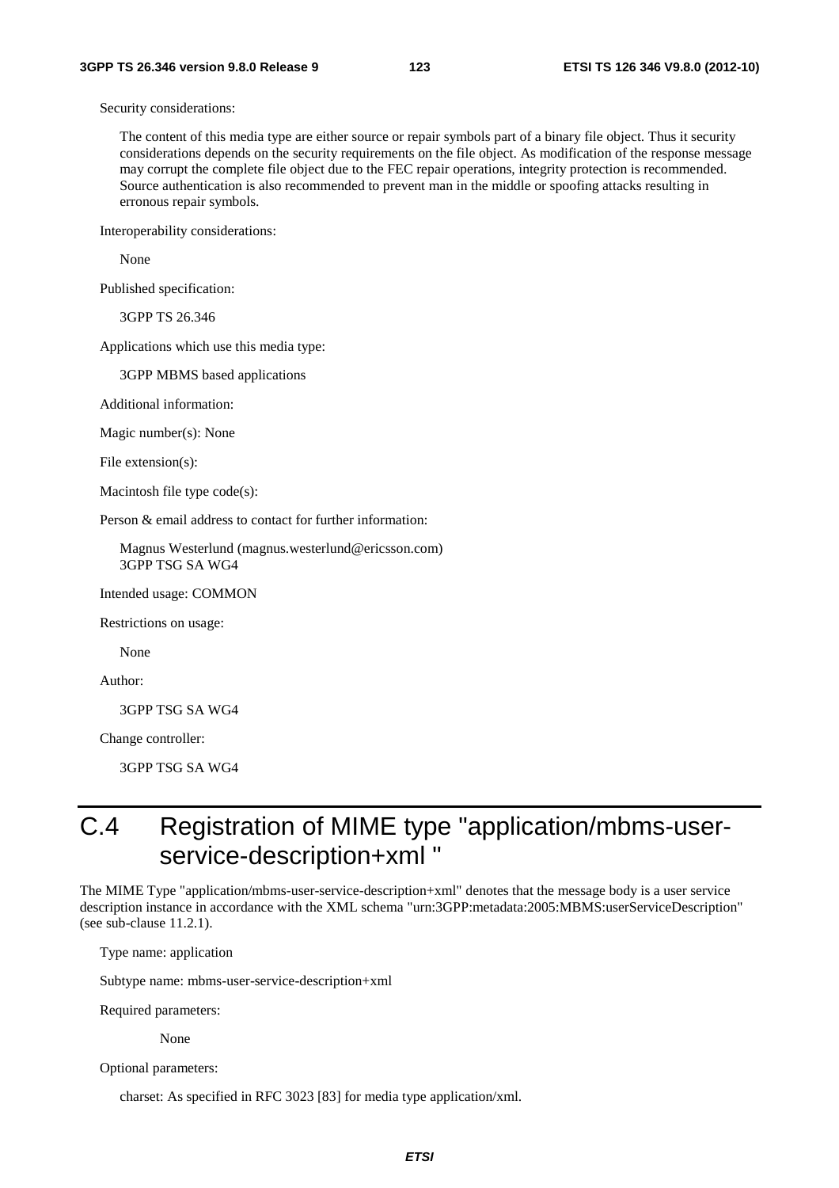Security considerations:

The content of this media type are either source or repair symbols part of a binary file object. Thus it security considerations depends on the security requirements on the file object. As modification of the response message may corrupt the complete file object due to the FEC repair operations, integrity protection is recommended. Source authentication is also recommended to prevent man in the middle or spoofing attacks resulting in erronous repair symbols.

Interoperability considerations:

None

Published specification:

3GPP TS 26.346

Applications which use this media type:

3GPP MBMS based applications

Additional information:

Magic number(s): None

File extension(s):

Macintosh file type code(s):

Person & email address to contact for further information:

Magnus Westerlund (magnus.westerlund@ericsson.com)
3GPP TSG SA WG4

Intended usage: COMMON

Restrictions on usage:

None

Author:

3GPP TSG SA WG4

Change controller:

3GPP TSG SA WG4

# C.4 Registration of MIME type "application/mbms-user-service-description+xml "

The MIME Type "application/mbms-user-service-description+xml" denotes that the message body is a user service description instance in accordance with the XML schema "urn:3GPP:metadata:2005:MBMS:userServiceDescription" (see sub-clause 11.2.1).

Type name: application

Subtype name: mbms-user-service-description+xml

Required parameters:

None

Optional parameters:

charset: As specified in RFC 3023 [83] for media type application/xml.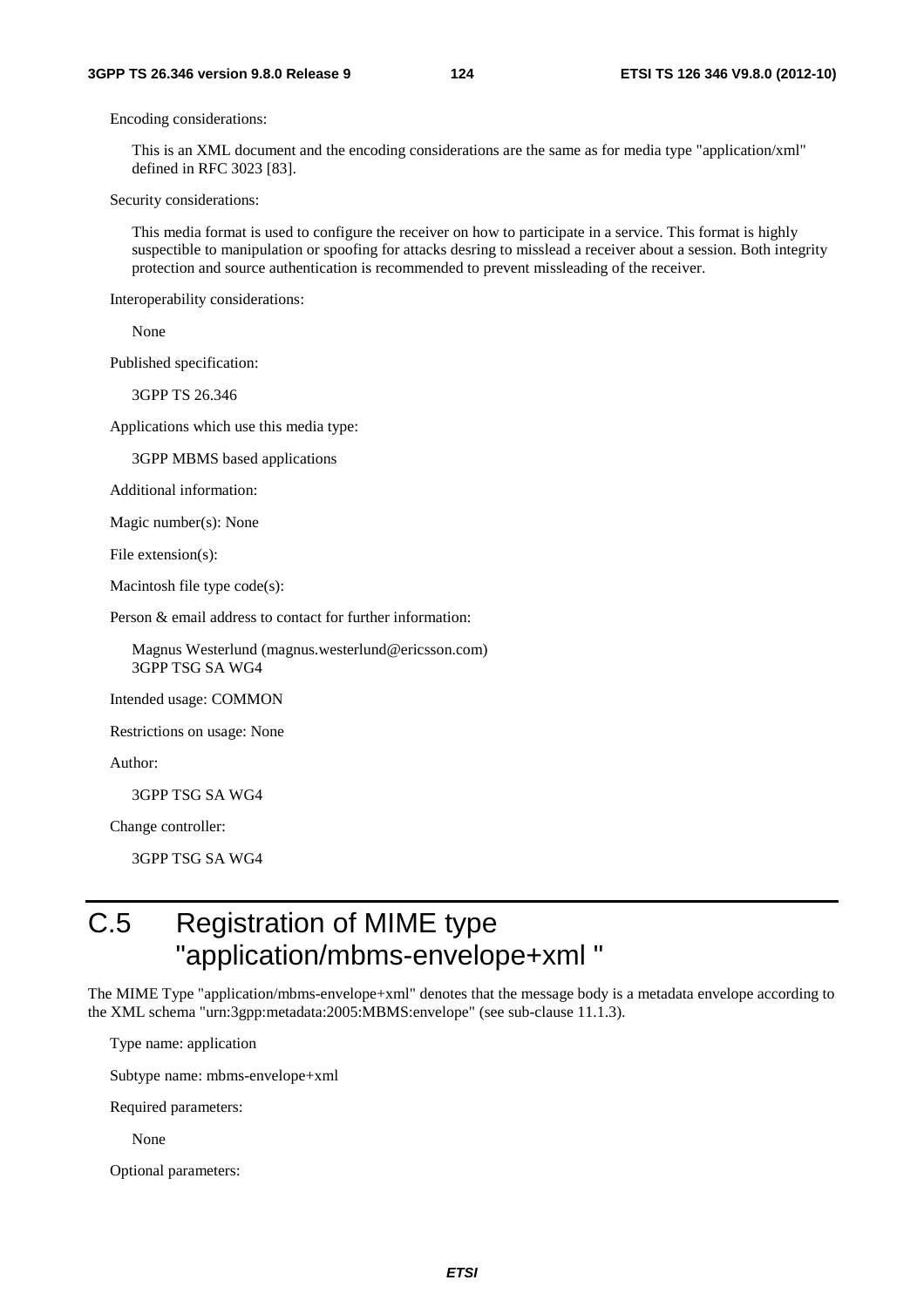Encoding considerations:

This is an XML document and the encoding considerations are the same as for media type "application/xml" defined in RFC 3023 [83].

Security considerations:

This media format is used to configure the receiver on how to participate in a service. This format is highly suspectible to manipulation or spoofing for attacks desring to misslead a receiver about a session. Both integrity protection and source authentication is recommended to prevent missleading of the receiver.

Interoperability considerations:

None

Published specification:

3GPP TS 26.346

Applications which use this media type:

3GPP MBMS based applications

Additional information:

Magic number(s): None

File extension(s):

Macintosh file type code(s):

Person & email address to contact for further information:

Magnus Westerlund (magnus.westerlund@ericsson.com)
3GPP TSG SA WG4

Intended usage: COMMON

Restrictions on usage: None

Author:

3GPP TSG SA WG4

Change controller:

3GPP TSG SA WG4

# C.5 Registration of MIME type "application/mbms-envelope+xml "

The MIME Type "application/mbms-envelope+xml" denotes that the message body is a metadata envelope according to the XML schema "urn:3gpp:metadata:2005:MBMS:envelope" (see sub-clause 11.1.3).

Type name: application

Subtype name: mbms-envelope+xml

Required parameters:

None

Optional parameters: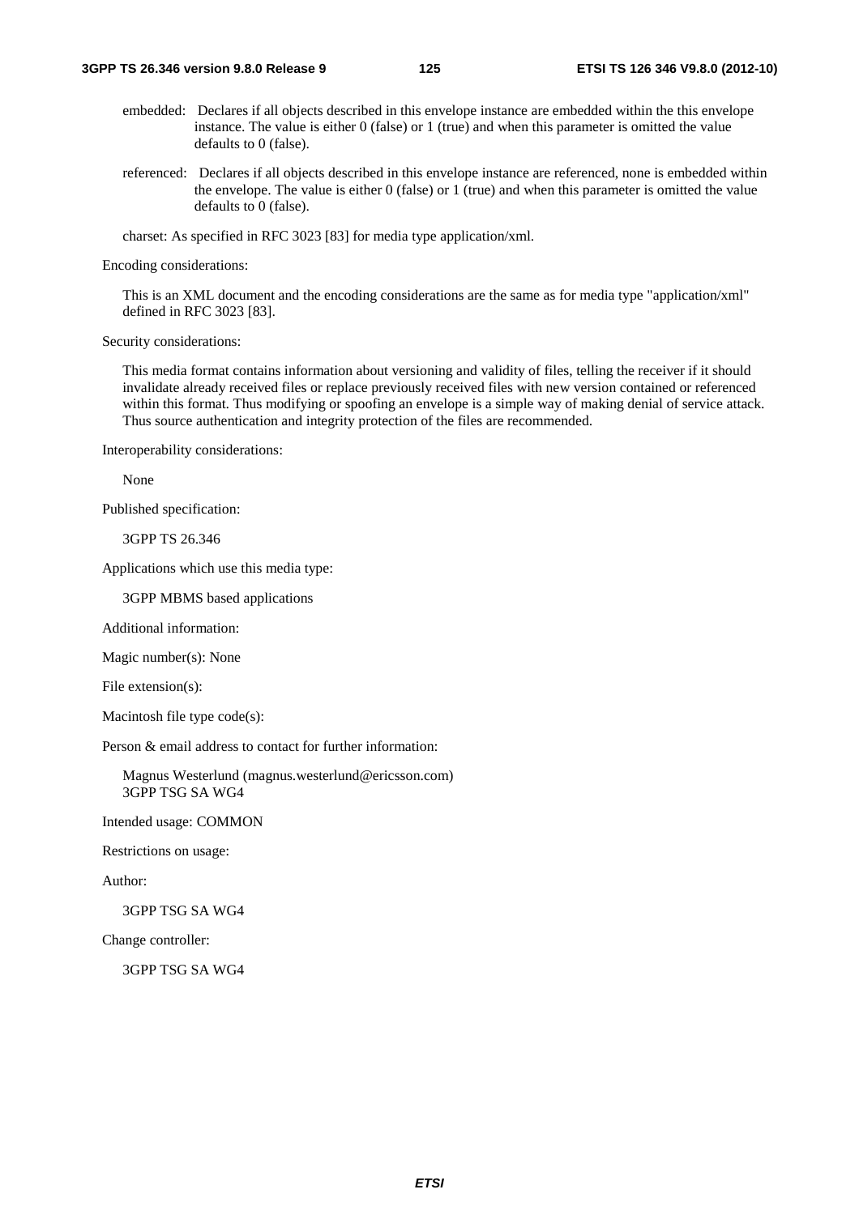embedded: Declares if all objects described in this envelope instance are embedded within the this envelope instance. The value is either 0 (false) or 1 (true) and when this parameter is omitted the value defaults to 0 (false).

referenced: Declares if all objects described in this envelope instance are referenced, none is embedded within the envelope. The value is either 0 (false) or 1 (true) and when this parameter is omitted the value defaults to 0 (false).

charset: As specified in RFC 3023 [83] for media type application/xml.

Encoding considerations:

This is an XML document and the encoding considerations are the same as for media type "application/xml" defined in RFC 3023 [83].

Security considerations:

This media format contains information about versioning and validity of files, telling the receiver if it should invalidate already received files or replace previously received files with new version contained or referenced within this format. Thus modifying or spoofing an envelope is a simple way of making denial of service attack. Thus source authentication and integrity protection of the files are recommended.

Interoperability considerations:

None

Published specification:

3GPP TS 26.346

Applications which use this media type:

3GPP MBMS based applications

Additional information:

Magic number(s): None

File extension(s):

Macintosh file type code(s):

Person & email address to contact for further information:

Magnus Westerlund (magnus.westerlund@ericsson.com)
3GPP TSG SA WG4

Intended usage: COMMON

Restrictions on usage:

Author:

3GPP TSG SA WG4

Change controller:

3GPP TSG SA WG4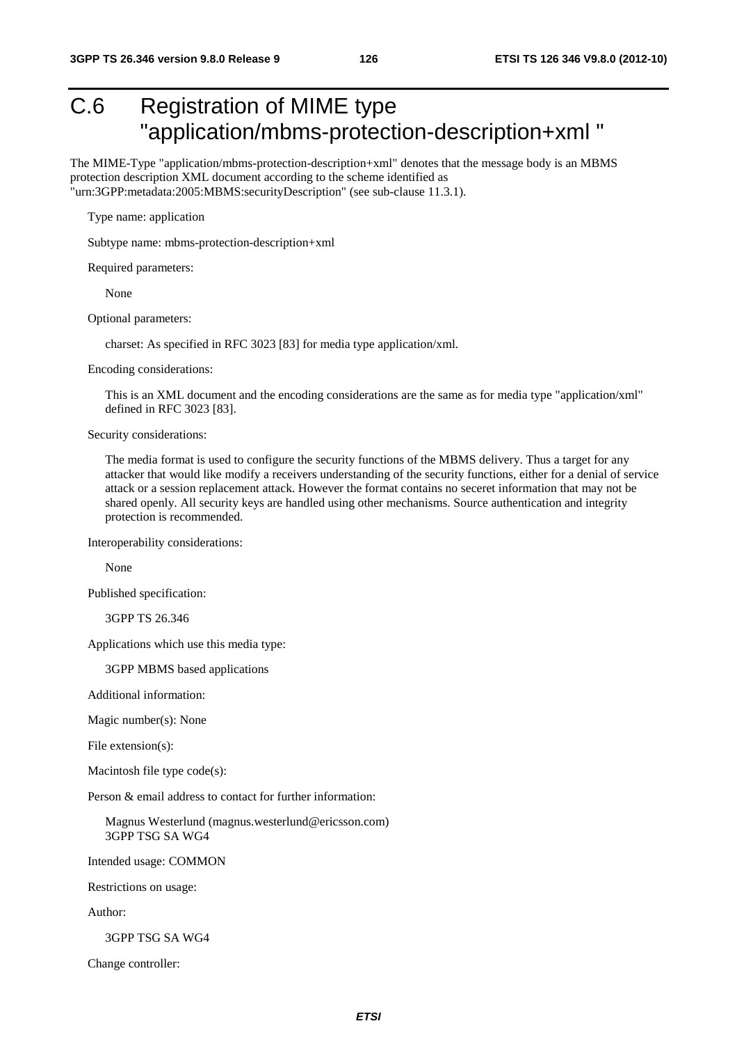# C.6 Registration of MIME type "application/mbms-protection-description+xml "

The MIME-Type "application/mbms-protection-description+xml" denotes that the message body is an MBMS protection description XML document according to the scheme identified as "urn:3GPP:metadata:2005:MBMS:securityDescription" (see sub-clause 11.3.1).

Type name: application

Subtype name: mbms-protection-description+xml

Required parameters:

None

Optional parameters:

charset: As specified in RFC 3023 [83] for media type application/xml.

Encoding considerations:

This is an XML document and the encoding considerations are the same as for media type "application/xml" defined in RFC 3023 [83].

Security considerations:

The media format is used to configure the security functions of the MBMS delivery. Thus a target for any attacker that would like modify a receivers understanding of the security functions, either for a denial of service attack or a session replacement attack. However the format contains no seceret information that may not be shared openly. All security keys are handled using other mechanisms. Source authentication and integrity protection is recommended.

Interoperability considerations:

None

Published specification:

3GPP TS 26.346

Applications which use this media type:

3GPP MBMS based applications

Additional information:

Magic number(s): None

File extension(s):

Macintosh file type code(s):

Person & email address to contact for further information:

Magnus Westerlund (magnus.westerlund@ericsson.com)
3GPP TSG SA WG4

Intended usage: COMMON

Restrictions on usage:

Author:

3GPP TSG SA WG4

Change controller: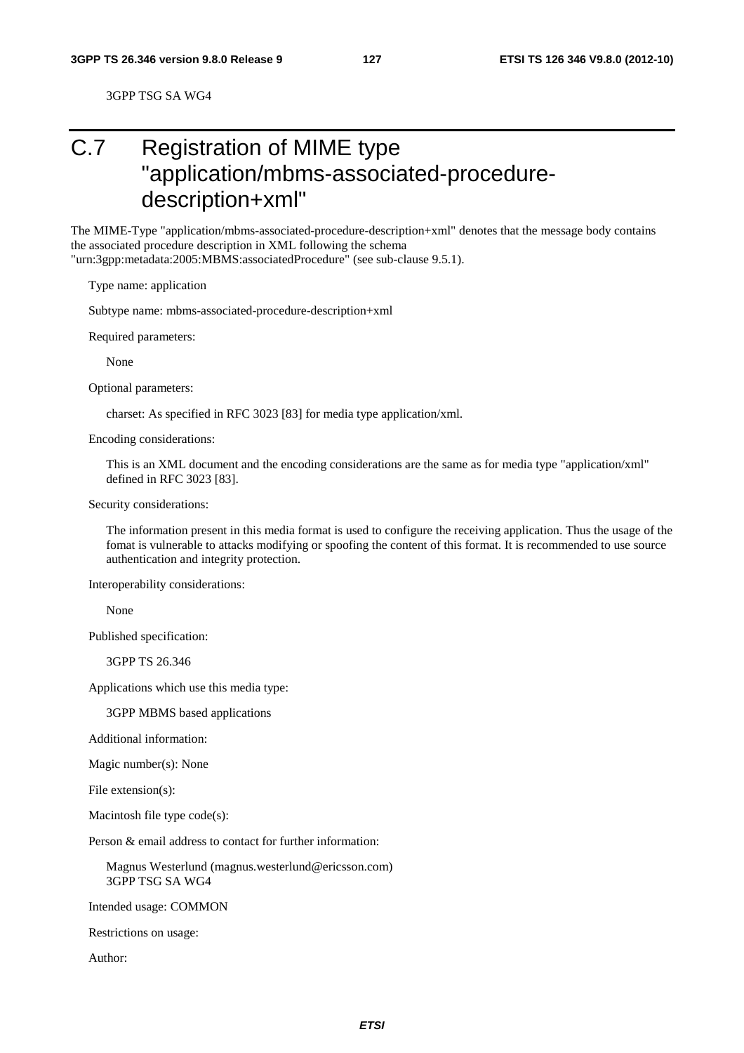3GPP TSG SA WG4

# C.7 Registration of MIME type "application/mbms-associated-procedure-description+xml"

The MIME-Type "application/mbms-associated-procedure-description+xml" denotes that the message body contains the associated procedure description in XML following the schema "urn:3gpp:metadata:2005:MBMS:associatedProcedure" (see sub-clause 9.5.1).

Type name: application

Subtype name: mbms-associated-procedure-description+xml

Required parameters:

None

Optional parameters:

charset: As specified in RFC 3023 [83] for media type application/xml.

Encoding considerations:

This is an XML document and the encoding considerations are the same as for media type "application/xml" defined in RFC 3023 [83].

Security considerations:

The information present in this media format is used to configure the receiving application. Thus the usage of the fomat is vulnerable to attacks modifying or spoofing the content of this format. It is recommended to use source authentication and integrity protection.

Interoperability considerations:

None

Published specification:

3GPP TS 26.346

Applications which use this media type:

3GPP MBMS based applications

Additional information:

Magic number(s): None

File extension(s):

Macintosh file type code(s):

Person & email address to contact for further information:

Magnus Westerlund (magnus.westerlund@ericsson.com)
3GPP TSG SA WG4

Intended usage: COMMON

Restrictions on usage:

Author: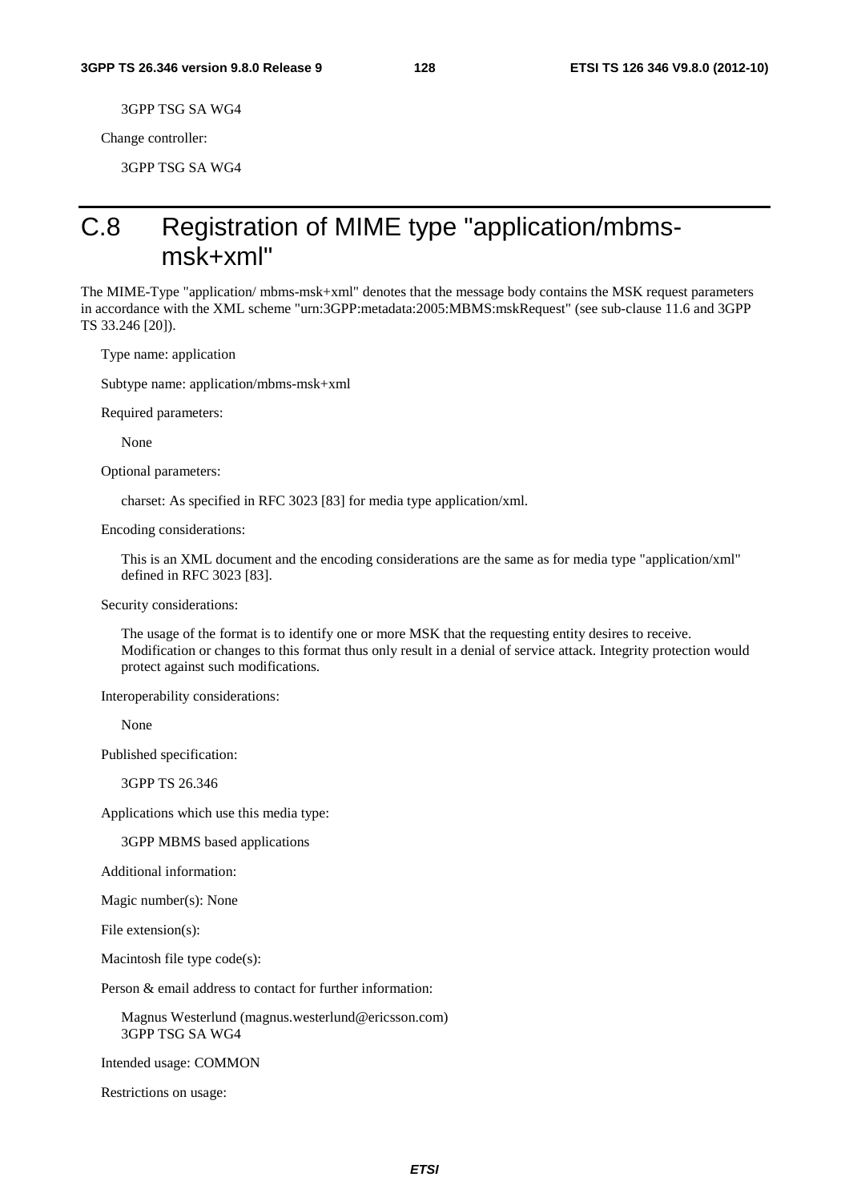3GPP TSG SA WG4

Change controller:

3GPP TSG SA WG4

# C.8 Registration of MIME type "application/mbms-msk+xml"

The MIME-Type "application/ mbms-msk+xml" denotes that the message body contains the MSK request parameters in accordance with the XML scheme "urn:3GPP:metadata:2005:MBMS:mskRequest" (see sub-clause 11.6 and 3GPP TS 33.246 [20]).

Type name: application

Subtype name: application/mbms-msk+xml

Required parameters:

None

Optional parameters:

charset: As specified in RFC 3023 [83] for media type application/xml.

Encoding considerations:

This is an XML document and the encoding considerations are the same as for media type "application/xml" defined in RFC 3023 [83].

Security considerations:

The usage of the format is to identify one or more MSK that the requesting entity desires to receive. Modification or changes to this format thus only result in a denial of service attack. Integrity protection would protect against such modifications.

Interoperability considerations:

None

Published specification:

3GPP TS 26.346

Applications which use this media type:

3GPP MBMS based applications

Additional information:

Magic number(s): None

File extension(s):

Macintosh file type code(s):

Person & email address to contact for further information:

Magnus Westerlund (magnus.westerlund@ericsson.com)
3GPP TSG SA WG4

Intended usage: COMMON

Restrictions on usage: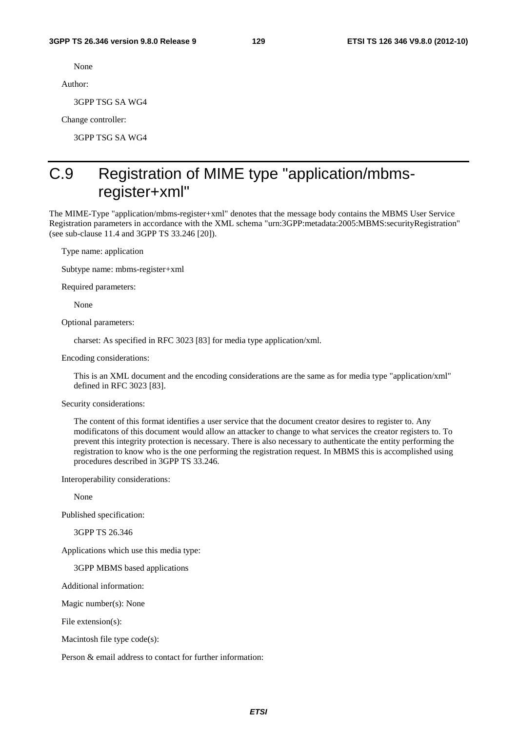None

Author:

3GPP TSG SA WG4

Change controller:

3GPP TSG SA WG4

# C.9 Registration of MIME type "application/mbms-register+xml"

The MIME-Type "application/mbms-register+xml" denotes that the message body contains the MBMS User Service Registration parameters in accordance with the XML schema "urn:3GPP:metadata:2005:MBMS:securityRegistration" (see sub-clause 11.4 and 3GPP TS 33.246 [20]).

Type name: application

Subtype name: mbms-register+xml

Required parameters:

None

Optional parameters:

charset: As specified in RFC 3023 [83] for media type application/xml.

Encoding considerations:

This is an XML document and the encoding considerations are the same as for media type "application/xml" defined in RFC 3023 [83].

Security considerations:

The content of this format identifies a user service that the document creator desires to register to. Any modificatons of this document would allow an attacker to change to what services the creator registers to. To prevent this integrity protection is necessary. There is also necessary to authenticate the entity performing the registration to know who is the one performing the registration request. In MBMS this is accomplished using procedures described in 3GPP TS 33.246.

Interoperability considerations:

None

Published specification:

3GPP TS 26.346

Applications which use this media type:

3GPP MBMS based applications

Additional information:

Magic number(s): None

File extension(s):

Macintosh file type code(s):

Person & email address to contact for further information: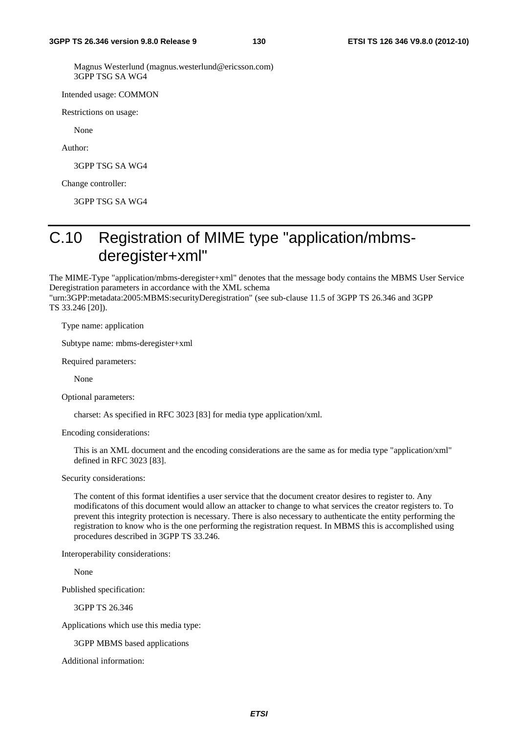Magnus Westerlund (magnus.westerlund@ericsson.com)
3GPP TSG SA WG4

Intended usage: COMMON

Restrictions on usage:

None

Author:

3GPP TSG SA WG4

Change controller:

3GPP TSG SA WG4

# C.10 Registration of MIME type "application/mbms-deregister+xml"

The MIME-Type "application/mbms-deregister+xml" denotes that the message body contains the MBMS User Service Deregistration parameters in accordance with the XML schema "urn:3GPP:metadata:2005:MBMS:securityDeregistration" (see sub-clause 11.5 of 3GPP TS 26.346 and 3GPP TS 33.246 [20]).

Type name: application

Subtype name: mbms-deregister+xml

Required parameters:

None

Optional parameters:

charset: As specified in RFC 3023 [83] for media type application/xml.

Encoding considerations:

This is an XML document and the encoding considerations are the same as for media type "application/xml" defined in RFC 3023 [83].

Security considerations:

The content of this format identifies a user service that the document creator desires to register to. Any modificatons of this document would allow an attacker to change to what services the creator registers to. To prevent this integrity protection is necessary. There is also necessary to authenticate the entity performing the registration to know who is the one performing the registration request. In MBMS this is accomplished using procedures described in 3GPP TS 33.246.

Interoperability considerations:

None

Published specification:

3GPP TS 26.346

Applications which use this media type:

3GPP MBMS based applications

Additional information: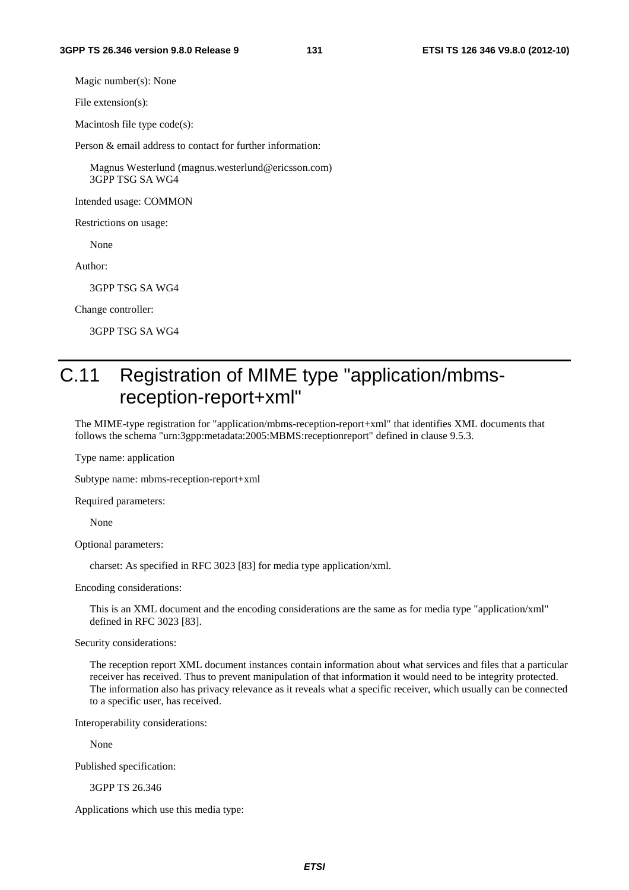Magic number(s): None

File extension(s):

Macintosh file type code(s):

Person & email address to contact for further information:

Magnus Westerlund (magnus.westerlund@ericsson.com)
3GPP TSG SA WG4

Intended usage: COMMON

Restrictions on usage:

None

Author:

3GPP TSG SA WG4

Change controller:

3GPP TSG SA WG4

# C.11 Registration of MIME type "application/mbms-reception-report+xml"

The MIME-type registration for "application/mbms-reception-report+xml" that identifies XML documents that follows the schema "urn:3gpp:metadata:2005:MBMS:receptionreport" defined in clause 9.5.3.

Type name: application

Subtype name: mbms-reception-report+xml

Required parameters:

None

Optional parameters:

charset: As specified in RFC 3023 [83] for media type application/xml.

Encoding considerations:

This is an XML document and the encoding considerations are the same as for media type "application/xml" defined in RFC 3023 [83].

Security considerations:

The reception report XML document instances contain information about what services and files that a particular receiver has received. Thus to prevent manipulation of that information it would need to be integrity protected. The information also has privacy relevance as it reveals what a specific receiver, which usually can be connected to a specific user, has received.

Interoperability considerations:

None

Published specification:

3GPP TS 26.346

Applications which use this media type: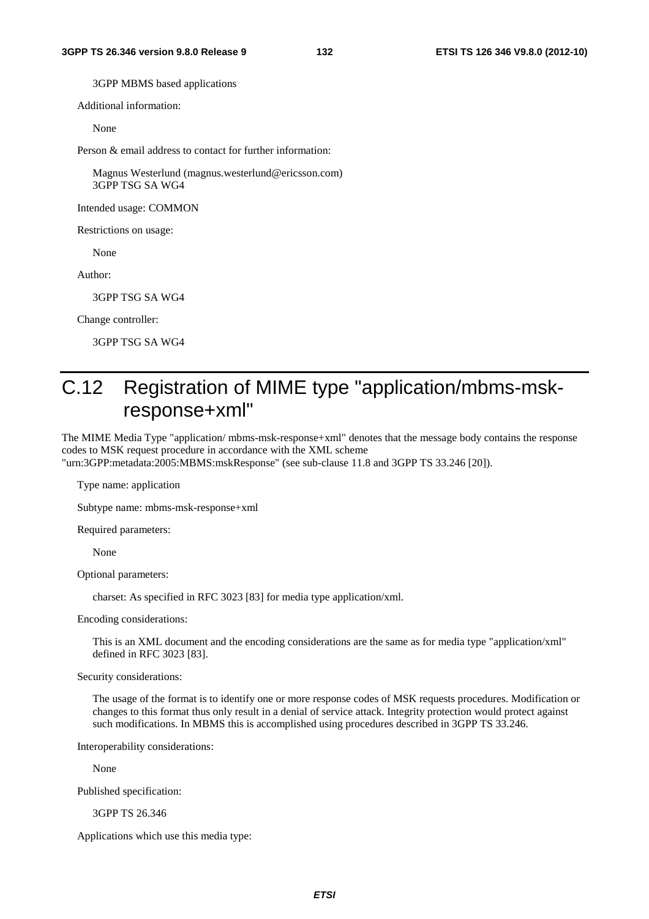3GPP MBMS based applications

Additional information:

None

Person & email address to contact for further information:

Magnus Westerlund (magnus.westerlund@ericsson.com)
3GPP TSG SA WG4

Intended usage: COMMON

Restrictions on usage:

None

Author:

3GPP TSG SA WG4

Change controller:

3GPP TSG SA WG4

# C.12 Registration of MIME type "application/mbms-msk-response+xml"

The MIME Media Type "application/ mbms-msk-response+xml" denotes that the message body contains the response codes to MSK request procedure in accordance with the XML scheme "urn:3GPP:metadata:2005:MBMS:mskResponse" (see sub-clause 11.8 and 3GPP TS 33.246 [20]).

Type name: application

Subtype name: mbms-msk-response+xml

Required parameters:

None

Optional parameters:

charset: As specified in RFC 3023 [83] for media type application/xml.

Encoding considerations:

This is an XML document and the encoding considerations are the same as for media type "application/xml" defined in RFC 3023 [83].

Security considerations:

The usage of the format is to identify one or more response codes of MSK requests procedures. Modification or changes to this format thus only result in a denial of service attack. Integrity protection would protect against such modifications. In MBMS this is accomplished using procedures described in 3GPP TS 33.246.

Interoperability considerations:

None

Published specification:

3GPP TS 26.346

Applications which use this media type: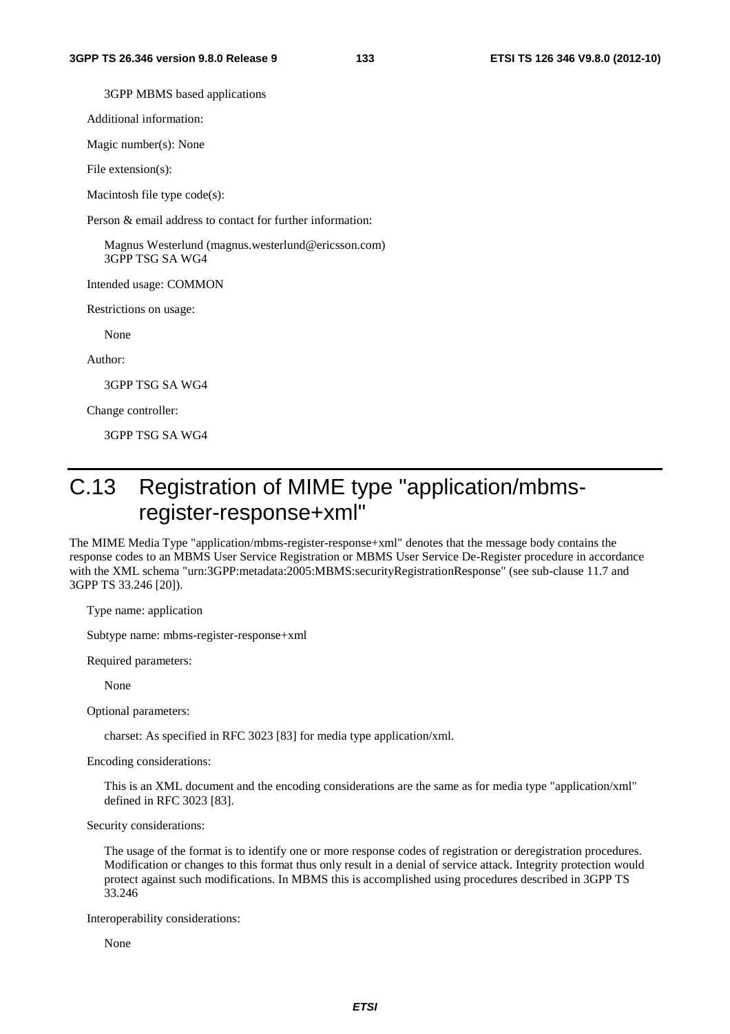3GPP MBMS based applications

Additional information:

Magic number(s): None

File extension(s):

Macintosh file type code(s):

Person & email address to contact for further information:

Magnus Westerlund (magnus.westerlund@ericsson.com)
3GPP TSG SA WG4

Intended usage: COMMON

Restrictions on usage:

None

Author:

3GPP TSG SA WG4

Change controller:

3GPP TSG SA WG4

# C.13 Registration of MIME type "application/mbms-register-response+xml"

The MIME Media Type "application/mbms-register-response+xml" denotes that the message body contains the response codes to an MBMS User Service Registration or MBMS User Service De-Register procedure in accordance with the XML schema "urn:3GPP:metadata:2005:MBMS:securityRegistrationResponse" (see sub-clause 11.7 and 3GPP TS 33.246 [20]).

Type name: application

Subtype name: mbms-register-response+xml

Required parameters:

None

Optional parameters:

charset: As specified in RFC 3023 [83] for media type application/xml.

Encoding considerations:

This is an XML document and the encoding considerations are the same as for media type "application/xml" defined in RFC 3023 [83].

Security considerations:

The usage of the format is to identify one or more response codes of registration or deregistration procedures. Modification or changes to this format thus only result in a denial of service attack. Integrity protection would protect against such modifications. In MBMS this is accomplished using procedures described in 3GPP TS 33.246

Interoperability considerations:

None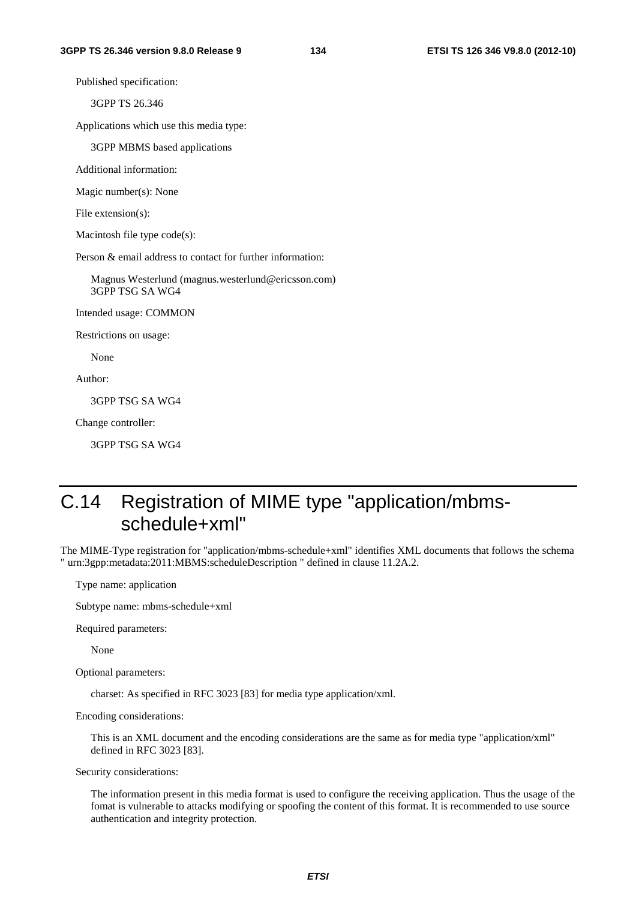Published specification:

3GPP TS 26.346

Applications which use this media type:

3GPP MBMS based applications

Additional information:

Magic number(s): None

File extension(s):

Macintosh file type code(s):

Person & email address to contact for further information:

Magnus Westerlund (magnus.westerlund@ericsson.com)
3GPP TSG SA WG4

Intended usage: COMMON

Restrictions on usage:

None

Author:

3GPP TSG SA WG4

Change controller:

3GPP TSG SA WG4

# C.14 Registration of MIME type "application/mbms-schedule+xml"

The MIME-Type registration for "application/mbms-schedule+xml" identifies XML documents that follows the schema " urn:3gpp:metadata:2011:MBMS:scheduleDescription " defined in clause 11.2A.2.

Type name: application

Subtype name: mbms-schedule+xml

Required parameters:

None

Optional parameters:

charset: As specified in RFC 3023 [83] for media type application/xml.

Encoding considerations:

This is an XML document and the encoding considerations are the same as for media type "application/xml" defined in RFC 3023 [83].

Security considerations:

The information present in this media format is used to configure the receiving application. Thus the usage of the fomat is vulnerable to attacks modifying or spoofing the content of this format. It is recommended to use source authentication and integrity protection.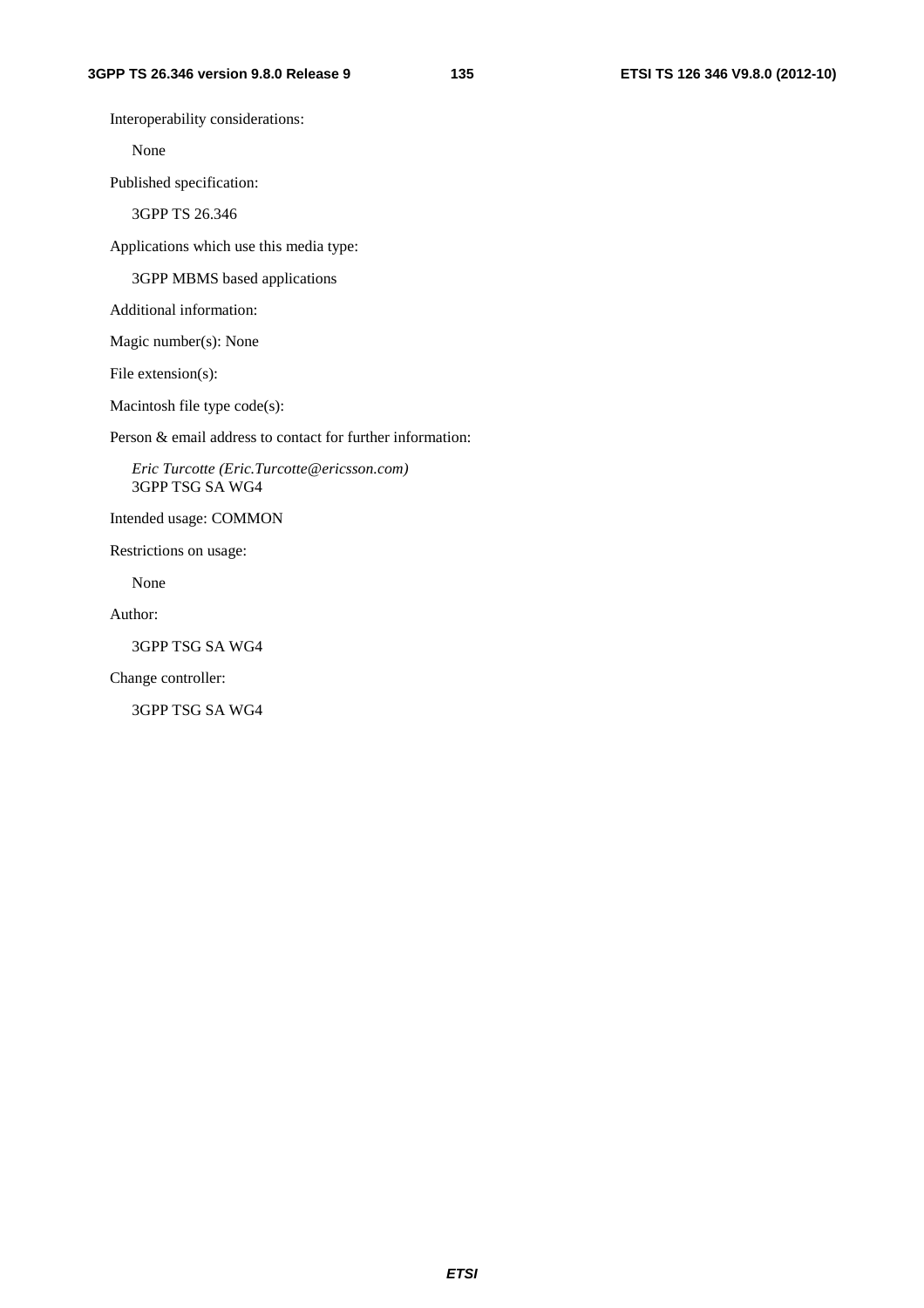Interoperability considerations:

None

Published specification:

3GPP TS 26.346

Applications which use this media type:

3GPP MBMS based applications

Additional information:

Magic number(s): None

File extension(s):

Macintosh file type code(s):

Person & email address to contact for further information:

*Eric Turcotte (Eric.Turcotte@ericsson.com)*
3GPP TSG SA WG4

Intended usage: COMMON

Restrictions on usage:

None

Author:

3GPP TSG SA WG4

Change controller:

3GPP TSG SA WG4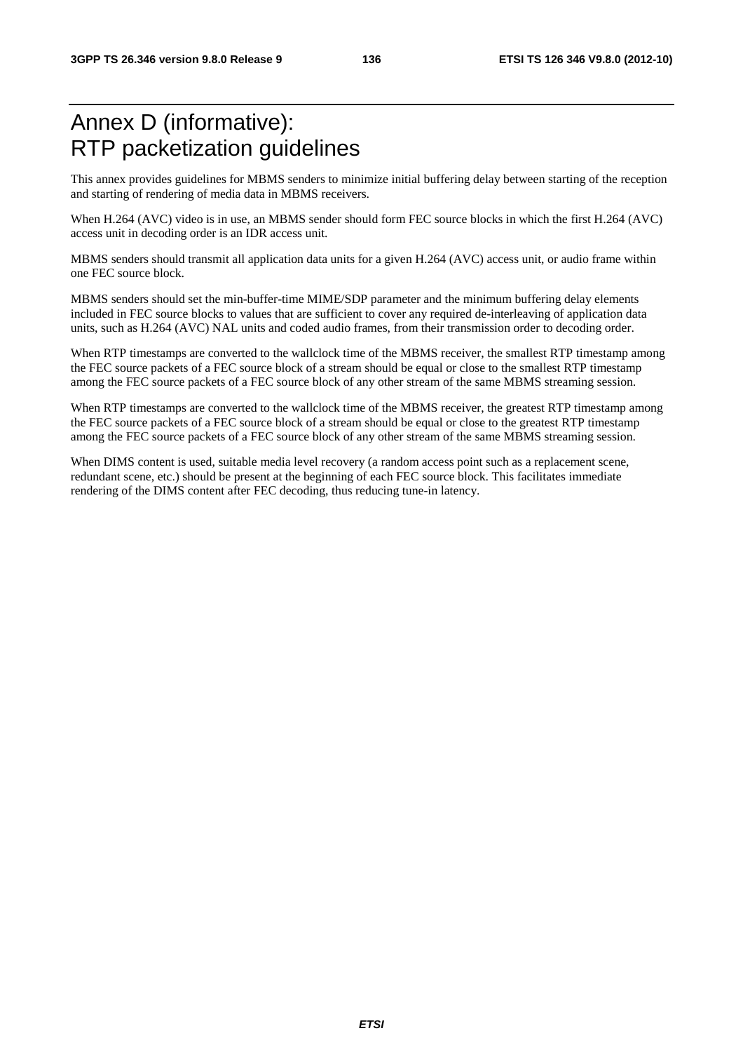# Annex D (informative): RTP packetization guidelines

This annex provides guidelines for MBMS senders to minimize initial buffering delay between starting of the reception and starting of rendering of media data in MBMS receivers.

When H.264 (AVC) video is in use, an MBMS sender should form FEC source blocks in which the first H.264 (AVC) access unit in decoding order is an IDR access unit.

MBMS senders should transmit all application data units for a given H.264 (AVC) access unit, or audio frame within one FEC source block.

MBMS senders should set the min-buffer-time MIME/SDP parameter and the minimum buffering delay elements included in FEC source blocks to values that are sufficient to cover any required de-interleaving of application data units, such as H.264 (AVC) NAL units and coded audio frames, from their transmission order to decoding order.

When RTP timestamps are converted to the wallclock time of the MBMS receiver, the smallest RTP timestamp among the FEC source packets of a FEC source block of a stream should be equal or close to the smallest RTP timestamp among the FEC source packets of a FEC source block of any other stream of the same MBMS streaming session.

When RTP timestamps are converted to the wallclock time of the MBMS receiver, the greatest RTP timestamp among the FEC source packets of a FEC source block of a stream should be equal or close to the greatest RTP timestamp among the FEC source packets of a FEC source block of any other stream of the same MBMS streaming session.

When DIMS content is used, suitable media level recovery (a random access point such as a replacement scene, redundant scene, etc.) should be present at the beginning of each FEC source block. This facilitates immediate rendering of the DIMS content after FEC decoding, thus reducing tune-in latency.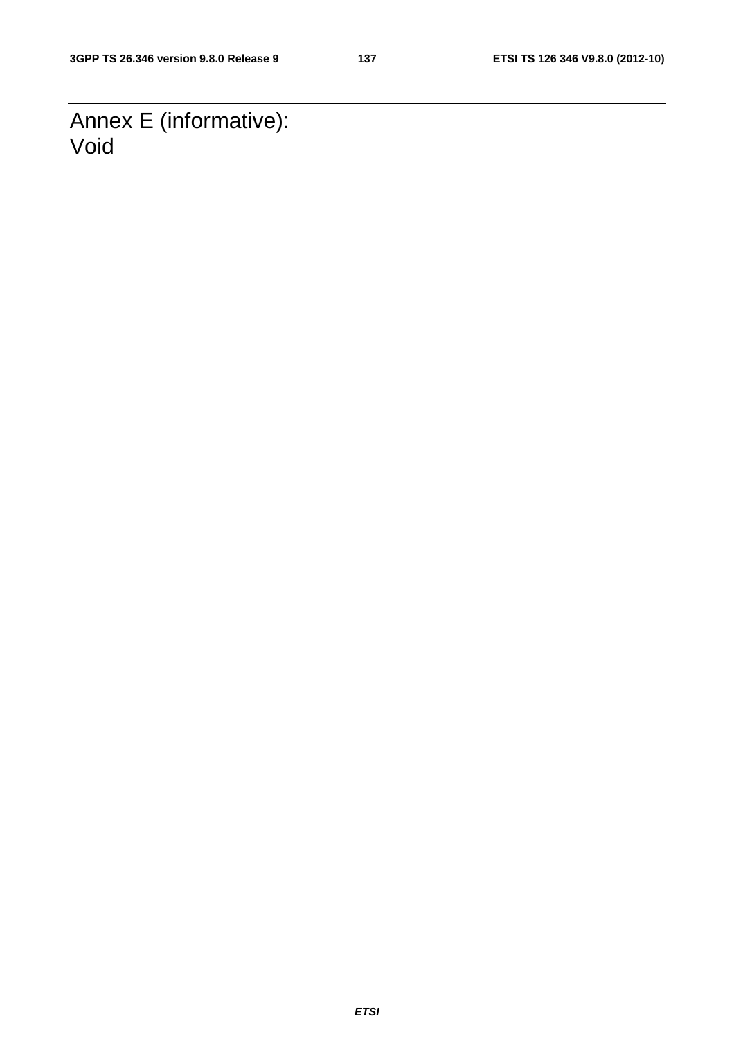# Annex E (informative): Void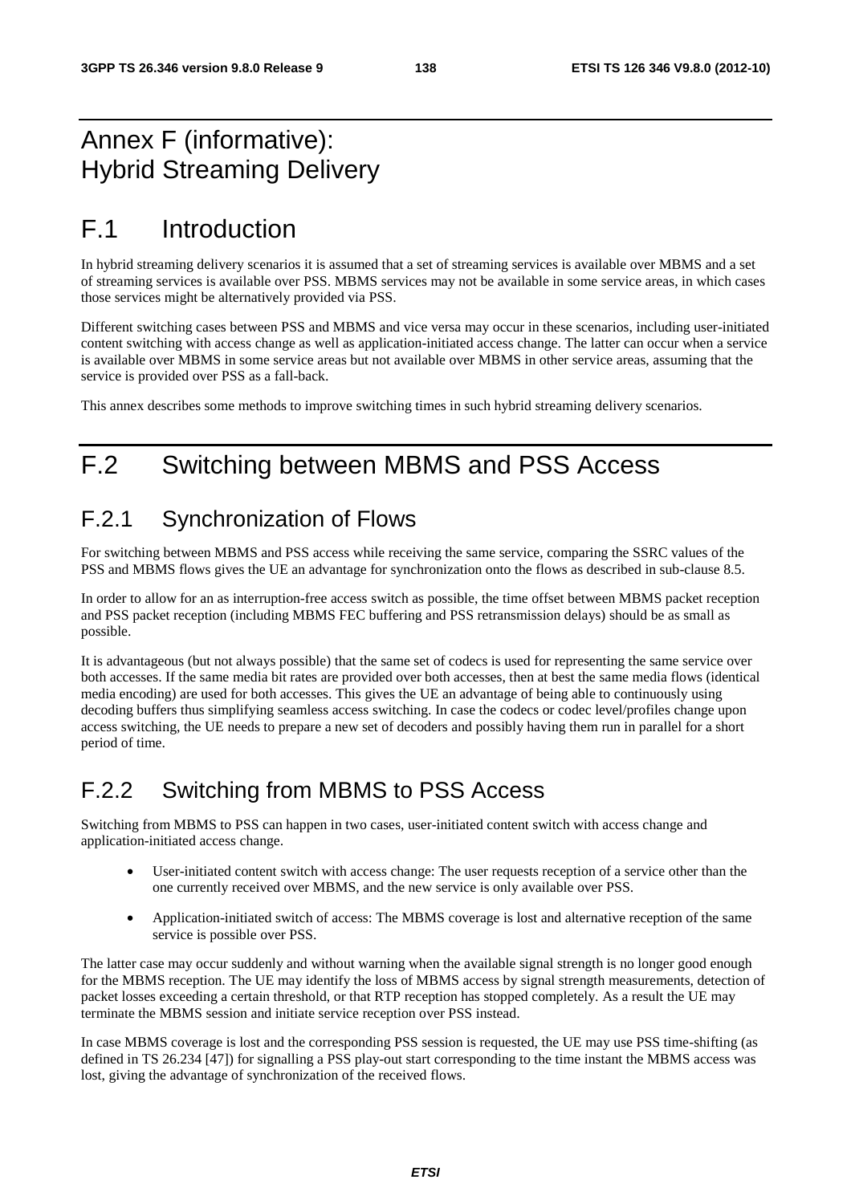# Annex F (informative): Hybrid Streaming Delivery

# F.1 Introduction

In hybrid streaming delivery scenarios it is assumed that a set of streaming services is available over MBMS and a set of streaming services is available over PSS. MBMS services may not be available in some service areas, in which cases those services might be alternatively provided via PSS.

Different switching cases between PSS and MBMS and vice versa may occur in these scenarios, including user-initiated content switching with access change as well as application-initiated access change. The latter can occur when a service is available over MBMS in some service areas but not available over MBMS in other service areas, assuming that the service is provided over PSS as a fall-back.

This annex describes some methods to improve switching times in such hybrid streaming delivery scenarios.

# F.2 Switching between MBMS and PSS Access

## F.2.1 Synchronization of Flows

For switching between MBMS and PSS access while receiving the same service, comparing the SSRC values of the PSS and MBMS flows gives the UE an advantage for synchronization onto the flows as described in sub-clause 8.5.

In order to allow for an as interruption-free access switch as possible, the time offset between MBMS packet reception and PSS packet reception (including MBMS FEC buffering and PSS retransmission delays) should be as small as possible.

It is advantageous (but not always possible) that the same set of codecs is used for representing the same service over both accesses. If the same media bit rates are provided over both accesses, then at best the same media flows (identical media encoding) are used for both accesses. This gives the UE an advantage of being able to continuously using decoding buffers thus simplifying seamless access switching. In case the codecs or codec level/profiles change upon access switching, the UE needs to prepare a new set of decoders and possibly having them run in parallel for a short period of time.

## F.2.2 Switching from MBMS to PSS Access

Switching from MBMS to PSS can happen in two cases, user-initiated content switch with access change and application-initiated access change.

- User-initiated content switch with access change: The user requests reception of a service other than the one currently received over MBMS, and the new service is only available over PSS.
- Application-initiated switch of access: The MBMS coverage is lost and alternative reception of the same service is possible over PSS.

The latter case may occur suddenly and without warning when the available signal strength is no longer good enough for the MBMS reception. The UE may identify the loss of MBMS access by signal strength measurements, detection of packet losses exceeding a certain threshold, or that RTP reception has stopped completely. As a result the UE may terminate the MBMS session and initiate service reception over PSS instead.

In case MBMS coverage is lost and the corresponding PSS session is requested, the UE may use PSS time-shifting (as defined in TS 26.234 [47]) for signalling a PSS play-out start corresponding to the time instant the MBMS access was lost, giving the advantage of synchronization of the received flows.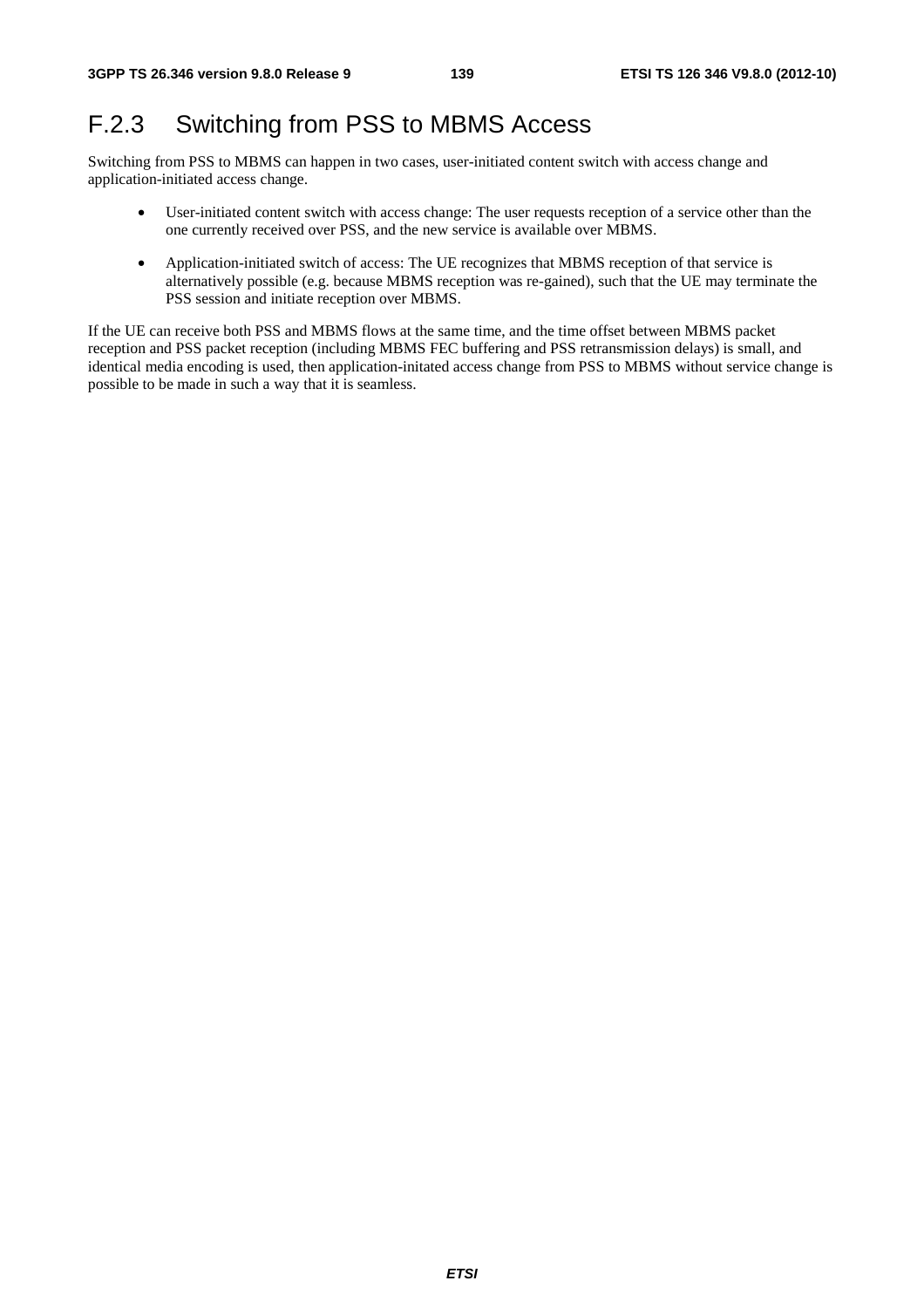# F.2.3 Switching from PSS to MBMS Access

Switching from PSS to MBMS can happen in two cases, user-initiated content switch with access change and application-initiated access change.

- User-initiated content switch with access change: The user requests reception of a service other than the one currently received over PSS, and the new service is available over MBMS.
- Application-initiated switch of access: The UE recognizes that MBMS reception of that service is alternatively possible (e.g. because MBMS reception was re-gained), such that the UE may terminate the PSS session and initiate reception over MBMS.

If the UE can receive both PSS and MBMS flows at the same time, and the time offset between MBMS packet reception and PSS packet reception (including MBMS FEC buffering and PSS retransmission delays) is small, and identical media encoding is used, then application-initated access change from PSS to MBMS without service change is possible to be made in such a way that it is seamless.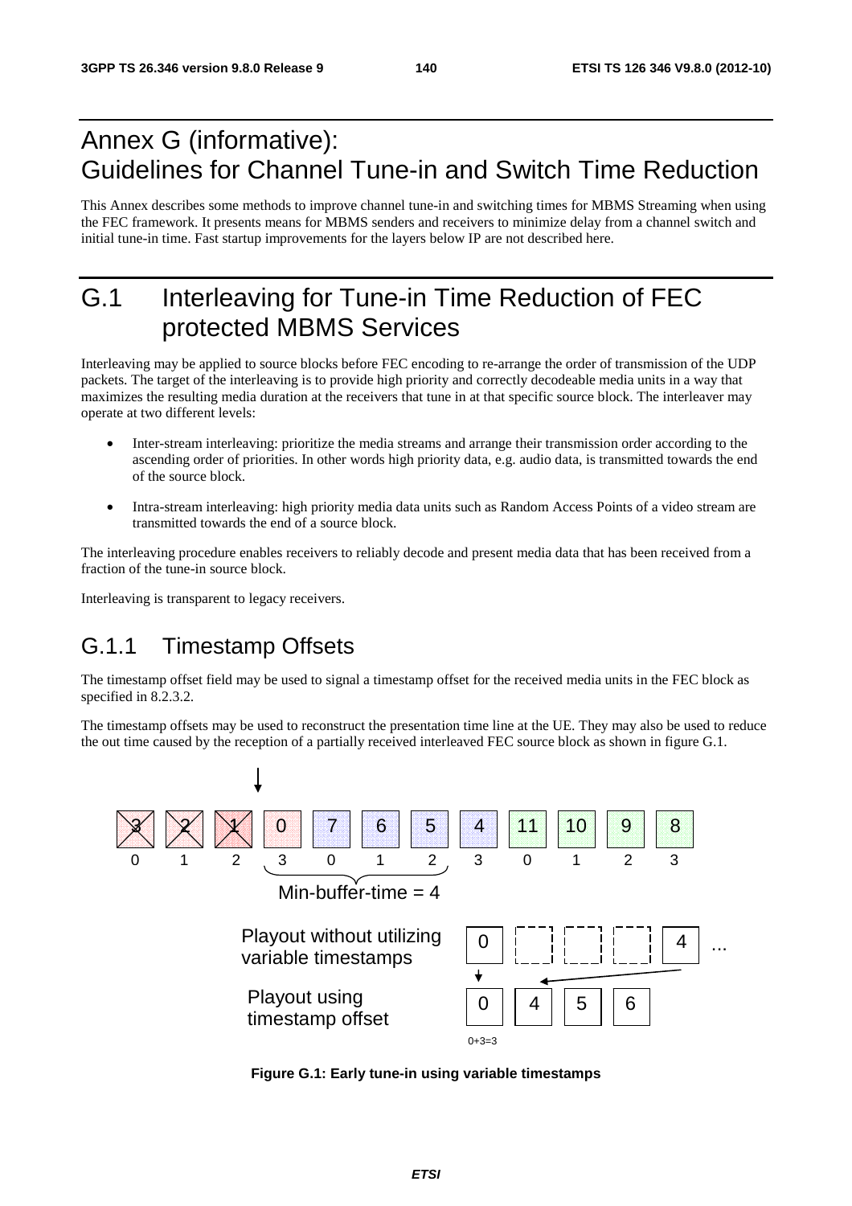# Annex G (informative): Guidelines for Channel Tune-in and Switch Time Reduction

This Annex describes some methods to improve channel tune-in and switching times for MBMS Streaming when using the FEC framework. It presents means for MBMS senders and receivers to minimize delay from a channel switch and initial tune-in time. Fast startup improvements for the layers below IP are not described here.

# G.1 Interleaving for Tune-in Time Reduction of FEC protected MBMS Services

Interleaving may be applied to source blocks before FEC encoding to re-arrange the order of transmission of the UDP packets. The target of the interleaving is to provide high priority and correctly decodeable media units in a way that maximizes the resulting media duration at the receivers that tune in at that specific source block. The interleaver may operate at two different levels:

- Inter-stream interleaving: prioritize the media streams and arrange their transmission order according to the ascending order of priorities. In other words high priority data, e.g. audio data, is transmitted towards the end of the source block.
- Intra-stream interleaving: high priority media data units such as Random Access Points of a video stream are transmitted towards the end of a source block.

The interleaving procedure enables receivers to reliably decode and present media data that has been received from a fraction of the tune-in source block.

Interleaving is transparent to legacy receivers.

## G.1.1 Timestamp Offsets

The timestamp offset field may be used to signal a timestamp offset for the received media units in the FEC block as specified in 8.2.3.2.

The timestamp offsets may be used to reconstruct the presentation time line at the UE. They may also be used to reduce the out time caused by the reception of a partially received interleaved FEC source block as shown in figure G.1.

**Figure G.1: Early tune-in using variable timestamps**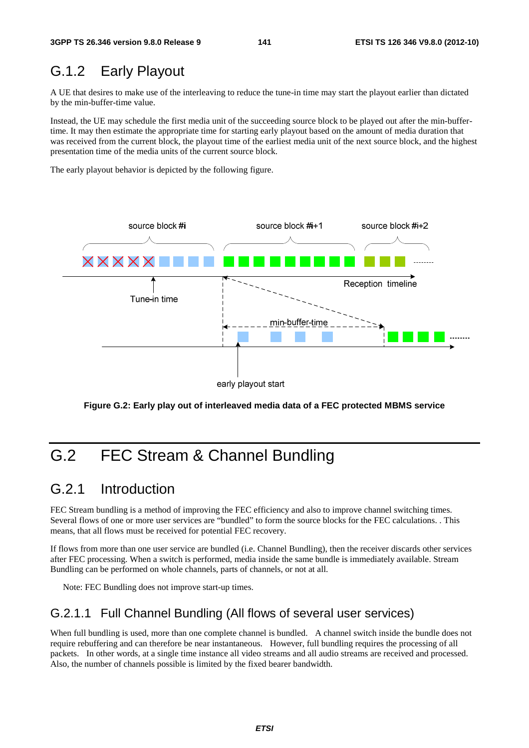## G.1.2 Early Playout

A UE that desires to make use of the interleaving to reduce the tune-in time may start the playout earlier than dictated by the min-buffer-time value.

Instead, the UE may schedule the first media unit of the succeeding source block to be played out after the min-buffer-time. It may then estimate the appropriate time for starting early playout based on the amount of media duration that was received from the current block, the playout time of the earliest media unit of the next source block, and the highest presentation time of the media units of the current source block.

The early playout behavior is depicted by the following figure.

**Figure G.2: Early play out of interleaved media data of a FEC protected MBMS service**

# G.2 FEC Stream & Channel Bundling

## G.2.1 Introduction

FEC Stream bundling is a method of improving the FEC efficiency and also to improve channel switching times. Several flows of one or more user services are "bundled" to form the source blocks for the FEC calculations. . This means, that all flows must be received for potential FEC recovery.

If flows from more than one user service are bundled (i.e. Channel Bundling), then the receiver discards other services after FEC processing. When a switch is performed, media inside the same bundle is immediately available. Stream Bundling can be performed on whole channels, parts of channels, or not at all.

Note: FEC Bundling does not improve start-up times.

### G.2.1.1 Full Channel Bundling (All flows of several user services)

When full bundling is used, more than one complete channel is bundled. A channel switch inside the bundle does not require rebuffering and can therefore be near instantaneous. However, full bundling requires the processing of all packets. In other words, at a single time instance all video streams and all audio streams are received and processed. Also, the number of channels possible is limited by the fixed bearer bandwidth.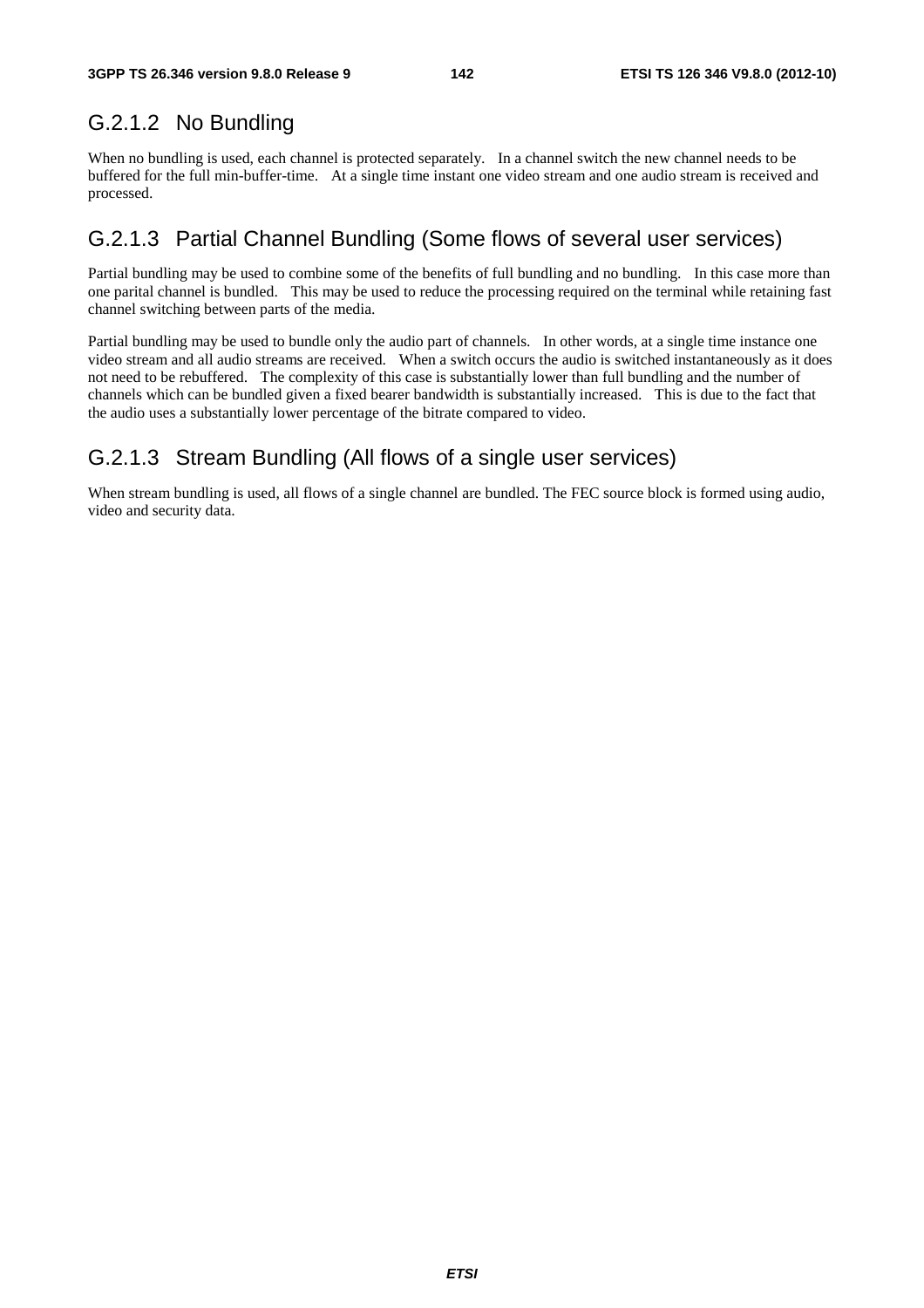### G.2.1.2 No Bundling

When no bundling is used, each channel is protected separately. In a channel switch the new channel needs to be buffered for the full min-buffer-time. At a single time instant one video stream and one audio stream is received and processed.

### G.2.1.3 Partial Channel Bundling (Some flows of several user services)

Partial bundling may be used to combine some of the benefits of full bundling and no bundling. In this case more than one parital channel is bundled. This may be used to reduce the processing required on the terminal while retaining fast channel switching between parts of the media.

Partial bundling may be used to bundle only the audio part of channels. In other words, at a single time instance one video stream and all audio streams are received. When a switch occurs the audio is switched instantaneously as it does not need to be rebuffered. The complexity of this case is substantially lower than full bundling and the number of channels which can be bundled given a fixed bearer bandwidth is substantially increased. This is due to the fact that the audio uses a substantially lower percentage of the bitrate compared to video.

### G.2.1.3 Stream Bundling (All flows of a single user services)

When stream bundling is used, all flows of a single channel are bundled. The FEC source block is formed using audio, video and security data.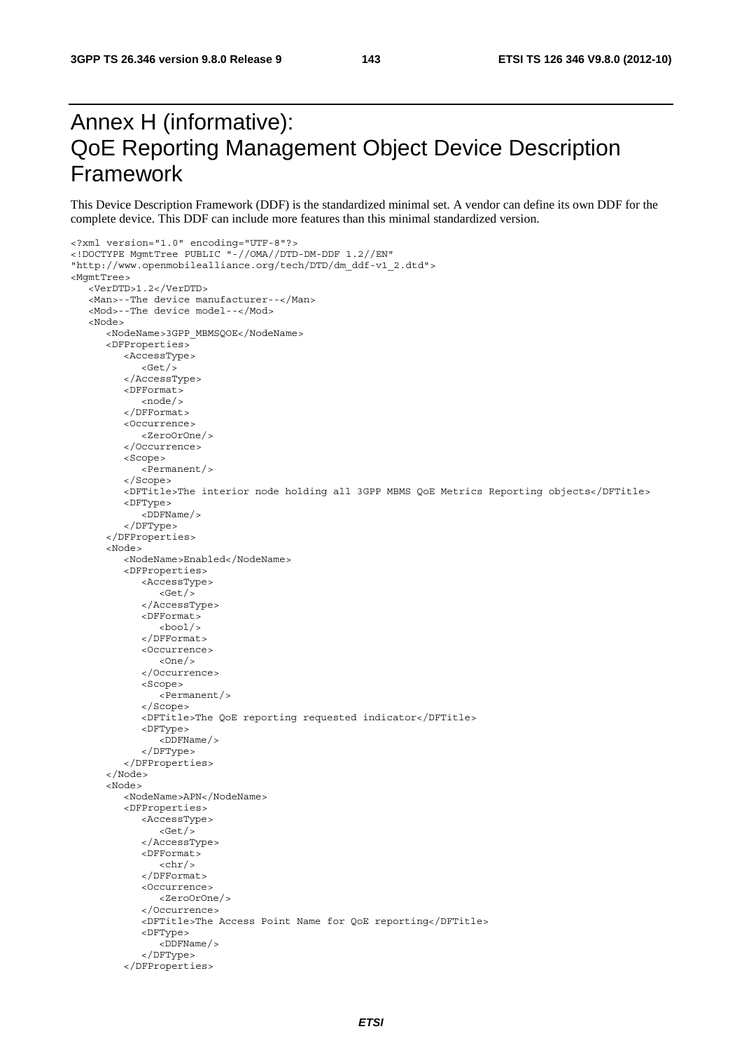# Annex H (informative): QoE Reporting Management Object Device Description Framework

This Device Description Framework (DDF) is the standardized minimal set. A vendor can define its own DDF for the complete device. This DDF can include more features than this minimal standardized version.

```
<?xml version="1.0" encoding="UTF-8"?>
<!DOCTYPE MgmtTree PUBLIC "-//OMA//DTD-DM-DDF 1.2//EN"
"http://www.openmobilealliance.org/tech/DTD/dm_ddf-v1_2.dtd">
<MgmtTree>
   <VerDTD>1.2</VerDTD>
   <Man>--The device manufacturer--</Man>
   <Mod>--The device model--</Mod>
   <Node>
      <NodeName>3GPP_MBMSQOE</NodeName>
      <DFProperties>
         <AccessType>
            <Get/>
         </AccessType>
         <DFFormat>
            <node/>
         </DFFormat>
         <Occurrence>
            <ZeroOrOne/>
         </Occurrence>
         <Scope>
            <Permanent/>
         </Scope>
         <DFTitle>The interior node holding all 3GPP MBMS QoE Metrics Reporting objects</DFTitle>
         <DFType>
            <DDFName/>
         </DFType>
      </DFProperties>
      <Node>
         <NodeName>Enabled</NodeName>
         <DFProperties>
            <AccessType>
               <Get/>
            </AccessType>
            <DFFormat>
               <bool/>
            </DFFormat>
            <Occurrence>
               <One/>
            </Occurrence>
            <Scope>
               <Permanent/>
            </Scope>
            <DFTitle>The QoE reporting requested indicator</DFTitle>
            <DFType>
               <DDFName/>
            </DFType>
         </DFProperties>
      </Node>
      <Node>
         <NodeName>APN</NodeName>
         <DFProperties>
            <AccessType>
               <Get/>
            </AccessType>
            <DFFormat>
               <chr/>
            </DFFormat>
            <Occurrence>
               <ZeroOrOne/>
            </Occurrence>
            <DFTitle>The Access Point Name for QoE reporting</DFTitle>
            <DFType>
               <DDFName/>
            </DFType>
         </DFProperties>
```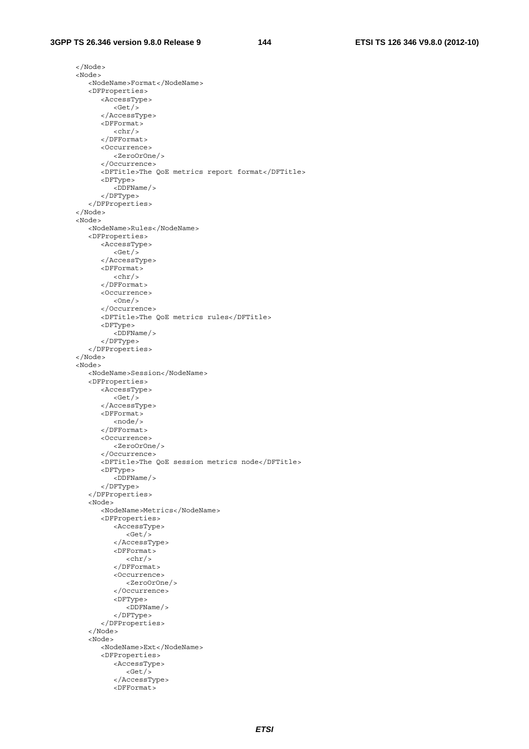```
      </Node>
      <Node>
         <NodeName>Format</NodeName>
         <DFProperties>
            <AccessType>
               <Get/>
            </AccessType>
            <DFFormat>
               <chr/>
            </DFFormat>
            <Occurrence>
               <ZeroOrOne/>
            </Occurrence>
            <DFTitle>The QoE metrics report format</DFTitle>
            <DFType>
               <DDFName/>
            </DFType>
         </DFProperties>
      </Node>
      <Node>
         <NodeName>Rules</NodeName>
         <DFProperties>
            <AccessType>
               <Get/>
            </AccessType>
            <DFFormat>
               <chr/>
            </DFFormat>
            <Occurrence>
               <One/>
            </Occurrence>
            <DFTitle>The QoE metrics rules</DFTitle>
            <DFType>
               <DDFName/>
            </DFType>
         </DFProperties>
      </Node>
      <Node>
         <NodeName>Session</NodeName>
         <DFProperties>
            <AccessType>
               <Get/>
            </AccessType>
            <DFFormat>
               <node/>
            </DFFormat>
            <Occurrence>
               <ZeroOrOne/>
            </Occurrence>
            <DFTitle>The QoE session metrics node</DFTitle>
            <DFType>
               <DDFName/>
            </DFType>
         </DFProperties>
         <Node>
            <NodeName>Metrics</NodeName>
            <DFProperties>
               <AccessType>
                  <Get/>
               </AccessType>
               <DFFormat>
                  <chr/>
               </DFFormat>
               <Occurrence>
                  <ZeroOrOne/>
               </Occurrence>
               <DFType>
                  <DDFName/>
               </DFType>
            </DFProperties>
         </Node>
         <Node>
            <NodeName>Ext</NodeName>
            <DFProperties>
               <AccessType>
                  <Get/>
               </AccessType>
               <DFFormat>
```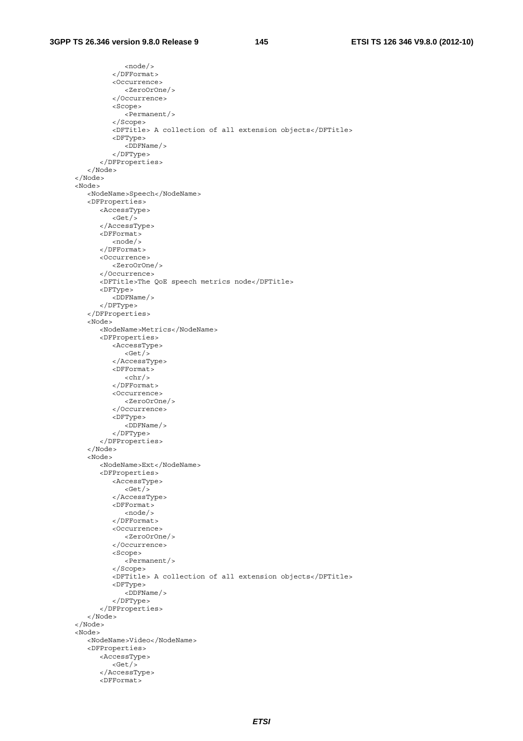```
            <node/>
          </DFFormat>
          <Occurrence>
            <ZeroOrOne/>
          </Occurrence>
          <Scope>
            <Permanent/>
          </Scope>
          <DFTitle> A collection of all extension objects</DFTitle>
          <DFType>
            <DDFName/>
          </DFType>
        </DFProperties>
      </Node>
    </Node>
    <Node>
      <NodeName>Speech</NodeName>
      <DFProperties>
        <AccessType>
          <Get/>
        </AccessType>
        <DFFormat>
          <node/>
        </DFFormat>
        <Occurrence>
          <ZeroOrOne/>
        </Occurrence>
        <DFTitle>The QoE speech metrics node</DFTitle>
        <DFType>
          <DDFName/>
        </DFType>
      </DFProperties>
      <Node>
        <NodeName>Metrics</NodeName>
        <DFProperties>
          <AccessType>
            <Get/>
          </AccessType>
          <DFFormat>
            <chr/>
          </DFFormat>
          <Occurrence>
            <ZeroOrOne/>
          </Occurrence>
          <DFType>
            <DDFName/>
          </DFType>
        </DFProperties>
      </Node>
      <Node>
        <NodeName>Ext</NodeName>
        <DFProperties>
          <AccessType>
            <Get/>
          </AccessType>
          <DFFormat>
            <node/>
          </DFFormat>
          <Occurrence>
            <ZeroOrOne/>
          </Occurrence>
          <Scope>
            <Permanent/>
          </Scope>
          <DFTitle> A collection of all extension objects</DFTitle>
          <DFType>
            <DDFName/>
          </DFType>
        </DFProperties>
      </Node>
    </Node>
    <Node>
      <NodeName>Video</NodeName>
      <DFProperties>
        <AccessType>
          <Get/>
        </AccessType>
        <DFFormat>
```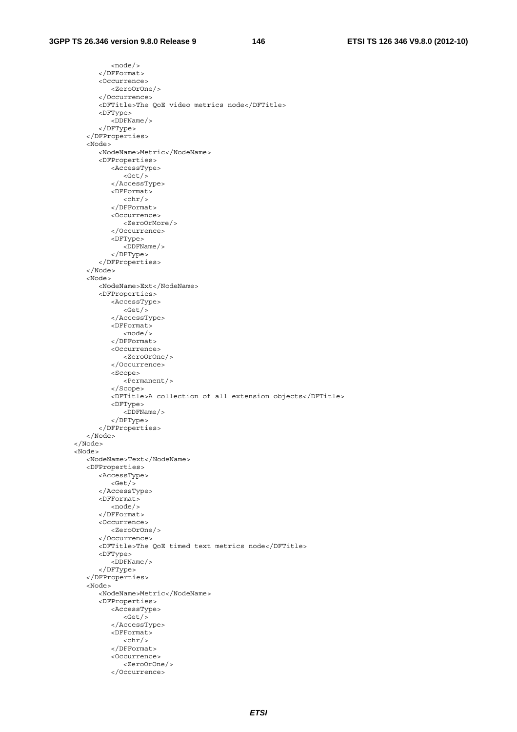```
            <node/>
         </DFFormat>
         <Occurrence>
            <ZeroOrOne/>
         </Occurrence>
         <DFTitle>The QoE video metrics node</DFTitle>
         <DFType>
            <DDFName/>
         </DFType>
      </DFProperties>
      <Node>
         <NodeName>Metric</NodeName>
         <DFProperties>
            <AccessType>
               <Get/>
            </AccessType>
            <DFFormat>
               <chr/>
            </DFFormat>
            <Occurrence>
               <ZeroOrMore/>
            </Occurrence>
            <DFType>
               <DDFName/>
            </DFType>
         </DFProperties>
      </Node>
      <Node>
         <NodeName>Ext</NodeName>
         <DFProperties>
            <AccessType>
               <Get/>
            </AccessType>
            <DFFormat>
               <node/>
            </DFFormat>
            <Occurrence>
               <ZeroOrOne/>
            </Occurrence>
            <Scope>
               <Permanent/>
            </Scope>
            <DFTitle>A collection of all extension objects</DFTitle>
            <DFType>
               <DDFName/>
            </DFType>
         </DFProperties>
      </Node>
   </Node>
   <Node>
      <NodeName>Text</NodeName>
      <DFProperties>
         <AccessType>
            <Get/>
         </AccessType>
         <DFFormat>
            <node/>
         </DFFormat>
         <Occurrence>
            <ZeroOrOne/>
         </Occurrence>
         <DFTitle>The QoE timed text metrics node</DFTitle>
         <DFType>
            <DDFName/>
         </DFType>
      </DFProperties>
      <Node>
         <NodeName>Metric</NodeName>
         <DFProperties>
            <AccessType>
               <Get/>
            </AccessType>
            <DFFormat>
               <chr/>
            </DFFormat>
            <Occurrence>
               <ZeroOrOne/>
            </Occurrence>
```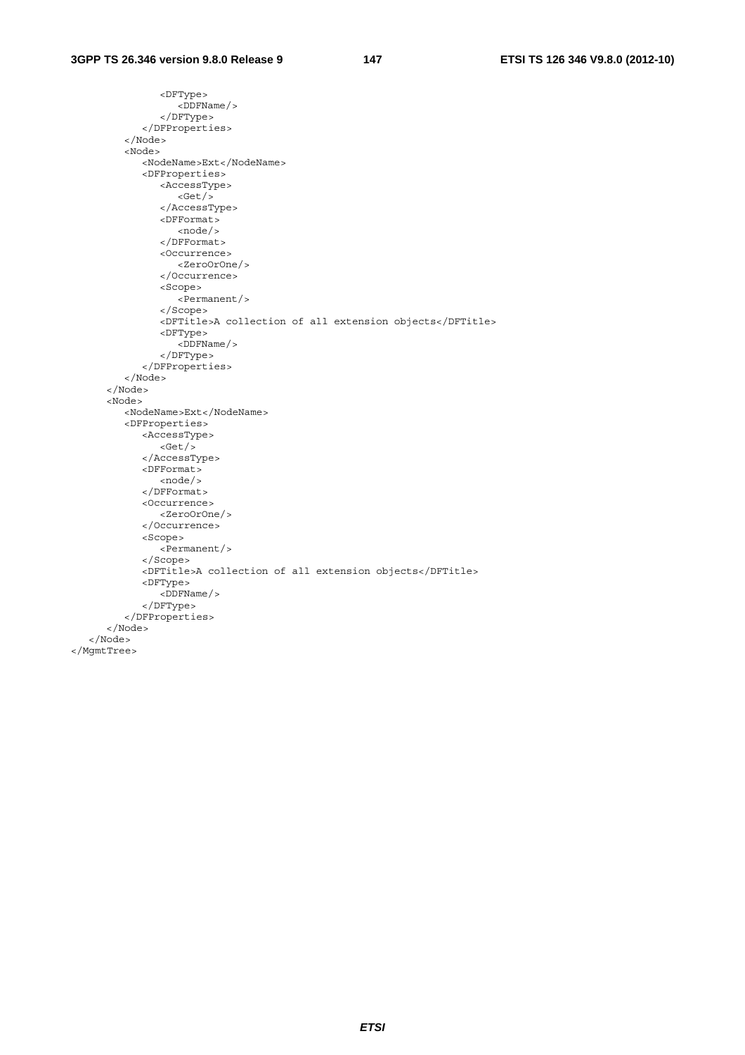```
            <DFType>
               <DDFName/>
            </DFType>
         </DFProperties>
      </Node>
      <Node>
         <NodeName>Ext</NodeName>
         <DFProperties>
            <AccessType>
               <Get/>
            </AccessType>
            <DFFormat>
               <node/>
            </DFFormat>
            <Occurrence>
               <ZeroOrOne/>
            </Occurrence>
            <Scope>
               <Permanent/>
            </Scope>
            <DFTitle>A collection of all extension objects</DFTitle>
            <DFType>
               <DDFName/>
            </DFType>
         </DFProperties>
      </Node>
   </Node>
   <Node>
      <NodeName>Ext</NodeName>
      <DFProperties>
         <AccessType>
            <Get/>
         </AccessType>
         <DFFormat>
            <node/>
         </DFFormat>
         <Occurrence>
            <ZeroOrOne/>
         </Occurrence>
         <Scope>
            <Permanent/>
         </Scope>
         <DFTitle>A collection of all extension objects</DFTitle>
         <DFType>
            <DDFName/>
         </DFType>
      </DFProperties>
   </Node>
</Node>
</MgmtTree>
```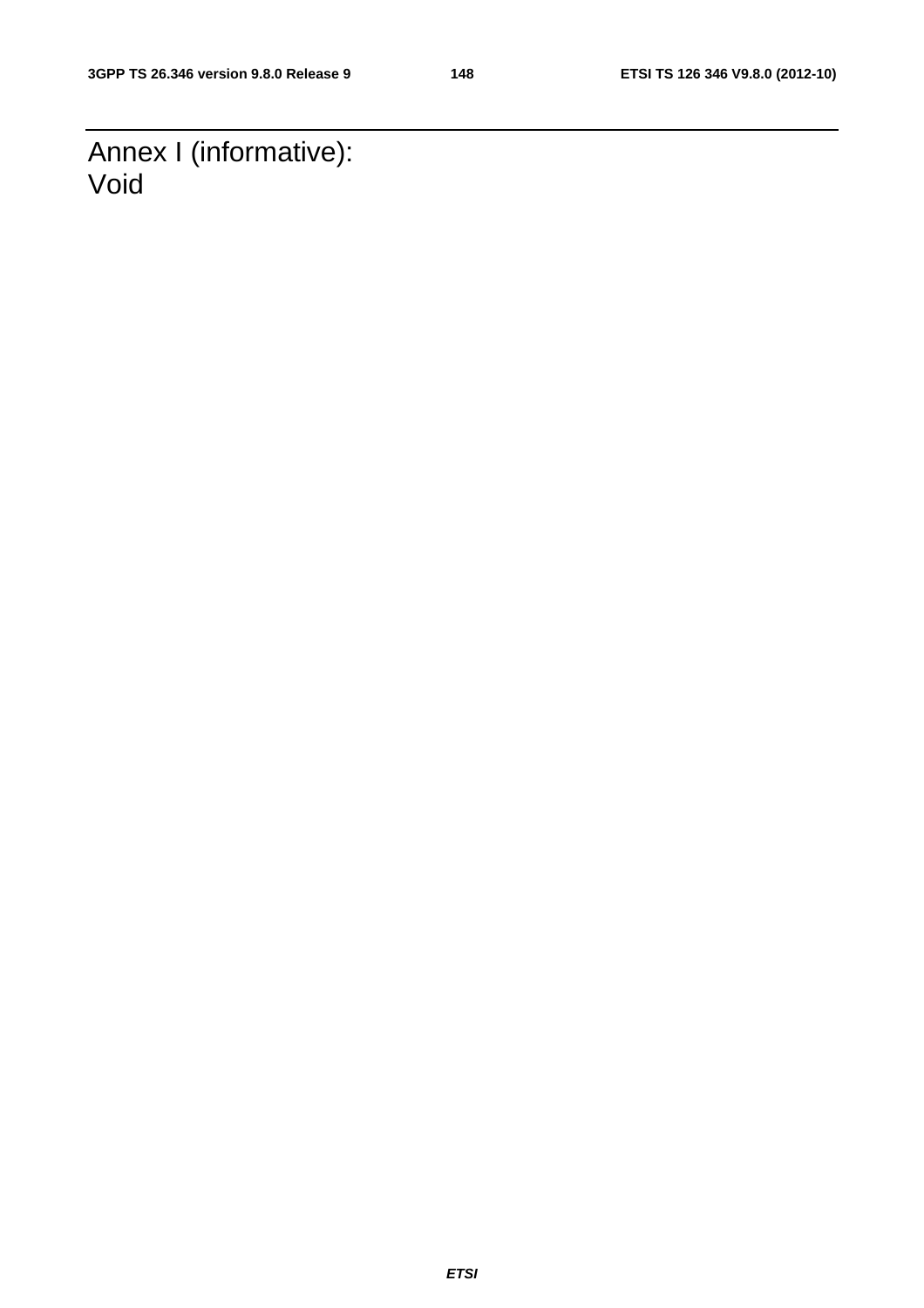# Annex I (informative): Void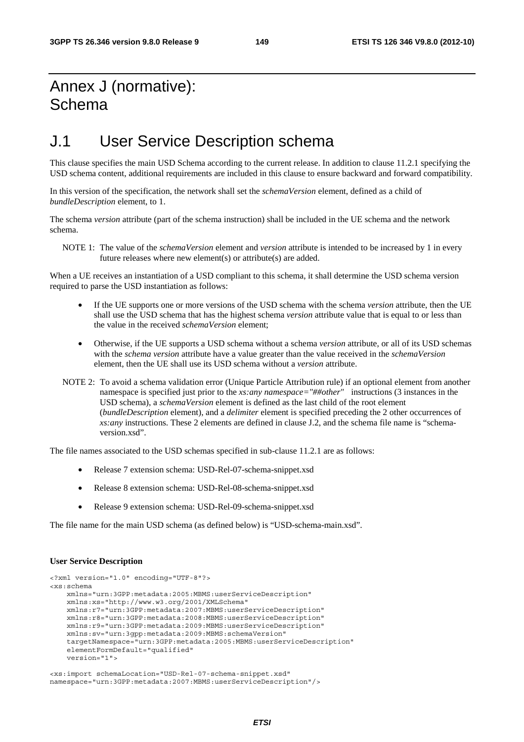# Annex J (normative): Schema

## J.1 User Service Description schema

This clause specifies the main USD Schema according to the current release. In addition to clause 11.2.1 specifying the USD schema content, additional requirements are included in this clause to ensure backward and forward compatibility.

In this version of the specification, the network shall set the *schemaVersion* element, defined as a child of *bundleDescription* element, to 1.

The schema *version* attribute (part of the schema instruction) shall be included in the UE schema and the network schema.

NOTE 1: The value of the *schemaVersion* element and *version* attribute is intended to be increased by 1 in every future releases where new element(s) or attribute(s) are added.

When a UE receives an instantiation of a USD compliant to this schema, it shall determine the USD schema version required to parse the USD instantiation as follows:

- If the UE supports one or more versions of the USD schema with the schema *version* attribute, then the UE shall use the USD schema that has the highest schema *version* attribute value that is equal to or less than the value in the received *schemaVersion* element;
- Otherwise, if the UE supports a USD schema without a schema *version* attribute, or all of its USD schemas with the *schema version* attribute have a value greater than the value received in the *schemaVersion* element, then the UE shall use its USD schema without a *version* attribute.

NOTE 2: To avoid a schema validation error (Unique Particle Attribution rule) if an optional element from another namespace is specified just prior to the *xs:any namespace="##other"* instructions (3 instances in the USD schema), a *schemaVersion* element is defined as the last child of the root element (*bundleDescription* element), and a *delimiter* element is specified preceding the 2 other occurrences of *xs:any* instructions. These 2 elements are defined in clause J.2, and the schema file name is "schema-version.xsd".

The file names associated to the USD schemas specified in sub-clause 11.2.1 are as follows:

- Release 7 extension schema: USD-Rel-07-schema-snippet.xsd
- Release 8 extension schema: USD-Rel-08-schema-snippet.xsd
- Release 9 extension schema: USD-Rel-09-schema-snippet.xsd

The file name for the main USD schema (as defined below) is "USD-schema-main.xsd".

**User Service Description**

```
<?xml version="1.0" encoding="UTF-8"?>
<xs:schema
    xmlns="urn:3GPP:metadata:2005:MBMS:userServiceDescription"
    xmlns:xs="http://www.w3.org/2001/XMLSchema"
    xmlns:r7="urn:3GPP:metadata:2007:MBMS:userServiceDescription"
    xmlns:r8="urn:3GPP:metadata:2008:MBMS:userServiceDescription"
    xmlns:r9="urn:3GPP:metadata:2009:MBMS:userServiceDescription"
    xmlns:sv="urn:3gpp:metadata:2009:MBMS:schemaVersion"
    targetNamespace="urn:3GPP:metadata:2005:MBMS:userServiceDescription"
    elementFormDefault="qualified"
    version="1">

<xs:import schemaLocation="USD-Rel-07-schema-snippet.xsd"
namespace="urn:3GPP:metadata:2007:MBMS:userServiceDescription"/>
```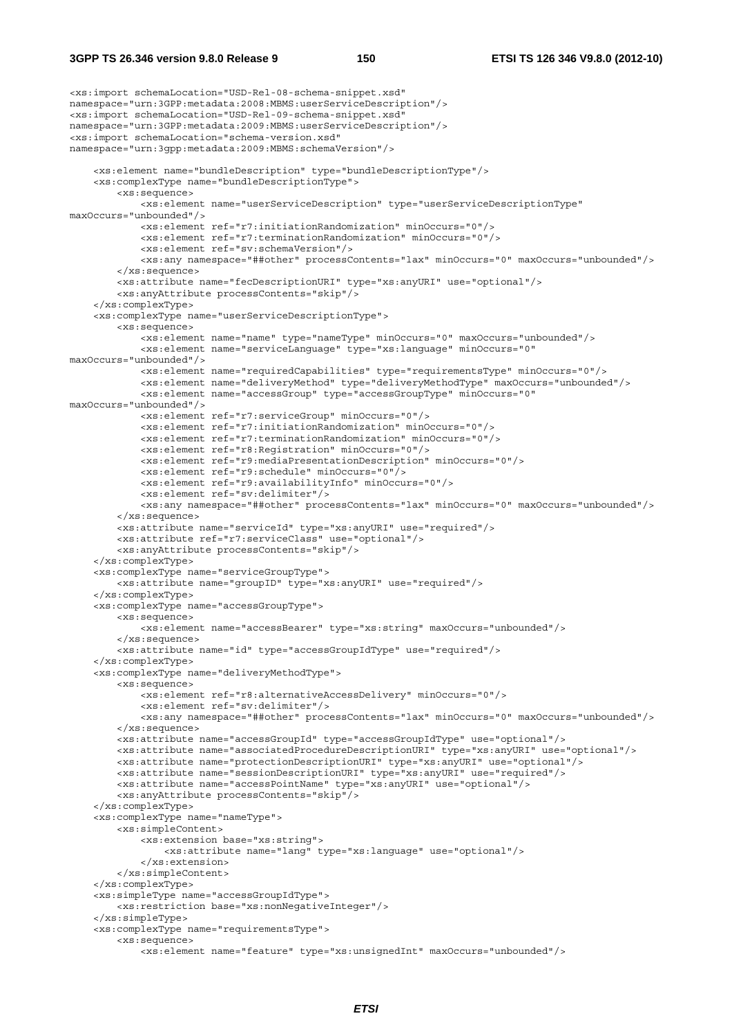```
<xs:import schemaLocation="USD-Rel-08-schema-snippet.xsd"
namespace="urn:3GPP:metadata:2008:MBMS:userServiceDescription"/>
<xs:import schemaLocation="USD-Rel-09-schema-snippet.xsd"
namespace="urn:3GPP:metadata:2009:MBMS:userServiceDescription"/>
<xs:import schemaLocation="schema-version.xsd"
namespace="urn:3gpp:metadata:2009:MBMS:schemaVersion"/>

    <xs:element name="bundleDescription" type="bundleDescriptionType"/>
    <xs:complexType name="bundleDescriptionType">
        <xs:sequence>
            <xs:element name="userServiceDescription" type="userServiceDescriptionType"
maxOccurs="unbounded"/>
            <xs:element ref="r7:initiationRandomization" minOccurs="0"/>
            <xs:element ref="r7:terminationRandomization" minOccurs="0"/>
            <xs:element ref="sv:schemaVersion"/>
            <xs:any namespace="##other" processContents="lax" minOccurs="0" maxOccurs="unbounded"/>
        </xs:sequence>
        <xs:attribute name="fecDescriptionURI" type="xs:anyURI" use="optional"/>
        <xs:anyAttribute processContents="skip"/>
    </xs:complexType>
    <xs:complexType name="userServiceDescriptionType">
        <xs:sequence>
            <xs:element name="name" type="nameType" minOccurs="0" maxOccurs="unbounded"/>
            <xs:element name="serviceLanguage" type="xs:language" minOccurs="0"
maxOccurs="unbounded"/>
            <xs:element name="requiredCapabilities" type="requirementsType" minOccurs="0"/>
            <xs:element name="deliveryMethod" type="deliveryMethodType" maxOccurs="unbounded"/>
            <xs:element name="accessGroup" type="accessGroupType" minOccurs="0"
maxOccurs="unbounded"/>
            <xs:element ref="r7:serviceGroup" minOccurs="0"/>
            <xs:element ref="r7:initiationRandomization" minOccurs="0"/>
            <xs:element ref="r7:terminationRandomization" minOccurs="0"/>
            <xs:element ref="r8:Registration" minOccurs="0"/>
            <xs:element ref="r9:mediaPresentationDescription" minOccurs="0"/>
            <xs:element ref="r9:schedule" minOccurs="0"/>
            <xs:element ref="r9:availabilityInfo" minOccurs="0"/>
            <xs:element ref="sv:delimiter"/>
            <xs:any namespace="##other" processContents="lax" minOccurs="0" maxOccurs="unbounded"/>
        </xs:sequence>
        <xs:attribute name="serviceId" type="xs:anyURI" use="required"/>
        <xs:attribute ref="r7:serviceClass" use="optional"/>
        <xs:anyAttribute processContents="skip"/>
    </xs:complexType>
    <xs:complexType name="serviceGroupType">
        <xs:attribute name="groupID" type="xs:anyURI" use="required"/>
    </xs:complexType>
    <xs:complexType name="accessGroupType">
        <xs:sequence>
            <xs:element name="accessBearer" type="xs:string" maxOccurs="unbounded"/>
        </xs:sequence>
        <xs:attribute name="id" type="accessGroupIdType" use="required"/>
    </xs:complexType>
    <xs:complexType name="deliveryMethodType">
        <xs:sequence>
            <xs:element ref="r8:alternativeAccessDelivery" minOccurs="0"/>
            <xs:element ref="sv:delimiter"/>
            <xs:any namespace="##other" processContents="lax" minOccurs="0" maxOccurs="unbounded"/>
        </xs:sequence>
        <xs:attribute name="accessGroupId" type="accessGroupIdType" use="optional"/>
        <xs:attribute name="associatedProcedureDescriptionURI" type="xs:anyURI" use="optional"/>
        <xs:attribute name="protectionDescriptionURI" type="xs:anyURI" use="optional"/>
        <xs:attribute name="sessionDescriptionURI" type="xs:anyURI" use="required"/>
        <xs:attribute name="accessPointName" type="xs:anyURI" use="optional"/>
        <xs:anyAttribute processContents="skip"/>
    </xs:complexType>
    <xs:complexType name="nameType">
        <xs:simpleContent>
            <xs:extension base="xs:string">
                <xs:attribute name="lang" type="xs:language" use="optional"/>
            </xs:extension>
        </xs:simpleContent>
    </xs:complexType>
    <xs:simpleType name="accessGroupIdType">
        <xs:restriction base="xs:nonNegativeInteger"/>
    </xs:simpleType>
    <xs:complexType name="requirementsType">
        <xs:sequence>
            <xs:element name="feature" type="xs:unsignedInt" maxOccurs="unbounded"/>
```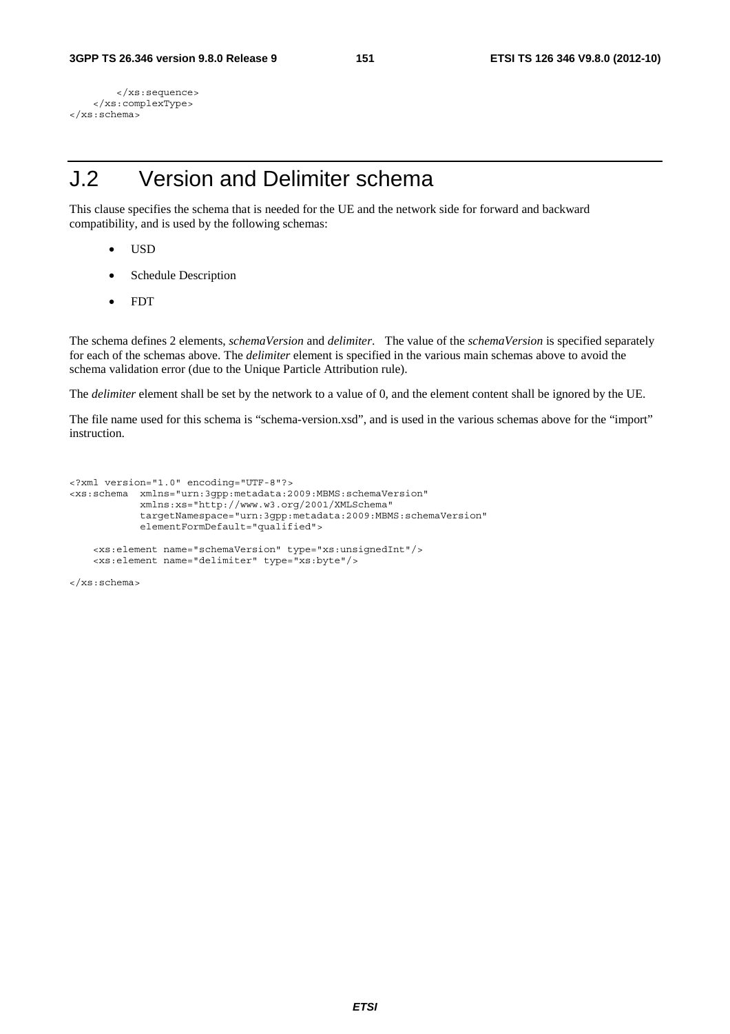```
        </xs:sequence>
    </xs:complexType>
</xs:schema>
```

# J.2 Version and Delimiter schema

This clause specifies the schema that is needed for the UE and the network side for forward and backward compatibility, and is used by the following schemas:

- USD
- Schedule Description
- FDT

The schema defines 2 elements, *schemaVersion* and *delimiter*. The value of the *schemaVersion* is specified separately for each of the schemas above. The *delimiter* element is specified in the various main schemas above to avoid the schema validation error (due to the Unique Particle Attribution rule).

The *delimiter* element shall be set by the network to a value of 0, and the element content shall be ignored by the UE.

The file name used for this schema is "schema-version.xsd", and is used in the various schemas above for the "import" instruction.

```
<?xml version="1.0" encoding="UTF-8"?>
<xs:schema  xmlns="urn:3gpp:metadata:2009:MBMS:schemaVersion"
            xmlns:xs="http://www.w3.org/2001/XMLSchema"
            targetNamespace="urn:3gpp:metadata:2009:MBMS:schemaVersion"
            elementFormDefault="qualified">

    <xs:element name="schemaVersion" type="xs:unsignedInt"/>
    <xs:element name="delimiter" type="xs:byte"/>

</xs:schema>
```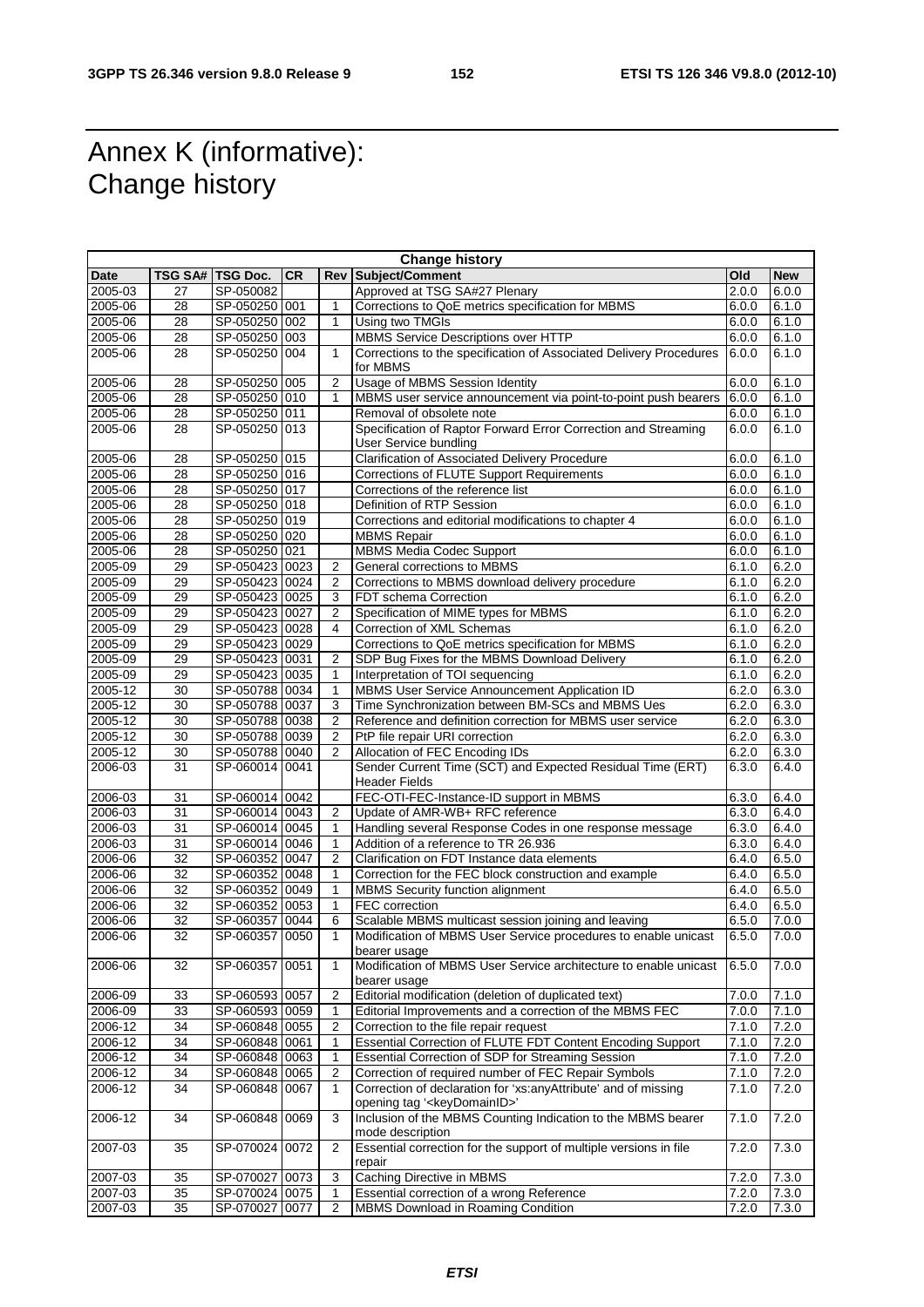# Annex K (informative): Change history

| Change history | | | | | | | |
|---|---|---|---|---|---|---|---|
| **Date** | **TSG SA#** | **TSG Doc.** | **CR** | **Rev** | **Subject/Comment** | **Old** | **New** |
| 2005-03 | 27 | SP-050082 | | | Approved at TSG SA#27 Plenary | 2.0.0 | 6.0.0 |
| 2005-06 | 28 | SP-050250 | 001 | 1 | Corrections to QoE metrics specification for MBMS | 6.0.0 | 6.1.0 |
| 2005-06 | 28 | SP-050250 | 002 | 1 | Using two TMGIs | 6.0.0 | 6.1.0 |
| 2005-06 | 28 | SP-050250 | 003 | | MBMS Service Descriptions over HTTP | 6.0.0 | 6.1.0 |
| 2005-06 | 28 | SP-050250 | 004 | 1 | Corrections to the specification of Associated Delivery Procedures for MBMS | 6.0.0 | 6.1.0 |
| 2005-06 | 28 | SP-050250 | 005 | 2 | Usage of MBMS Session Identity | 6.0.0 | 6.1.0 |
| 2005-06 | 28 | SP-050250 | 010 | 1 | MBMS user service announcement via point-to-point push bearers | 6.0.0 | 6.1.0 |
| 2005-06 | 28 | SP-050250 | 011 | | Removal of obsolete note | 6.0.0 | 6.1.0 |
| 2005-06 | 28 | SP-050250 | 013 | | Specification of Raptor Forward Error Correction and Streaming User Service bundling | 6.0.0 | 6.1.0 |
| 2005-06 | 28 | SP-050250 | 015 | | Clarification of Associated Delivery Procedure | 6.0.0 | 6.1.0 |
| 2005-06 | 28 | SP-050250 | 016 | | Corrections of FLUTE Support Requirements | 6.0.0 | 6.1.0 |
| 2005-06 | 28 | SP-050250 | 017 | | Corrections of the reference list | 6.0.0 | 6.1.0 |
| 2005-06 | 28 | SP-050250 | 018 | | Definition of RTP Session | 6.0.0 | 6.1.0 |
| 2005-06 | 28 | SP-050250 | 019 | | Corrections and editorial modifications to chapter 4 | 6.0.0 | 6.1.0 |
| 2005-06 | 28 | SP-050250 | 020 | | MBMS Repair | 6.0.0 | 6.1.0 |
| 2005-06 | 28 | SP-050250 | 021 | | MBMS Media Codec Support | 6.0.0 | 6.1.0 |
| 2005-09 | 29 | SP-050423 | 0023 | 2 | General corrections to MBMS | 6.1.0 | 6.2.0 |
| 2005-09 | 29 | SP-050423 | 0024 | 2 | Corrections to MBMS download delivery procedure | 6.1.0 | 6.2.0 |
| 2005-09 | 29 | SP-050423 | 0025 | 3 | FDT schema Correction | 6.1.0 | 6.2.0 |
| 2005-09 | 29 | SP-050423 | 0027 | 2 | Specification of MIME types for MBMS | 6.1.0 | 6.2.0 |
| 2005-09 | 29 | SP-050423 | 0028 | 4 | Correction of XML Schemas | 6.1.0 | 6.2.0 |
| 2005-09 | 29 | SP-050423 | 0029 | | Corrections to QoE metrics specification for MBMS | 6.1.0 | 6.2.0 |
| 2005-09 | 29 | SP-050423 | 0031 | 2 | SDP Bug Fixes for the MBMS Download Delivery | 6.1.0 | 6.2.0 |
| 2005-09 | 29 | SP-050423 | 0035 | 1 | Interpretation of TOI sequencing | 6.1.0 | 6.2.0 |
| 2005-12 | 30 | SP-050788 | 0034 | 1 | MBMS User Service Announcement Application ID | 6.2.0 | 6.3.0 |
| 2005-12 | 30 | SP-050788 | 0037 | 3 | Time Synchronization between BM-SCs and MBMS Ues | 6.2.0 | 6.3.0 |
| 2005-12 | 30 | SP-050788 | 0038 | 2 | Reference and definition correction for MBMS user service | 6.2.0 | 6.3.0 |
| 2005-12 | 30 | SP-050788 | 0039 | 2 | PtP file repair URI correction | 6.2.0 | 6.3.0 |
| 2005-12 | 30 | SP-050788 | 0040 | 2 | Allocation of FEC Encoding IDs | 6.2.0 | 6.3.0 |
| 2006-03 | 31 | SP-060014 | 0041 | | Sender Current Time (SCT) and Expected Residual Time (ERT) Header Fields | 6.3.0 | 6.4.0 |
| 2006-03 | 31 | SP-060014 | 0042 | | FEC-OTI-FEC-Instance-ID support in MBMS | 6.3.0 | 6.4.0 |
| 2006-03 | 31 | SP-060014 | 0043 | 2 | Update of AMR-WB+ RFC reference | 6.3.0 | 6.4.0 |
| 2006-03 | 31 | SP-060014 | 0045 | 1 | Handling several Response Codes in one response message | 6.3.0 | 6.4.0 |
| 2006-03 | 31 | SP-060014 | 0046 | 1 | Addition of a reference to TR 26.936 | 6.3.0 | 6.4.0 |
| 2006-06 | 32 | SP-060352 | 0047 | 2 | Clarification on FDT Instance data elements | 6.4.0 | 6.5.0 |
| 2006-06 | 32 | SP-060352 | 0048 | 1 | Correction for the FEC block construction and example | 6.4.0 | 6.5.0 |
| 2006-06 | 32 | SP-060352 | 0049 | 1 | MBMS Security function alignment | 6.4.0 | 6.5.0 |
| 2006-06 | 32 | SP-060352 | 0053 | 1 | FEC correction | 6.4.0 | 6.5.0 |
| 2006-06 | 32 | SP-060357 | 0044 | 6 | Scalable MBMS multicast session joining and leaving | 6.5.0 | 7.0.0 |
| 2006-06 | 32 | SP-060357 | 0050 | 1 | Modification of MBMS User Service procedures to enable unicast bearer usage | 6.5.0 | 7.0.0 |
| 2006-06 | 32 | SP-060357 | 0051 | 1 | Modification of MBMS User Service architecture to enable unicast bearer usage | 6.5.0 | 7.0.0 |
| 2006-09 | 33 | SP-060593 | 0057 | 2 | Editorial modification (deletion of duplicated text) | 7.0.0 | 7.1.0 |
| 2006-09 | 33 | SP-060593 | 0059 | 1 | Editorial Improvements and a correction of the MBMS FEC | 7.0.0 | 7.1.0 |
| 2006-12 | 34 | SP-060848 | 0055 | 2 | Correction to the file repair request | 7.1.0 | 7.2.0 |
| 2006-12 | 34 | SP-060848 | 0061 | 1 | Essential Correction of FLUTE FDT Content Encoding Support | 7.1.0 | 7.2.0 |
| 2006-12 | 34 | SP-060848 | 0063 | 1 | Essential Correction of SDP for Streaming Session | 7.1.0 | 7.2.0 |
| 2006-12 | 34 | SP-060848 | 0065 | 2 | Correction of required number of FEC Repair Symbols | 7.1.0 | 7.2.0 |
| 2006-12 | 34 | SP-060848 | 0067 | 1 | Correction of declaration for 'xs:anyAttribute' and of missing opening tag '<keyDomainID>' | 7.1.0 | 7.2.0 |
| 2006-12 | 34 | SP-060848 | 0069 | 3 | Inclusion of the MBMS Counting Indication to the MBMS bearer mode description | 7.1.0 | 7.2.0 |
| 2007-03 | 35 | SP-070024 | 0072 | 2 | Essential correction for the support of multiple versions in file repair | 7.2.0 | 7.3.0 |
| 2007-03 | 35 | SP-070027 | 0073 | 3 | Caching Directive in MBMS | 7.2.0 | 7.3.0 |
| 2007-03 | 35 | SP-070024 | 0075 | 1 | Essential correction of a wrong Reference | 7.2.0 | 7.3.0 |
| 2007-03 | 35 | SP-070027 | 0077 | 2 | MBMS Download in Roaming Condition | 7.2.0 | 7.3.0 |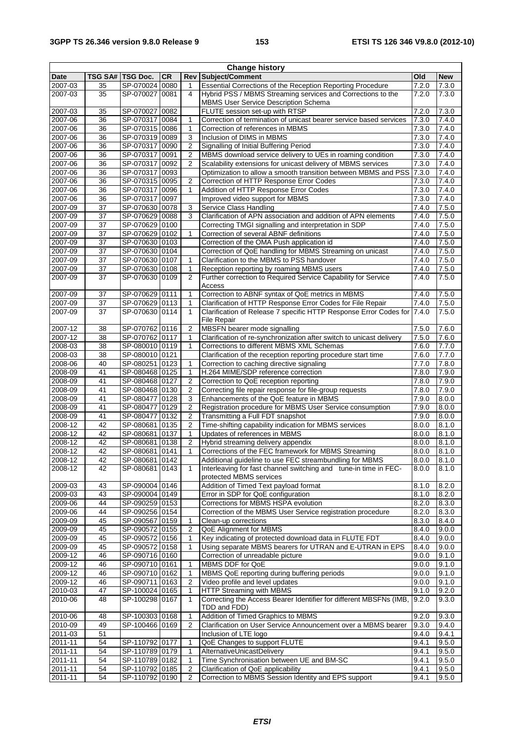| Change history | | | | | | | |
|---|---|---|---|---|---|---|---|
| Date | TSG SA# | TSG Doc. | CR | Rev | Subject/Comment | Old | New |
| 2007-03 | 35 | SP-070024 | 0080 | 1 | Essential Corrections of the Reception Reporting Procedure | 7.2.0 | 7.3.0 |
| 2007-03 | 35 | SP-070027 | 0081 | 4 | Hybrid PSS / MBMS Streaming services and Corrections to the MBMS User Service Description Schema | 7.2.0 | 7.3.0 |
| 2007-03 | 35 | SP-070027 | 0082 | | FLUTE session set-up with RTSP | 7.2.0 | 7.3.0 |
| 2007-06 | 36 | SP-070317 | 0084 | 1 | Correction of termination of unicast bearer service based services | 7.3.0 | 7.4.0 |
| 2007-06 | 36 | SP-070315 | 0086 | 1 | Correction of references in MBMS | 7.3.0 | 7.4.0 |
| 2007-06 | 36 | SP-070319 | 0089 | 3 | Inclusion of DIMS in MBMS | 7.3.0 | 7.4.0 |
| 2007-06 | 36 | SP-070317 | 0090 | 2 | Signalling of Initial Buffering Period | 7.3.0 | 7.4.0 |
| 2007-06 | 36 | SP-070317 | 0091 | 2 | MBMS download service delivery to UEs in roaming condition | 7.3.0 | 7.4.0 |
| 2007-06 | 36 | SP-070317 | 0092 | 2 | Scalability extensions for unicast delivery of MBMS services | 7.3.0 | 7.4.0 |
| 2007-06 | 36 | SP-070317 | 0093 | | Optimization to allow a smooth transition between MBMS and PSS | 7.3.0 | 7.4.0 |
| 2007-06 | 36 | SP-070315 | 0095 | 2 | Correction of HTTP Response Error Codes | 7.3.0 | 7.4.0 |
| 2007-06 | 36 | SP-070317 | 0096 | 1 | Addition of HTTP Response Error Codes | 7.3.0 | 7.4.0 |
| 2007-06 | 36 | SP-070317 | 0097 | | Improved video support for MBMS | 7.3.0 | 7.4.0 |
| 2007-09 | 37 | SP-070630 | 0078 | 3 | Service Class Handling | 7.4.0 | 7.5.0 |
| 2007-09 | 37 | SP-070629 | 0088 | 3 | Clarification of APN association and addition of APN elements | 7.4.0 | 7.5.0 |
| 2007-09 | 37 | SP-070629 | 0100 | | Correcting TMGI signalling and interpretation in SDP | 7.4.0 | 7.5.0 |
| 2007-09 | 37 | SP-070629 | 0102 | 1 | Correction of several ABNF definitions | 7.4.0 | 7.5.0 |
| 2007-09 | 37 | SP-070630 | 0103 | | Correction of the OMA Push application id | 7.4.0 | 7.5.0 |
| 2007-09 | 37 | SP-070630 | 0104 | | Correction of QoE handling for MBMS Streaming on unicast | 7.4.0 | 7.5.0 |
| 2007-09 | 37 | SP-070630 | 0107 | 1 | Clarification to the MBMS to PSS handover | 7.4.0 | 7.5.0 |
| 2007-09 | 37 | SP-070630 | 0108 | 1 | Reception reporting by roaming MBMS users | 7.4.0 | 7.5.0 |
| 2007-09 | 37 | SP-070630 | 0109 | 2 | Further correction to Required Service Capability for Service Access | 7.4.0 | 7.5.0 |
| 2007-09 | 37 | SP-070629 | 0111 | 1 | Correction to ABNF syntax of QoE metrics in MBMS | 7.4.0 | 7.5.0 |
| 2007-09 | 37 | SP-070629 | 0113 | 1 | Clarification of HTTP Response Error Codes for File Repair | 7.4.0 | 7.5.0 |
| 2007-09 | 37 | SP-070630 | 0114 | 1 | Clarification of Release 7 specific HTTP Response Error Codes for File Repair | 7.4.0 | 7.5.0 |
| 2007-12 | 38 | SP-070762 | 0116 | 2 | MBSFN bearer mode signalling | 7.5.0 | 7.6.0 |
| 2007-12 | 38 | SP-070762 | 0117 | 1 | Clarification of re-synchronization after switch to unicast delivery | 7.5.0 | 7.6.0 |
| 2008-03 | 38 | SP-080010 | 0119 | 1 | Corrections to different MBMS XML Schemas | 7.6.0 | 7.7.0 |
| 2008-03 | 38 | SP-080010 | 0121 | | Clarification of the reception reporting procedure start time | 7.6.0 | 7.7.0 |
| 2008-06 | 40 | SP-080251 | 0123 | 1 | Correction to caching directive signaling | 7.7.0 | 7.8.0 |
| 2008-09 | 41 | SP-080468 | 0125 | 1 | H.264 MIME/SDP reference correction | 7.8.0 | 7.9.0 |
| 2008-09 | 41 | SP-080468 | 0127 | 2 | Correction to QoE reception reporting | 7.8.0 | 7.9.0 |
| 2008-09 | 41 | SP-080468 | 0130 | 2 | Correcting file repair response for file-group requests | 7.8.0 | 7.9.0 |
| 2008-09 | 41 | SP-080477 | 0128 | 3 | Enhancements of the QoE feature in MBMS | 7.9.0 | 8.0.0 |
| 2008-09 | 41 | SP-080477 | 0129 | 2 | Registration procedure for MBMS User Service consumption | 7.9.0 | 8.0.0 |
| 2008-09 | 41 | SP-080477 | 0132 | 2 | Transmitting a Full FDT snapshot | 7.9.0 | 8.0.0 |
| 2008-12 | 42 | SP-080681 | 0135 | 2 | Time-shifting capability indication for MBMS services | 8.0.0 | 8.1.0 |
| 2008-12 | 42 | SP-080681 | 0137 | 1 | Updates of references in MBMS | 8.0.0 | 8.1.0 |
| 2008-12 | 42 | SP-080681 | 0138 | 2 | Hybrid streaming delivery appendix | 8.0.0 | 8.1.0 |
| 2008-12 | 42 | SP-080681 | 0141 | 1 | Corrections of the FEC framework for MBMS Streaming | 8.0.0 | 8.1.0 |
| 2008-12 | 42 | SP-080681 | 0142 | | Additional guideline to use FEC streambundling for MBMS | 8.0.0 | 8.1.0 |
| 2008-12 | 42 | SP-080681 | 0143 | 1 | Interleaving for fast channel switching and tune-in time in FEC-protected MBMS services | 8.0.0 | 8.1.0 |
| 2009-03 | 43 | SP-090004 | 0146 | | Addition of Timed Text payload format | 8.1.0 | 8.2.0 |
| 2009-03 | 43 | SP-090004 | 0149 | | Error in SDP for QoE configuration | 8.1.0 | 8.2.0 |
| 2009-06 | 44 | SP-090259 | 0153 | | Corrections for MBMS HSPA evolution | 8.2.0 | 8.3.0 |
| 2009-06 | 44 | SP-090256 | 0154 | | Correction of the MBMS User Service registration procedure | 8.2.0 | 8.3.0 |
| 2009-09 | 45 | SP-090567 | 0159 | 1 | Clean-up corrections | 8.3.0 | 8.4.0 |
| 2009-09 | 45 | SP-090572 | 0155 | 2 | QoE Alignment for MBMS | 8.4.0 | 9.0.0 |
| 2009-09 | 45 | SP-090572 | 0156 | 1 | Key indicating of protected download data in FLUTE FDT | 8.4.0 | 9.0.0 |
| 2009-09 | 45 | SP-090572 | 0158 | 1 | Using separate MBMS bearers for UTRAN and E-UTRAN in EPS | 8.4.0 | 9.0.0 |
| 2009-12 | 46 | SP-090716 | 0160 | | Correction of unreadable picture | 9.0.0 | 9.1.0 |
| 2009-12 | 46 | SP-090710 | 0161 | 1 | MBMS DDF for QoE | 9.0.0 | 9.1.0 |
| 2009-12 | 46 | SP-090710 | 0162 | 1 | MBMS QoE reporting during buffering periods | 9.0.0 | 9.1.0 |
| 2009-12 | 46 | SP-090711 | 0163 | 2 | Video profile and level updates | 9.0.0 | 9.1.0 |
| 2010-03 | 47 | SP-100024 | 0165 | 1 | HTTP Streaming with MBMS | 9.1.0 | 9.2.0 |
| 2010-06 | 48 | SP-100298 | 0167 | 1 | Correcting the Access Bearer Identifier for different MBSFNs (IMB, TDD and FDD) | 9.2.0 | 9.3.0 |
| 2010-06 | 48 | SP-100303 | 0168 | 1 | Addition of Timed Graphics to MBMS | 9.2.0 | 9.3.0 |
| 2010-09 | 49 | SP-100466 | 0169 | 2 | Clarification on User Service Announcement over a MBMS bearer | 9.3.0 | 9.4.0 |
| 2011-03 | 51 | | | | Inclusion of LTE logo | 9.4.0 | 9.4.1 |
| 2011-11 | 54 | SP-110792 | 0177 | 1 | QoE Changes to support FLUTE | 9.4.1 | 9.5.0 |
| 2011-11 | 54 | SP-110789 | 0179 | 1 | AlternativeUnicastDelivery | 9.4.1 | 9.5.0 |
| 2011-11 | 54 | SP-110789 | 0182 | 1 | Time Synchronisation between UE and BM-SC | 9.4.1 | 9.5.0 |
| 2011-11 | 54 | SP-110792 | 0185 | 2 | Clarification of QoE applicability | 9.4.1 | 9.5.0 |
| 2011-11 | 54 | SP-110792 | 0190 | 2 | Correction to MBMS Session Identity and EPS support | 9.4.1 | 9.5.0 |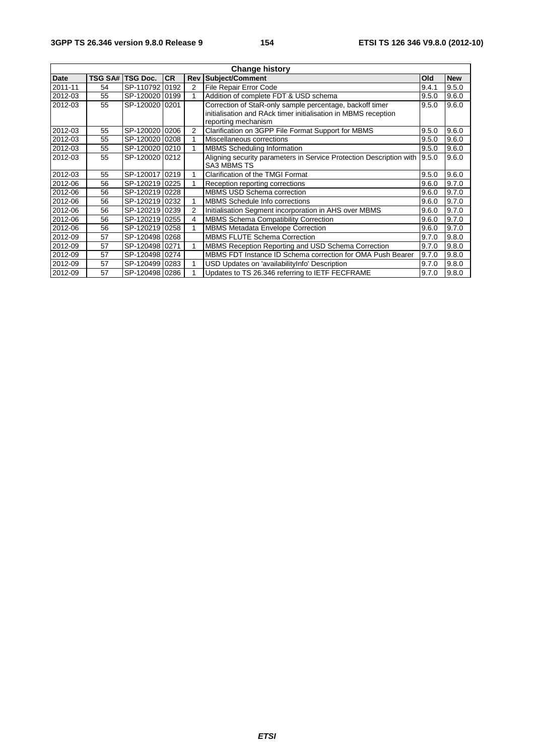| Change history | | | | | | | |
|---|---|---|---|---|---|---|---|
| Date | TSG SA# | TSG Doc. | CR | Rev | Subject/Comment | Old | New |
| 2011-11 | 54 | SP-110792 | 0192 | 2 | File Repair Error Code | 9.4.1 | 9.5.0 |
| 2012-03 | 55 | SP-120020 | 0199 | 1 | Addition of complete FDT & USD schema | 9.5.0 | 9.6.0 |
| 2012-03 | 55 | SP-120020 | 0201 | | Correction of StaR-only sample percentage, backoff timer initialisation and RAck timer initialisation in MBMS reception reporting mechanism | 9.5.0 | 9.6.0 |
| 2012-03 | 55 | SP-120020 | 0206 | 2 | Clarification on 3GPP File Format Support for MBMS | 9.5.0 | 9.6.0 |
| 2012-03 | 55 | SP-120020 | 0208 | 1 | Miscellaneous corrections | 9.5.0 | 9.6.0 |
| 2012-03 | 55 | SP-120020 | 0210 | 1 | MBMS Scheduling Information | 9.5.0 | 9.6.0 |
| 2012-03 | 55 | SP-120020 | 0212 | | Aligning security parameters in Service Protection Description with SA3 MBMS TS | 9.5.0 | 9.6.0 |
| 2012-03 | 55 | SP-120017 | 0219 | 1 | Clarification of the TMGI Format | 9.5.0 | 9.6.0 |
| 2012-06 | 56 | SP-120219 | 0225 | 1 | Reception reporting corrections | 9.6.0 | 9.7.0 |
| 2012-06 | 56 | SP-120219 | 0228 | | MBMS USD Schema correction | 9.6.0 | 9.7.0 |
| 2012-06 | 56 | SP-120219 | 0232 | 1 | MBMS Schedule Info corrections | 9.6.0 | 9.7.0 |
| 2012-06 | 56 | SP-120219 | 0239 | 2 | Initialisation Segment incorporation in AHS over MBMS | 9.6.0 | 9.7.0 |
| 2012-06 | 56 | SP-120219 | 0255 | 4 | MBMS Schema Compatibility Correction | 9.6.0 | 9.7.0 |
| 2012-06 | 56 | SP-120219 | 0258 | 1 | MBMS Metadata Envelope Correction | 9.6.0 | 9.7.0 |
| 2012-09 | 57 | SP-120498 | 0268 | | MBMS FLUTE Schema Correction | 9.7.0 | 9.8.0 |
| 2012-09 | 57 | SP-120498 | 0271 | 1 | MBMS Reception Reporting and USD Schema Correction | 9.7.0 | 9.8.0 |
| 2012-09 | 57 | SP-120498 | 0274 | | MBMS FDT Instance ID Schema correction for OMA Push Bearer | 9.7.0 | 9.8.0 |
| 2012-09 | 57 | SP-120499 | 0283 | 1 | USD Updates on 'availabilityInfo' Description | 9.7.0 | 9.8.0 |
| 2012-09 | 57 | SP-120498 | 0286 | 1 | Updates to TS 26.346 referring to IETF FECFRAME | 9.7.0 | 9.8.0 |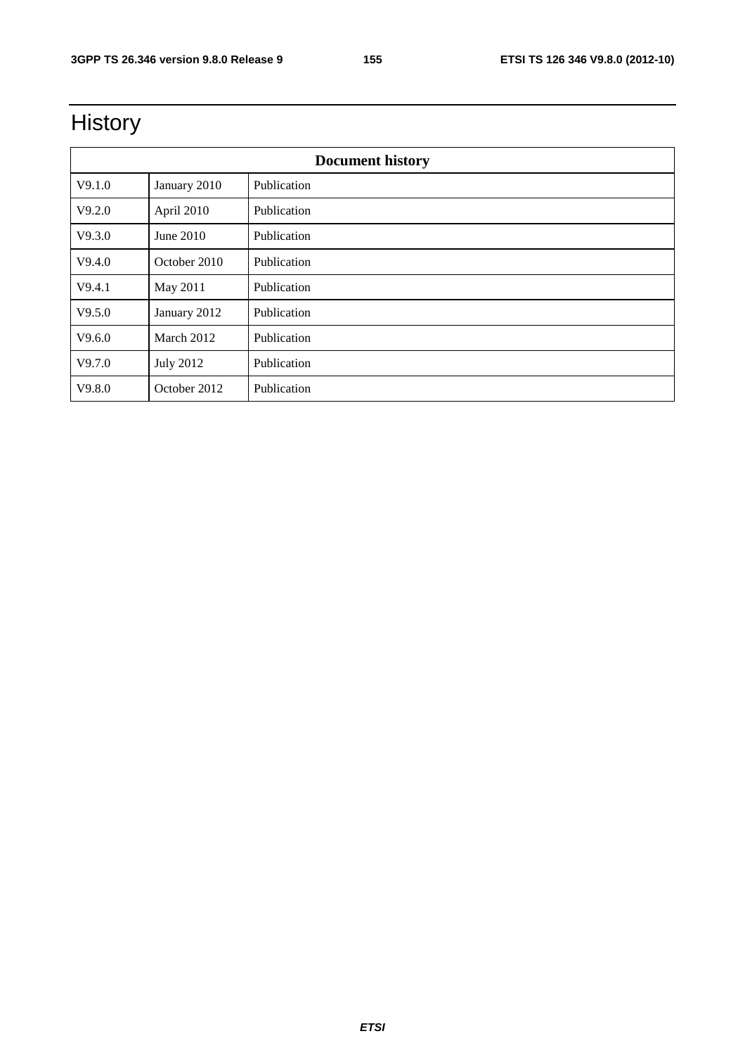# History

| Document history | | |
|---|---|---|
| V9.1.0 | January 2010 | Publication |
| V9.2.0 | April 2010 | Publication |
| V9.3.0 | June 2010 | Publication |
| V9.4.0 | October 2010 | Publication |
| V9.4.1 | May 2011 | Publication |
| V9.5.0 | January 2012 | Publication |
| V9.6.0 | March 2012 | Publication |
| V9.7.0 | July 2012 | Publication |
| V9.8.0 | October 2012 | Publication |